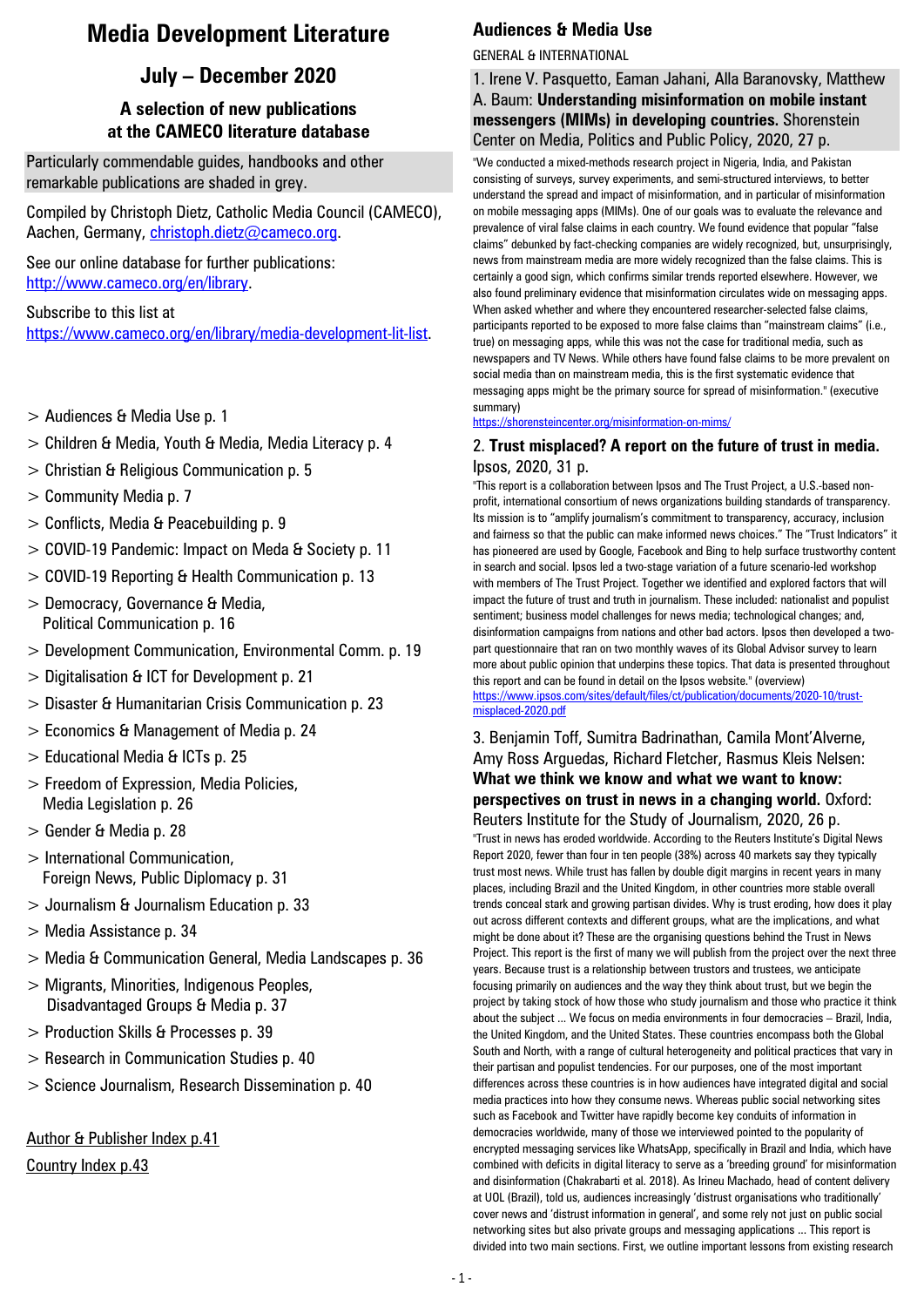# Media Development Literature

## July – December 2020

### A selection of new publications at the CAMECO literature database

Particularly commendable guides, handbooks and other remarkable publications are shaded in grey.

Compiled by Christoph Dietz, Catholic Media Council (CAMECO), Aachen, Germany, christoph.dietz@cameco.org.

See our online database for further publications: http://www.cameco.org/en/library.

Subscribe to this list at https://www.cameco.org/en/library/media-development-lit-list.

- > Audiences & Media Use p. 1
- > Children & Media, Youth & Media, Media Literacy p. 4
- > Christian & Religious Communication p. 5
- > Community Media p. 7
- > Conflicts, Media & Peacebuilding p. 9
- > COVID-19 Pandemic: Impact on Meda & Society p. 11
- > COVID-19 Reporting & Health Communication p. 13
- > Democracy, Governance & Media, Political Communication p. 16
- > Development Communication, Environmental Comm. p. 19
- > Digitalisation & ICT for Development p. 21
- > Disaster & Humanitarian Crisis Communication p. 23
- > Economics & Management of Media p. 24
- > Educational Media & ICTs p. 25
- > Freedom of Expression, Media Policies, Media Legislation p. 26
- > Gender & Media p. 28
- > International Communication, Foreign News, Public Diplomacy p. 31
- > Journalism & Journalism Education p. 33
- > Media Assistance p. 34
- > Media & Communication General, Media Landscapes p. 36
- > Migrants, Minorities, Indigenous Peoples, Disadvantaged Groups & Media p. 37
- > Production Skills & Processes p. 39
- > Research in Communication Studies p. 40
- > Science Journalism, Research Dissemination p. 40

Author & Publisher Index p.41

Country Index p.43

## Audiences & Media Use

GENERAL & INTERNATIONAL

1. Irene V. Pasquetto, Eaman Jahani, Alla Baranovsky, Matthew A. Baum: **Understanding misinformation on mobile instant messengers (MIMs) in developing countries.** Shorenstein Center on Media, Politics and Public Policy, 2020, 27 p.

"We conducted a mixed-methods research project in Nigeria, India, and Pakistan consisting of surveys, survey experiments, and semi-structured interviews, to better understand the spread and impact of misinformation, and in particular of misinformation on mobile messaging apps (MIMs). One of our goals was to evaluate the relevance and prevalence of viral false claims in each country. We found evidence that popular "false claims" debunked by fact-checking companies are widely recognized, but, unsurprisingly, news from mainstream media are more widely recognized than the false claims. This is certainly a good sign, which confirms similar trends reported elsewhere. However, we also found preliminary evidence that misinformation circulates wide on messaging apps. When asked whether and where they encountered researcher-selected false claims, participants reported to be exposed to more false claims than "mainstream claims" (i.e., true) on messaging apps, while this was not the case for traditional media, such as newspapers and TV News. While others have found false claims to be more prevalent on social media than on mainstream media, this is the first systematic evidence that messaging apps might be the primary source for spread of misinformation." (executive summary)

https://shorensteincenter.org/misinformation-on-mims/

2. **Trust misplaced? A report on the future of trust in media.** Ipsos, 2020, 31 p.

"This report is a collaboration between Ipsos and The Trust Project, a U.S.-based non-profit, international consortium of news organizations building standards of transparency. Its mission is to "amplify journalism's commitment to transparency, accuracy, inclusion and fairness so that the public can make informed news choices." The "Trust Indicators" it has pioneered are used by Google, Facebook and Bing to help surface trustworthy content in search and social. Ipsos led a two-stage variation of a future scenario-led workshop with members of The Trust Project. Together we identified and explored factors that will impact the future of trust and truth in journalism. These included: nationalist and populist sentiment; business model challenges for news media; technological changes; and, disinformation campaigns from nations and other bad actors. Ipsos then developed a two-part questionnaire that ran on two monthly waves of its Global Advisor survey to learn more about public opinion that underpins these topics. That data is presented throughout this report and can be found in detail on the Ipsos website." (overview)

https://www.ipsos.com/sites/default/files/ct/publication/documents/2020-10/trust-misplaced-2020.pdf

3. Benjamin Toff, Sumitra Badrinathan, Camila Mont'Alverne, Amy Ross Arguedas, Richard Fletcher, Rasmus Kleis Nelsen: **What we think we know and what we want to know: perspectives on trust in news in a changing world.** Oxford: Reuters Institute for the Study of Journalism, 2020, 26 p.

"Trust in news has eroded worldwide. According to the Reuters Institute's Digital News Report 2020, fewer than four in ten people (38%) across 40 markets say they typically trust most news. While trust has fallen by double digit margins in recent years in many places, including Brazil and the United Kingdom, in other countries more stable overall trends conceal stark and growing partisan divides. Why is trust eroding, how does it play out across different contexts and different groups, what are the implications, and what might be done about it? These are the organising questions behind the Trust in News Project. This report is the first of many we will publish from the project over the next three years. Because trust is a relationship between trustors and trustees, we anticipate focusing primarily on audiences and the way they think about trust, but we begin the project by taking stock of how those who study journalism and those who practice it think about the subject ... We focus on media environments in four democracies – Brazil, India, the United Kingdom, and the United States. These countries encompass both the Global South and North, with a range of cultural heterogeneity and political practices that vary in their partisan and populist tendencies. For our purposes, one of the most important differences across these countries is in how audiences have integrated digital and social media practices into how they consume news. Whereas public social networking sites such as Facebook and Twitter have rapidly become key conduits of information in democracies worldwide, many of those we interviewed pointed to the popularity of encrypted messaging services like WhatsApp, specifically in Brazil and India, which have combined with deficits in digital literacy to serve as a 'breeding ground' for misinformation and disinformation (Chakrabarti et al. 2018). As Irineu Machado, head of content delivery at UOL (Brazil), told us, audiences increasingly 'distrust organisations who traditionally' cover news and 'distrust information in general', and some rely not just on public social networking sites but also private groups and messaging applications ... This report is divided into two main sections. First, we outline important lessons from existing research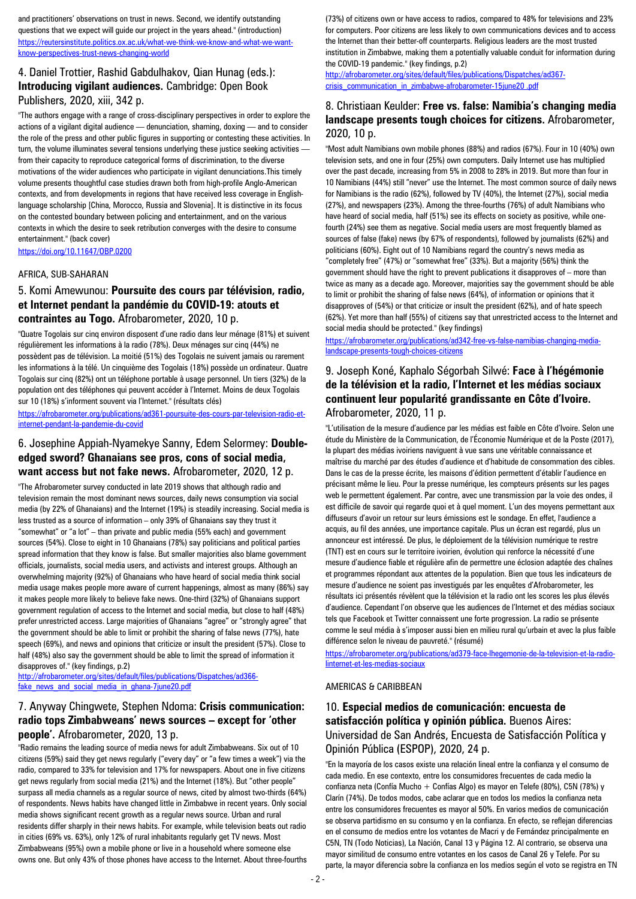and practitioners' observations on trust in news. Second, we identify outstanding questions that we expect will guide our project in the years ahead." (introduction)
https://reutersinstitute.politics.ox.ac.uk/what-we-think-we-know-and-what-we-want-know-perspectives-trust-news-changing-world

## 4. Daniel Trottier, Rashid Gabdulhakov, Qian Hunag (eds.): **Introducing vigilant audiences.** Cambridge: Open Book Publishers, 2020, xiii, 342 p.

"The authors engage with a range of cross-disciplinary perspectives in order to explore the actions of a vigilant digital audience — denunciation, shaming, doxing — and to consider the role of the press and other public figures in supporting or contesting these activities. In turn, the volume illuminates several tensions underlying these justice seeking activities — from their capacity to reproduce categorical forms of discrimination, to the diverse motivations of the wider audiences who participate in vigilant denunciations.This timely volume presents thoughtful case studies drawn both from high-profile Anglo-American contexts, and from developments in regions that have received less coverage in English-language scholarship [China, Morocco, Russia and Slovenia]. It is distinctive in its focus on the contested boundary between policing and entertainment, and on the various contexts in which the desire to seek retribution converges with the desire to consume entertainment." (back cover)
https://doi.org/10.11647/OBP.0200

AFRICA, SUB-SAHARAN

## 5. Komi Amewunou: **Poursuite des cours par télévision, radio, et Internet pendant la pandémie du COVID-19: atouts et contraintes au Togo.** Afrobarometer, 2020, 10 p.

"Quatre Togolais sur cinq environ disposent d'une radio dans leur ménage (81%) et suivent régulièrement les informations à la radio (78%). Deux ménages sur cinq (44%) ne possèdent pas de télévision. La moitié (51%) des Togolais ne suivent jamais ou rarement les informations à la télé. Un cinquième des Togolais (18%) possède un ordinateur. Quatre Togolais sur cinq (82%) ont un téléphone portable à usage personnel. Un tiers (32%) de la population ont des téléphones qui peuvent accéder à l'Internet. Moins de deux Togolais sur 10 (18%) s'informent souvent via l'Internet." (résultats clés)
https://afrobarometer.org/publications/ad361-poursuite-des-cours-par-television-radio-et-internet-pendant-la-pandemie-du-covid

## 6. Josephine Appiah-Nyamekye Sanny, Edem Selormey: **Double-edged sword? Ghanaians see pros, cons of social media, want access but not fake news.** Afrobarometer, 2020, 12 p.

"The Afrobarometer survey conducted in late 2019 shows that although radio and television remain the most dominant news sources, daily news consumption via social media (by 22% of Ghanaians) and the Internet (19%) is steadily increasing. Social media is less trusted as a source of information – only 39% of Ghanaians say they trust it "somewhat" or "a lot" – than private and public media (55% each) and government sources (54%). Close to eight in 10 Ghanaians (78%) say politicians and political parties spread information that they know is false. But smaller majorities also blame government officials, journalists, social media users, and activists and interest groups. Although an overwhelming majority (92%) of Ghanaians who have heard of social media think social media usage makes people more aware of current happenings, almost as many (86%) say it makes people more likely to believe fake news. One-third (32%) of Ghanaians support government regulation of access to the Internet and social media, but close to half (48%) prefer unrestricted access. Large majorities of Ghanaians "agree" or "strongly agree" that the government should be able to limit or prohibit the sharing of false news (77%), hate speech (69%), and news and opinions that criticize or insult the president (57%). Close to half (48%) also say the government should be able to limit the spread of information it disapproves of." (key findings, p.2)
http://afrobarometer.org/sites/default/files/publications/Dispatches/ad366-fake_news_and_social_media_in_ghana-7june20.pdf

## 7. Anyway Chingwete, Stephen Ndoma: **Crisis communication: radio tops Zimbabweans' news sources – except for 'other people'.** Afrobarometer, 2020, 13 p.

"Radio remains the leading source of media news for adult Zimbabweans. Six out of 10 citizens (59%) said they get news regularly ("every day" or "a few times a week") via the radio, compared to 33% for television and 17% for newspapers. About one in five citizens get news regularly from social media (21%) and the Internet (18%). But "other people" surpass all media channels as a regular source of news, cited by almost two-thirds (64%) of respondents. News habits have changed little in Zimbabwe in recent years. Only social media shows significant recent growth as a regular news source. Urban and rural residents differ sharply in their news habits. For example, while television beats out radio in cities (69% vs. 63%), only 12% of rural inhabitants regularly get TV news. Most Zimbabweans (95%) own a mobile phone or live in a household where someone else owns one. But only 43% of those phones have access to the Internet. About three-fourths (73%) of citizens own or have access to radios, compared to 48% for televisions and 23% for computers. Poor citizens are less likely to own communications devices and to access the Internet than their better-off counterparts. Religious leaders are the most trusted institution in Zimbabwe, making them a potentially valuable conduit for information during the COVID-19 pandemic." (key findings, p.2)
http://afrobarometer.org/sites/default/files/publications/Dispatches/ad367-crisis_communication_in_zimbabwe-afrobarometer-15june20 .pdf

## 8. Christiaan Keulder: **Free vs. false: Namibia's changing media landscape presents tough choices for citizens.** Afrobarometer, 2020, 10 p.

"Most adult Namibians own mobile phones (88%) and radios (67%). Four in 10 (40%) own television sets, and one in four (25%) own computers. Daily Internet use has multiplied over the past decade, increasing from 5% in 2008 to 28% in 2019. But more than four in 10 Namibians (44%) still "never" use the Internet. The most common source of daily news for Namibians is the radio (62%), followed by TV (40%), the Internet (27%), social media (27%), and newspapers (23%). Among the three-fourths (76%) of adult Namibians who have heard of social media, half (51%) see its effects on society as positive, while one-fourth (24%) see them as negative. Social media users are most frequently blamed as sources of false (fake) news (by 67% of respondents), followed by journalists (62%) and politicians (60%). Eight out of 10 Namibians regard the country's news media as "completely free" (47%) or "somewhat free" (33%). But a majority (56%) think the government should have the right to prevent publications it disapproves of – more than twice as many as a decade ago. Moreover, majorities say the government should be able to limit or prohibit the sharing of false news (64%), of information or opinions that it disapproves of (54%) or that criticize or insult the president (62%), and of hate speech (62%). Yet more than half (55%) of citizens say that unrestricted access to the Internet and social media should be protected." (key findings)
https://afrobarometer.org/publications/ad342-free-vs-false-namibias-changing-media-landscape-presents-tough-choices-citizens

## 9. Joseph Koné, Kaphalo Ségorbah Silwé: **Face à l'hégémonie de la télévision et la radio, l'Internet et les médias sociaux continuent leur popularité grandissante en Côte d'Ivoire.** Afrobarometer, 2020, 11 p.

"L'utilisation de la mesure d'audience par les médias est faible en Côte d'Ivoire. Selon une étude du Ministère de la Communication, de l'Économie Numérique et de la Poste (2017), la plupart des médias ivoiriens naviguent à vue sans une véritable connaissance et maîtrise du marché par des études d'audience et d'habitude de consommation des cibles. Dans le cas de la presse écrite, les maisons d'édition permettent d'établir l'audience en précisant même le lieu. Pour la presse numérique, les compteurs présents sur les pages web le permettent également. Par contre, avec une transmission par la voie des ondes, il est difficile de savoir qui regarde quoi et à quel moment. L'un des moyens permettant aux diffuseurs d'avoir un retour sur leurs émissions est le sondage. En effet, l'audience a acquis, au fil des années, une importance capitale. Plus un écran est regardé, plus un annonceur est intéressé. De plus, le déploiement de la télévision numérique te restre (TNT) est en cours sur le territoire ivoirien, évolution qui renforce la nécessité d'une mesure d'audience fiable et régulière afin de permettre une éclosion adaptée des chaînes et programmes répondant aux attentes de la population. Bien que tous les indicateurs de mesure d'audience ne soient pas investigués par les enquêtes d'Afrobarometer, les résultats ici présentés révèlent que la télévision et la radio ont les scores les plus élevés d'audience. Cependant l'on observe que les audiences de l'Internet et des médias sociaux tels que Facebook et Twitter connaissent une forte progression. La radio se présente comme le seul média à s'imposer aussi bien en milieu rural qu'urbain et avec la plus faible différence selon le niveau de pauvreté." (résumé)
https://afrobarometer.org/publications/ad379-face-lhegemonie-de-la-television-et-la-radio-linternet-et-les-medias-sociaux

AMERICAS & CARIBBEAN

## 10. **Especial medios de comunicación: encuesta de satisfacción política y opinión pública.** Buenos Aires: Universidad de San Andrés, Encuesta de Satisfacción Política y Opinión Pública (ESPOP), 2020, 24 p.

"En la mayoría de los casos existe una relación lineal entre la confianza y el consumo de cada medio. En ese contexto, entre los consumidores frecuentes de cada medio la confianza neta (Confía Mucho + Confías Algo) es mayor en Telefe (80%), C5N (78%) y Clarín (74%). De todos modos, cabe aclarar que en todos los medios la confianza neta entre los consumidores frecuentes es mayor al 50%. En varios medios de comunicación se observa partidismo en su consumo y en la confianza. En efecto, se reflejan diferencias en el consumo de medios entre los votantes de Macri y de Fernández principalmente en C5N, TN (Todo Noticias), La Nación, Canal 13 y Página 12. Al contrario, se observa una mayor similitud de consumo entre votantes en los casos de Canal 26 y Telefe. Por su parte, la mayor diferencia sobre la confianza en los medios según el voto se registra en TN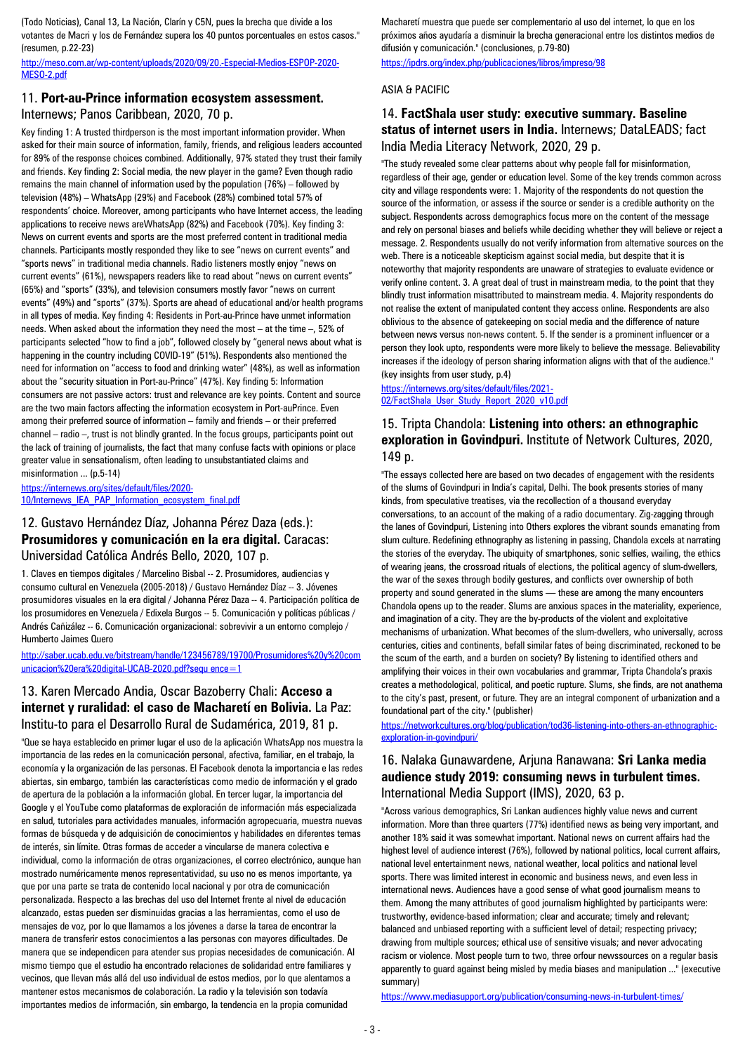(Todo Noticias), Canal 13, La Nación, Clarín y C5N, pues la brecha que divide a los votantes de Macri y los de Fernández supera los 40 puntos porcentuales en estos casos." (resumen, p.22-23)

http://meso.com.ar/wp-content/uploads/2020/09/20.-Especial-Medios-ESPOP-2020-MESO-2.pdf

### 11. **Port-au-Prince information ecosystem assessment.** Internews; Panos Caribbean, 2020, 70 p.

Key finding 1: A trusted thirdperson is the most important information provider. When asked for their main source of information, family, friends, and religious leaders accounted for 89% of the response choices combined. Additionally, 97% stated they trust their family and friends. Key finding 2: Social media, the new player in the game? Even though radio remains the main channel of information used by the population (76%) – followed by television (48%) – WhatsApp (29%) and Facebook (28%) combined total 57% of respondents' choice. Moreover, among participants who have Internet access, the leading applications to receive news areWhatsApp (82%) and Facebook (70%). Key finding 3: News on current events and sports are the most preferred content in traditional media channels. Participants mostly responded they like to see "news on current events" and "sports news" in traditional media channels. Radio listeners mostly enjoy "news on current events" (61%), newspapers readers like to read about "news on current events" (65%) and "sports" (33%), and television consumers mostly favor "news on current events" (49%) and "sports" (37%). Sports are ahead of educational and/or health programs in all types of media. Key finding 4: Residents in Port-au-Prince have unmet information needs. When asked about the information they need the most – at the time –, 52% of participants selected "how to find a job", followed closely by "general news about what is happening in the country including COVID-19" (51%). Respondents also mentioned the need for information on "access to food and drinking water" (48%), as well as information about the "security situation in Port-au-Prince" (47%). Key finding 5: Information consumers are not passive actors: trust and relevance are key points. Content and source are the two main factors affecting the information ecosystem in Port-auPrince. Even among their preferred source of information – family and friends – or their preferred channel – radio –, trust is not blindly granted. In the focus groups, participants point out the lack of training of journalists, the fact that many confuse facts with opinions or place greater value in sensationalism, often leading to unsubstantiated claims and misinformation ... (p.5-14)

https://internews.org/sites/default/files/2020-10/Internews_IEA_PAP_Information_ecosystem_final.pdf

### 12. Gustavo Hernández Díaz, Johanna Pérez Daza (eds.): **Prosumidores y comunicación en la era digital.** Caracas: Universidad Católica Andrés Bello, 2020, 107 p.

1. Claves en tiempos digitales / Marcelino Bisbal -- 2. Prosumidores, audiencias y consumo cultural en Venezuela (2005-2018) / Gustavo Hernández Díaz -- 3. Jóvenes prosumidores visuales en la era digital / Johanna Pérez Daza -- 4. Participación política de los prosumidores en Venezuela / Edixela Burgos -- 5. Comunicación y políticas públicas / Andrés Cañizález -- 6. Comunicación organizacional: sobrevivir a un entorno complejo / Humberto Jaimes Quero

http://saber.ucab.edu.ve/bitstream/handle/123456789/19700/Prosumidores%20y%20comunicacion%20era%20digital-UCAB-2020.pdf?sequ ence=1

### 13. Karen Mercado Andia, Oscar Bazoberry Chali: **Acceso a internet y ruralidad: el caso de Macharetí en Bolivia.** La Paz: Institu-to para el Desarrollo Rural de Sudamérica, 2019, 81 p.

"Que se haya establecido en primer lugar el uso de la aplicación WhatsApp nos muestra la importancia de las redes en la comunicación personal, afectiva, familiar, en el trabajo, la economía y la organización de las personas. El Facebook denota la importancia e las redes abiertas, sin embargo, también las características como medio de información y el grado de apertura de la población a la información global. En tercer lugar, la importancia del Google y el YouTube como plataformas de exploración de información más especializada en salud, tutoriales para actividades manuales, información agropecuaria, muestra nuevas formas de búsqueda y de adquisición de conocimientos y habilidades en diferentes temas de interés, sin límite. Otras formas de acceder a vincularse de manera colectiva e individual, como la información de otras organizaciones, el correo electrónico, aunque han mostrado numéricamente menos representatividad, su uso no es menos importante, ya que por una parte se trata de contenido local nacional y por otra de comunicación personalizada. Respecto a las brechas del uso del Internet frente al nivel de educación alcanzado, estas pueden ser disminuidas gracias a las herramientas, como el uso de mensajes de voz, por lo que llamamos a los jóvenes a darse la tarea de encontrar la manera de transferir estos conocimientos a las personas con mayores dificultades. De manera que se independicen para atender sus propias necesidades de comunicación. Al mismo tiempo que el estudio ha encontrado relaciones de solidaridad entre familiares y vecinos, que llevan más allá del uso individual de estos medios, por lo que alentamos a mantener estos mecanismos de colaboración. La radio y la televisión son todavía importantes medios de información, sin embargo, la tendencia en la propia comunidad Macharetí muestra que puede ser complementario al uso del internet, lo que en los próximos años ayudaría a disminuir la brecha generacional entre los distintos medios de difusión y comunicación." (conclusiones, p.79-80)

https://ipdrs.org/index.php/publicaciones/libros/impreso/98

## ASIA & PACIFIC

### 14. **FactShala user study: executive summary. Baseline status of internet users in India.** Internews; DataLEADS; fact India Media Literacy Network, 2020, 29 p.

"The study revealed some clear patterns about why people fall for misinformation, regardless of their age, gender or education level. Some of the key trends common across city and village respondents were: 1. Majority of the respondents do not question the source of the information, or assess if the source or sender is a credible authority on the subject. Respondents across demographics focus more on the content of the message and rely on personal biases and beliefs while deciding whether they will believe or reject a message. 2. Respondents usually do not verify information from alternative sources on the web. There is a noticeable skepticism against social media, but despite that it is noteworthy that majority respondents are unaware of strategies to evaluate evidence or verify online content. 3. A great deal of trust in mainstream media, to the point that they blindly trust information misattributed to mainstream media. 4. Majority respondents do not realise the extent of manipulated content they access online. Respondents are also oblivious to the absence of gatekeeping on social media and the difference of nature between news versus non-news content. 5. If the sender is a prominent influencer or a person they look upto, respondents were more likely to believe the message. Believability increases if the ideology of person sharing information aligns with that of the audience." (key insights from user study, p.4)

https://internews.org/sites/default/files/2021-02/FactShala_User_Study_Report_2020_v10.pdf

### 15. Tripta Chandola: **Listening into others: an ethnographic exploration in Govindpuri.** Institute of Network Cultures, 2020, 149 p.

"The essays collected here are based on two decades of engagement with the residents of the slums of Govindpuri in India's capital, Delhi. The book presents stories of many kinds, from speculative treatises, via the recollection of a thousand everyday conversations, to an account of the making of a radio documentary. Zig-zagging through the lanes of Govindpuri, Listening into Others explores the vibrant sounds emanating from slum culture. Redefining ethnography as listening in passing, Chandola excels at narrating the stories of the everyday. The ubiquity of smartphones, sonic selfies, wailing, the ethics of wearing jeans, the crossroad rituals of elections, the political agency of slum-dwellers, the war of the sexes through bodily gestures, and conflicts over ownership of both property and sound generated in the slums — these are among the many encounters Chandola opens up to the reader. Slums are anxious spaces in the materiality, experience, and imagination of a city. They are the by-products of the violent and exploitative mechanisms of urbanization. What becomes of the slum-dwellers, who universally, across centuries, cities and continents, befall similar fates of being discriminated, reckoned to be the scum of the earth, and a burden on society? By listening to identified others and amplifying their voices in their own vocabularies and grammar, Tripta Chandola's praxis creates a methodological, political, and poetic rupture. Slums, she finds, are not anathema to the city's past, present, or future. They are an integral component of urbanization and a foundational part of the city." (publisher)

https://networkcultures.org/blog/publication/tod36-listening-into-others-an-ethnographic-exploration-in-govindpuri/

### 16. Nalaka Gunawardene, Arjuna Ranawana: **Sri Lanka media audience study 2019: consuming news in turbulent times.** International Media Support (IMS), 2020, 63 p.

"Across various demographics, Sri Lankan audiences highly value news and current information. More than three quarters (77%) identified news as being very important, and another 18% said it was somewhat important. National news on current affairs had the highest level of audience interest (76%), followed by national politics, local current affairs, national level entertainment news, national weather, local politics and national level sports. There was limited interest in economic and business news, and even less in international news. Audiences have a good sense of what good journalism means to them. Among the many attributes of good journalism highlighted by participants were: trustworthy, evidence-based information; clear and accurate; timely and relevant; balanced and unbiased reporting with a sufficient level of detail; respecting privacy; drawing from multiple sources; ethical use of sensitive visuals; and never advocating racism or violence. Most people turn to two, three orfour newssources on a regular basis apparently to guard against being misled by media biases and manipulation ..." (executive summary)

https://www.mediasupport.org/publication/consuming-news-in-turbulent-times/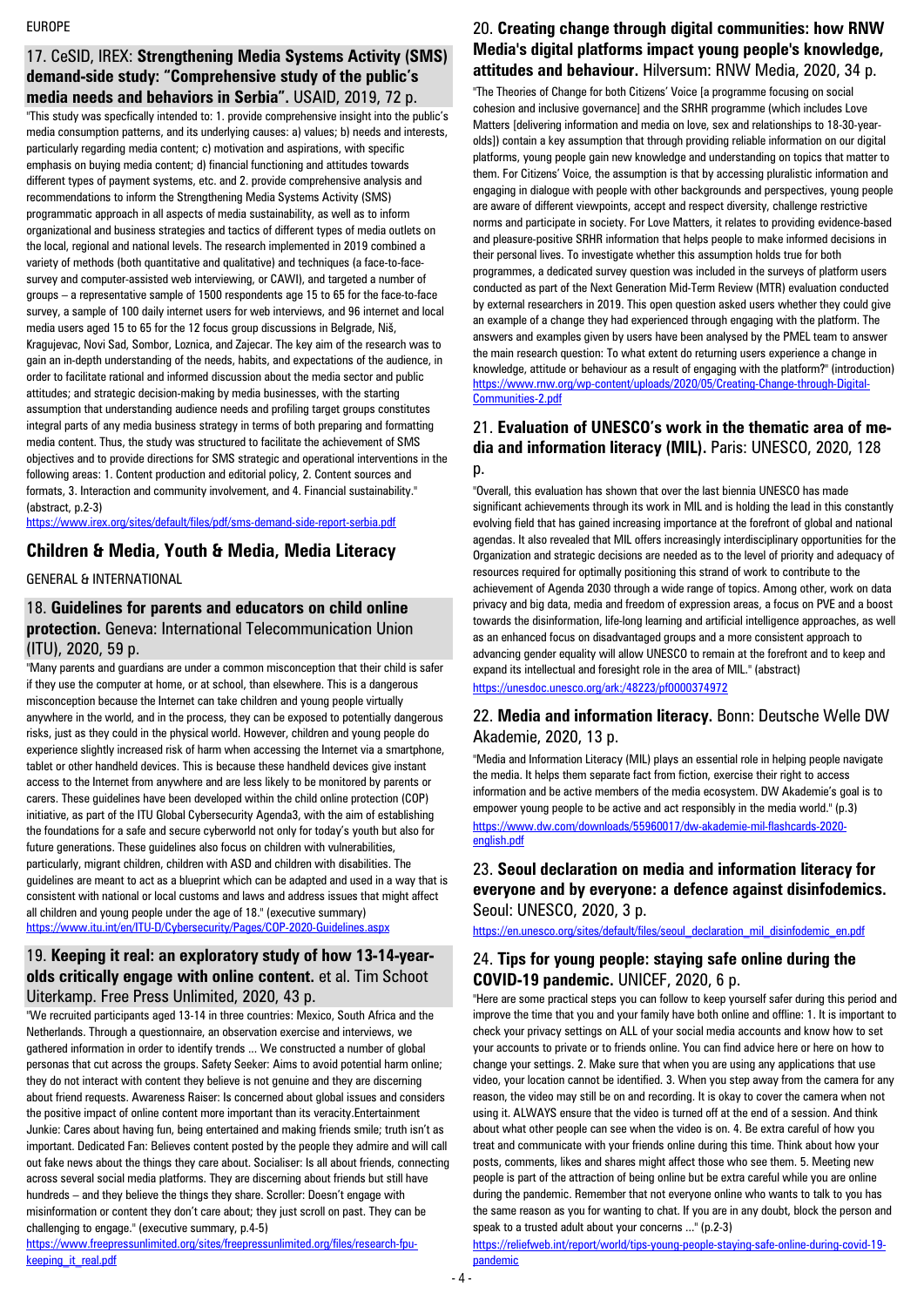EUROPE

### 17. CeSID, IREX: **Strengthening Media Systems Activity (SMS) demand-side study: "Comprehensive study of the public's media needs and behaviors in Serbia".** USAID, 2019, 72 p.

"This study was specfically intended to: 1. provide comprehensive insight into the public's media consumption patterns, and its underlying causes: a) values; b) needs and interests, particularly regarding media content; c) motivation and aspirations, with specific emphasis on buying media content; d) financial functioning and attitudes towards different types of payment systems, etc. and 2. provide comprehensive analysis and recommendations to inform the Strengthening Media Systems Activity (SMS) programmatic approach in all aspects of media sustainability, as well as to inform organizational and business strategies and tactics of different types of media outlets on the local, regional and national levels. The research implemented in 2019 combined a variety of methods (both quantitative and qualitative) and techniques (a face-to-face-survey and computer-assisted web interviewing, or CAWI), and targeted a number of groups – a representative sample of 1500 respondents age 15 to 65 for the face-to-face survey, a sample of 100 daily internet users for web interviews, and 96 internet and local media users aged 15 to 65 for the 12 focus group discussions in Belgrade, Niš, Kragujevac, Novi Sad, Sombor, Loznica, and Zajecar. The key aim of the research was to gain an in-depth understanding of the needs, habits, and expectations of the audience, in order to facilitate rational and informed discussion about the media sector and public attitudes; and strategic decision-making by media businesses, with the starting assumption that understanding audience needs and profiling target groups constitutes integral parts of any media business strategy in terms of both preparing and formatting media content. Thus, the study was structured to facilitate the achievement of SMS objectives and to provide directions for SMS strategic and operational interventions in the following areas: 1. Content production and editorial policy, 2. Content sources and formats, 3. Interaction and community involvement, and 4. Financial sustainability." (abstract, p.2-3)

https://www.irex.org/sites/default/files/pdf/sms-demand-side-report-serbia.pdf

## Children & Media, Youth & Media, Media Literacy

GENERAL & INTERNATIONAL

### 18. **Guidelines for parents and educators on child online protection.** Geneva: International Telecommunication Union (ITU), 2020, 59 p.

"Many parents and guardians are under a common misconception that their child is safer if they use the computer at home, or at school, than elsewhere. This is a dangerous misconception because the Internet can take children and young people virtually anywhere in the world, and in the process, they can be exposed to potentially dangerous risks, just as they could in the physical world. However, children and young people do experience slightly increased risk of harm when accessing the Internet via a smartphone, tablet or other handheld devices. This is because these handheld devices give instant access to the Internet from anywhere and are less likely to be monitored by parents or carers. These guidelines have been developed within the child online protection (COP) initiative, as part of the ITU Global Cybersecurity Agenda3, with the aim of establishing the foundations for a safe and secure cyberworld not only for today's youth but also for future generations. These guidelines also focus on children with vulnerabilities, particularly, migrant children, children with ASD and children with disabilities. The guidelines are meant to act as a blueprint which can be adapted and used in a way that is consistent with national or local customs and laws and address issues that might affect all children and young people under the age of 18." (executive summary)

https://www.itu.int/en/ITU-D/Cybersecurity/Pages/COP-2020-Guidelines.aspx

### 19. **Keeping it real: an exploratory study of how 13-14-year-olds critically engage with online content.** et al. Tim Schoot Uiterkamp. Free Press Unlimited, 2020, 43 p.

"We recruited participants aged 13-14 in three countries: Mexico, South Africa and the Netherlands. Through a questionnaire, an observation exercise and interviews, we gathered information in order to identify trends ... We constructed a number of global personas that cut across the groups. Safety Seeker: Aims to avoid potential harm online; they do not interact with content they believe is not genuine and they are discerning about friend requests. Awareness Raiser: Is concerned about global issues and considers the positive impact of online content more important than its veracity.Entertainment Junkie: Cares about having fun, being entertained and making friends smile; truth isn't as important. Dedicated Fan: Believes content posted by the people they admire and will call out fake news about the things they care about. Socialiser: Is all about friends, connecting across several social media platforms. They are discerning about friends but still have hundreds – and they believe the things they share. Scroller: Doesn't engage with misinformation or content they don't care about; they just scroll on past. They can be challenging to engage." (executive summary, p.4-5)

https://www.freepressunlimited.org/sites/freepressunlimited.org/files/research-fpu-keeping_it_real.pdf

### 20. **Creating change through digital communities: how RNW Media's digital platforms impact young people's knowledge, attitudes and behaviour.** Hilversum: RNW Media, 2020, 34 p.

"The Theories of Change for both Citizens' Voice [a programme focusing on social cohesion and inclusive governance] and the SRHR programme (which includes Love Matters [delivering information and media on love, sex and relationships to 18-30-year-olds]) contain a key assumption that through providing reliable information on our digital platforms, young people gain new knowledge and understanding on topics that matter to them. For Citizens' Voice, the assumption is that by accessing pluralistic information and engaging in dialogue with people with other backgrounds and perspectives, young people are aware of different viewpoints, accept and respect diversity, challenge restrictive norms and participate in society. For Love Matters, it relates to providing evidence-based and pleasure-positive SRHR information that helps people to make informed decisions in their personal lives. To investigate whether this assumption holds true for both programmes, a dedicated survey question was included in the surveys of platform users conducted as part of the Next Generation Mid-Term Review (MTR) evaluation conducted by external researchers in 2019. This open question asked users whether they could give an example of a change they had experienced through engaging with the platform. The answers and examples given by users have been analysed by the PMEL team to answer the main research question: To what extent do returning users experience a change in knowledge, attitude or behaviour as a result of engaging with the platform?" (introduction)

https://www.rnw.org/wp-content/uploads/2020/05/Creating-Change-through-Digital-Communities-2.pdf

### 21. **Evaluation of UNESCO's work in the thematic area of media and information literacy (MIL).** Paris: UNESCO, 2020, 128 p.

"Overall, this evaluation has shown that over the last biennia UNESCO has made significant achievements through its work in MIL and is holding the lead in this constantly evolving field that has gained increasing importance at the forefront of global and national agendas. It also revealed that MIL offers increasingly interdisciplinary opportunities for the Organization and strategic decisions are needed as to the level of priority and adequacy of resources required for optimally positioning this strand of work to contribute to the achievement of Agenda 2030 through a wide range of topics. Among other, work on data privacy and big data, media and freedom of expression areas, a focus on PVE and a boost towards the disinformation, life-long learning and artificial intelligence approaches, as well as an enhanced focus on disadvantaged groups and a more consistent approach to advancing gender equality will allow UNESCO to remain at the forefront and to keep and expand its intellectual and foresight role in the area of MIL." (abstract)

https://unesdoc.unesco.org/ark:/48223/pf0000374972

### 22. **Media and information literacy.** Bonn: Deutsche Welle DW Akademie, 2020, 13 p.

"Media and Information Literacy (MIL) plays an essential role in helping people navigate the media. It helps them separate fact from fiction, exercise their right to access information and be active members of the media ecosystem. DW Akademie's goal is to empower young people to be active and act responsibly in the media world." (p.3)

https://www.dw.com/downloads/55960017/dw-akademie-mil-flashcards-2020-english.pdf

### 23. **Seoul declaration on media and information literacy for everyone and by everyone: a defence against disinfodemics.** Seoul: UNESCO, 2020, 3 p.

https://en.unesco.org/sites/default/files/seoul_declaration_mil_disinfodemic_en.pdf

### 24. **Tips for young people: staying safe online during the COVID-19 pandemic.** UNICEF, 2020, 6 p.

"Here are some practical steps you can follow to keep yourself safer during this period and improve the time that you and your family have both online and offline: 1. It is important to check your privacy settings on ALL of your social media accounts and know how to set your accounts to private or to friends online. You can find advice here or here on how to change your settings. 2. Make sure that when you are using any applications that use video, your location cannot be identified. 3. When you step away from the camera for any reason, the video may still be on and recording. It is okay to cover the camera when not using it. ALWAYS ensure that the video is turned off at the end of a session. And think about what other people can see when the video is on. 4. Be extra careful of how you treat and communicate with your friends online during this time. Think about how your posts, comments, likes and shares might affect those who see them. 5. Meeting new people is part of the attraction of being online but be extra careful while you are online during the pandemic. Remember that not everyone online who wants to talk to you has the same reason as you for wanting to chat. If you are in any doubt, block the person and speak to a trusted adult about your concerns ..." (p.2-3)

https://reliefweb.int/report/world/tips-young-people-staying-safe-online-during-covid-19-pandemic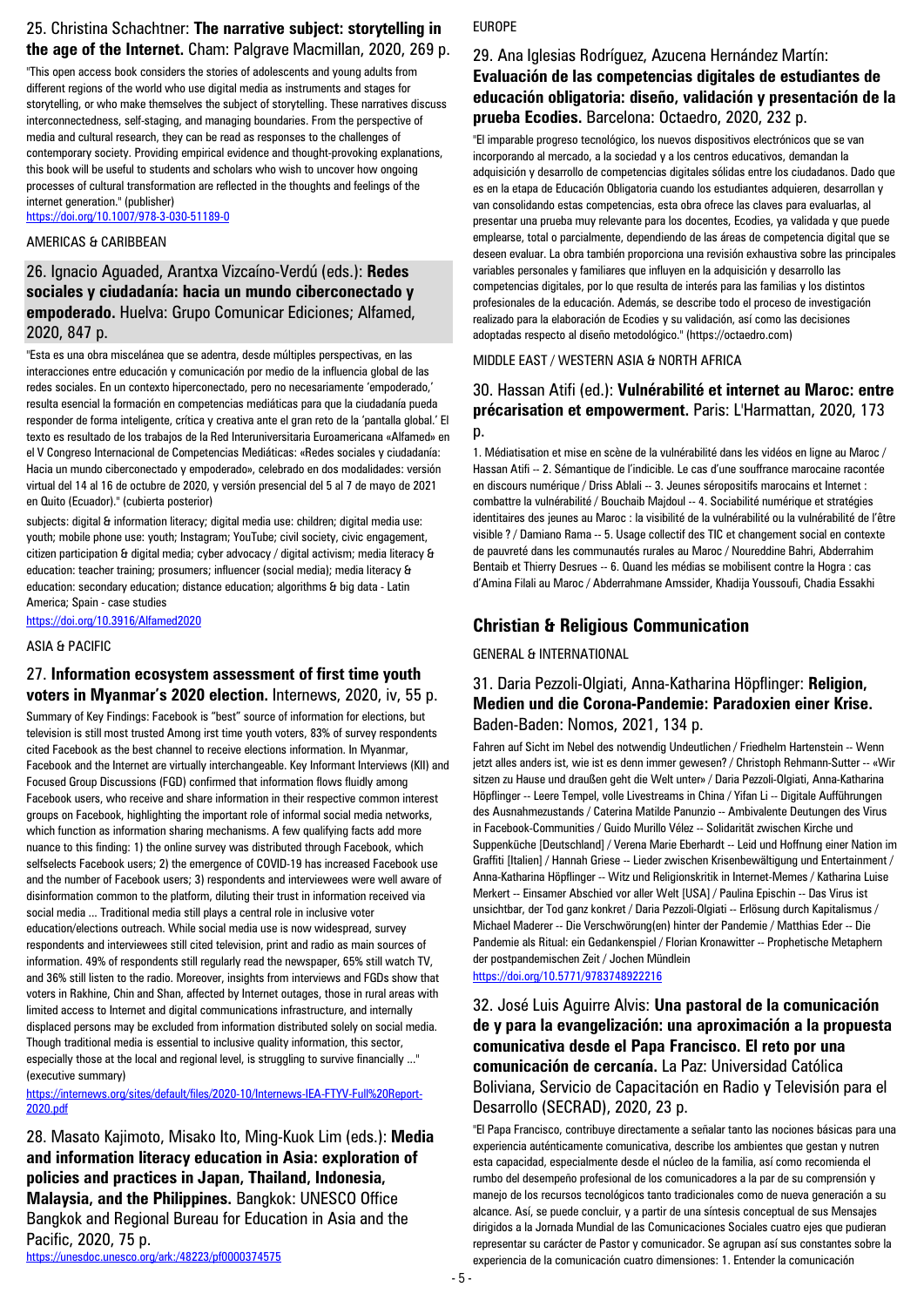### 25. Christina Schachtner: **The narrative subject: storytelling in the age of the Internet.** Cham: Palgrave Macmillan, 2020, 269 p.

"This open access book considers the stories of adolescents and young adults from different regions of the world who use digital media as instruments and stages for storytelling, or who make themselves the subject of storytelling. These narratives discuss interconnectedness, self-staging, and managing boundaries. From the perspective of media and cultural research, they can be read as responses to the challenges of contemporary society. Providing empirical evidence and thought-provoking explanations, this book will be useful to students and scholars who wish to uncover how ongoing processes of cultural transformation are reflected in the thoughts and feelings of the internet generation." (publisher)

https://doi.org/10.1007/978-3-030-51189-0

AMERICAS & CARIBBEAN

### 26. Ignacio Aguaded, Arantxa Vizcaíno-Verdú (eds.): **Redes sociales y ciudadanía: hacia un mundo ciberconectado y empoderado.** Huelva: Grupo Comunicar Ediciones; Alfamed, 2020, 847 p.

"Esta es una obra miscelánea que se adentra, desde múltiples perspectivas, en las interacciones entre educación y comunicación por medio de la influencia global de las redes sociales. En un contexto hiperconectado, pero no necesariamente 'empoderado,' resulta esencial la formación en competencias mediáticas para que la ciudadanía pueda responder de forma inteligente, crítica y creativa ante el gran reto de la 'pantalla global.' El texto es resultado de los trabajos de la Red Interuniversitaria Euroamericana «Alfamed» en el V Congreso Internacional de Competencias Mediáticas: «Redes sociales y ciudadanía: Hacia un mundo ciberconectado y empoderado», celebrado en dos modalidades: versión virtual del 14 al 16 de octubre de 2020, y versión presencial del 5 al 7 de mayo de 2021 en Quito (Ecuador)." (cubierta posterior)

subjects: digital & information literacy; digital media use: children; digital media use: youth; mobile phone use: youth; Instagram; YouTube; civil society, civic engagement, citizen participation & digital media; cyber advocacy / digital activism; media literacy & education: teacher training; prosumers; influencer (social media); media literacy & education: secondary education; distance education; algorithms & big data - Latin America; Spain - case studies

https://doi.org/10.3916/Alfamed2020

ASIA & PACIFIC

### 27. **Information ecosystem assessment of first time youth voters in Myanmar's 2020 election.** Internews, 2020, iv, 55 p.

Summary of Key Findings: Facebook is "best" source of information for elections, but television is still most trusted Among irst time youth voters, 83% of survey respondents cited Facebook as the best channel to receive elections information. In Myanmar, Facebook and the Internet are virtually interchangeable. Key Informant Interviews (KII) and Focused Group Discussions (FGD) confirmed that information flows fluidly among Facebook users, who receive and share information in their respective common interest groups on Facebook, highlighting the important role of informal social media networks, which function as information sharing mechanisms. A few qualifying facts add more nuance to this finding: 1) the online survey was distributed through Facebook, which selfselects Facebook users; 2) the emergence of COVID-19 has increased Facebook use and the number of Facebook users; 3) respondents and interviewees were well aware of disinformation common to the platform, diluting their trust in information received via social media ... Traditional media still plays a central role in inclusive voter education/elections outreach. While social media use is now widespread, survey respondents and interviewees still cited television, print and radio as main sources of information. 49% of respondents still regularly read the newspaper, 65% still watch TV, and 36% still listen to the radio. Moreover, insights from interviews and FGDs show that voters in Rakhine, Chin and Shan, affected by Internet outages, those in rural areas with limited access to Internet and digital communications infrastructure, and internally displaced persons may be excluded from information distributed solely on social media. Though traditional media is essential to inclusive quality information, this sector, especially those at the local and regional level, is struggling to survive financially ..." (executive summary)

https://internews.org/sites/default/files/2020-10/Internews-IEA-FTYV-Full%20Report-2020.pdf

### 28. Masato Kajimoto, Misako Ito, Ming-Kuok Lim (eds.): **Media and information literacy education in Asia: exploration of policies and practices in Japan, Thailand, Indonesia, Malaysia, and the Philippines.** Bangkok: UNESCO Office Bangkok and Regional Bureau for Education in Asia and the Pacific, 2020, 75 p.

https://unesdoc.unesco.org/ark:/48223/pf0000374575

EUROPE

### 29. Ana Iglesias Rodríguez, Azucena Hernández Martín: **Evaluación de las competencias digitales de estudiantes de educación obligatoria: diseño, validación y presentación de la prueba Ecodies.** Barcelona: Octaedro, 2020, 232 p.

"El imparable progreso tecnológico, los nuevos dispositivos electrónicos que se van incorporando al mercado, a la sociedad y a los centros educativos, demandan la adquisición y desarrollo de competencias digitales sólidas entre los ciudadanos. Dado que es en la etapa de Educación Obligatoria cuando los estudiantes adquieren, desarrollan y van consolidando estas competencias, esta obra ofrece las claves para evaluarlas, al presentar una prueba muy relevante para los docentes, Ecodies, ya validada y que puede emplearse, total o parcialmente, dependiendo de las áreas de competencia digital que se deseen evaluar. La obra también proporciona una revisión exhaustiva sobre las principales variables personales y familiares que influyen en la adquisición y desarrollo las competencias digitales, por lo que resulta de interés para las familias y los distintos profesionales de la educación. Además, se describe todo el proceso de investigación realizado para la elaboración de Ecodies y su validación, así como las decisiones adoptadas respecto al diseño metodológico." (https://octaedro.com)

MIDDLE EAST / WESTERN ASIA & NORTH AFRICA

### 30. Hassan Atifi (ed.): **Vulnérabilité et internet au Maroc: entre précarisation et empowerment.** Paris: L'Harmattan, 2020, 173 p.

1. Médiatisation et mise en scène de la vulnérabilité dans les vidéos en ligne au Maroc / Hassan Atifi -- 2. Sémantique de l'indicible. Le cas d'une souffrance marocaine racontée en discours numérique / Driss Ablali -- 3. Jeunes séropositifs marocains et Internet : combattre la vulnérabilité / Bouchaib Majdoul -- 4. Sociabilité numérique et stratégies identitaires des jeunes au Maroc : la visibilité de la vulnérabilité ou la vulnérabilité de l'être visible ? / Damiano Rama -- 5. Usage collectif des TIC et changement social en contexte de pauvreté dans les communautés rurales au Maroc / Noureddine Bahri, Abderrahim Bentaib et Thierry Desrues -- 6. Quand les médias se mobilisent contre la Hogra : cas d'Amina Filali au Maroc / Abderrahmane Amssider, Khadija Youssoufi, Chadia Essakhi

## Christian & Religious Communication

GENERAL & INTERNATIONAL

### 31. Daria Pezzoli-Olgiati, Anna-Katharina Höpflinger: **Religion, Medien und die Corona-Pandemie: Paradoxien einer Krise.** Baden-Baden: Nomos, 2021, 134 p.

Fahren auf Sicht im Nebel des notwendig Undeutlichen / Friedhelm Hartenstein -- Wenn jetzt alles anders ist, wie ist es denn immer gewesen? / Christoph Rehmann-Sutter -- «Wir sitzen zu Hause und draußen geht die Welt unter» / Daria Pezzoli-Olgiati, Anna-Katharina Höpflinger -- Leere Tempel, volle Livestreams in China / Yifan Li -- Digitale Aufführungen des Ausnahmezustands / Caterina Matilde Panunzio -- Ambivalente Deutungen des Virus in Facebook-Communities / Guido Murillo Vélez -- Solidarität zwischen Kirche und Suppenküche [Deutschland] / Verena Marie Eberhardt -- Leid und Hoffnung einer Nation im Graffiti [Italien] / Hannah Griese -- Lieder zwischen Krisenbewältigung und Entertainment / Anna-Katharina Höpflinger -- Witz und Religionskritik in Internet-Memes / Katharina Luise Merkert -- Einsamer Abschied vor aller Welt [USA] / Paulina Epischin -- Das Virus ist unsichtbar, der Tod ganz konkret / Daria Pezzoli-Olgiati -- Erlösung durch Kapitalismus / Michael Maderer -- Die Verschwörung(en) hinter der Pandemie / Matthias Eder -- Die Pandemie als Ritual: ein Gedankenspiel / Florian Kronawitter -- Prophetische Metaphern der postpandemischen Zeit / Jochen Mündlein

https://doi.org/10.5771/9783748922216

### 32. José Luis Aguirre Alvis: **Una pastoral de la comunicación de y para la evangelización: una aproximación a la propuesta comunicativa desde el Papa Francisco. El reto por una comunicación de cercanía.** La Paz: Universidad Católica Boliviana, Servicio de Capacitación en Radio y Televisión para el Desarrollo (SECRAD), 2020, 23 p.

"El Papa Francisco, contribuye directamente a señalar tanto las nociones básicas para una experiencia auténticamente comunicativa, describe los ambientes que gestan y nutren esta capacidad, especialmente desde el núcleo de la familia, así como recomienda el rumbo del desempeño profesional de los comunicadores a la par de su comprensión y manejo de los recursos tecnológicos tanto tradicionales como de nueva generación a su alcance. Así, se puede concluir, y a partir de una síntesis conceptual de sus Mensajes dirigidos a la Jornada Mundial de las Comunicaciones Sociales cuatro ejes que pudieran representar su carácter de Pastor y comunicador. Se agrupan así sus constantes sobre la experiencia de la comunicación cuatro dimensiones: 1. Entender la comunicación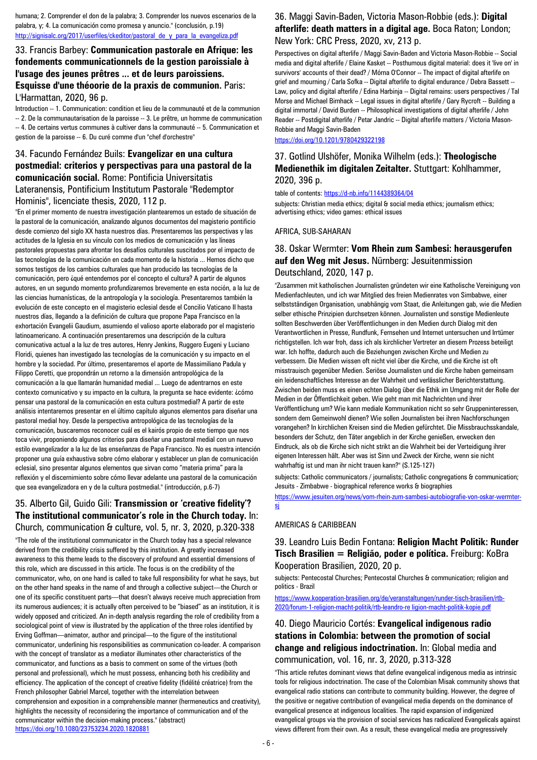humana; 2. Comprender el don de la palabra; 3. Comprender los nuevos escenarios de la palabra, y; 4. La comunicación como promesa y anuncio." (conclusión, p.19)
http://signisalc.org/2017/userfiles/ckeditor/pastoral_de_y_para_la_evangeliza.pdf

### 33. Francis Barbey: **Communication pastorale en Afrique: les fondements communicationnels de la gestion paroissiale à l'usage des jeunes prêtres ... et de leurs paroissiens. Esquisse d'une théoorie de la praxis de communion.** Paris: L'Harmattan, 2020, 96 p.

Introduction -- 1. Communication: condition et lieu de la communauté et de la communion -- 2. De la communautarisation de la paroisse -- 3. Le prêtre, un homme de communication -- 4. De certains vertus communes à cultiver dans la communauté -- 5. Communication et gestion de la paroisse -- 6. Du curé comme d'un "chef d'orchestre"

### 34. Facundo Fernández Buils: **Evangelizar en una cultura postmedial: criterios y perspectivas para una pastoral de la comunicación social.** Rome: Pontificia Universitatis Lateranensis, Pontificium Institutum Pastorale "Redemptor Hominis", licenciate thesis, 2020, 112 p.

"En el primer momento de nuestra investigación plantearemos un estado de situación de la pastoral de la comunicación, analizando algunos documentos del magisterio pontificio desde comienzo del siglo XX hasta nuestros días. Presentaremos las perspectivas y las actitudes de la Iglesia en su vínculo con los medios de comunicación y las líneas pastorales propuestas para afrontar los desafíos culturales suscitados por el impacto de las tecnologías de la comunicación en cada momento de la historia ... Hemos dicho que somos testigos de los cambios culturales que han producido las tecnologías de la comunicación, pero ¿qué entendemos por el concepto el cultura? A partir de algunos autores, en un segundo momento profundizaremos brevemente en esta noción, a la luz de las ciencias humanísticas, de la antropología y la sociología. Presentaremos también la evolución de este concepto en el magisterio eclesial desde el Concilio Vaticano II hasta nuestros días, llegando a la definición de cultura que propone Papa Francisco en la exhortación Evangelii Gaudium, asumiendo el valioso aporte elaborado por el magisterio latinoamericano. A continuación presentaremos una descripción de la cultura comunicativa actual a la luz de tres autores, Henry Jenkins, Ruggero Eugeni y Luciano Floridi, quienes han investigado las tecnologías de la comunicación y su impacto en el hombre y la sociedad. Por último, presentaremos el aporte de Massimiliano Padula y Filippo Ceretti, que propondrán un retorno a la dimensión antropológica de la comunicación a la que llamarán humanidad medial ... Luego de adentrarnos en este contexto comunicativo y su impacto en la cultura, la pregunta se hace evidente: ¿cómo pensar una pastoral de la comunicación en esta cultura postmedial? A partir de este análisis intentaremos presentar en el último capítulo algunos elementos para diseñar una pastoral medial hoy. Desde la perspectiva antropológica de las tecnologías de la comunicación, buscaremos reconocer cuál es el kairós propio de este tiempo que nos toca vivir, proponiendo algunos criterios para diseñar una pastoral medial con un nuevo estilo evangelizador a la luz de las enseñanzas de Papa Francisco. No es nuestra intención proponer una guía exhaustiva sobre cómo elaborar y establecer un plan de comunicación eclesial, sino presentar algunos elementos que sirvan como "materia prima" para la reflexión y el discernimiento sobre cómo llevar adelante una pastoral de la comunicación que sea evangelizadora en y de la cultura postmedial." (introducción, p.6-7)

### 35. Alberto Gil, Guido Gili: **Transmission or 'creative fidelity'? The institutional communicator's role in the Church today.** In: Church, communication & culture, vol. 5, nr. 3, 2020, p.320-338

"The role of the institutional communicator in the Church today has a special relevance derived from the credibility crisis suffered by this institution. A greatly increased awareness to this theme leads to the discovery of profound and essential dimensions of this role, which are discussed in this article. The focus is on the credibility of the communicator, who, on one hand is called to take full responsibility for what he says, but on the other hand speaks in the name of and through a collective subject—the Church or one of its specific constituent parts—that doesn't always receive much appreciation from its numerous audiences; it is actually often perceived to be "biased" as an institution, it is widely opposed and criticized. An in-depth analysis regarding the role of credibility from a sociological point of view is illustrated by the application of the three roles identified by Erving Goffman—animator, author and principal—to the figure of the institutional communicator, underlining his responsibilities as communication co-leader. A comparison with the concept of translator as a mediator illuminates other characteristics of the communicator, and functions as a basis to comment on some of the virtues (both personal and professional), which he must possess, enhancing both his credibility and efficiency. The application of the concept of creative fidelity (fidélité créatrice) from the French philosopher Gabriel Marcel, together with the interrelation between comprehension and exposition in a comprehensible manner (hermeneutics and creativity), highlights the necessity of reconsidering the importance of communication and of the communicator within the decision-making process." (abstract)
https://doi.org/10.1080/23753234.2020.1820881

### 36. Maggi Savin-Baden, Victoria Mason-Robbie (eds.): **Digital afterlife: death matters in a digital age.** Boca Raton; London; New York: CRC Press, 2020, xv, 213 p.

Perspectives on digital afterlife / Maggi Savin-Baden and Victoria Mason-Robbie -- Social media and digital afterlife / Elaine Kasket -- Posthumous digital material: does it 'live on' in survivors' accounts of their dead? / Mórna O'Connor -- The impact of digital afterlife on grief and mourning / Carla Sofka -- Digital afterlife to digital endurance / Debra Bassett -- Law, policy and digital afterlife / Edina Harbinja -- Digital remains: users perspectives / Tal Morse and Michael Birnhack -- Legal issues in digital afterlife / Gary Rycroft -- Building a digital immortal / David Burden -- Philosophical investigations of digital afterlife / John Reader -- Postdigital afterlife / Petar Jandric -- Digital afterlife matters / Victoria Mason-Robbie and Maggi Savin-Baden
https://doi.org/10.1201/9780429322198

### 37. Gotlind Ulshöfer, Monika Wilhelm (eds.): **Theologische Medienethik im digitalen Zeitalter.** Stuttgart: Kohlhammer, 2020, 396 p.

table of contents: https://d-nb.info/1144389364/04

subjects: Christian media ethics; digital & social media ethics; journalism ethics; advertising ethics; video games: ethical issues

## AFRICA, SUB-SAHARAN

### 38. Oskar Wermter: **Vom Rhein zum Sambesi: herausgerufen auf den Weg mit Jesus.** Nürnberg: Jesuitenmission Deutschland, 2020, 147 p.

"Zusammen mit katholischen Journalisten gründeten wir eine Katholische Vereinigung von Medienfachleuten, und ich war Mitglied des freien Medienrates von Simbabwe, einer selbstständigen Organisation, unabhängig vom Staat, die Anleitungen gab, wie die Medien selber ethische Prinzipien durchsetzen können. Journalisten und sonstige Medienleute sollten Beschwerden über Veröffentlichungen in den Medien durch Dialog mit den Verantwortlichen in Presse, Rundfunk, Fernsehen und Internet untersuchen und Irrtümer richtigstellen. Ich war froh, dass ich als kirchlicher Vertreter an diesem Prozess beteiligt war. Ich hoffte, dadurch auch die Beziehungen zwischen Kirche und Medien zu verbessern. Die Medien wissen oft nicht viel über die Kirche, und die Kirche ist oft misstrauisch gegenüber Medien. Seriöse Journalisten und die Kirche haben gemeinsam ein leidenschaftliches Interesse an der Wahrheit und verlässlicher Berichterstattung. Zwischen beiden muss es einen echten Dialog über die Ethik im Umgang mit der Rolle der Medien in der Öffentlichkeit geben. Wie geht man mit Nachrichten und ihrer Veröffentlichung um? Wie kann mediale Kommunikation nicht so sehr Gruppeninteressen, sondern dem Gemeinwohl dienen? Wie sollen Journalisten bei ihren Nachforschungen vorangehen? In kirchlichen Kreisen sind die Medien gefürchtet. Die Missbrauchsskandale, besonders der Schutz, den Täter angeblich in der Kirche genießen, erwecken den Eindruck, als ob die Kirche sich nicht strikt an die Wahrheit bei der Verteidigung ihrer eigenen Interessen hält. Aber was ist Sinn und Zweck der Kirche, wenn sie nicht wahrhaftig ist und man ihr nicht trauen kann?" (S.125-127)

subjects: Catholic communicators / journalists; Catholic congregations & communication; Jesuits - Zimbabwe - biographical reference works & biographies

https://www.jesuiten.org/news/vom-rhein-zum-sambesi-autobiografie-von-oskar-wermter-sj

## AMERICAS & CARIBBEAN

### 39. Leandro Luis Bedin Fontana: **Religion Macht Politik: Runder Tisch Brasilien = Religião, poder e política.** Freiburg: KoBra Kooperation Brasilien, 2020, 20 p.

subjects: Pentecostal Churches; Pentecostal Churches & communication; religion and politics - Brazil

https://www.kooperation-brasilien.org/de/veranstaltungen/runder-tisch-brasilien/rtb-2020/forum-1-religion-macht-politik/rtb-leandro-re ligion-macht-politik-kopie.pdf

### 40. Diego Mauricio Cortés: **Evangelical indigenous radio stations in Colombia: between the promotion of social change and religious indoctrination.** In: Global media and communication, vol. 16, nr. 3, 2020, p.313-328

"This article refutes dominant views that define evangelical indigenous media as intrinsic tools for religious indoctrination. The case of the Colombian Misak community shows that evangelical radio stations can contribute to community building. However, the degree of the positive or negative contribution of evangelical media depends on the dominance of evangelical presence at indigenous localities. The rapid expansion of indigenized evangelical groups via the provision of social services has radicalized Evangelicals against views different from their own. As a result, these evangelical media are progressively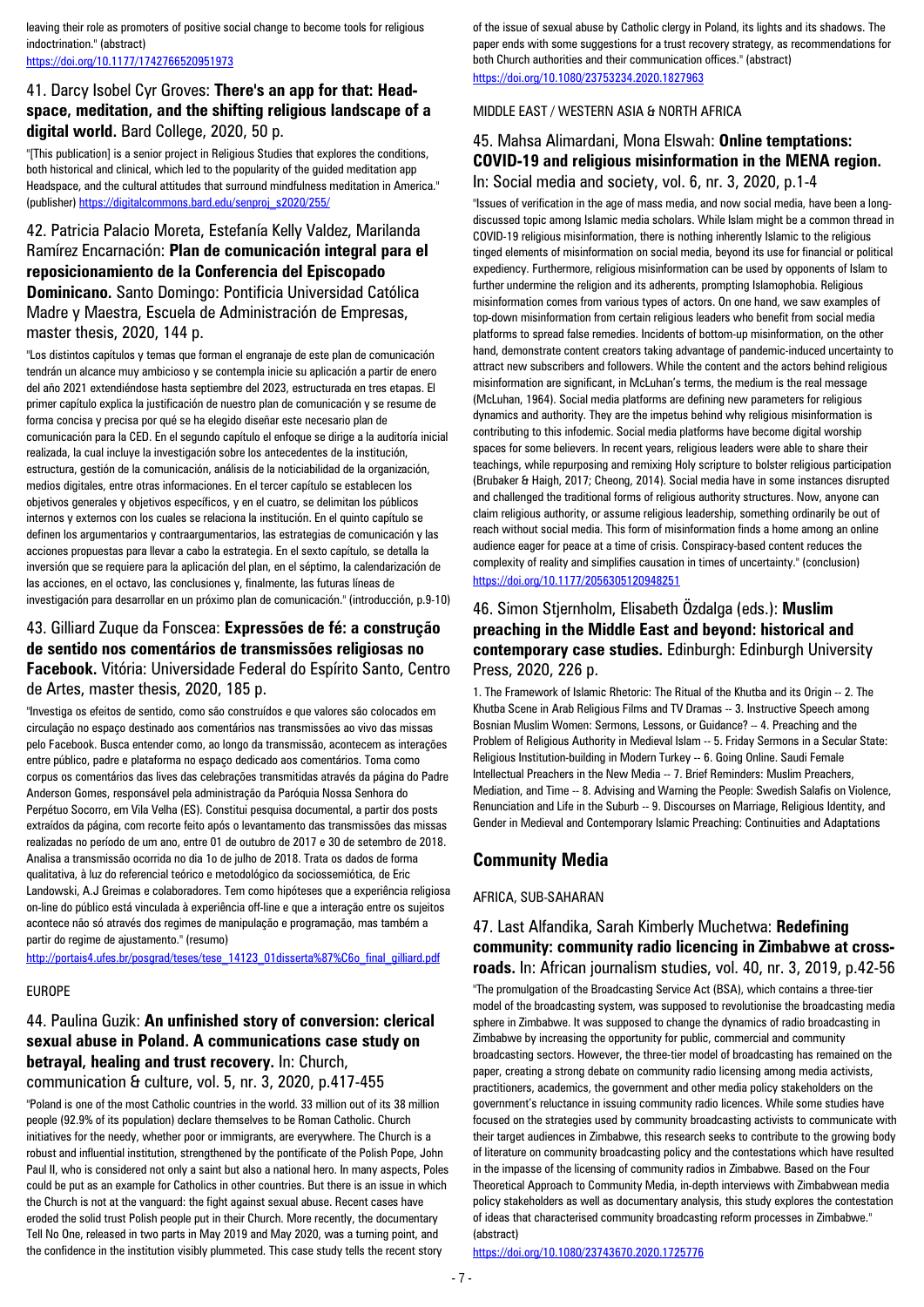leaving their role as promoters of positive social change to become tools for religious indoctrination." (abstract)
https://doi.org/10.1177/1742766520951973

### 41. Darcy Isobel Cyr Groves: **There's an app for that: Headspace, meditation, and the shifting religious landscape of a digital world.** Bard College, 2020, 50 p.

"[This publication] is a senior project in Religious Studies that explores the conditions, both historical and clinical, which led to the popularity of the guided meditation app Headspace, and the cultural attitudes that surround mindfulness meditation in America." (publisher) https://digitalcommons.bard.edu/senproj_s2020/255/

### 42. Patricia Palacio Moreta, Estefanía Kelly Valdez, Marilanda Ramírez Encarnación: **Plan de comunicación integral para el reposicionamiento de la Conferencia del Episcopado Dominicano.** Santo Domingo: Pontificia Universidad Católica Madre y Maestra, Escuela de Administración de Empresas, master thesis, 2020, 144 p.

"Los distintos capítulos y temas que forman el engranaje de este plan de comunicación tendrán un alcance muy ambicioso y se contempla inicie su aplicación a partir de enero del año 2021 extendiéndose hasta septiembre del 2023, estructurada en tres etapas. El primer capítulo explica la justificación de nuestro plan de comunicación y se resume de forma concisa y precisa por qué se ha elegido diseñar este necesario plan de comunicación para la CED. En el segundo capítulo el enfoque se dirige a la auditoría inicial realizada, la cual incluye la investigación sobre los antecedentes de la institución, estructura, gestión de la comunicación, análisis de la noticiabilidad de la organización, medios digitales, entre otras informaciones. En el tercer capítulo se establecen los objetivos generales y objetivos específicos, y en el cuatro, se delimitan los públicos internos y externos con los cuales se relaciona la institución. En el quinto capítulo se definen los argumentarios y contraargumentarios, las estrategias de comunicación y las acciones propuestas para llevar a cabo la estrategia. En el sexto capítulo, se detalla la inversión que se requiere para la aplicación del plan, en el séptimo, la calendarización de las acciones, en el octavo, las conclusiones y, finalmente, las futuras líneas de investigación para desarrollar en un próximo plan de comunicación." (introducción, p.9-10)

### 43. Gilliard Zuque da Fonscea: **Expressões de fé: a construção de sentido nos comentários de transmissões religiosas no Facebook.** Vitória: Universidade Federal do Espírito Santo, Centro de Artes, master thesis, 2020, 185 p.

"Investiga os efeitos de sentido, como são construídos e que valores são colocados em circulação no espaço destinado aos comentários nas transmissões ao vivo das missas pelo Facebook. Busca entender como, ao longo da transmissão, acontecem as interações entre público, padre e plataforma no espaço dedicado aos comentários. Toma como corpus os comentários das lives das celebrações transmitidas através da página do Padre Anderson Gomes, responsável pela administração da Paróquia Nossa Senhora do Perpétuo Socorro, em Vila Velha (ES). Constitui pesquisa documental, a partir dos posts extraídos da página, com recorte feito após o levantamento das transmissões das missas realizadas no período de um ano, entre 01 de outubro de 2017 e 30 de setembro de 2018. Analisa a transmissão ocorrida no dia 1o de julho de 2018. Trata os dados de forma qualitativa, à luz do referencial teórico e metodológico da sociossemiótica, de Eric Landowski, A.J Greimas e colaboradores. Tem como hipóteses que a experiência religiosa on-line do público está vinculada à experiência off-line e que a interação entre os sujeitos acontece não só através dos regimes de manipulação e programação, mas também a partir do regime de ajustamento." (resumo)
http://portais4.ufes.br/posgrad/teses/tese_14123_01disserta%87%C6o_final_gilliard.pdf

EUROPE

### 44. Paulina Guzik: **An unfinished story of conversion: clerical sexual abuse in Poland. A communications case study on betrayal, healing and trust recovery.** In: Church, communication & culture, vol. 5, nr. 3, 2020, p.417-455

"Poland is one of the most Catholic countries in the world. 33 million out of its 38 million people (92.9% of its population) declare themselves to be Roman Catholic. Church initiatives for the needy, whether poor or immigrants, are everywhere. The Church is a robust and influential institution, strengthened by the pontificate of the Polish Pope, John Paul II, who is considered not only a saint but also a national hero. In many aspects, Poles could be put as an example for Catholics in other countries. But there is an issue in which the Church is not at the vanguard: the fight against sexual abuse. Recent cases have eroded the solid trust Polish people put in their Church. More recently, the documentary Tell No One, released in two parts in May 2019 and May 2020, was a turning point, and the confidence in the institution visibly plummeted. This case study tells the recent story of the issue of sexual abuse by Catholic clergy in Poland, its lights and its shadows. The paper ends with some suggestions for a trust recovery strategy, as recommendations for both Church authorities and their communication offices." (abstract)
https://doi.org/10.1080/23753234.2020.1827963

MIDDLE EAST / WESTERN ASIA & NORTH AFRICA

### 45. Mahsa Alimardani, Mona Elswah: **Online temptations: COVID-19 and religious misinformation in the MENA region.** In: Social media and society, vol. 6, nr. 3, 2020, p.1-4

"Issues of verification in the age of mass media, and now social media, have been a long-discussed topic among Islamic media scholars. While Islam might be a common thread in COVID-19 religious misinformation, there is nothing inherently Islamic to the religious tinged elements of misinformation on social media, beyond its use for financial or political expediency. Furthermore, religious misinformation can be used by opponents of Islam to further undermine the religion and its adherents, prompting Islamophobia. Religious misinformation comes from various types of actors. On one hand, we saw examples of top-down misinformation from certain religious leaders who benefit from social media platforms to spread false remedies. Incidents of bottom-up misinformation, on the other hand, demonstrate content creators taking advantage of pandemic-induced uncertainty to attract new subscribers and followers. While the content and the actors behind religious misinformation are significant, in McLuhan's terms, the medium is the real message (McLuhan, 1964). Social media platforms are defining new parameters for religious dynamics and authority. They are the impetus behind why religious misinformation is contributing to this infodemic. Social media platforms have become digital worship spaces for some believers. In recent years, religious leaders were able to share their teachings, while repurposing and remixing Holy scripture to bolster religious participation (Brubaker & Haigh, 2017; Cheong, 2014). Social media have in some instances disrupted and challenged the traditional forms of religious authority structures. Now, anyone can claim religious authority, or assume religious leadership, something ordinarily be out of reach without social media. This form of misinformation finds a home among an online audience eager for peace at a time of crisis. Conspiracy-based content reduces the complexity of reality and simplifies causation in times of uncertainty." (conclusion)
https://doi.org/10.1177/2056305120948251

### 46. Simon Stjernholm, Elisabeth Özdalga (eds.): **Muslim preaching in the Middle East and beyond: historical and contemporary case studies.** Edinburgh: Edinburgh University Press, 2020, 226 p.

1. The Framework of Islamic Rhetoric: The Ritual of the Khutba and its Origin -- 2. The Khutba Scene in Arab Religious Films and TV Dramas -- 3. Instructive Speech among Bosnian Muslim Women: Sermons, Lessons, or Guidance? -- 4. Preaching and the Problem of Religious Authority in Medieval Islam -- 5. Friday Sermons in a Secular State: Religious Institution-building in Modern Turkey -- 6. Going Online. Saudi Female Intellectual Preachers in the New Media -- 7. Brief Reminders: Muslim Preachers, Mediation, and Time -- 8. Advising and Warning the People: Swedish Salafis on Violence, Renunciation and Life in the Suburb -- 9. Discourses on Marriage, Religious Identity, and Gender in Medieval and Contemporary Islamic Preaching: Continuities and Adaptations

## Community Media

AFRICA, SUB-SAHARAN

### 47. Last Alfandika, Sarah Kimberly Muchetwa: **Redefining community: community radio licencing in Zimbabwe at cross-roads.** In: African journalism studies, vol. 40, nr. 3, 2019, p.42-56

"The promulgation of the Broadcasting Service Act (BSA), which contains a three-tier model of the broadcasting system, was supposed to revolutionise the broadcasting media sphere in Zimbabwe. It was supposed to change the dynamics of radio broadcasting in Zimbabwe by increasing the opportunity for public, commercial and community broadcasting sectors. However, the three-tier model of broadcasting has remained on the paper, creating a strong debate on community radio licensing among media activists, practitioners, academics, the government and other media policy stakeholders on the government's reluctance in issuing community radio licences. While some studies have focused on the strategies used by community broadcasting activists to communicate with their target audiences in Zimbabwe, this research seeks to contribute to the growing body of literature on community broadcasting policy and the contestations which have resulted in the impasse of the licensing of community radios in Zimbabwe. Based on the Four Theoretical Approach to Community Media, in-depth interviews with Zimbabwean media policy stakeholders as well as documentary analysis, this study explores the contestation of ideas that characterised community broadcasting reform processes in Zimbabwe." (abstract)
https://doi.org/10.1080/23743670.2020.1725776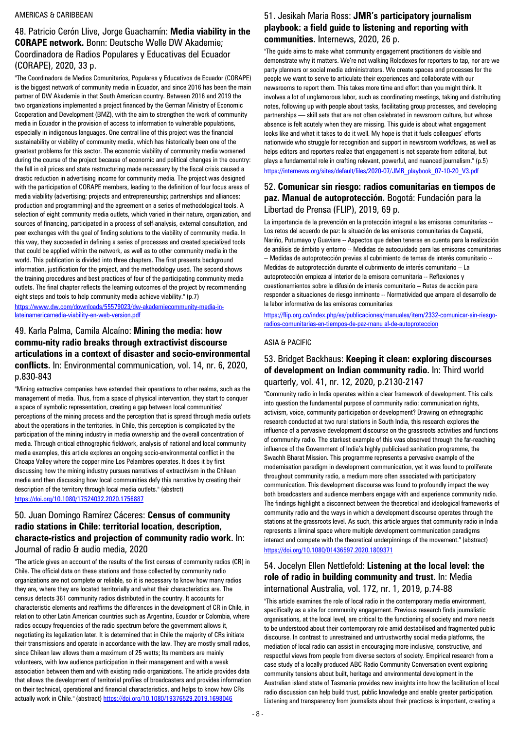AMERICAS & CARIBBEAN

## 48. Patricio Cerón Llive, Jorge Guachamín: **Media viability in the CORAPE network.** Bonn: Deutsche Welle DW Akademie; Coordinadora de Radios Populares y Educativas del Ecuador (CORAPE), 2020, 33 p.

"The Coordinadora de Medios Comunitarios, Populares y Educativos de Ecuador (CORAPE) is the biggest network of community media in Ecuador, and since 2016 has been the main partner of DW Akademie in that South American country. Between 2016 and 2019 the two organizations implemented a project financed by the German Ministry of Economic Cooperation and Development (BMZ), with the aim to strengthen the work of community media in Ecuador in the provision of access to information to vulnerable populations, especially in indigenous languages. One central line of this project was the financial sustainability or viability of community media, which has historically been one of the greatest problems for this sector. The economic viability of community media worsened during the course of the project because of economic and political changes in the country: the fall in oil prices and state restructuring made necessary by the fiscal crisis caused a drastic reduction in advertising income for community media. The project was designed with the participation of CORAPE members, leading to the definition of four focus areas of media viability (advertising; projects and entrepreneurship; partnerships and alliances; production and programming) and the agreement on a series of methodological tools. A selection of eight community media outlets, which varied in their nature, organization, and sources of financing, participated in a process of self-analysis, external consultation, and peer exchanges with the goal of finding solutions to the viability of community media. In this way, they succeeded in defining a series of processes and created specialized tools that could be applied within the network, as well as to other community media in the world. This publication is divided into three chapters. The first presents background information, justification for the project, and the methodology used. The second shows the training procedures and best practices of four of the participating community media outlets. The final chapter reflects the learning outcomes of the project by recommending eight steps and tools to help community media achieve viability." (p.7)
https://www.dw.com/downloads/55579023/dw-akademiecommunity-media-in-lateinamericamedia-viability-en-web-version.pdf

## 49. Karla Palma, Camila Alcaíno: **Mining the media: how commu-nity radio breaks through extractivist discourse articulations in a context of disaster and socio-environmental conflicts.** In: Environmental communication, vol. 14, nr. 6, 2020, p.830-843

"Mining extractive companies have extended their operations to other realms, such as the management of media. Thus, from a space of physical intervention, they start to conquer a space of symbolic representation, creating a gap between local communities' perceptions of the mining process and the perception that is spread through media outlets about the operations in the territories. In Chile, this perception is complicated by the participation of the mining industry in media ownership and the overall concentration of media. Through critical ethnographic fieldwork, analysis of national and local community media examples, this article explores an ongoing socio-environmental conflict in the Choapa Valley where the copper mine Los Pelambres operates. It does it by first discussing how the mining industry pursues narratives of extractivism in the Chilean media and then discussing how local communities defy this narrative by creating their description of the territory through local media outlets." (abstrct)
https://doi.org/10.1080/17524032.2020.1756887

## 50. Juan Domingo Ramírez Cáceres: **Census of community radio stations in Chile: territorial location, description, characte-ristics and projection of community radio work.** In: Journal of radio & audio media, 2020

"The article gives an account of the results of the first census of community radios (CR) in Chile. The official data on these stations and those collected by community radio organizations are not complete or reliable, so it is necessary to know how many radios they are, where they are located territorially and what their characteristics are. The census detects 361 community radios distributed in the country. It accounts for characteristic elements and reaffirms the differences in the development of CR in Chile, in relation to other Latin American countries such as Argentina, Ecuador or Colombia, where radios occupy frequencies of the radio spectrum before the government allows it, negotiating its legalization later. It is determined that in Chile the majority of CRs initiate their transmissions and operate in accordance with the law. They are mostly small radios, since Chilean law allows them a maximum of 25 watts; Its members are mainly volunteers, with low audience participation in their management and with a weak association between them and with existing radio organizations. The article provides data that allows the development of territorial profiles of broadcasters and provides information on their technical, operational and financial characteristics, and helps to know how CRs actually work in Chile." (abstract) https://doi.org/10.1080/19376529.2019.1698046

## 51. Jesikah Maria Ross: **JMR's participatory journalism playbook: a field guide to listening and reporting with communities.** Internews, 2020, 26 p.

"The guide aims to make what community engagement practitioners do visible and demonstrate why it matters. We're not walking Rolodexes for reporters to tap, nor are we party planners or social media administrators. We create spaces and processes for the people we want to serve to articulate their experiences and collaborate with our newsrooms to report them. This takes more time and effort than you might think. It involves a lot of unglamorous labor, such as coordinating meetings, taking and distributing notes, following up with people about tasks, facilitating group processes, and developing partnerships — skill sets that are not often celebrated in newsroom culture, but whose absence is felt acutely when they are missing. This guide is about what engagement looks like and what it takes to do it well. My hope is that it fuels colleagues' efforts nationwide who struggle for recognition and support in newsroom workflows, as well as helps editors and reporters realize that engagement is not separate from editorial, but plays a fundamental role in crafting relevant, powerful, and nuanced journalism." (p.5)
https://internews.org/sites/default/files/2020-07/JMR_playbook_07-10-20_V3.pdf

## 52. **Comunicar sin riesgo: radios comunitarias en tiempos de paz. Manual de autoprotección.** Bogotá: Fundación para la Libertad de Prensa (FLIP), 2019, 69 p.

La importancia de la prevención en la protección integral a las emisoras comunitarias -- Los retos del acuerdo de paz: la situación de las emisoras comunitarias de Caquetá, Nariño, Putumayo y Guaviare -- Aspectos que deben tenerse en cuenta para la realización de análisis de ámbito y entorno -- Medidas de autocuidado para las emisoras comunitarias -- Medidas de autoprotección previas al cubrimiento de temas de interés comunitario -- Medidas de autoprotección durante el cubrimiento de interés comunitario -- La autoprotección empieza al interior de la emisora comunitaria -- Reflexiones y cuestionamientos sobre la difusión de interés comunitario -- Rutas de acción para responder a situaciones de riesgo inminente -- Normatividad que ampara el desarrollo de la labor informativa de las emisoras comunitarias

https://flip.org.co/index.php/es/publicaciones/manuales/item/2332-comunicar-sin-riesgo-radios-comunitarias-en-tiempos-de-paz-manu al-de-autoproteccion

ASIA & PACIFIC

## 53. Bridget Backhaus: **Keeping it clean: exploring discourses of development on Indian community radio.** In: Third world quarterly, vol. 41, nr. 12, 2020, p.2130-2147

"Community radio in India operates within a clear framework of development. This calls into question the fundamental purpose of community radio: communication rights, activism, voice, community participation or development? Drawing on ethnographic research conducted at two rural stations in South India, this research explores the influence of a pervasive development discourse on the grassroots activities and functions of community radio. The starkest example of this was observed through the far-reaching influence of the Government of India's highly publicised sanitation programme, the Swachh Bharat Mission. This programme represents a pervasive example of the modernisation paradigm in development communication, yet it was found to proliferate throughout community radio, a medium more often associated with participatory communication. This development discourse was found to profoundly impact the way both broadcasters and audience members engage with and experience community radio. The findings highlight a disconnect between the theoretical and ideological frameworks of community radio and the ways in which a development discourse operates through the stations at the grassroots level. As such, this article argues that community radio in India represents a liminal space where multiple development communication paradigms interact and compete with the theoretical underpinnings of the movement." (abstract)
https://doi.org/10.1080/01436597.2020.1809371

## 54. Jocelyn Ellen Nettlefold: **Listening at the local level: the role of radio in building community and trust.** In: Media international Australia, vol. 172, nr. 1, 2019, p.74-88

"This article examines the role of local radio in the contemporary media environment, specifically as a site for community engagement. Previous research finds journalistic organisations, at the local level, are critical to the functioning of society and more needs to be understood about their contemporary role amid destabilised and fragmented public discourse. In contrast to unrestrained and untrustworthy social media platforms, the mediation of local radio can assist in encouraging more inclusive, constructive, and respectful views from people from diverse sectors of society. Empirical research from a case study of a locally produced ABC Radio Community Conversation event exploring community tensions about built, heritage and environmental development in the Australian island state of Tasmania provides new insights into how the facilitation of local radio discussion can help build trust, public knowledge and enable greater participation. Listening and transparency from journalists about their practices is important, creating a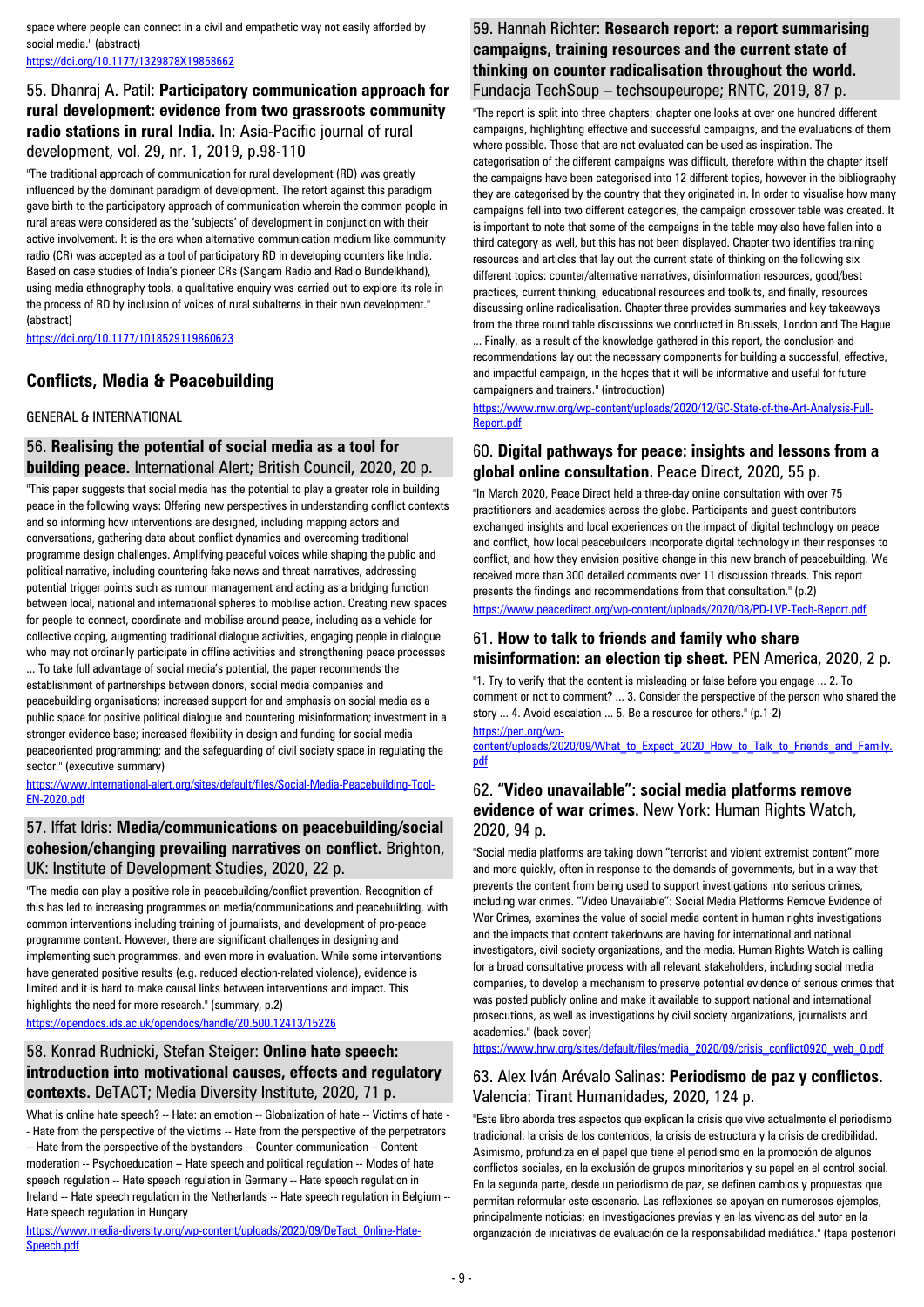space where people can connect in a civil and empathetic way not easily afforded by social media." (abstract)
https://doi.org/10.1177/1329878X19858662

### 55. Dhanraj A. Patil: **Participatory communication approach for rural development: evidence from two grassroots community radio stations in rural India.** In: Asia-Pacific journal of rural development, vol. 29, nr. 1, 2019, p.98-110

"The traditional approach of communication for rural development (RD) was greatly influenced by the dominant paradigm of development. The retort against this paradigm gave birth to the participatory approach of communication wherein the common people in rural areas were considered as the 'subjects' of development in conjunction with their active involvement. It is the era when alternative communication medium like community radio (CR) was accepted as a tool of participatory RD in developing counters like India. Based on case studies of India's pioneer CRs (Sangam Radio and Radio Bundelkhand), using media ethnography tools, a qualitative enquiry was carried out to explore its role in the process of RD by inclusion of voices of rural subalterns in their own development." (abstract)
https://doi.org/10.1177/1018529119860623

## Conflicts, Media & Peacebuilding

GENERAL & INTERNATIONAL

### 56. **Realising the potential of social media as a tool for building peace.** International Alert; British Council, 2020, 20 p.

"This paper suggests that social media has the potential to play a greater role in building peace in the following ways: Offering new perspectives in understanding conflict contexts and so informing how interventions are designed, including mapping actors and conversations, gathering data about conflict dynamics and overcoming traditional programme design challenges. Amplifying peaceful voices while shaping the public and political narrative, including countering fake news and threat narratives, addressing potential trigger points such as rumour management and acting as a bridging function between local, national and international spheres to mobilise action. Creating new spaces for people to connect, coordinate and mobilise around peace, including as a vehicle for collective coping, augmenting traditional dialogue activities, engaging people in dialogue who may not ordinarily participate in offline activities and strengthening peace processes ... To take full advantage of social media's potential, the paper recommends the establishment of partnerships between donors, social media companies and peacebuilding organisations; increased support for and emphasis on social media as a public space for positive political dialogue and countering misinformation; investment in a stronger evidence base; increased flexibility in design and funding for social media peaceoriented programming; and the safeguarding of civil society space in regulating the sector." (executive summary)
https://www.international-alert.org/sites/default/files/Social-Media-Peacebuilding-Tool-EN-2020.pdf

### 57. Iffat Idris: **Media/communications on peacebuilding/social cohesion/changing prevailing narratives on conflict.** Brighton, UK: Institute of Development Studies, 2020, 22 p.

"The media can play a positive role in peacebuilding/conflict prevention. Recognition of this has led to increasing programmes on media/communications and peacebuilding, with common interventions including training of journalists, and development of pro-peace programme content. However, there are significant challenges in designing and implementing such programmes, and even more in evaluation. While some interventions have generated positive results (e.g. reduced election-related violence), evidence is limited and it is hard to make causal links between interventions and impact. This highlights the need for more research." (summary, p.2)
https://opendocs.ids.ac.uk/opendocs/handle/20.500.12413/15226

### 58. Konrad Rudnicki, Stefan Steiger: **Online hate speech: introduction into motivational causes, effects and regulatory contexts.** DeTACT; Media Diversity Institute, 2020, 71 p.

What is online hate speech? -- Hate: an emotion -- Globalization of hate -- Victims of hate -- Hate from the perspective of the victims -- Hate from the perspective of the perpetrators -- Hate from the perspective of the bystanders -- Counter-communication -- Content moderation -- Psychoeducation -- Hate speech and political regulation -- Modes of hate speech regulation -- Hate speech regulation in Germany -- Hate speech regulation in Ireland -- Hate speech regulation in the Netherlands -- Hate speech regulation in Belgium -- Hate speech regulation in Hungary
https://www.media-diversity.org/wp-content/uploads/2020/09/DeTact_Online-Hate-Speech.pdf

### 59. Hannah Richter: **Research report: a report summarising campaigns, training resources and the current state of thinking on counter radicalisation throughout the world.** Fundacja TechSoup – techsoupeurope; RNTC, 2019, 87 p.

"The report is split into three chapters: chapter one looks at over one hundred different campaigns, highlighting effective and successful campaigns, and the evaluations of them where possible. Those that are not evaluated can be used as inspiration. The categorisation of the different campaigns was difficult, therefore within the chapter itself the campaigns have been categorised into 12 different topics, however in the bibliography they are categorised by the country that they originated in. In order to visualise how many campaigns fell into two different categories, the campaign crossover table was created. It is important to note that some of the campaigns in the table may also have fallen into a third category as well, but this has not been displayed. Chapter two identifies training resources and articles that lay out the current state of thinking on the following six different topics: counter/alternative narratives, disinformation resources, good/best practices, current thinking, educational resources and toolkits, and finally, resources discussing online radicalisation. Chapter three provides summaries and key takeaways from the three round table discussions we conducted in Brussels, London and The Hague ... Finally, as a result of the knowledge gathered in this report, the conclusion and recommendations lay out the necessary components for building a successful, effective, and impactful campaign, in the hopes that it will be informative and useful for future campaigners and trainers." (introduction)
https://www.rnw.org/wp-content/uploads/2020/12/GC-State-of-the-Art-Analysis-Full-Report.pdf

### 60. **Digital pathways for peace: insights and lessons from a global online consultation.** Peace Direct, 2020, 55 p.

"In March 2020, Peace Direct held a three-day online consultation with over 75 practitioners and academics across the globe. Participants and guest contributors exchanged insights and local experiences on the impact of digital technology on peace and conflict, how local peacebuilders incorporate digital technology in their responses to conflict, and how they envision positive change in this new branch of peacebuilding. We received more than 300 detailed comments over 11 discussion threads. This report presents the findings and recommendations from that consultation." (p.2)
https://www.peacedirect.org/wp-content/uploads/2020/08/PD-LVP-Tech-Report.pdf

### 61. **How to talk to friends and family who share misinformation: an election tip sheet.** PEN America, 2020, 2 p.

"1. Try to verify that the content is misleading or false before you engage ... 2. To comment or not to comment? ... 3. Consider the perspective of the person who shared the story ... 4. Avoid escalation ... 5. Be a resource for others." (p.1-2)
https://pen.org/wp-content/uploads/2020/09/What_to_Expect_2020_How_to_Talk_to_Friends_and_Family.pdf

### 62. **"Video unavailable": social media platforms remove evidence of war crimes.** New York: Human Rights Watch, 2020, 94 p.

"Social media platforms are taking down "terrorist and violent extremist content" more and more quickly, often in response to the demands of governments, but in a way that prevents the content from being used to support investigations into serious crimes, including war crimes. "Video Unavailable": Social Media Platforms Remove Evidence of War Crimes, examines the value of social media content in human rights investigations and the impacts that content takedowns are having for international and national investigators, civil society organizations, and the media. Human Rights Watch is calling for a broad consultative process with all relevant stakeholders, including social media companies, to develop a mechanism to preserve potential evidence of serious crimes that was posted publicly online and make it available to support national and international prosecutions, as well as investigations by civil society organizations, journalists and academics." (back cover)
https://www.hrw.org/sites/default/files/media_2020/09/crisis_conflict0920_web_0.pdf

### 63. Alex Iván Arévalo Salinas: **Periodismo de paz y conflictos.** Valencia: Tirant Humanidades, 2020, 124 p.

"Este libro aborda tres aspectos que explican la crisis que vive actualmente el periodismo tradicional: la crisis de los contenidos, la crisis de estructura y la crisis de credibilidad. Asimismo, profundiza en el papel que tiene el periodismo en la promoción de algunos conflictos sociales, en la exclusión de grupos minoritarios y su papel en el control social. En la segunda parte, desde un periodismo de paz, se definen cambios y propuestas que permitan reformular este escenario. Las reflexiones se apoyan en numerosos ejemplos, principalmente noticias; en investigaciones previas y en las vivencias del autor en la organización de iniciativas de evaluación de la responsabilidad mediática." (tapa posterior)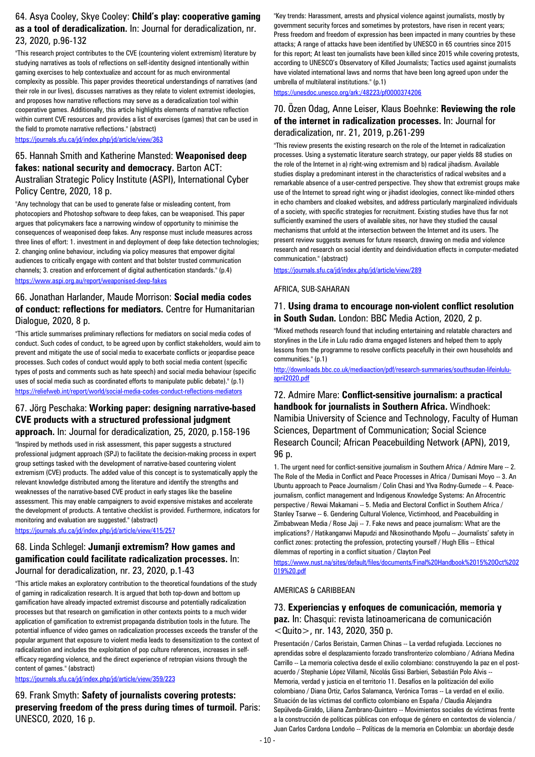## 64. Asya Cooley, Skye Cooley: **Child's play: cooperative gaming as a tool of deradicalization.** In: Journal for deradicalization, nr. 23, 2020, p.96-132

"This research project contributes to the CVE (countering violent extremism) literature by studying narratives as tools of reflections on self-identity designed intentionally within gaming exercises to help contextualize and account for as much environmental complexity as possible. This paper provides theoretical understandings of narratives (and their role in our lives), discusses narratives as they relate to violent extremist ideologies, and proposes how narrative reflections may serve as a deradicalization tool within cooperative games. Additionally, this article highlights elements of narrative reflection within current CVE resources and provides a list of exercises (games) that can be used in the field to promote narrative reflections." (abstract)

https://journals.sfu.ca/jd/index.php/jd/article/view/363

## 65. Hannah Smith and Katherine Mansted: **Weaponised deep fakes: national security and democracy.** Barton ACT: Australian Strategic Policy Institute (ASPI), International Cyber Policy Centre, 2020, 18 p.

"Any technology that can be used to generate false or misleading content, from photocopiers and Photoshop software to deep fakes, can be weaponised. This paper argues that policymakers face a narrowing window of opportunity to minimise the consequences of weaponised deep fakes. Any response must include measures across three lines of effort: 1. investment in and deployment of deep fake detection technologies; 2. changing online behaviour, including via policy measures that empower digital audiences to critically engage with content and that bolster trusted communication channels; 3. creation and enforcement of digital authentication standards." (p.4)

https://www.aspi.org.au/report/weaponised-deep-fakes

## 66. Jonathan Harlander, Maude Morrison: **Social media codes of conduct: reflections for mediators.** Centre for Humanitarian Dialogue, 2020, 8 p.

"This article summarises preliminary reflections for mediators on social media codes of conduct. Such codes of conduct, to be agreed upon by conflict stakeholders, would aim to prevent and mitigate the use of social media to exacerbate conflicts or jeopardise peace processes. Such codes of conduct would apply to both social media content (specific types of posts and comments such as hate speech) and social media behaviour (specific uses of social media such as coordinated efforts to manipulate public debate)." (p.1)

https://reliefweb.int/report/world/social-media-codes-conduct-reflections-mediators

## 67. Jörg Peschaka: **Working paper: designing narrative-based CVE products with a structured professional judgment approach.** In: Journal for deradicalization, 25, 2020, p.158-196

"Inspired by methods used in risk assessment, this paper suggests a structured professional judgment approach (SPJ) to facilitate the decision-making process in expert group settings tasked with the development of narrative-based countering violent extremism (CVE) products. The added value of this concept is to systematically apply the relevant knowledge distributed among the literature and identify the strengths and weaknesses of the narrative-based CVE product in early stages like the baseline assessment. This may enable campaigners to avoid expensive mistakes and accelerate the development of products. A tentative checklist is provided. Furthermore, indicators for monitoring and evaluation are suggested." (abstract)

https://journals.sfu.ca/jd/index.php/jd/article/view/415/257

## 68. Linda Schlegel: **Jumanji extremism? How games and gamification could facilitate radicalization processes.** In: Journal for deradicalization, nr. 23, 2020, p.1-43

"This article makes an exploratory contribution to the theoretical foundations of the study of gaming in radicalization research. It is argued that both top-down and bottom up gamification have already impacted extremist discourse and potentially radicalization processes but that research on gamification in other contexts points to a much wider application of gamification to extremist propaganda distribution tools in the future. The potential influence of video games on radicalization processes exceeds the transfer of the popular argument that exposure to violent media leads to desensitization to the context of radicalization and includes the exploitation of pop culture references, increases in self-efficacy regarding violence, and the direct experience of retropian visions through the content of games." (abstract)

https://journals.sfu.ca/jd/index.php/jd/article/view/359/223

## 69. Frank Smyth: **Safety of journalists covering protests: preserving freedom of the press during times of turmoil.** Paris: UNESCO, 2020, 16 p.

"Key trends: Harassment, arrests and physical violence against journalists, mostly by government security forces and sometimes by protestors, have risen in recent years; Press freedom and freedom of expression has been impacted in many countries by these attacks; A range of attacks have been identified by UNESCO in 65 countries since 2015 for this report; At least ten journalists have been killed since 2015 while covering protests, according to UNESCO's Observatory of Killed Journalists; Tactics used against journalists have violated international laws and norms that have been long agreed upon under the umbrella of multilateral institutions." (p.1)

https://unesdoc.unesco.org/ark:/48223/pf0000374206

## 70. Özen Odag, Anne Leiser, Klaus Boehnke: **Reviewing the role of the internet in radicalization processes.** In: Journal for deradicalization, nr. 21, 2019, p.261-299

"This review presents the existing research on the role of the Internet in radicalization processes. Using a systematic literature search strategy, our paper yields 88 studies on the role of the Internet in a) right-wing extremism and b) radical jihadism. Available studies display a predominant interest in the characteristics of radical websites and a remarkable absence of a user-centred perspective. They show that extremist groups make use of the Internet to spread right wing or jihadist ideologies, connect like-minded others in echo chambers and cloaked websites, and address particularly marginalized individuals of a society, with specific strategies for recruitment. Existing studies have thus far not sufficiently examined the users of available sites, nor have they studied the causal mechanisms that unfold at the intersection between the Internet and its users. The present review suggests avenues for future research, drawing on media and violence research and research on social identity and deindividuation effects in computer-mediated communication." (abstract)

https://journals.sfu.ca/jd/index.php/jd/article/view/289

AFRICA, SUB-SAHARAN

## 71. **Using drama to encourage non-violent conflict resolution in South Sudan.** London: BBC Media Action, 2020, 2 p.

"Mixed methods research found that including entertaining and relatable characters and storylines in the Life in Lulu radio drama engaged listeners and helped them to apply lessons from the programme to resolve conflicts peacefully in their own households and communities." (p.1)

http://downloads.bbc.co.uk/mediaaction/pdf/research-summaries/southsudan-lifeinlulu-april2020.pdf

## 72. Admire Mare: **Conflict-sensitive journalism: a practical handbook for journalists in Southern Africa.** Windhoek: Namibia University of Science and Technology, Faculty of Human Sciences, Department of Communication; Social Science Research Council; African Peacebuilding Network (APN), 2019, 96 p.

1. The urgent need for conflict-sensitive journalism in Southern Africa / Admire Mare -- 2. The Role of the Media in Conflict and Peace Processes in Africa / Dumisani Moyo -- 3. An Ubuntu approach to Peace Journalism / Colin Chasi and Ylva Rodny-Gumede -- 4. Peace-journalism, conflict management and Indigenous Knowledge Systems: An Afrocentric perspective / Rewai Makamani -- 5. Media and Electoral Conflict in Southern Africa / Stanley Tsarwe -- 6. Gendering Cultural Violence, Victimhood, and Peacebuilding in Zimbabwean Media / Rose Jaji -- 7. Fake news and peace journalism: What are the implications? / Hatikanganwi Mapudzi and Nkosinothando Mpofu -- Journalists' safety in conflict zones: protecting the profession, protecting yourself / Hugh Ellis -- Ethical dilemmas of reporting in a conflict situation / Clayton Peel

https://www.nust.na/sites/default/files/documents/Final%20Handbook%2015%20Oct%202019%20.pdf

AMERICAS & CARIBBEAN

## 73. **Experiencias y enfoques de comunicación, memoria y paz.** In: Chasqui: revista latinoamericana de comunicación <Quito>, nr. 143, 2020, 350 p.

Presentación / Carlos Beristain, Carmen Chinas -- La verdad refugiada. Lecciones no aprendidas sobre el desplazamiento forzado transfronterizo colombiano / Adriana Medina Carrillo -- La memoria colectiva desde el exilio colombiano: construyendo la paz en el post-acuerdo / Stephanie López Villamil, Nicolás Gissi Barbieri, Sebastián Polo Alvis -- Memoria, verdad y justicia en el territorio 11. Desafíos en la politización del exilio colombiano / Diana Ortiz, Carlos Salamanca, Verónica Torras -- La verdad en el exilio. Situación de las víctimas del conflicto colombiano en España / Claudia Alejandra Sepúlveda-Giraldo, Liliana Zambrano-Quintero -- Movimientos sociales de víctimas frente a la construcción de políticas públicas con enfoque de género en contextos de violencia / Juan Carlos Cardona Londoño -- Políticas de la memoria en Colombia: un abordaje desde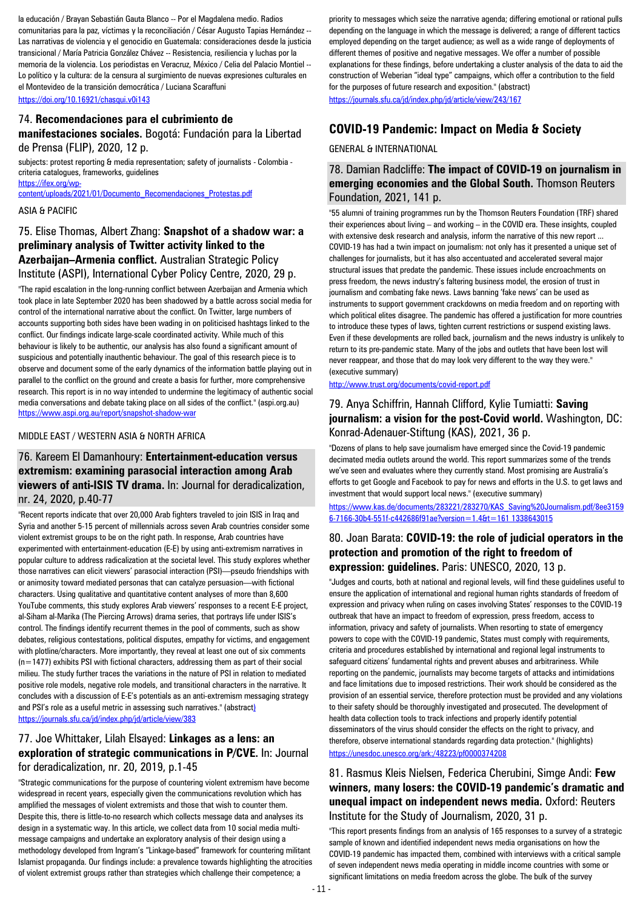la educación / Brayan Sebastián Gauta Blanco -- Por el Magdalena medio. Radios comunitarias para la paz, víctimas y la reconciliación / César Augusto Tapias Hernández -- Las narrativas de violencia y el genocidio en Guatemala: consideraciones desde la justicia transicional / María Patricia González Chávez -- Resistencia, resiliencia y luchas por la memoria de la violencia. Los periodistas en Veracruz, México / Celia del Palacio Montiel -- Lo político y la cultura: de la censura al surgimiento de nuevas expresiones culturales en el Montevideo de la transición democrática / Luciana Scaraffuni
https://doi.org/10.16921/chasqui.v0i143

## 74. **Recomendaciones para el cubrimiento de manifestaciones sociales.** Bogotá: Fundación para la Libertad de Prensa (FLIP), 2020, 12 p.

subjects: protest reporting & media representation; safety of journalists - Colombia - criteria catalogues, frameworks, guidelines
https://ifex.org/wp-content/uploads/2021/01/Documento_Recomendaciones_Protestas.pdf

ASIA & PACIFIC

## 75. Elise Thomas, Albert Zhang: **Snapshot of a shadow war: a preliminary analysis of Twitter activity linked to the Azerbaijan–Armenia conflict.** Australian Strategic Policy Institute (ASPI), International Cyber Policy Centre, 2020, 29 p.

"The rapid escalation in the long-running conflict between Azerbaijan and Armenia which took place in late September 2020 has been shadowed by a battle across social media for control of the international narrative about the conflict. Our findings indicate large-scale coordinated activity. While much of this behaviour is likely to be authentic, our analysis has also found a significant amount of suspicious and potentially inauthentic behaviour. The goal of this research piece is to observe and document some of the early dynamics of the information battle playing out in parallel to the conflict on the ground and create a basis for further, more comprehensive research. This report is in no way intended to undermine the legitimacy of authentic social media conversations and debate taking place on all sides of the conflict." (aspi.org.au)
https://www.aspi.org.au/report/snapshot-shadow-war

MIDDLE EAST / WESTERN ASIA & NORTH AFRICA

## 76. Kareem El Damanhoury: **Entertainment-education versus extremism: examining parasocial interaction among Arab viewers of anti-ISIS TV drama.** In: Journal for deradicalization, nr. 24, 2020, p.40-77

"Recent reports indicate that over 20,000 Arab fighters traveled to join ISIS in Iraq and Syria and another 5-15 percent of millennials across seven Arab countries consider some violent extremist groups to be on the right path. In response, Arab countries have experimented with entertainment-education (E-E) by using anti-extremism narratives in popular culture to address radicalization at the societal level. This study explores whether those narratives can elicit viewers' parasocial interaction (PSI)—pseudo friendships with or animosity toward mediated personas that can catalyze persuasion—with fictional characters. Using qualitative and quantitative content analyses of more than 8,600 YouTube comments, this study explores Arab viewers' responses to a recent E-E project, al-Siham al-Marika (The Piercing Arrows) drama series, that portrays life under ISIS's control. The findings identify recurrent themes in the pool of comments, such as show debates, religious contestations, political disputes, empathy for victims, and engagement with plotline/characters. More importantly, they reveal at least one out of six comments (n=1477) exhibits PSI with fictional characters, addressing them as part of their social milieu. The study further traces the variations in the nature of PSI in relation to mediated positive role models, negative role models, and transitional characters in the narrative. It concludes with a discussion of E-E's potentials as an anti-extremism messaging strategy and PSI's role as a useful metric in assessing such narratives." (abstract)
https://journals.sfu.ca/jd/index.php/jd/article/view/383

## 77. Joe Whittaker, Lilah Elsayed: **Linkages as a lens: an exploration of strategic communications in P/CVE.** In: Journal for deradicalization, nr. 20, 2019, p.1-45

"Strategic communications for the purpose of countering violent extremism have become widespread in recent years, especially given the communications revolution which has amplified the messages of violent extremists and those that wish to counter them. Despite this, there is little-to-no research which collects message data and analyses its design in a systematic way. In this article, we collect data from 10 social media multi-message campaigns and undertake an exploratory analysis of their design using a methodology developed from Ingram's "Linkage-based" framework for countering militant Islamist propaganda. Our findings include: a prevalence towards highlighting the atrocities of violent extremist groups rather than strategies which challenge their competence; a priority to messages which seize the narrative agenda; differing emotional or rational pulls depending on the language in which the message is delivered; a range of different tactics employed depending on the target audience; as well as a wide range of deployments of different themes of positive and negative messages. We offer a number of possible explanations for these findings, before undertaking a cluster analysis of the data to aid the construction of Weberian "ideal type" campaigns, which offer a contribution to the field for the purposes of future research and exposition." (abstract)
https://journals.sfu.ca/jd/index.php/jd/article/view/243/167

# COVID-19 Pandemic: Impact on Media & Society

GENERAL & INTERNATIONAL

## 78. Damian Radcliffe: **The impact of COVID-19 on journalism in emerging economies and the Global South.** Thomson Reuters Foundation, 2021, 141 p.

"55 alumni of training programmes run by the Thomson Reuters Foundation (TRF) shared their experiences about living – and working – in the COVID era. These insights, coupled with extensive desk research and analysis, inform the narrative of this new report ... COVID-19 has had a twin impact on journalism: not only has it presented a unique set of challenges for journalists, but it has also accentuated and accelerated several major structural issues that predate the pandemic. These issues include encroachments on press freedom, the news industry's faltering business model, the erosion of trust in journalism and combating fake news. Laws banning 'fake news' can be used as instruments to support government crackdowns on media freedom and on reporting with which political elites disagree. The pandemic has offered a justification for more countries to introduce these types of laws, tighten current restrictions or suspend existing laws. Even if these developments are rolled back, journalism and the news industry is unlikely to return to its pre-pandemic state. Many of the jobs and outlets that have been lost will never reappear, and those that do may look very different to the way they were." (executive summary)
http://www.trust.org/documents/covid-report.pdf

## 79. Anya Schiffrin, Hannah Clifford, Kylie Tumiatti: **Saving journalism: a vision for the post-Covid world.** Washington, DC: Konrad-Adenauer-Stiftung (KAS), 2021, 36 p.

"Dozens of plans to help save journalism have emerged since the Covid-19 pandemic decimated media outlets around the world. This report summarizes some of the trends we've seen and evaluates where they currently stand. Most promising are Australia's efforts to get Google and Facebook to pay for news and efforts in the U.S. to get laws and investment that would support local news." (executive summary)
https://www.kas.de/documents/283221/283270/KAS_Saving%20Journalism.pdf/8ee31596-7166-30b4-551f-c442686f91ae?version=1.4&t=161 1338643015

## 80. Joan Barata: **COVID-19: the role of judicial operators in the protection and promotion of the right to freedom of expression: guidelines.** Paris: UNESCO, 2020, 13 p.

"Judges and courts, both at national and regional levels, will find these guidelines useful to ensure the application of international and regional human rights standards of freedom of expression and privacy when ruling on cases involving States' responses to the COVID-19 outbreak that have an impact to freedom of expression, press freedom, access to information, privacy and safety of journalists. When resorting to state of emergency powers to cope with the COVID-19 pandemic, States must comply with requirements, criteria and procedures established by international and regional legal instruments to safeguard citizens' fundamental rights and prevent abuses and arbitrariness. While reporting on the pandemic, journalists may become targets of attacks and intimidations and face limitations due to imposed restrictions. Their work should be considered as the provision of an essential service, therefore protection must be provided and any violations to their safety should be thoroughly investigated and prosecuted. The development of health data collection tools to track infections and properly identify potential disseminators of the virus should consider the effects on the right to privacy, and therefore, observe international standards regarding data protection." (highlights)
https://unesdoc.unesco.org/ark:/48223/pf0000374208

## 81. Rasmus Kleis Nielsen, Federica Cherubini, Simge Andi: **Few winners, many losers: the COVID-19 pandemic's dramatic and unequal impact on independent news media.** Oxford: Reuters Institute for the Study of Journalism, 2020, 31 p.

"This report presents findings from an analysis of 165 responses to a survey of a strategic sample of known and identified independent news media organisations on how the COVID-19 pandemic has impacted them, combined with interviews with a critical sample of seven independent news media operating in middle income countries with some or significant limitations on media freedom across the globe. The bulk of the survey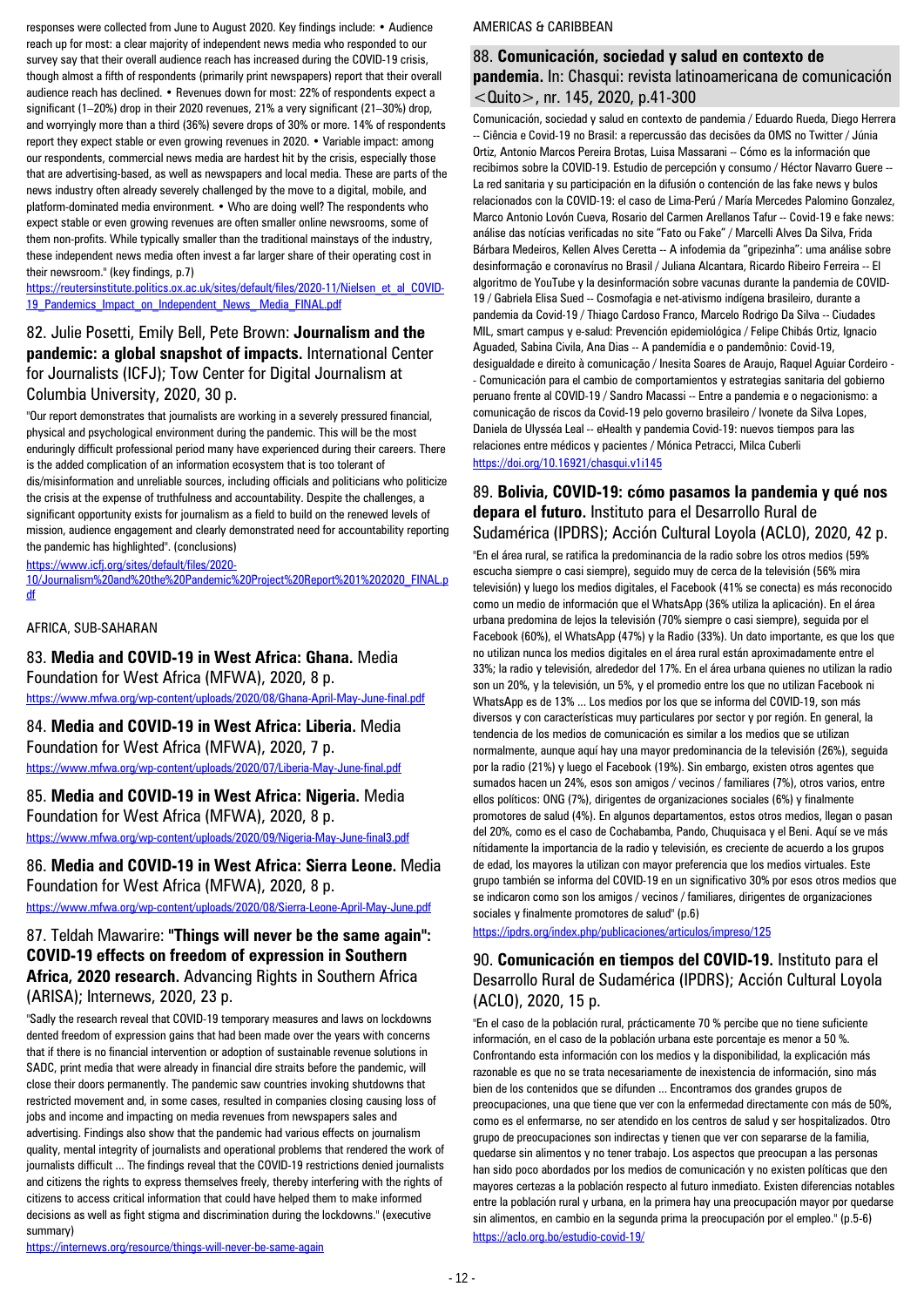responses were collected from June to August 2020. Key findings include: • Audience reach up for most: a clear majority of independent news media who responded to our survey say that their overall audience reach has increased during the COVID-19 crisis, though almost a fifth of respondents (primarily print newspapers) report that their overall audience reach has declined. • Revenues down for most: 22% of respondents expect a significant (1–20%) drop in their 2020 revenues, 21% a very significant (21–30%) drop, and worryingly more than a third (36%) severe drops of 30% or more. 14% of respondents report they expect stable or even growing revenues in 2020. • Variable impact: among our respondents, commercial news media are hardest hit by the crisis, especially those that are advertising-based, as well as newspapers and local media. These are parts of the news industry often already severely challenged by the move to a digital, mobile, and platform-dominated media environment. • Who are doing well? The respondents who expect stable or even growing revenues are often smaller online newsrooms, some of them non-profits. While typically smaller than the traditional mainstays of the industry, these independent news media often invest a far larger share of their operating cost in their newsroom." (key findings, p.7)

https://reutersinstitute.politics.ox.ac.uk/sites/default/files/2020-11/Nielsen_et_al_COVID-19_Pandemics_Impact_on_Independent_News_Media_FINAL.pdf

## 82. Julie Posetti, Emily Bell, Pete Brown: **Journalism and the pandemic: a global snapshot of impacts.** International Center for Journalists (ICFJ); Tow Center for Digital Journalism at Columbia University, 2020, 30 p.

"Our report demonstrates that journalists are working in a severely pressured financial, physical and psychological environment during the pandemic. This will be the most enduringly difficult professional period many have experienced during their careers. There is the added complication of an information ecosystem that is too tolerant of dis/misinformation and unreliable sources, including officials and politicians who politicize the crisis at the expense of truthfulness and accountability. Despite the challenges, a significant opportunity exists for journalism as a field to build on the renewed levels of mission, audience engagement and clearly demonstrated need for accountability reporting the pandemic has highlighted". (conclusions)

https://www.icfj.org/sites/default/files/2020-10/Journalism%20and%20the%20Pandemic%20Project%20Report%201%202020_FINAL.pdf

AFRICA, SUB-SAHARAN

## 83. **Media and COVID-19 in West Africa: Ghana.** Media Foundation for West Africa (MFWA), 2020, 8 p.

https://www.mfwa.org/wp-content/uploads/2020/08/Ghana-April-May-June-final.pdf

## 84. **Media and COVID-19 in West Africa: Liberia.** Media Foundation for West Africa (MFWA), 2020, 7 p.

https://www.mfwa.org/wp-content/uploads/2020/07/Liberia-May-June-final.pdf

## 85. **Media and COVID-19 in West Africa: Nigeria.** Media Foundation for West Africa (MFWA), 2020, 8 p.

https://www.mfwa.org/wp-content/uploads/2020/09/Nigeria-May-June-final3.pdf

## 86. **Media and COVID-19 in West Africa: Sierra Leone.** Media Foundation for West Africa (MFWA), 2020, 8 p.

https://www.mfwa.org/wp-content/uploads/2020/08/Sierra-Leone-April-May-June.pdf

## 87. Teldah Mawarire: **"Things will never be the same again": COVID-19 effects on freedom of expression in Southern Africa, 2020 research.** Advancing Rights in Southern Africa (ARISA); Internews, 2020, 23 p.

"Sadly the research reveal that COVID-19 temporary measures and laws on lockdowns dented freedom of expression gains that had been made over the years with concerns that if there is no financial intervention or adoption of sustainable revenue solutions in SADC, print media that were already in financial dire straits before the pandemic, will close their doors permanently. The pandemic saw countries invoking shutdowns that restricted movement and, in some cases, resulted in companies closing causing loss of jobs and income and impacting on media revenues from newspapers sales and advertising. Findings also show that the pandemic had various effects on journalism quality, mental integrity of journalists and operational problems that rendered the work of journalists difficult ... The findings reveal that the COVID-19 restrictions denied journalists and citizens the rights to express themselves freely, thereby interfering with the rights of citizens to access critical information that could have helped them to make informed decisions as well as fight stigma and discrimination during the lockdowns." (executive summary)

https://internews.org/resource/things-will-never-be-same-again

AMERICAS & CARIBBEAN

## 88. **Comunicación, sociedad y salud en contexto de pandemia.** In: Chasqui: revista latinoamericana de comunicación <Quito>, nr. 145, 2020, p.41-300

Comunicación, sociedad y salud en contexto de pandemia / Eduardo Rueda, Diego Herrera -- Ciência e Covid-19 no Brasil: a repercussão das decisões da OMS no Twitter / Júnia Ortiz, Antonio Marcos Pereira Brotas, Luisa Massarani -- Cómo es la información que recibimos sobre la COVID-19. Estudio de percepción y consumo / Héctor Navarro Guere -- La red sanitaria y su participación en la difusión o contención de las fake news y bulos relacionados con la COVID-19: el caso de Lima-Perú / María Mercedes Palomino Gonzalez, Marco Antonio Lovón Cueva, Rosario del Carmen Arellanos Tafur -- Covid-19 e fake news: análise das notícias verificadas no site "Fato ou Fake" / Marcelli Alves Da Silva, Frida Bárbara Medeiros, Kellen Alves Ceretta -- A infodemia da "gripezinha": uma análise sobre desinformação e coronavírus no Brasil / Juliana Alcantara, Ricardo Ribeiro Ferreira -- El algoritmo de YouTube y la desinformación sobre vacunas durante la pandemia de COVID-19 / Gabriela Elisa Sued -- Cosmofagia e net-ativismo indígena brasileiro, durante a pandemia da Covid-19 / Thiago Cardoso Franco, Marcelo Rodrigo Da Silva -- Ciudades MIL, smart campus y e-salud: Prevención epidemiológica / Felipe Chibás Ortiz, Ignacio Aguaded, Sabina Civila, Ana Dias -- A pandemídia e o pandemônio: Covid-19, desigualdade e direito à comunicação / Inesita Soares de Araujo, Raquel Aguiar Cordeiro -- Comunicación para el cambio de comportamientos y estrategias sanitaria del gobierno peruano frente al COVID-19 / Sandro Macassi -- Entre a pandemia e o negacionismo: a comunicação de riscos da Covid-19 pelo governo brasileiro / Ivonete da Silva Lopes, Daniela de Ulysséa Leal -- eHealth y pandemia Covid-19: nuevos tiempos para las relaciones entre médicos y pacientes / Mónica Petracci, Milca Cuberli

https://doi.org/10.16921/chasqui.v1i145

## 89. **Bolivia, COVID-19: cómo pasamos la pandemia y qué nos depara el futuro.** Instituto para el Desarrollo Rural de Sudamérica (IPDRS); Acción Cultural Loyola (ACLO), 2020, 42 p.

"En el área rural, se ratifica la predominancia de la radio sobre los otros medios (59% escucha siempre o casi siempre), seguido muy de cerca de la televisión (56% mira televisión) y luego los medios digitales, el Facebook (41% se conecta) es más reconocido como un medio de información que el WhatsApp (36% utiliza la aplicación). En el área urbana predomina de lejos la televisión (70% siempre o casi siempre), seguida por el Facebook (60%), el WhatsApp (47%) y la Radio (33%). Un dato importante, es que los que no utilizan nunca los medios digitales en el área rural están aproximadamente entre el 33%; la radio y televisión, alrededor del 17%. En el área urbana quienes no utilizan la radio son un 20%, y la televisión, un 5%, y el promedio entre los que no utilizan Facebook ni WhatsApp es de 13% ... Los medios por los que se informa del COVID-19, son más diversos y con características muy particulares por sector y por región. En general, la tendencia de los medios de comunicación es similar a los medios que se utilizan normalmente, aunque aquí hay una mayor predominancia de la televisión (26%), seguida por la radio (21%) y luego el Facebook (19%). Sin embargo, existen otros agentes que sumados hacen un 24%, esos son amigos / vecinos / familiares (7%), otros varios, entre ellos políticos: ONG (7%), dirigentes de organizaciones sociales (6%) y finalmente promotores de salud (4%). En algunos departamentos, estos otros medios, llegan o pasan del 20%, como es el caso de Cochabamba, Pando, Chuquisaca y el Beni. Aquí se ve más nítidamente la importancia de la radio y televisión, es creciente de acuerdo a los grupos de edad, los mayores la utilizan con mayor preferencia que los medios virtuales. Este grupo también se informa del COVID-19 en un significativo 30% por esos otros medios que se indicaron como son los amigos / vecinos / familiares, dirigentes de organizaciones sociales y finalmente promotores de salud" (p.6)

https://ipdrs.org/index.php/publicaciones/articulos/impreso/125

## 90. **Comunicación en tiempos del COVID-19.** Instituto para el Desarrollo Rural de Sudamérica (IPDRS); Acción Cultural Loyola (ACLO), 2020, 15 p.

"En el caso de la población rural, prácticamente 70 % percibe que no tiene suficiente información, en el caso de la población urbana este porcentaje es menor a 50 %. Confrontando esta información con los medios y la disponibilidad, la explicación más razonable es que no se trata necesariamente de inexistencia de información, sino más bien de los contenidos que se difunden ... Encontramos dos grandes grupos de preocupaciones, una que tiene que ver con la enfermedad directamente con más de 50%, como es el enfermarse, no ser atendido en los centros de salud y ser hospitalizados. Otro grupo de preocupaciones son indirectas y tienen que ver con separarse de la familia, quedarse sin alimentos y no tener trabajo. Los aspectos que preocupan a las personas han sido poco abordados por los medios de comunicación y no existen políticas que den mayores certezas a la población respecto al futuro inmediato. Existen diferencias notables entre la población rural y urbana, en la primera hay una preocupación mayor por quedarse sin alimentos, en cambio en la segunda prima la preocupación por el empleo." (p.5-6)

https://aclo.org.bo/estudio-covid-19/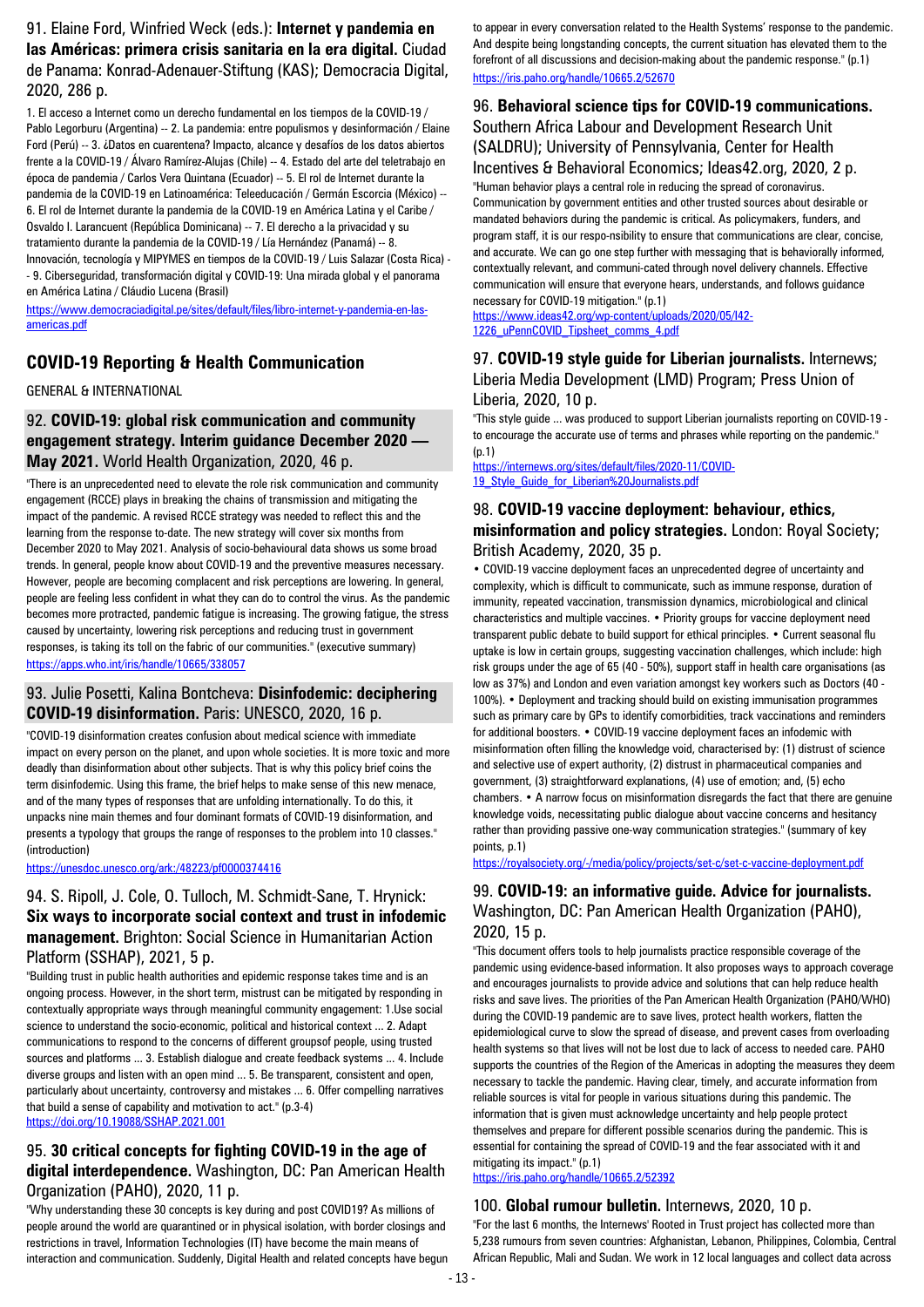91. Elaine Ford, Winfried Weck (eds.): **Internet y pandemia en las Américas: primera crisis sanitaria en la era digital.** Ciudad de Panama: Konrad-Adenauer-Stiftung (KAS); Democracia Digital, 2020, 286 p.

1. El acceso a Internet como un derecho fundamental en los tiempos de la COVID-19 / Pablo Legorburu (Argentina) -- 2. La pandemia: entre populismos y desinformación / Elaine Ford (Perú) -- 3. ¿Datos en cuarentena? Impacto, alcance y desafíos de los datos abiertos frente a la COVID-19 / Álvaro Ramírez-Alujas (Chile) -- 4. Estado del arte del teletrabajo en época de pandemia / Carlos Vera Quintana (Ecuador) -- 5. El rol de Internet durante la pandemia de la COVID-19 en Latinoamérica: Teleeducación / Germán Escorcia (México) -- 6. El rol de Internet durante la pandemia de la COVID-19 en América Latina y el Caribe / Osvaldo I. Larancuent (República Dominicana) -- 7. El derecho a la privacidad y su tratamiento durante la pandemia de la COVID-19 / Lía Hernández (Panamá) -- 8. Innovación, tecnología y MIPYMES en tiempos de la COVID-19 / Luis Salazar (Costa Rica) -- 9. Ciberseguridad, transformación digital y COVID-19: Una mirada global y el panorama en América Latina / Cláudio Lucena (Brasil)

https://www.democraciadigital.pe/sites/default/files/libro-internet-y-pandemia-en-las-americas.pdf

## COVID-19 Reporting & Health Communication

GENERAL & INTERNATIONAL

### 92. **COVID-19: global risk communication and community engagement strategy. Interim guidance December 2020 — May 2021.** World Health Organization, 2020, 46 p.

"There is an unprecedented need to elevate the role risk communication and community engagement (RCCE) plays in breaking the chains of transmission and mitigating the impact of the pandemic. A revised RCCE strategy was needed to reflect this and the learning from the response to-date. The new strategy will cover six months from December 2020 to May 2021. Analysis of socio-behavioural data shows us some broad trends. In general, people know about COVID-19 and the preventive measures necessary. However, people are becoming complacent and risk perceptions are lowering. In general, people are feeling less confident in what they can do to control the virus. As the pandemic becomes more protracted, pandemic fatigue is increasing. The growing fatigue, the stress caused by uncertainty, lowering risk perceptions and reducing trust in government responses, is taking its toll on the fabric of our communities." (executive summary)

https://apps.who.int/iris/handle/10665/338057

### 93. Julie Posetti, Kalina Bontcheva: **Disinfodemic: deciphering COVID-19 disinformation.** Paris: UNESCO, 2020, 16 p.

"COVID-19 disinformation creates confusion about medical science with immediate impact on every person on the planet, and upon whole societies. It is more toxic and more deadly than disinformation about other subjects. That is why this policy brief coins the term disinfodemic. Using this frame, the brief helps to make sense of this new menace, and of the many types of responses that are unfolding internationally. To do this, it unpacks nine main themes and four dominant formats of COVID-19 disinformation, and presents a typology that groups the range of responses to the problem into 10 classes." (introduction)

https://unesdoc.unesco.org/ark:/48223/pf0000374416

### 94. S. Ripoll, J. Cole, O. Tulloch, M. Schmidt-Sane, T. Hrynick: **Six ways to incorporate social context and trust in infodemic management.** Brighton: Social Science in Humanitarian Action Platform (SSHAP), 2021, 5 p.

"Building trust in public health authorities and epidemic response takes time and is an ongoing process. However, in the short term, mistrust can be mitigated by responding in contextually appropriate ways through meaningful community engagement: 1.Use social science to understand the socio-economic, political and historical context ... 2. Adapt communications to respond to the concerns of different groupsof people, using trusted sources and platforms ... 3. Establish dialogue and create feedback systems ... 4. Include diverse groups and listen with an open mind ... 5. Be transparent, consistent and open, particularly about uncertainty, controversy and mistakes ... 6. Offer compelling narratives that build a sense of capability and motivation to act." (p.3-4)

https://doi.org/10.19088/SSHAP.2021.001

### 95. **30 critical concepts for fighting COVID-19 in the age of digital interdependence.** Washington, DC: Pan American Health Organization (PAHO), 2020, 11 p.

"Why understanding these 30 concepts is key during and post COVID19? As millions of people around the world are quarantined or in physical isolation, with border closings and restrictions in travel, Information Technologies (IT) have become the main means of interaction and communication. Suddenly, Digital Health and related concepts have begun to appear in every conversation related to the Health Systems' response to the pandemic. And despite being longstanding concepts, the current situation has elevated them to the forefront of all discussions and decision-making about the pandemic response." (p.1)

https://iris.paho.org/handle/10665.2/52670

### 96. **Behavioral science tips for COVID-19 communications.** Southern Africa Labour and Development Research Unit (SALDRU); University of Pennsylvania, Center for Health Incentives & Behavioral Economics; Ideas42.org, 2020, 2 p.

"Human behavior plays a central role in reducing the spread of coronavirus. Communication by government entities and other trusted sources about desirable or mandated behaviors during the pandemic is critical. As policymakers, funders, and program staff, it is our respo-nsibility to ensure that communications are clear, concise, and accurate. We can go one step further with messaging that is behaviorally informed, contextually relevant, and communi-cated through novel delivery channels. Effective communication will ensure that everyone hears, understands, and follows guidance necessary for COVID-19 mitigation." (p.1)

https://www.ideas42.org/wp-content/uploads/2020/05/I42-1226_uPennCOVID_Tipsheet_comms_4.pdf

### 97. **COVID-19 style guide for Liberian journalists.** Internews; Liberia Media Development (LMD) Program; Press Union of Liberia, 2020, 10 p.

"This style guide ... was produced to support Liberian journalists reporting on COVID-19 - to encourage the accurate use of terms and phrases while reporting on the pandemic." (p.1)

https://internews.org/sites/default/files/2020-11/COVID-19_Style_Guide_for_Liberian%20Journalists.pdf

### 98. **COVID-19 vaccine deployment: behaviour, ethics, misinformation and policy strategies.** London: Royal Society; British Academy, 2020, 35 p.

• COVID-19 vaccine deployment faces an unprecedented degree of uncertainty and complexity, which is difficult to communicate, such as immune response, duration of immunity, repeated vaccination, transmission dynamics, microbiological and clinical characteristics and multiple vaccines. • Priority groups for vaccine deployment need transparent public debate to build support for ethical principles. • Current seasonal flu uptake is low in certain groups, suggesting vaccination challenges, which include: high risk groups under the age of 65 (40 - 50%), support staff in health care organisations (as low as 37%) and London and even variation amongst key workers such as Doctors (40 - 100%). • Deployment and tracking should build on existing immunisation programmes such as primary care by GPs to identify comorbidities, track vaccinations and reminders for additional boosters. • COVID-19 vaccine deployment faces an infodemic with misinformation often filling the knowledge void, characterised by: (1) distrust of science and selective use of expert authority, (2) distrust in pharmaceutical companies and government, (3) straightforward explanations, (4) use of emotion; and, (5) echo chambers. • A narrow focus on misinformation disregards the fact that there are genuine knowledge voids, necessitating public dialogue about vaccine concerns and hesitancy rather than providing passive one-way communication strategies." (summary of key points, p.1)

https://royalsociety.org/-/media/policy/projects/set-c/set-c-vaccine-deployment.pdf

### 99. **COVID-19: an informative guide. Advice for journalists.** Washington, DC: Pan American Health Organization (PAHO), 2020, 15 p.

"This document offers tools to help journalists practice responsible coverage of the pandemic using evidence-based information. It also proposes ways to approach coverage and encourages journalists to provide advice and solutions that can help reduce health risks and save lives. The priorities of the Pan American Health Organization (PAHO/WHO) during the COVID-19 pandemic are to save lives, protect health workers, flatten the epidemiological curve to slow the spread of disease, and prevent cases from overloading health systems so that lives will not be lost due to lack of access to needed care. PAHO supports the countries of the Region of the Americas in adopting the measures they deem necessary to tackle the pandemic. Having clear, timely, and accurate information from reliable sources is vital for people in various situations during this pandemic. The information that is given must acknowledge uncertainty and help people protect themselves and prepare for different possible scenarios during the pandemic. This is essential for containing the spread of COVID-19 and the fear associated with it and mitigating its impact." (p.1)

https://iris.paho.org/handle/10665.2/52392

### 100. **Global rumour bulletin.** Internews, 2020, 10 p.

"For the last 6 months, the Internews' Rooted in Trust project has collected more than 5,238 rumours from seven countries: Afghanistan, Lebanon, Philippines, Colombia, Central African Republic, Mali and Sudan. We work in 12 local languages and collect data across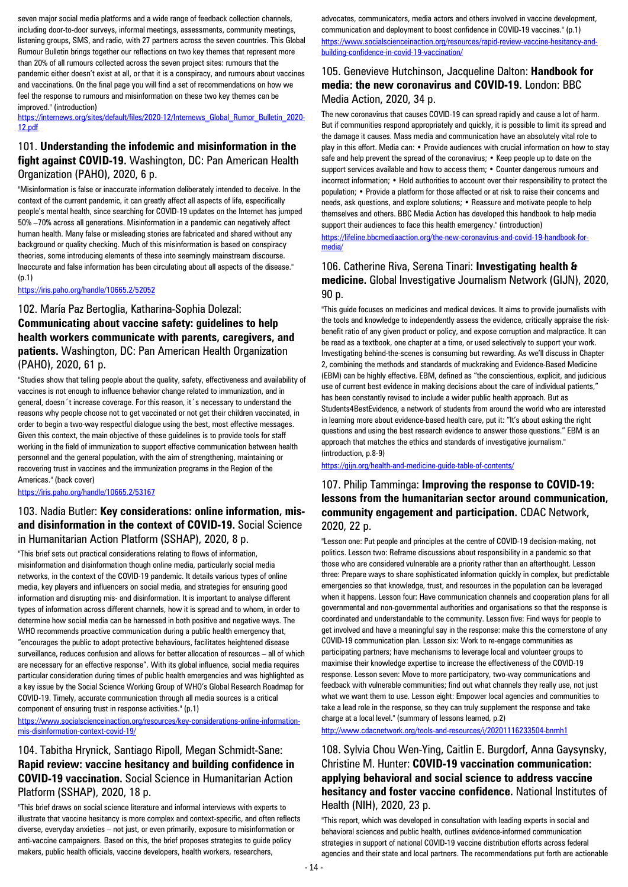seven major social media platforms and a wide range of feedback collection channels, including door-to-door surveys, informal meetings, assessments, community meetings, listening groups, SMS, and radio, with 27 partners across the seven countries. This Global Rumour Bulletin brings together our reflections on two key themes that represent more than 20% of all rumours collected across the seven project sites: rumours that the pandemic either doesn't exist at all, or that it is a conspiracy, and rumours about vaccines and vaccinations. On the final page you will find a set of recommendations on how we feel the response to rumours and misinformation on these two key themes can be improved." (introduction)

https://internews.org/sites/default/files/2020-12/Internews_Global_Rumor_Bulletin_2020-12.pdf

## 101. **Understanding the infodemic and misinformation in the fight against COVID-19.** Washington, DC: Pan American Health Organization (PAHO), 2020, 6 p.

"Misinformation is false or inaccurate information deliberately intended to deceive. In the context of the current pandemic, it can greatly affect all aspects of life, especifically people's mental health, since searching for COVID-19 updates on the Internet has jumped 50% –70% across all generations. Misinformation in a pandemic can negatively affect human health. Many false or misleading stories are fabricated and shared without any background or quality checking. Much of this misinformation is based on conspiracy theories, some introducing elements of these into seemingly mainstream discourse. Inaccurate and false information has been circulating about all aspects of the disease." (p.1)

https://iris.paho.org/handle/10665.2/52052

## 102. María Paz Bertoglia, Katharina-Sophia Dolezal: **Communicating about vaccine safety: guidelines to help health workers communicate with parents, caregivers, and patients.** Washington, DC: Pan American Health Organization (PAHO), 2020, 61 p.

"Studies show that telling people about the quality, safety, effectiveness and availability of vaccines is not enough to influence behavior change related to immunization, and in general, doesn´t increase coverage. For this reason, it´s necessary to understand the reasons why people choose not to get vaccinated or not get their children vaccinated, in order to begin a two-way respectful dialogue using the best, most effective messages. Given this context, the main objective of these guidelines is to provide tools for staff working in the field of immunization to support effective communication between health personnel and the general population, with the aim of strengthening, maintaining or recovering trust in vaccines and the immunization programs in the Region of the Americas." (back cover)

https://iris.paho.org/handle/10665.2/53167

## 103. Nadia Butler: **Key considerations: online information, mis- and disinformation in the context of COVID-19.** Social Science in Humanitarian Action Platform (SSHAP), 2020, 8 p.

"This brief sets out practical considerations relating to flows of information, misinformation and disinformation though online media, particularly social media networks, in the context of the COVID-19 pandemic. It details various types of online media, key players and influencers on social media, and strategies for ensuring good information and disrupting mis- and disinformation. It is important to analyse different types of information across different channels, how it is spread and to whom, in order to determine how social media can be harnessed in both positive and negative ways. The WHO recommends proactive communication during a public health emergency that, "encourages the public to adopt protective behaviours, facilitates heightened disease surveillance, reduces confusion and allows for better allocation of resources – all of which are necessary for an effective response". With its global influence, social media requires particular consideration during times of public health emergencies and was highlighted as a key issue by the Social Science Working Group of WHO's Global Research Roadmap for COVID-19. Timely, accurate communication through all media sources is a critical component of ensuring trust in response activities." (p.1)

https://www.socialscienceinaction.org/resources/key-considerations-online-information-mis-disinformation-context-covid-19/

## 104. Tabitha Hrynick, Santiago Ripoll, Megan Schmidt-Sane: **Rapid review: vaccine hesitancy and building confidence in COVID-19 vaccination.** Social Science in Humanitarian Action Platform (SSHAP), 2020, 18 p.

"This brief draws on social science literature and informal interviews with experts to illustrate that vaccine hesitancy is more complex and context-specific, and often reflects diverse, everyday anxieties – not just, or even primarily, exposure to misinformation or anti-vaccine campaigners. Based on this, the brief proposes strategies to guide policy makers, public health officials, vaccine developers, health workers, researchers, advocates, communicators, media actors and others involved in vaccine development, communication and deployment to boost confidence in COVID-19 vaccines." (p.1)

https://www.socialscienceinaction.org/resources/rapid-review-vaccine-hesitancy-and-building-confidence-in-covid-19-vaccination/

## 105. Genevieve Hutchinson, Jacqueline Dalton: **Handbook for media: the new coronavirus and COVID-19.** London: BBC Media Action, 2020, 34 p.

The new coronavirus that causes COVID-19 can spread rapidly and cause a lot of harm. But if communities respond appropriately and quickly, it is possible to limit its spread and the damage it causes. Mass media and communication have an absolutely vital role to play in this effort. Media can: • Provide audiences with crucial information on how to stay safe and help prevent the spread of the coronavirus; • Keep people up to date on the support services available and how to access them; • Counter dangerous rumours and incorrect information; • Hold authorities to account over their responsibility to protect the population; • Provide a platform for those affected or at risk to raise their concerns and needs, ask questions, and explore solutions; • Reassure and motivate people to help themselves and others. BBC Media Action has developed this handbook to help media support their audiences to face this health emergency." (introduction)

https://lifeline.bbcmediaaction.org/the-new-coronavirus-and-covid-19-handbook-for-media/

## 106. Catherine Riva, Serena Tinari: **Investigating health & medicine.** Global Investigative Journalism Network (GIJN), 2020, 90 p.

"This guide focuses on medicines and medical devices. It aims to provide journalists with the tools and knowledge to independently assess the evidence, critically appraise the risk-benefit ratio of any given product or policy, and expose corruption and malpractice. It can be read as a textbook, one chapter at a time, or used selectively to support your work. Investigating behind-the-scenes is consuming but rewarding. As we'll discuss in Chapter 2, combining the methods and standards of muckraking and Evidence-Based Medicine (EBM) can be highly effective. EBM, defined as "the conscientious, explicit, and judicious use of current best evidence in making decisions about the care of individual patients," has been constantly revised to include a wider public health approach. But as Students4BestEvidence, a network of students from around the world who are interested in learning more about evidence-based health care, put it: "It's about asking the right questions and using the best research evidence to answer those questions." EBM is an approach that matches the ethics and standards of investigative journalism." (introduction, p.8-9)

https://gijn.org/health-and-medicine-guide-table-of-contents/

## 107. Philip Tamminga: **Improving the response to COVID-19: lessons from the humanitarian sector around communication, community engagement and participation.** CDAC Network, 2020, 22 p.

"Lesson one: Put people and principles at the centre of COVID-19 decision-making, not politics. Lesson two: Reframe discussions about responsibility in a pandemic so that those who are considered vulnerable are a priority rather than an afterthought. Lesson three: Prepare ways to share sophisticated information quickly in complex, but predictable emergencies so that knowledge, trust, and resources in the population can be leveraged when it happens. Lesson four: Have communication channels and cooperation plans for all governmental and non-governmental authorities and organisations so that the response is coordinated and understandable to the community. Lesson five: Find ways for people to get involved and have a meaningful say in the response: make this the cornerstone of any COVID-19 communication plan. Lesson six: Work to re-engage communities as participating partners; have mechanisms to leverage local and volunteer groups to maximise their knowledge expertise to increase the effectiveness of the COVID-19 response. Lesson seven: Move to more participatory, two-way communications and feedback with vulnerable communities; find out what channels they really use, not just what we want them to use. Lesson eight: Empower local agencies and communities to take a lead role in the response, so they can truly supplement the response and take charge at a local level." (summary of lessons learned, p.2)

http://www.cdacnetwork.org/tools-and-resources/i/20201116233504-bnmh1

## 108. Sylvia Chou Wen-Ying, Caitlin E. Burgdorf, Anna Gaysynsky, Christine M. Hunter: **COVID-19 vaccination communication: applying behavioral and social science to address vaccine hesitancy and foster vaccine confidence.** National Institutes of Health (NIH), 2020, 23 p.

"This report, which was developed in consultation with leading experts in social and behavioral sciences and public health, outlines evidence-informed communication strategies in support of national COVID-19 vaccine distribution efforts across federal agencies and their state and local partners. The recommendations put forth are actionable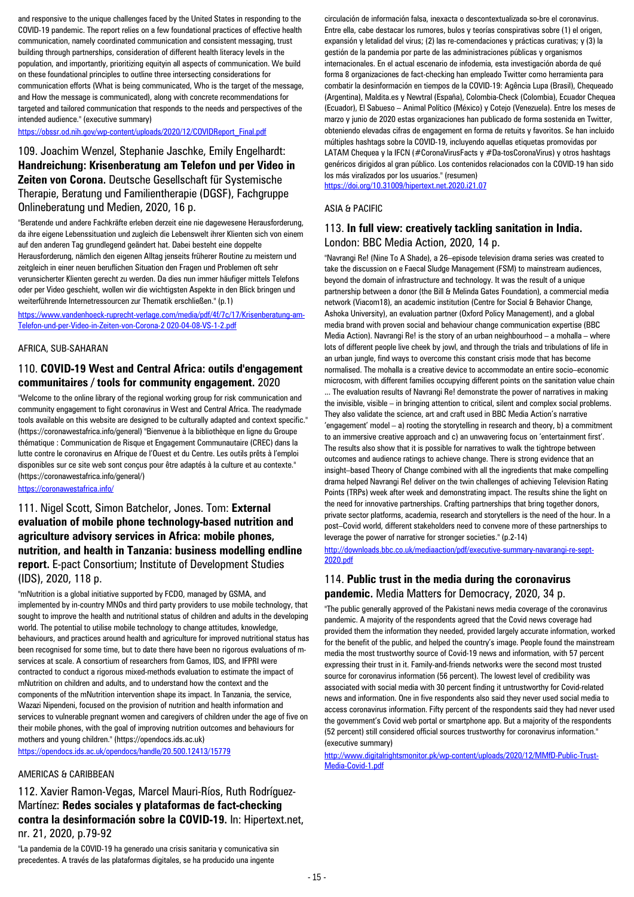and responsive to the unique challenges faced by the United States in responding to the COVID-19 pandemic. The report relies on a few foundational practices of effective health communication, namely coordinated communication and consistent messaging, trust building through partnerships, consideration of different health literacy levels in the population, and importantly, prioritizing equityin all aspects of communication. We build on these foundational principles to outline three intersecting considerations for communication efforts (What is being communicated, Who is the target of the message, and How the message is communicated), along with concrete recommendations for targeted and tailored communication that responds to the needs and perspectives of the intended audience." (executive summary)

https://obssr.od.nih.gov/wp-content/uploads/2020/12/COVIDReport_Final.pdf

## 109. Joachim Wenzel, Stephanie Jaschke, Emily Engelhardt: **Handreichung: Krisenberatung am Telefon und per Video in Zeiten von Corona.** Deutsche Gesellschaft für Systemische Therapie, Beratung und Familientherapie (DGSF), Fachgruppe Onlineberatung und Medien, 2020, 16 p.

"Beratende und andere Fachkräfte erleben derzeit eine nie dagewesene Herausforderung, da ihre eigene Lebenssituation und zugleich die Lebenswelt ihrer Klienten sich von einem auf den anderen Tag grundlegend geändert hat. Dabei besteht eine doppelte Herausforderung, nämlich den eigenen Alltag jenseits früherer Routine zu meistern und zeitgleich in einer neuen beruflichen Situation den Fragen und Problemen oft sehr verunsicherter Klienten gerecht zu werden. Da dies nun immer häufiger mittels Telefons oder per Video geschieht, wollen wir die wichtigsten Aspekte in den Blick bringen und weiterführende Internetressourcen zur Thematik erschließen." (p.1)

https://www.vandenhoeck-ruprecht-verlage.com/media/pdf/4f/7c/17/Krisenberatung-am-Telefon-und-per-Video-in-Zeiten-von-Corona-2 020-04-08-VS-1-2.pdf

AFRICA, SUB-SAHARAN

## 110. **COVID-19 West and Central Africa: outils d'engagement communitaires / tools for community engagement.** 2020

"Welcome to the online library of the regional working group for risk communication and community engagement to fight coronavirus in West and Central Africa. The readymade tools available on this website are designed to be culturally adapted and context specific." (https://coronawestafrica.info/general) "Bienvenue à la bibliothèque en ligne du Groupe thématique : Communication de Risque et Engagement Communautaire (CREC) dans la lutte contre le coronavirus en Afrique de l'Ouest et du Centre. Les outils prêts à l'emploi disponibles sur ce site web sont conçus pour être adaptés à la culture et au contexte." (https://coronawestafrica.info/general/)

https://coronawestafrica.info/

## 111. Nigel Scott, Simon Batchelor, Jones. Tom: **External evaluation of mobile phone technology-based nutrition and agriculture advisory services in Africa: mobile phones, nutrition, and health in Tanzania: business modelling endline report.** E-pact Consortium; Institute of Development Studies (IDS), 2020, 118 p.

"mNutrition is a global initiative supported by FCDO, managed by GSMA, and implemented by in-country MNOs and third party providers to use mobile technology, that sought to improve the health and nutritional status of children and adults in the developing world. The potential to utilise mobile technology to change attitudes, knowledge, behaviours, and practices around health and agriculture for improved nutritional status has been recognised for some time, but to date there have been no rigorous evaluations of m-services at scale. A consortium of researchers from Gamos, IDS, and IFPRI were contracted to conduct a rigorous mixed-methods evaluation to estimate the impact of mNutrition on children and adults, and to understand how the context and the components of the mNutrition intervention shape its impact. In Tanzania, the service, Wazazi Nipendeni, focused on the provision of nutrition and health information and services to vulnerable pregnant women and caregivers of children under the age of five on their mobile phones, with the goal of improving nutrition outcomes and behaviours for mothers and young children." (https://opendocs.ids.ac.uk)

https://opendocs.ids.ac.uk/opendocs/handle/20.500.12413/15779

AMERICAS & CARIBBEAN

## 112. Xavier Ramon-Vegas, Marcel Mauri-Ríos, Ruth Rodríguez-Martínez: **Redes sociales y plataformas de fact-checking contra la desinformación sobre la COVID-19.** In: Hipertext.net, nr. 21, 2020, p.79-92

"La pandemia de la COVID-19 ha generado una crisis sanitaria y comunicativa sin precedentes. A través de las plataformas digitales, se ha producido una ingente circulación de información falsa, inexacta o descontextualizada so-bre el coronavirus. Entre ella, cabe destacar los rumores, bulos y teorías conspirativas sobre (1) el origen, expansión y letalidad del virus; (2) las re-comendaciones y prácticas curativas; y (3) la gestión de la pandemia por parte de las administraciones públicas y organismos internacionales. En el actual escenario de infodemia, esta investigación aborda de qué forma 8 organizaciones de fact-checking han empleado Twitter como herramienta para combatir la desinformación en tiempos de la COVID-19: Agência Lupa (Brasil), Chequeado (Argentina), Maldita.es y Newtral (España), Colombia-Check (Colombia), Ecuador Chequea (Ecuador), El Sabueso – Animal Político (México) y Cotejo (Venezuela). Entre los meses de marzo y junio de 2020 estas organizaciones han publicado de forma sostenida en Twitter, obteniendo elevadas cifras de engagement en forma de retuits y favoritos. Se han incluido múltiples hashtags sobre la COVID-19, incluyendo aquellas etiquetas promovidas por LATAM Chequea y la IFCN (#CoronaVirusFacts y #Da-tosCoronaVirus) y otros hashtags genéricos dirigidos al gran público. Los contenidos relacionados con la COVID-19 han sido los más viralizados por los usuarios." (resumen)

https://doi.org/10.31009/hipertext.net.2020.i21.07

ASIA & PACIFIC

## 113. **In full view: creatively tackling sanitation in India.** London: BBC Media Action, 2020, 14 p.

"Navrangi Re! (Nine To A Shade), a 26–episode television drama series was created to take the discussion on e Faecal Sludge Management (FSM) to mainstream audiences, beyond the domain of infrastructure and technology. It was the result of a unique partnership between a donor (the Bill & Melinda Gates Foundation), a commercial media network (Viacom18), an academic institution (Centre for Social & Behavior Change, Ashoka University), an evaluation partner (Oxford Policy Management), and a global media brand with proven social and behaviour change communication expertise (BBC Media Action). Navrangi Re! is the story of an urban neighbourhood – a mohalla – where lots of different people live cheek by jowl, and through the trials and tribulations of life in an urban jungle, find ways to overcome this constant crisis mode that has become normalised. The mohalla is a creative device to accommodate an entire socio–economic microcosm, with different families occupying different points on the sanitation value chain ... The evaluation results of Navrangi Re! demonstrate the power of narratives in making the invisible, visible – in bringing attention to critical, silent and complex social problems. They also validate the science, art and craft used in BBC Media Action's narrative 'engagement' model – a) rooting the storytelling in research and theory, b) a commitment to an immersive creative approach and c) an unwavering focus on 'entertainment first'. The results also show that it is possible for narratives to walk the tightrope between outcomes and audience ratings to achieve change. There is strong evidence that an insight–based Theory of Change combined with all the ingredients that make compelling drama helped Navrangi Re! deliver on the twin challenges of achieving Television Rating Points (TRPs) week after week and demonstrating impact. The results shine the light on the need for innovative partnerships. Crafting partnerships that bring together donors, private sector platforms, academia, research and storytellers is the need of the hour. In a post–Covid world, different stakeholders need to convene more of these partnerships to leverage the power of narrative for stronger societies." (p.2-14)

http://downloads.bbc.co.uk/mediaaction/pdf/executive-summary-navarangi-re-sept-2020.pdf

## 114. **Public trust in the media during the coronavirus pandemic.** Media Matters for Democracy, 2020, 34 p.

"The public generally approved of the Pakistani news media coverage of the coronavirus pandemic. A majority of the respondents agreed that the Covid news coverage had provided them the information they needed, provided largely accurate information, worked for the benefit of the public, and helped the country's image. People found the mainstream media the most trustworthy source of Covid-19 news and information, with 57 percent expressing their trust in it. Family-and-friends networks were the second most trusted source for coronavirus information (56 percent). The lowest level of credibility was associated with social media with 30 percent finding it untrustworthy for Covid-related news and information. One in five respondents also said they never used social media to access coronavirus information. Fifty percent of the respondents said they had never used the government's Covid web portal or smartphone app. But a majority of the respondents (52 percent) still considered official sources trustworthy for coronavirus information." (executive summary)

http://www.digitalrightsmonitor.pk/wp-content/uploads/2020/12/MMfD-Public-Trust-Media-Covid-1.pdf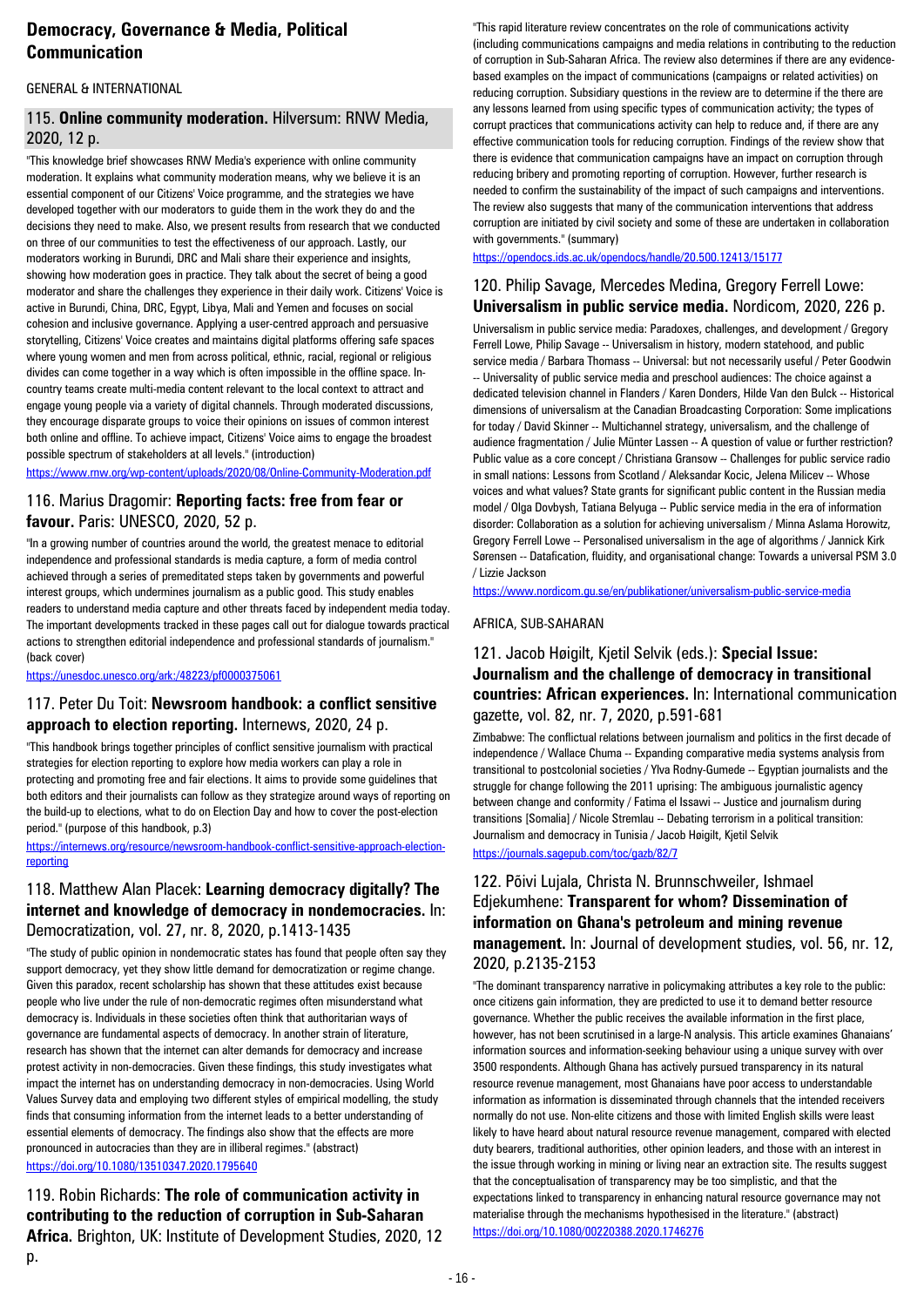# Democracy, Governance & Media, Political Communication

GENERAL & INTERNATIONAL

## 115. **Online community moderation.** Hilversum: RNW Media, 2020, 12 p.

"This knowledge brief showcases RNW Media's experience with online community moderation. It explains what community moderation means, why we believe it is an essential component of our Citizens' Voice programme, and the strategies we have developed together with our moderators to guide them in the work they do and the decisions they need to make. Also, we present results from research that we conducted on three of our communities to test the effectiveness of our approach. Lastly, our moderators working in Burundi, DRC and Mali share their experience and insights, showing how moderation goes in practice. They talk about the secret of being a good moderator and share the challenges they experience in their daily work. Citizens' Voice is active in Burundi, China, DRC, Egypt, Libya, Mali and Yemen and focuses on social cohesion and inclusive governance. Applying a user-centred approach and persuasive storytelling, Citizens' Voice creates and maintains digital platforms offering safe spaces where young women and men from across political, ethnic, racial, regional or religious divides can come together in a way which is often impossible in the offline space. In-country teams create multi-media content relevant to the local context to attract and engage young people via a variety of digital channels. Through moderated discussions, they encourage disparate groups to voice their opinions on issues of common interest both online and offline. To achieve impact, Citizens' Voice aims to engage the broadest possible spectrum of stakeholders at all levels." (introduction)

https://www.rnw.org/wp-content/uploads/2020/08/Online-Community-Moderation.pdf

## 116. Marius Dragomir: **Reporting facts: free from fear or favour.** Paris: UNESCO, 2020, 52 p.

"In a growing number of countries around the world, the greatest menace to editorial independence and professional standards is media capture, a form of media control achieved through a series of premeditated steps taken by governments and powerful interest groups, which undermines journalism as a public good. This study enables readers to understand media capture and other threats faced by independent media today. The important developments tracked in these pages call out for dialogue towards practical actions to strengthen editorial independence and professional standards of journalism." (back cover)

https://unesdoc.unesco.org/ark:/48223/pf0000375061

## 117. Peter Du Toit: **Newsroom handbook: a conflict sensitive approach to election reporting.** Internews, 2020, 24 p.

"This handbook brings together principles of conflict sensitive journalism with practical strategies for election reporting to explore how media workers can play a role in protecting and promoting free and fair elections. It aims to provide some guidelines that both editors and their journalists can follow as they strategize around ways of reporting on the build-up to elections, what to do on Election Day and how to cover the post-election period." (purpose of this handbook, p.3)

https://internews.org/resource/newsroom-handbook-conflict-sensitive-approach-election-reporting

## 118. Matthew Alan Placek: **Learning democracy digitally? The internet and knowledge of democracy in nondemocracies.** In: Democratization, vol. 27, nr. 8, 2020, p.1413-1435

"The study of public opinion in nondemocratic states has found that people often say they support democracy, yet they show little demand for democratization or regime change. Given this paradox, recent scholarship has shown that these attitudes exist because people who live under the rule of non-democratic regimes often misunderstand what democracy is. Individuals in these societies often think that authoritarian ways of governance are fundamental aspects of democracy. In another strain of literature, research has shown that the internet can alter demands for democracy and increase protest activity in non-democracies. Given these findings, this study investigates what impact the internet has on understanding democracy in non-democracies. Using World Values Survey data and employing two different styles of empirical modelling, the study finds that consuming information from the internet leads to a better understanding of essential elements of democracy. The findings also show that the effects are more pronounced in autocracies than they are in illiberal regimes." (abstract)

https://doi.org/10.1080/13510347.2020.1795640

## 119. Robin Richards: **The role of communication activity in contributing to the reduction of corruption in Sub-Saharan Africa.** Brighton, UK: Institute of Development Studies, 2020, 12 p.

"This rapid literature review concentrates on the role of communications activity (including communications campaigns and media relations in contributing to the reduction of corruption in Sub-Saharan Africa. The review also determines if there are any evidence-based examples on the impact of communications (campaigns or related activities) on reducing corruption. Subsidiary questions in the review are to determine if the there are any lessons learned from using specific types of communication activity; the types of corrupt practices that communications activity can help to reduce and, if there are any effective communication tools for reducing corruption. Findings of the review show that there is evidence that communication campaigns have an impact on corruption through reducing bribery and promoting reporting of corruption. However, further research is needed to confirm the sustainability of the impact of such campaigns and interventions. The review also suggests that many of the communication interventions that address corruption are initiated by civil society and some of these are undertaken in collaboration with governments." (summary)

https://opendocs.ids.ac.uk/opendocs/handle/20.500.12413/15177

## 120. Philip Savage, Mercedes Medina, Gregory Ferrell Lowe: **Universalism in public service media.** Nordicom, 2020, 226 p.

Universalism in public service media: Paradoxes, challenges, and development / Gregory Ferrell Lowe, Philip Savage -- Universalism in history, modern statehood, and public service media / Barbara Thomass -- Universal: but not necessarily useful / Peter Goodwin -- Universality of public service media and preschool audiences: The choice against a dedicated television channel in Flanders / Karen Donders, Hilde Van den Bulck -- Historical dimensions of universalism at the Canadian Broadcasting Corporation: Some implications for today / David Skinner -- Multichannel strategy, universalism, and the challenge of audience fragmentation / Julie Münter Lassen -- A question of value or further restriction? Public value as a core concept / Christiana Gransow -- Challenges for public service radio in small nations: Lessons from Scotland / Aleksandar Kocic, Jelena Milicev -- Whose voices and what values? State grants for significant public content in the Russian media model / Olga Dovbysh, Tatiana Belyuga -- Public service media in the era of information disorder: Collaboration as a solution for achieving universalism / Minna Aslama Horowitz, Gregory Ferrell Lowe -- Personalised universalism in the age of algorithms / Jannick Kirk Sørensen -- Datafication, fluidity, and organisational change: Towards a universal PSM 3.0 / Lizzie Jackson

https://www.nordicom.gu.se/en/publikationer/universalism-public-service-media

AFRICA, SUB-SAHARAN

## 121. Jacob Høigilt, Kjetil Selvik (eds.): **Special Issue: Journalism and the challenge of democracy in transitional countries: African experiences.** In: International communication gazette, vol. 82, nr. 7, 2020, p.591-681

Zimbabwe: The conflictual relations between journalism and politics in the first decade of independence / Wallace Chuma -- Expanding comparative media systems analysis from transitional to postcolonial societies / Ylva Rodny-Gumede -- Egyptian journalists and the struggle for change following the 2011 uprising: The ambiguous journalistic agency between change and conformity / Fatima el Issawi -- Justice and journalism during transitions [Somalia] / Nicole Stremlau -- Debating terrorism in a political transition: Journalism and democracy in Tunisia / Jacob Høigilt, Kjetil Selvik

https://journals.sagepub.com/toc/gazb/82/7

## 122. Põivi Lujala, Christa N. Brunnschweiler, Ishmael Edjekumhene: **Transparent for whom? Dissemination of information on Ghana's petroleum and mining revenue management.** In: Journal of development studies, vol. 56, nr. 12, 2020, p.2135-2153

"The dominant transparency narrative in policymaking attributes a key role to the public: once citizens gain information, they are predicted to use it to demand better resource governance. Whether the public receives the available information in the first place, however, has not been scrutinised in a large-N analysis. This article examines Ghanaians' information sources and information-seeking behaviour using a unique survey with over 3500 respondents. Although Ghana has actively pursued transparency in its natural resource revenue management, most Ghanaians have poor access to understandable information as information is disseminated through channels that the intended receivers normally do not use. Non-elite citizens and those with limited English skills were least likely to have heard about natural resource revenue management, compared with elected duty bearers, traditional authorities, other opinion leaders, and those with an interest in the issue through working in mining or living near an extraction site. The results suggest that the conceptualisation of transparency may be too simplistic, and that the expectations linked to transparency in enhancing natural resource governance may not materialise through the mechanisms hypothesised in the literature." (abstract)

https://doi.org/10.1080/00220388.2020.1746276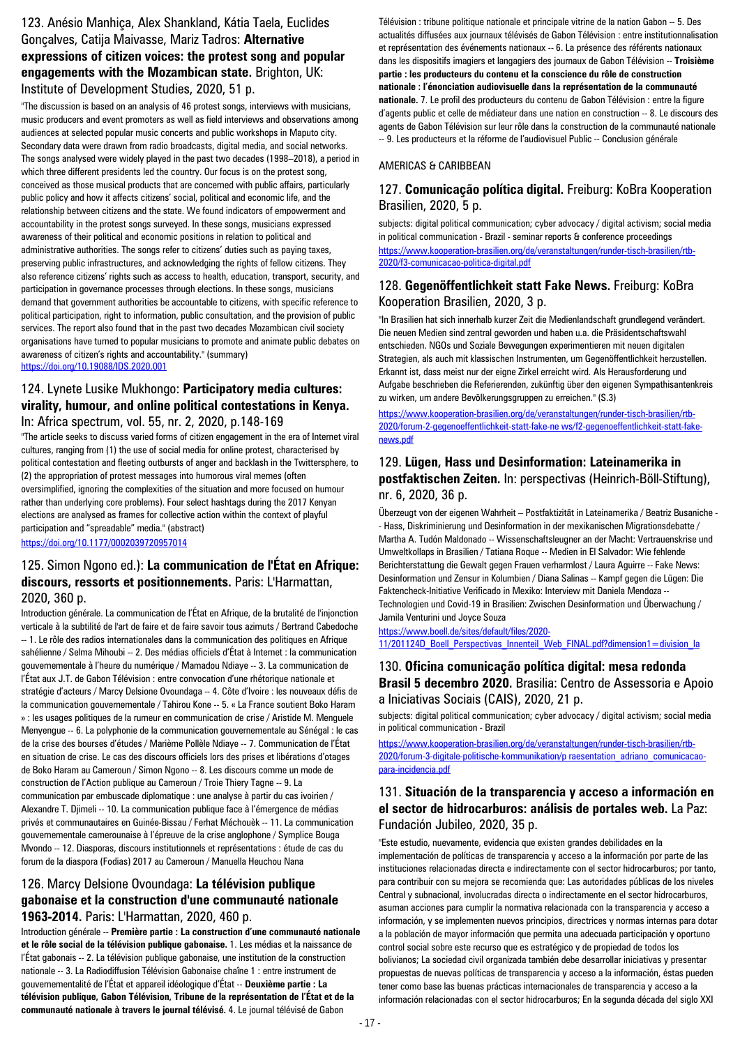## 123. Anésio Manhiça, Alex Shankland, Kátia Taela, Euclides Gonçalves, Catija Maivasse, Mariz Tadros: **Alternative expressions of citizen voices: the protest song and popular engagements with the Mozambican state.** Brighton, UK: Institute of Development Studies, 2020, 51 p.

"The discussion is based on an analysis of 46 protest songs, interviews with musicians, music producers and event promoters as well as field interviews and observations among audiences at selected popular music concerts and public workshops in Maputo city. Secondary data were drawn from radio broadcasts, digital media, and social networks. The songs analysed were widely played in the past two decades (1998–2018), a period in which three different presidents led the country. Our focus is on the protest song, conceived as those musical products that are concerned with public affairs, particularly public policy and how it affects citizens' social, political and economic life, and the relationship between citizens and the state. We found indicators of empowerment and accountability in the protest songs surveyed. In these songs, musicians expressed awareness of their political and economic positions in relation to political and administrative authorities. The songs refer to citizens' duties such as paying taxes, preserving public infrastructures, and acknowledging the rights of fellow citizens. They also reference citizens' rights such as access to health, education, transport, security, and participation in governance processes through elections. In these songs, musicians demand that government authorities be accountable to citizens, with specific reference to political participation, right to information, public consultation, and the provision of public services. The report also found that in the past two decades Mozambican civil society organisations have turned to popular musicians to promote and animate public debates on awareness of citizen's rights and accountability." (summary)

https://doi.org/10.19088/IDS.2020.001

## 124. Lynete Lusike Mukhongo: **Participatory media cultures: virality, humour, and online political contestations in Kenya.** In: Africa spectrum, vol. 55, nr. 2, 2020, p.148-169

"The article seeks to discuss varied forms of citizen engagement in the era of Internet viral cultures, ranging from (1) the use of social media for online protest, characterised by political contestation and fleeting outbursts of anger and backlash in the Twittersphere, to (2) the appropriation of protest messages into humorous viral memes (often oversimplified, ignoring the complexities of the situation and more focused on humour rather than underlying core problems). Four select hashtags during the 2017 Kenyan elections are analysed as frames for collective action within the context of playful participation and "spreadable" media." (abstract)

https://doi.org/10.1177/0002039720957014

## 125. Simon Ngono ed.): **La communication de l'État en Afrique: discours, ressorts et positionnements.** Paris: L'Harmattan, 2020, 360 p.

Introduction générale. La communication de l'État en Afrique, de la brutalité de l'injonction verticale à la subtilité de l'art de faire et de faire savoir tous azimuts / Bertrand Cabedoche -- 1. Le rôle des radios internationales dans la communication des politiques en Afrique sahélienne / Selma Mihoubi -- 2. Des médias officiels d'État à Internet : la communication gouvernementale à l'heure du numérique / Mamadou Ndiaye -- 3. La communication de l'État aux J.T. de Gabon Télévision : entre convocation d'une rhétorique nationale et stratégie d'acteurs / Marcy Delsione Ovoundaga -- 4. Côte d'Ivoire : les nouveaux défis de la communication gouvernementale / Tahirou Kone -- 5. « La France soutient Boko Haram » : les usages politiques de la rumeur en communication de crise / Aristide M. Menguele Menyengue -- 6. La polyphonie de la communication gouvernementale au Sénégal : le cas de la crise des bourses d'études / Marième Pollèle Ndiaye -- 7. Communication de l'État en situation de crise. Le cas des discours officiels lors des prises et libérations d'otages de Boko Haram au Cameroun / Simon Ngono -- 8. Les discours comme un mode de construction de l'Action publique au Cameroun / Troie Thiery Tagne -- 9. La communication par embuscade diplomatique : une analyse à partir du cas ivoirien / Alexandre T. Djimeli -- 10. La communication publique face à l'émergence de médias privés et communautaires en Guinée-Bissau / Ferhat Méchouèk -- 11. La communication gouvernementale camerounaise à l'épreuve de la crise anglophone / Symplice Bouga Mvondo -- 12. Diasporas, discours institutionnels et représentations : étude de cas du forum de la diaspora (Fodias) 2017 au Cameroun / Manuella Heuchou Nana

## 126. Marcy Delsione Ovoundaga: **La télévision publique gabonaise et la construction d'une communauté nationale 1963-2014.** Paris: L'Harmattan, 2020, 460 p.

Introduction générale -- **Première partie : La construction d'une communauté nationale et le rôle social de la télévision publique gabonaise.** 1. Les médias et la naissance de l'État gabonais -- 2. La télévision publique gabonaise, une institution de la construction nationale -- 3. La Radiodiffusion Télévision Gabonaise chaîne 1 : entre instrument de gouvernementalité de l'État et appareil idéologique d'État -- **Deuxième partie : La télévision publique, Gabon Télévision, Tribune de la représentation de l'État et de la communauté nationale à travers le journal télévisé.** 4. Le journal télévisé de Gabon Télévision : tribune politique nationale et principale vitrine de la nation Gabon -- 5. Des actualités diffusées aux journaux télévisés de Gabon Télévision : entre institutionnalisation et représentation des événements nationaux -- 6. La présence des référents nationaux dans les dispositifs imagiers et langagiers des journaux de Gabon Télévision -- **Troisième partie : les producteurs du contenu et la conscience du rôle de construction nationale : l'énonciation audiovisuelle dans la représentation de la communauté nationale.** 7. Le profil des producteurs du contenu de Gabon Télévision : entre la figure d'agents public et celle de médiateur dans une nation en construction -- 8. Le discours des agents de Gabon Télévision sur leur rôle dans la construction de la communauté nationale -- 9. Les producteurs et la réforme de l'audiovisuel Public -- Conclusion générale

# AMERICAS & CARIBBEAN

## 127. **Comunicação política digital.** Freiburg: KoBra Kooperation Brasilien, 2020, 5 p.

subjects: digital political communication; cyber advocacy / digital activism; social media in political communication - Brazil - seminar reports & conference proceedings

https://www.kooperation-brasilien.org/de/veranstaltungen/runder-tisch-brasilien/rtb-2020/f3-comunicacao-politica-digital.pdf

## 128. **Gegenöffentlichkeit statt Fake News.** Freiburg: KoBra Kooperation Brasilien, 2020, 3 p.

"In Brasilien hat sich innerhalb kurzer Zeit die Medienlandschaft grundlegend verändert. Die neuen Medien sind zentral geworden und haben u.a. die Präsidentschaftswahl entschieden. NGOs und Soziale Bewegungen experimentieren mit neuen digitalen Strategien, als auch mit klassischen Instrumenten, um Gegenöffentlichkeit herzustellen. Erkannt ist, dass meist nur der eigne Zirkel erreicht wird. Als Herausforderung und Aufgabe beschrieben die Referierenden, zukünftig über den eigenen Sympathisantenkreis zu wirken, um andere Bevölkerungsgruppen zu erreichen." (S.3)

https://www.kooperation-brasilien.org/de/veranstaltungen/runder-tisch-brasilien/rtb-2020/forum-2-gegenoeffentlichkeit-statt-fake-ne ws/f2-gegenoeffentlichkeit-statt-fake-news.pdf

## 129. **Lügen, Hass und Desinformation: Lateinamerika in postfaktischen Zeiten.** In: perspectivas (Heinrich-Böll-Stiftung), nr. 6, 2020, 36 p.

Überzeugt von der eigenen Wahrheit – Postfaktizität in Lateinamerika / Beatriz Busaniche -- Hass, Diskriminierung und Desinformation in der mexikanischen Migrationsdebatte / Martha A. Tudón Maldonado -- Wissenschaftsleugner an der Macht: Vertrauenskrise und Umweltkollaps in Brasilien / Tatiana Roque -- Medien in El Salvador: Wie fehlende Berichterstattung die Gewalt gegen Frauen verharmlost / Laura Aguirre -- Fake News: Desinformation und Zensur in Kolumbien / Diana Salinas -- Kampf gegen die Lügen: Die Faktencheck-Initiative Verificado in Mexiko: Interview mit Daniela Mendoza -- Technologien und Covid-19 in Brasilien: Zwischen Desinformation und Überwachung / Jamila Venturini und Joyce Souza

https://www.boell.de/sites/default/files/2020-11/201124D_Boell_Perspectivas_Innenteil_Web_FINAL.pdf?dimension1=division_la

## 130. **Oficina comunicação política digital: mesa redonda Brasil 5 decembro 2020.** Brasilia: Centro de Assessoria e Apoio a Iniciativas Sociais (CAIS), 2020, 21 p.

subjects: digital political communication; cyber advocacy / digital activism; social media in political communication - Brazil

https://www.kooperation-brasilien.org/de/veranstaltungen/runder-tisch-brasilien/rtb-2020/forum-3-digitale-politische-kommunikation/p raesentation_adriano_comunicacao-para-incidencia.pdf

## 131. **Situación de la transparencia y acceso a información en el sector de hidrocarburos: análisis de portales web.** La Paz: Fundación Jubileo, 2020, 35 p.

"Este estudio, nuevamente, evidencia que existen grandes debilidades en la implementación de políticas de transparencia y acceso a la información por parte de las instituciones relacionadas directa e indirectamente con el sector hidrocarburos; por tanto, para contribuir con su mejora se recomienda que: Las autoridades públicas de los niveles Central y subnacional, involucradas directa o indirectamente en el sector hidrocarburos, asuman acciones para cumplir la normativa relacionada con la transparencia y acceso a información, y se implementen nuevos principios, directrices y normas internas para dotar a la población de mayor información que permita una adecuada participación y oportuno control social sobre este recurso que es estratégico y de propiedad de todos los bolivianos; La sociedad civil organizada también debe desarrollar iniciativas y presentar propuestas de nuevas políticas de transparencia y acceso a la información, éstas pueden tener como base las buenas prácticas internacionales de transparencia y acceso a la información relacionadas con el sector hidrocarburos; En la segunda década del siglo XXI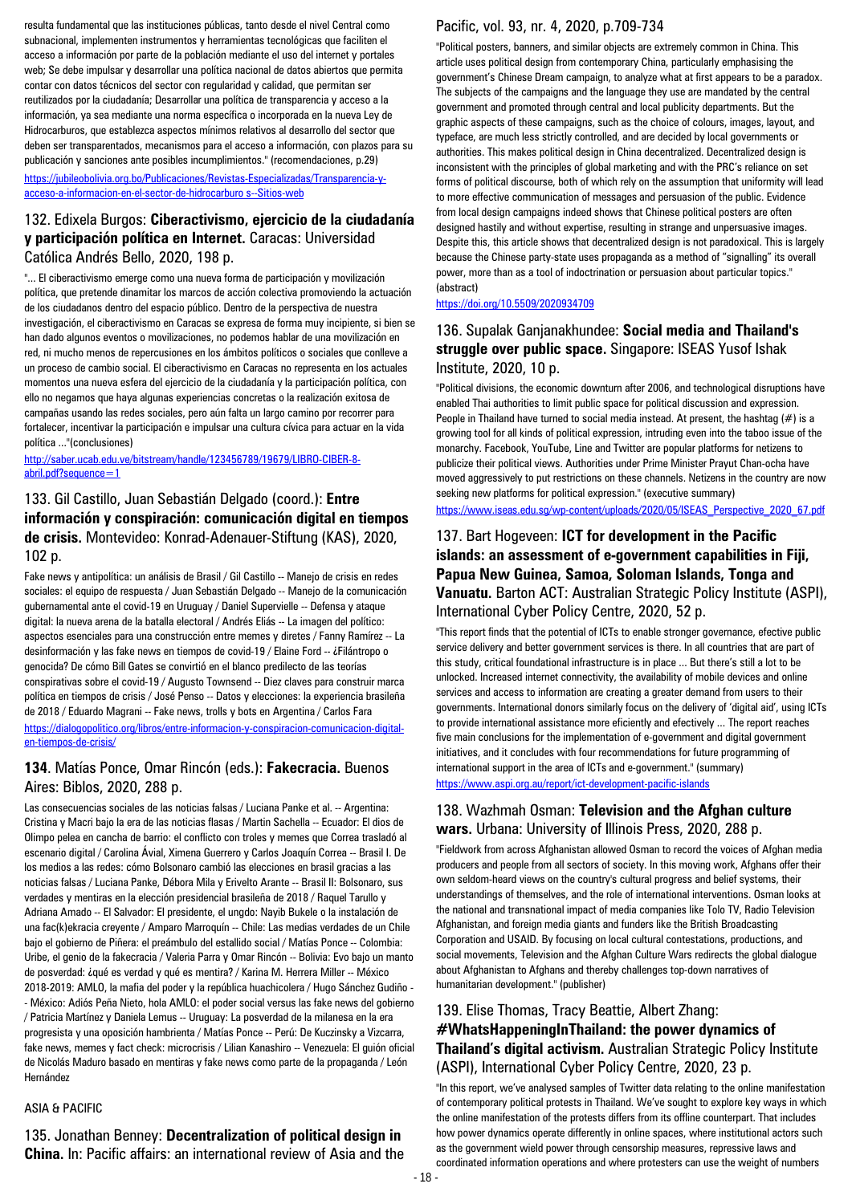resulta fundamental que las instituciones públicas, tanto desde el nivel Central como subnacional, implementen instrumentos y herramientas tecnológicas que faciliten el acceso a información por parte de la población mediante el uso del internet y portales web; Se debe impulsar y desarrollar una política nacional de datos abiertos que permita contar con datos técnicos del sector con regularidad y calidad, que permitan ser reutilizados por la ciudadanía; Desarrollar una política de transparencia y acceso a la información, ya sea mediante una norma específica o incorporada en la nueva Ley de Hidrocarburos, que establezca aspectos mínimos relativos al desarrollo del sector que deben ser transparentados, mecanismos para el acceso a información, con plazos para su publicación y sanciones ante posibles incumplimientos." (recomendaciones, p.29)

https://jubileobolivia.org.bo/Publicaciones/Revistas-Especializadas/Transparencia-y-acceso-a-informacion-en-el-sector-de-hidrocarburo s--Sitios-web

### 132. Edixela Burgos: **Ciberactivismo, ejercicio de la ciudadanía y participación política en Internet.** Caracas: Universidad Católica Andrés Bello, 2020, 198 p.

"... El ciberactivismo emerge como una nueva forma de participación y movilización política, que pretende dinamitar los marcos de acción colectiva promoviendo la actuación de los ciudadanos dentro del espacio público. Dentro de la perspectiva de nuestra investigación, el ciberactivismo en Caracas se expresa de forma muy incipiente, si bien se han dado algunos eventos o movilizaciones, no podemos hablar de una movilización en red, ni mucho menos de repercusiones en los ámbitos políticos o sociales que conlleve a un proceso de cambio social. El ciberactivismo en Caracas no representa en los actuales momentos una nueva esfera del ejercicio de la ciudadanía y la participación política, con ello no negamos que haya algunas experiencias concretas o la realización exitosa de campañas usando las redes sociales, pero aún falta un largo camino por recorrer para fortalecer, incentivar la participación e impulsar una cultura cívica para actuar en la vida política ..."(conclusiones)

http://saber.ucab.edu.ve/bitstream/handle/123456789/19679/LIBRO-CIBER-8-abril.pdf?sequence=1

### 133. Gil Castillo, Juan Sebastián Delgado (coord.): **Entre información y conspiración: comunicación digital en tiempos de crisis.** Montevideo: Konrad-Adenauer-Stiftung (KAS), 2020, 102 p.

Fake news y antipolítica: un análisis de Brasil / Gil Castillo -- Manejo de crisis en redes sociales: el equipo de respuesta / Juan Sebastián Delgado -- Manejo de la comunicación gubernamental ante el covid-19 en Uruguay / Daniel Supervielle -- Defensa y ataque digital: la nueva arena de la batalla electoral / Andrés Eliás -- La imagen del político: aspectos esenciales para una construcción entre memes y diretes / Fanny Ramírez -- La desinformación y las fake news en tiempos de covid-19 / Elaine Ford -- ¿Filántropo o genocida? De cómo Bill Gates se convirtió en el blanco predilecto de las teorías conspirativas sobre el covid-19 / Augusto Townsend -- Diez claves para construir marca política en tiempos de crisis / José Penso -- Datos y elecciones: la experiencia brasileña de 2018 / Eduardo Magrani -- Fake news, trolls y bots en Argentina / Carlos Fara

https://dialogopolitico.org/libros/entre-informacion-y-conspiracion-comunicacion-digital-en-tiempos-de-crisis/

### **134**. Matías Ponce, Omar Rincón (eds.): **Fakecracia.** Buenos Aires: Biblos, 2020, 288 p.

Las consecuencias sociales de las noticias falsas / Luciana Panke et al. -- Argentina: Cristina y Macri bajo la era de las noticias flasas / Martin Sachella -- Ecuador: El dios de Olimpo pelea en cancha de barrio: el conflicto con troles y memes que Correa trasladó al escenario digital / Carolina Ávial, Ximena Guerrero y Carlos Joaquín Correa -- Brasil I. De los medios a las redes: cómo Bolsonaro cambió las elecciones en brasil gracias a las noticias falsas / Luciana Panke, Débora Mila y Erivelto Arante -- Brasil II: Bolsonaro, sus verdades y mentiras en la elección presidencial brasileña de 2018 / Raquel Tarullo y Adriana Amado -- El Salvador: El presidente, el ungdo: Nayib Bukele o la instalación de una fac(k)ekracia creyente / Amparo Marroquín -- Chile: Las medias verdades de un Chile bajo el gobierno de Piñera: el preámbulo del estallido social / Matías Ponce -- Colombia: Uribe, el genio de la fakecracia / Valeria Parra y Omar Rincón -- Bolivia: Evo bajo un manto de posverdad: ¿qué es verdad y qué es mentira? / Karina M. Herrera Miller -- México 2018-2019: AMLO, la mafia del poder y la república huachicolera / Hugo Sánchez Gudiño -- México: Adiós Peña Nieto, hola AMLO: el poder social versus las fake news del gobierno / Patricia Martínez y Daniela Lemus -- Uruguay: La posverdad de la milanesa en la era progresista y una oposición hambrienta / Matías Ponce -- Perú: De Kuczinsky a Vizcarra, fake news, memes y fact check: microcrisis / Lilian Kanashiro -- Venezuela: El guión oficial de Nicolás Maduro basado en mentiras y fake news como parte de la propaganda / León Hernández

## ASIA & PACIFIC

### 135. Jonathan Benney: **Decentralization of political design in China.** In: Pacific affairs: an international review of Asia and the Pacific, vol. 93, nr. 4, 2020, p.709-734

"Political posters, banners, and similar objects are extremely common in China. This article uses political design from contemporary China, particularly emphasising the government's Chinese Dream campaign, to analyze what at first appears to be a paradox. The subjects of the campaigns and the language they use are mandated by the central government and promoted through central and local publicity departments. But the graphic aspects of these campaigns, such as the choice of colours, images, layout, and typeface, are much less strictly controlled, and are decided by local governments or authorities. This makes political design in China decentralized. Decentralized design is inconsistent with the principles of global marketing and with the PRC's reliance on set forms of political discourse, both of which rely on the assumption that uniformity will lead to more effective communication of messages and persuasion of the public. Evidence from local design campaigns indeed shows that Chinese political posters are often designed hastily and without expertise, resulting in strange and unpersuasive images. Despite this, this article shows that decentralized design is not paradoxical. This is largely because the Chinese party-state uses propaganda as a method of "signalling" its overall power, more than as a tool of indoctrination or persuasion about particular topics." (abstract)

https://doi.org/10.5509/2020934709

### 136. Supalak Ganjanakhundee: **Social media and Thailand's struggle over public space.** Singapore: ISEAS Yusof Ishak Institute, 2020, 10 p.

"Political divisions, the economic downturn after 2006, and technological disruptions have enabled Thai authorities to limit public space for political discussion and expression. People in Thailand have turned to social media instead. At present, the hashtag (#) is a growing tool for all kinds of political expression, intruding even into the taboo issue of the monarchy. Facebook, YouTube, Line and Twitter are popular platforms for netizens to publicize their political views. Authorities under Prime Minister Prayut Chan-ocha have moved aggressively to put restrictions on these channels. Netizens in the country are now seeking new platforms for political expression." (executive summary)

https://www.iseas.edu.sg/wp-content/uploads/2020/05/ISEAS_Perspective_2020_67.pdf

### 137. Bart Hogeveen: **ICT for development in the Pacific islands: an assessment of e-government capabilities in Fiji, Papua New Guinea, Samoa, Soloman Islands, Tonga and Vanuatu.** Barton ACT: Australian Strategic Policy Institute (ASPI), International Cyber Policy Centre, 2020, 52 p.

"This report finds that the potential of ICTs to enable stronger governance, efective public service delivery and better government services is there. In all countries that are part of this study, critical foundational infrastructure is in place ... But there's still a lot to be unlocked. Increased internet connectivity, the availability of mobile devices and online services and access to information are creating a greater demand from users to their governments. International donors similarly focus on the delivery of 'digital aid', using ICTs to provide international assistance more eficiently and efectively ... The report reaches five main conclusions for the implementation of e-government and digital government initiatives, and it concludes with four recommendations for future programming of international support in the area of ICTs and e-government." (summary)

https://www.aspi.org.au/report/ict-development-pacific-islands

### 138. Wazhmah Osman: **Television and the Afghan culture wars.** Urbana: University of Illinois Press, 2020, 288 p.

"Fieldwork from across Afghanistan allowed Osman to record the voices of Afghan media producers and people from all sectors of society. In this moving work, Afghans offer their own seldom-heard views on the country's cultural progress and belief systems, their understandings of themselves, and the role of international interventions. Osman looks at the national and transnational impact of media companies like Tolo TV, Radio Television Afghanistan, and foreign media giants and funders like the British Broadcasting Corporation and USAID. By focusing on local cultural contestations, productions, and social movements, Television and the Afghan Culture Wars redirects the global dialogue about Afghanistan to Afghans and thereby challenges top-down narratives of humanitarian development." (publisher)

### 139. Elise Thomas, Tracy Beattie, Albert Zhang: **#WhatsHappeningInThailand: the power dynamics of Thailand's digital activism.** Australian Strategic Policy Institute (ASPI), International Cyber Policy Centre, 2020, 23 p.

"In this report, we've analysed samples of Twitter data relating to the online manifestation of contemporary political protests in Thailand. We've sought to explore key ways in which the online manifestation of the protests differs from its offline counterpart. That includes how power dynamics operate differently in online spaces, where institutional actors such as the government wield power through censorship measures, repressive laws and coordinated information operations and where protesters can use the weight of numbers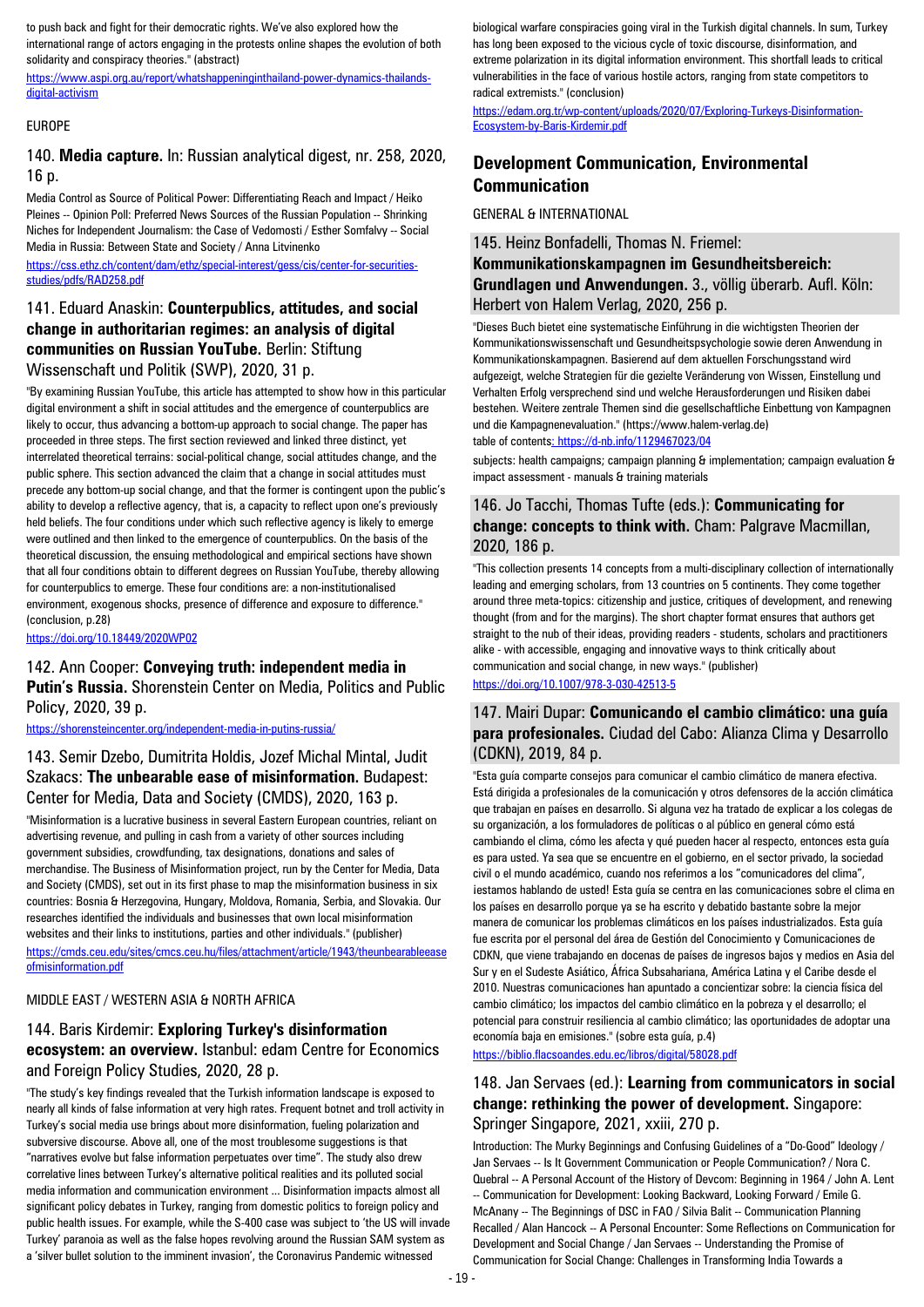to push back and fight for their democratic rights. We've also explored how the international range of actors engaging in the protests online shapes the evolution of both solidarity and conspiracy theories." (abstract)

https://www.aspi.org.au/report/whatshappeninginthailand-power-dynamics-thailands-digital-activism

EUROPE

### 140. **Media capture.** In: Russian analytical digest, nr. 258, 2020, 16 p.

Media Control as Source of Political Power: Differentiating Reach and Impact / Heiko Pleines -- Opinion Poll: Preferred News Sources of the Russian Population -- Shrinking Niches for Independent Journalism: the Case of Vedomosti / Esther Somfalvy -- Social Media in Russia: Between State and Society / Anna Litvinenko

https://css.ethz.ch/content/dam/ethz/special-interest/gess/cis/center-for-securities-studies/pdfs/RAD258.pdf

### 141. Eduard Anaskin: **Counterpublics, attitudes, and social change in authoritarian regimes: an analysis of digital communities on Russian YouTube.** Berlin: Stiftung Wissenschaft und Politik (SWP), 2020, 31 p.

"By examining Russian YouTube, this article has attempted to show how in this particular digital environment a shift in social attitudes and the emergence of counterpublics are likely to occur, thus advancing a bottom-up approach to social change. The paper has proceeded in three steps. The first section reviewed and linked three distinct, yet interrelated theoretical terrains: social-political change, social attitudes change, and the public sphere. This section advanced the claim that a change in social attitudes must precede any bottom-up social change, and that the former is contingent upon the public's ability to develop a reflective agency, that is, a capacity to reflect upon one's previously held beliefs. The four conditions under which such reflective agency is likely to emerge were outlined and then linked to the emergence of counterpublics. On the basis of the theoretical discussion, the ensuing methodological and empirical sections have shown that all four conditions obtain to different degrees on Russian YouTube, thereby allowing for counterpublics to emerge. These four conditions are: a non-institutionalised environment, exogenous shocks, presence of difference and exposure to difference." (conclusion, p.28)

https://doi.org/10.18449/2020WP02

### 142. Ann Cooper: **Conveying truth: independent media in Putin's Russia.** Shorenstein Center on Media, Politics and Public Policy, 2020, 39 p.

https://shorensteincenter.org/independent-media-in-putins-russia/

### 143. Semir Dzebo, Dumitrita Holdis, Jozef Michal Mintal, Judit Szakacs: **The unbearable ease of misinformation.** Budapest: Center for Media, Data and Society (CMDS), 2020, 163 p.

"Misinformation is a lucrative business in several Eastern European countries, reliant on advertising revenue, and pulling in cash from a variety of other sources including government subsidies, crowdfunding, tax designations, donations and sales of merchandise. The Business of Misinformation project, run by the Center for Media, Data and Society (CMDS), set out in its first phase to map the misinformation business in six countries: Bosnia & Herzegovina, Hungary, Moldova, Romania, Serbia, and Slovakia. Our researches identified the individuals and businesses that own local misinformation websites and their links to institutions, parties and other individuals." (publisher)

https://cmds.ceu.edu/sites/cmcs.ceu.hu/files/attachment/article/1943/theunbearableeaseofmisinformation.pdf

MIDDLE EAST / WESTERN ASIA & NORTH AFRICA

### 144. Baris Kirdemir: **Exploring Turkey's disinformation ecosystem: an overview.** Istanbul: edam Centre for Economics and Foreign Policy Studies, 2020, 28 p.

"The study's key findings revealed that the Turkish information landscape is exposed to nearly all kinds of false information at very high rates. Frequent botnet and troll activity in Turkey's social media use brings about more disinformation, fueling polarization and subversive discourse. Above all, one of the most troublesome suggestions is that "narratives evolve but false information perpetuates over time". The study also drew correlative lines between Turkey's alternative political realities and its polluted social media information and communication environment ... Disinformation impacts almost all significant policy debates in Turkey, ranging from domestic politics to foreign policy and public health issues. For example, while the S-400 case was subject to 'the US will invade Turkey' paranoia as well as the false hopes revolving around the Russian SAM system as a 'silver bullet solution to the imminent invasion', the Coronavirus Pandemic witnessed biological warfare conspiracies going viral in the Turkish digital channels. In sum, Turkey has long been exposed to the vicious cycle of toxic discourse, disinformation, and extreme polarization in its digital information environment. This shortfall leads to critical vulnerabilities in the face of various hostile actors, ranging from state competitors to radical extremists." (conclusion)

https://edam.org.tr/wp-content/uploads/2020/07/Exploring-Turkeys-Disinformation-Ecosystem-by-Baris-Kirdemir.pdf

## Development Communication, Environmental Communication

GENERAL & INTERNATIONAL

### 145. Heinz Bonfadelli, Thomas N. Friemel: **Kommunikationskampagnen im Gesundheitsbereich: Grundlagen und Anwendungen.** 3., völlig überarb. Aufl. Köln: Herbert von Halem Verlag, 2020, 256 p.

"Dieses Buch bietet eine systematische Einführung in die wichtigsten Theorien der Kommunikationswissenschaft und Gesundheitspsychologie sowie deren Anwendung in Kommunikationskampagnen. Basierend auf dem aktuellen Forschungsstand wird aufgezeigt, welche Strategien für die gezielte Veränderung von Wissen, Einstellung und Verhalten Erfolg versprechend sind und welche Herausforderungen und Risiken dabei bestehen. Weitere zentrale Themen sind die gesellschaftliche Einbettung von Kampagnen und die Kampagnenevaluation." (https://www.halem-verlag.de)

table of contents: https://d-nb.info/1129467023/04

subjects: health campaigns; campaign planning & implementation; campaign evaluation & impact assessment - manuals & training materials

### 146. Jo Tacchi, Thomas Tufte (eds.): **Communicating for change: concepts to think with.** Cham: Palgrave Macmillan, 2020, 186 p.

"This collection presents 14 concepts from a multi-disciplinary collection of internationally leading and emerging scholars, from 13 countries on 5 continents. They come together around three meta-topics: citizenship and justice, critiques of development, and renewing thought (from and for the margins). The short chapter format ensures that authors get straight to the nub of their ideas, providing readers - students, scholars and practitioners alike - with accessible, engaging and innovative ways to think critically about communication and social change, in new ways." (publisher)

https://doi.org/10.1007/978-3-030-42513-5

### 147. Mairi Dupar: **Comunicando el cambio climático: una guía para profesionales.** Ciudad del Cabo: Alianza Clima y Desarrollo (CDKN), 2019, 84 p.

"Esta guía comparte consejos para comunicar el cambio climático de manera efectiva. Está dirigida a profesionales de la comunicación y otros defensores de la acción climática que trabajan en países en desarrollo. Si alguna vez ha tratado de explicar a los colegas de su organización, a los formuladores de políticas o al público en general cómo está cambiando el clima, cómo les afecta y qué pueden hacer al respecto, entonces esta guía es para usted. Ya sea que se encuentre en el gobierno, en el sector privado, la sociedad civil o el mundo académico, cuando nos referimos a los "comunicadores del clima", ¡estamos hablando de usted! Esta guía se centra en las comunicaciones sobre el clima en los países en desarrollo porque ya se ha escrito y debatido bastante sobre la mejor manera de comunicar los problemas climáticos en los países industrializados. Esta guía fue escrita por el personal del área de Gestión del Conocimiento y Comunicaciones de CDKN, que viene trabajando en docenas de países de ingresos bajos y medios en Asia del Sur y en el Sudeste Asiático, África Subsahariana, América Latina y el Caribe desde el 2010. Nuestras comunicaciones han apuntado a concientizar sobre: la ciencia física del cambio climático; los impactos del cambio climático en la pobreza y el desarrollo; el potencial para construir resiliencia al cambio climático; las oportunidades de adoptar una economía baja en emisiones." (sobre esta guía, p.4)

https://biblio.flacsoandes.edu.ec/libros/digital/58028.pdf

### 148. Jan Servaes (ed.): **Learning from communicators in social change: rethinking the power of development.** Singapore: Springer Singapore, 2021, xxiii, 270 p.

Introduction: The Murky Beginnings and Confusing Guidelines of a "Do-Good" Ideology / Jan Servaes -- Is It Government Communication or People Communication? / Nora C. Quebral -- A Personal Account of the History of Devcom: Beginning in 1964 / John A. Lent -- Communication for Development: Looking Backward, Looking Forward / Emile G. McAnany -- The Beginnings of DSC in FAO / Silvia Balit -- Communication Planning Recalled / Alan Hancock -- A Personal Encounter: Some Reflections on Communication for Development and Social Change / Jan Servaes -- Understanding the Promise of Communication for Social Change: Challenges in Transforming India Towards a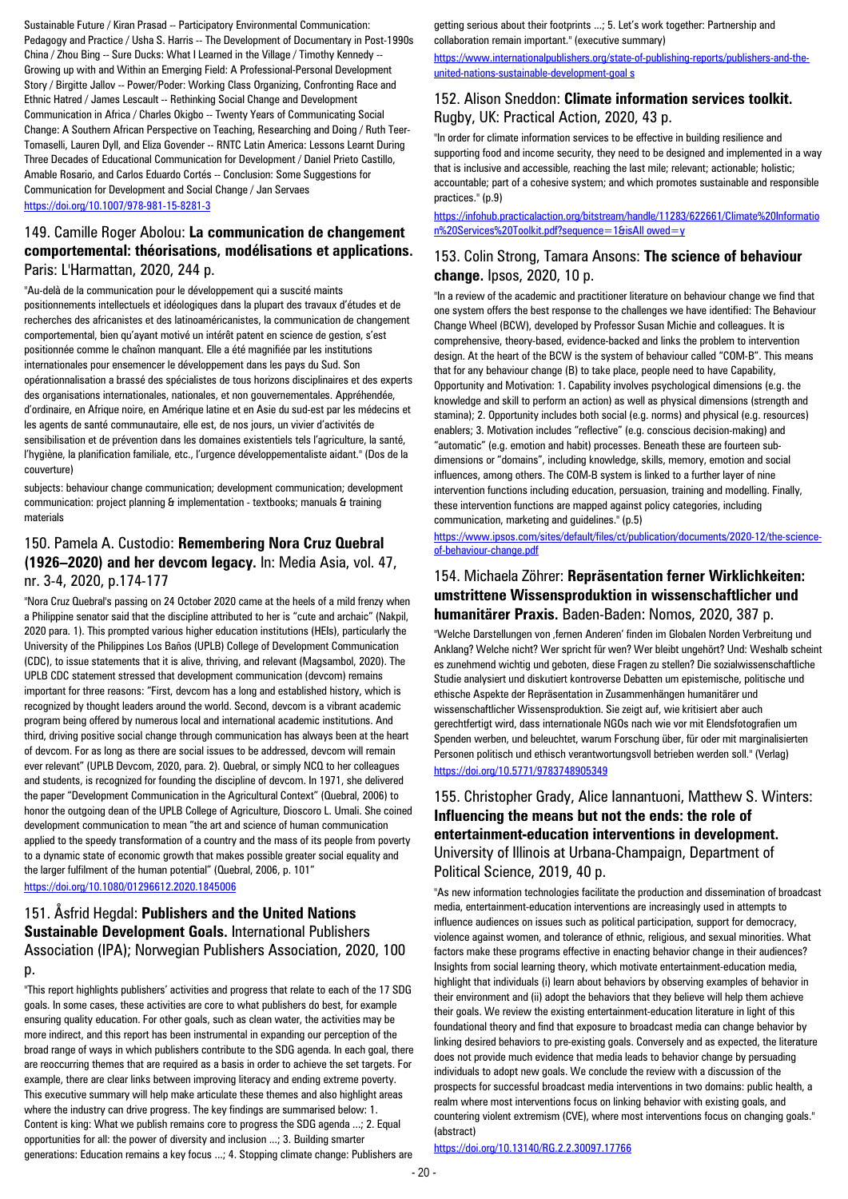Sustainable Future / Kiran Prasad -- Participatory Environmental Communication: Pedagogy and Practice / Usha S. Harris -- The Development of Documentary in Post-1990s China / Zhou Bing -- Sure Ducks: What I Learned in the Village / Timothy Kennedy -- Growing up with and Within an Emerging Field: A Professional-Personal Development Story / Birgitte Jallov -- Power/Poder: Working Class Organizing, Confronting Race and Ethnic Hatred / James Lescault -- Rethinking Social Change and Development Communication in Africa / Charles Okigbo -- Twenty Years of Communicating Social Change: A Southern African Perspective on Teaching, Researching and Doing / Ruth Teer-Tomaselli, Lauren Dyll, and Eliza Govender -- RNTC Latin America: Lessons Learnt During Three Decades of Educational Communication for Development / Daniel Prieto Castillo, Amable Rosario, and Carlos Eduardo Cortés -- Conclusion: Some Suggestions for Communication for Development and Social Change / Jan Servaes
https://doi.org/10.1007/978-981-15-8281-3

### 149. Camille Roger Abolou: **La communication de changement comportemental: théorisations, modélisations et applications.** Paris: L'Harmattan, 2020, 244 p.

"Au-delà de la communication pour le développement qui a suscité maints positionnements intellectuels et idéologiques dans la plupart des travaux d'études et de recherches des africanistes et des latinoaméricanistes, la communication de changement comportemental, bien qu'ayant motivé un intérêt patent en science de gestion, s'est positionnée comme le chaînon manquant. Elle a été magnifiée par les institutions internationales pour ensemencer le développement dans les pays du Sud. Son opérationnalisation a brassé des spécialistes de tous horizons disciplinaires et des experts des organisations internationales, nationales, et non gouvernementales. Appréhendée, d'ordinaire, en Afrique noire, en Amérique latine et en Asie du sud-est par les médecins et les agents de santé communautaire, elle est, de nos jours, un vivier d'activités de sensibilisation et de prévention dans les domaines existentiels tels l'agriculture, la santé, l'hygiène, la planification familiale, etc., l'urgence développementaliste aidant." (Dos de la couverture)

subjects: behaviour change communication; development communication; development communication: project planning & implementation - textbooks; manuals & training materials

### 150. Pamela A. Custodio: **Remembering Nora Cruz Quebral (1926–2020) and her devcom legacy.** In: Media Asia, vol. 47, nr. 3-4, 2020, p.174-177

"Nora Cruz Quebral's passing on 24 October 2020 came at the heels of a mild frenzy when a Philippine senator said that the discipline attributed to her is "cute and archaic" (Nakpil, 2020 para. 1). This prompted various higher education institutions (HEIs), particularly the University of the Philippines Los Baños (UPLB) College of Development Communication (CDC), to issue statements that it is alive, thriving, and relevant (Magsambol, 2020). The UPLB CDC statement stressed that development communication (devcom) remains important for three reasons: "First, devcom has a long and established history, which is recognized by thought leaders around the world. Second, devcom is a vibrant academic program being offered by numerous local and international academic institutions. And third, driving positive social change through communication has always been at the heart of devcom. For as long as there are social issues to be addressed, devcom will remain ever relevant" (UPLB Devcom, 2020, para. 2). Quebral, or simply NCQ to her colleagues and students, is recognized for founding the discipline of devcom. In 1971, she delivered the paper "Development Communication in the Agricultural Context" (Quebral, 2006) to honor the outgoing dean of the UPLB College of Agriculture, Dioscoro L. Umali. She coined development communication to mean "the art and science of human communication applied to the speedy transformation of a country and the mass of its people from poverty to a dynamic state of economic growth that makes possible greater social equality and the larger fulfilment of the human potential" (Quebral, 2006, p. 101"
https://doi.org/10.1080/01296612.2020.1845006

### 151. Åsfrid Hegdal: **Publishers and the United Nations Sustainable Development Goals.** International Publishers Association (IPA); Norwegian Publishers Association, 2020, 100 p.

"This report highlights publishers' activities and progress that relate to each of the 17 SDG goals. In some cases, these activities are core to what publishers do best, for example ensuring quality education. For other goals, such as clean water, the activities may be more indirect, and this report has been instrumental in expanding our perception of the broad range of ways in which publishers contribute to the SDG agenda. In each goal, there are reoccurring themes that are required as a basis in order to achieve the set targets. For example, there are clear links between improving literacy and ending extreme poverty. This executive summary will help make articulate these themes and also highlight areas where the industry can drive progress. The key findings are summarised below: 1. Content is king: What we publish remains core to progress the SDG agenda ...; 2. Equal opportunities for all: the power of diversity and inclusion ...; 3. Building smarter generations: Education remains a key focus ...; 4. Stopping climate change: Publishers are getting serious about their footprints ...; 5. Let's work together: Partnership and collaboration remain important." (executive summary)
https://www.internationalpublishers.org/state-of-publishing-reports/publishers-and-the-united-nations-sustainable-development-goal s

### 152. Alison Sneddon: **Climate information services toolkit.** Rugby, UK: Practical Action, 2020, 43 p.

"In order for climate information services to be effective in building resilience and supporting food and income security, they need to be designed and implemented in a way that is inclusive and accessible, reaching the last mile; relevant; actionable; holistic; accountable; part of a cohesive system; and which promotes sustainable and responsible practices." (p.9)
https://infohub.practicalaction.org/bitstream/handle/11283/622661/Climate%20Information%20Services%20Toolkit.pdf?sequence=1&isAll owed=y

### 153. Colin Strong, Tamara Ansons: **The science of behaviour change.** Ipsos, 2020, 10 p.

"In a review of the academic and practitioner literature on behaviour change we find that one system offers the best response to the challenges we have identified: The Behaviour Change Wheel (BCW), developed by Professor Susan Michie and colleagues. It is comprehensive, theory-based, evidence-backed and links the problem to intervention design. At the heart of the BCW is the system of behaviour called "COM-B". This means that for any behaviour change (B) to take place, people need to have Capability, Opportunity and Motivation: 1. Capability involves psychological dimensions (e.g. the knowledge and skill to perform an action) as well as physical dimensions (strength and stamina); 2. Opportunity includes both social (e.g. norms) and physical (e.g. resources) enablers; 3. Motivation includes "reflective" (e.g. conscious decision-making) and "automatic" (e.g. emotion and habit) processes. Beneath these are fourteen sub-dimensions or "domains", including knowledge, skills, memory, emotion and social influences, among others. The COM-B system is linked to a further layer of nine intervention functions including education, persuasion, training and modelling. Finally, these intervention functions are mapped against policy categories, including communication, marketing and guidelines." (p.5)
https://www.ipsos.com/sites/default/files/ct/publication/documents/2020-12/the-science-of-behaviour-change.pdf

### 154. Michaela Zöhrer: **Repräsentation ferner Wirklichkeiten: umstrittene Wissensproduktion in wissenschaftlicher und humanitärer Praxis.** Baden-Baden: Nomos, 2020, 387 p.

"Welche Darstellungen von ‚fernen Anderen' finden im Globalen Norden Verbreitung und Anklang? Welche nicht? Wer spricht für wen? Wer bleibt ungehört? Und: Weshalb scheint es zunehmend wichtig und geboten, diese Fragen zu stellen? Die sozialwissenschaftliche Studie analysiert und diskutiert kontroverse Debatten um epistemische, politische und ethische Aspekte der Repräsentation in Zusammenhängen humanitärer und wissenschaftlicher Wissensproduktion. Sie zeigt auf, wie kritisiert aber auch gerechtfertigt wird, dass internationale NGOs nach wie vor mit Elendsfotografien um Spenden werben, und beleuchtet, warum Forschung über, für oder mit marginalisierten Personen politisch und ethisch verantwortungsvoll betrieben werden soll." (Verlag)
https://doi.org/10.5771/9783748905349

### 155. Christopher Grady, Alice Iannantuoni, Matthew S. Winters: **Influencing the means but not the ends: the role of entertainment-education interventions in development.** University of Illinois at Urbana-Champaign, Department of Political Science, 2019, 40 p.

"As new information technologies facilitate the production and dissemination of broadcast media, entertainment-education interventions are increasingly used in attempts to influence audiences on issues such as political participation, support for democracy, violence against women, and tolerance of ethnic, religious, and sexual minorities. What factors make these programs effective in enacting behavior change in their audiences? Insights from social learning theory, which motivate entertainment-education media, highlight that individuals (i) learn about behaviors by observing examples of behavior in their environment and (ii) adopt the behaviors that they believe will help them achieve their goals. We review the existing entertainment-education literature in light of this foundational theory and find that exposure to broadcast media can change behavior by linking desired behaviors to pre-existing goals. Conversely and as expected, the literature does not provide much evidence that media leads to behavior change by persuading individuals to adopt new goals. We conclude the review with a discussion of the prospects for successful broadcast media interventions in two domains: public health, a realm where most interventions focus on linking behavior with existing goals, and countering violent extremism (CVE), where most interventions focus on changing goals." (abstract)
https://doi.org/10.13140/RG.2.2.30097.17766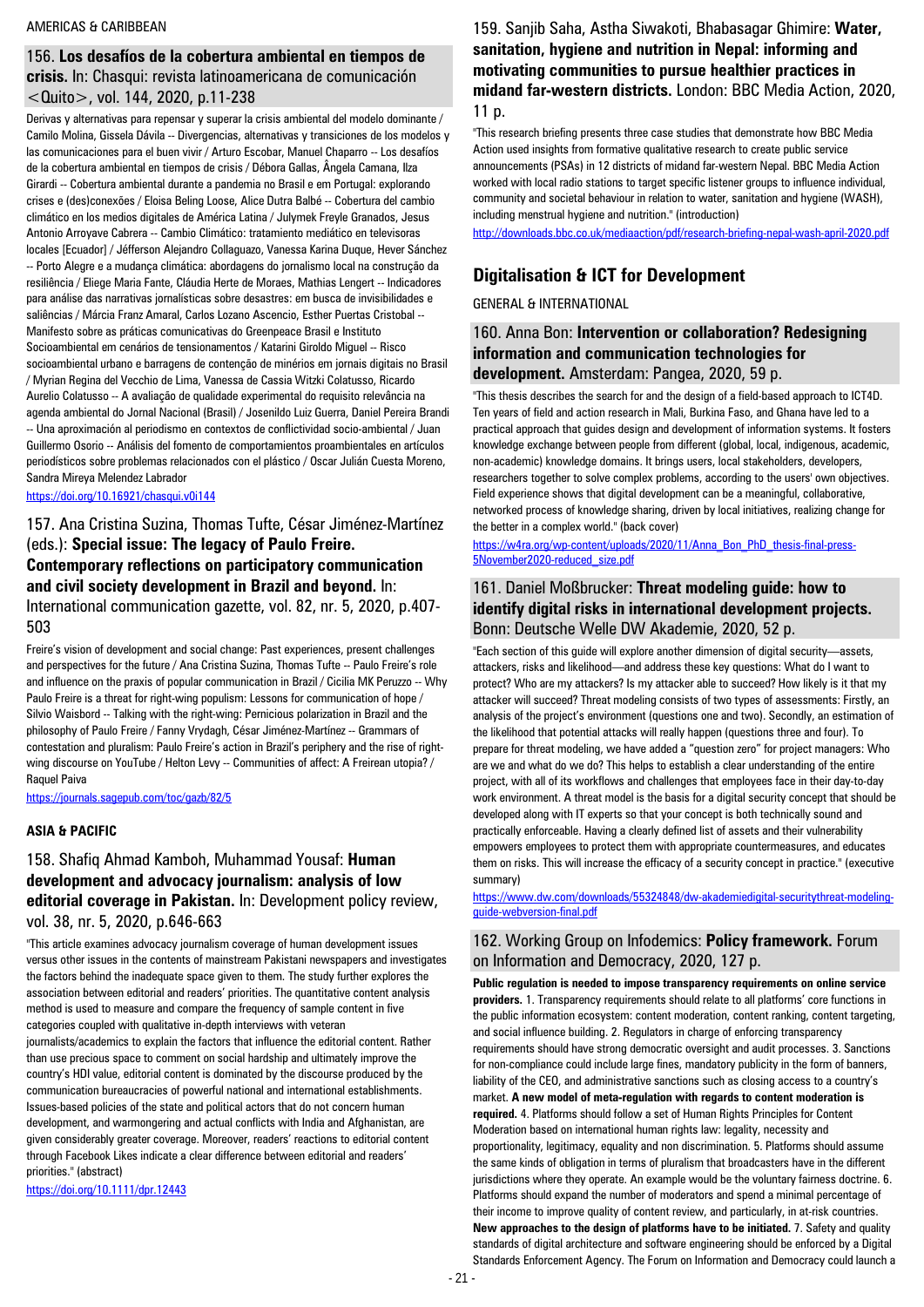AMERICAS & CARIBBEAN

### 156. **Los desafíos de la cobertura ambiental en tiempos de crisis.** In: Chasqui: revista latinoamericana de comunicación <Quito>, vol. 144, 2020, p.11-238

Derivas y alternativas para repensar y superar la crisis ambiental del modelo dominante / Camilo Molina, Gissela Dávila -- Divergencias, alternativas y transiciones de los modelos y las comunicaciones para el buen vivir / Arturo Escobar, Manuel Chaparro -- Los desafíos de la cobertura ambiental en tiempos de crisis / Débora Gallas, Ângela Camana, Ilza Girardi -- Cobertura ambiental durante a pandemia no Brasil e em Portugal: explorando crises e (des)conexões / Eloisa Beling Loose, Alice Dutra Balbé -- Cobertura del cambio climático en los medios digitales de América Latina / Julymek Freyle Granados, Jesus Antonio Arroyave Cabrera -- Cambio Climático: tratamiento mediático en televisoras locales [Ecuador] / Jéfferson Alejandro Collaguazo, Vanessa Karina Duque, Hever Sánchez -- Porto Alegre e a mudança climática: abordagens do jornalismo local na construção da resiliência / Eliege Maria Fante, Cláudia Herte de Moraes, Mathias Lengert -- Indicadores para análise das narrativas jornalísticas sobre desastres: em busca de invisibilidades e saliências / Márcia Franz Amaral, Carlos Lozano Ascencio, Esther Puertas Cristobal -- Manifesto sobre as práticas comunicativas do Greenpeace Brasil e Instituto Socioambiental em cenários de tensionamentos / Katarini Giroldo Miguel -- Risco socioambiental urbano e barragens de contenção de minérios em jornais digitais no Brasil / Myrian Regina del Vecchio de Lima, Vanessa de Cassia Witzki Colatusso, Ricardo Aurelio Colatusso -- A avaliação de qualidade experimental do requisito relevância na agenda ambiental do Jornal Nacional (Brasil) / Josenildo Luiz Guerra, Daniel Pereira Brandi -- Una aproximación al periodismo en contextos de conflictividad socio-ambiental / Juan Guillermo Osorio -- Análisis del fomento de comportamientos proambientales en artículos periodísticos sobre problemas relacionados con el plástico / Oscar Julián Cuesta Moreno, Sandra Mireya Melendez Labrador

https://doi.org/10.16921/chasqui.v0i144

### 157. Ana Cristina Suzina, Thomas Tufte, César Jiménez-Martínez (eds.): **Special issue: The legacy of Paulo Freire. Contemporary reflections on participatory communication and civil society development in Brazil and beyond.** In: International communication gazette, vol. 82, nr. 5, 2020, p.407-503

Freire's vision of development and social change: Past experiences, present challenges and perspectives for the future / Ana Cristina Suzina, Thomas Tufte -- Paulo Freire's role and influence on the praxis of popular communication in Brazil / Cicilia MK Peruzzo -- Why Paulo Freire is a threat for right-wing populism: Lessons for communication of hope / Silvio Waisbord -- Talking with the right-wing: Pernicious polarization in Brazil and the philosophy of Paulo Freire / Fanny Vrydagh, César Jiménez-Martínez -- Grammars of contestation and pluralism: Paulo Freire's action in Brazil's periphery and the rise of right-wing discourse on YouTube / Helton Levy -- Communities of affect: A Freirean utopia? / Raquel Paiva

https://journals.sagepub.com/toc/gazb/82/5

**ASIA & PACIFIC**

### 158. Shafiq Ahmad Kamboh, Muhammad Yousaf: **Human development and advocacy journalism: analysis of low editorial coverage in Pakistan.** In: Development policy review, vol. 38, nr. 5, 2020, p.646-663

"This article examines advocacy journalism coverage of human development issues versus other issues in the contents of mainstream Pakistani newspapers and investigates the factors behind the inadequate space given to them. The study further explores the association between editorial and readers' priorities. The quantitative content analysis method is used to measure and compare the frequency of sample content in five categories coupled with qualitative in-depth interviews with veteran journalists/academics to explain the factors that influence the editorial content. Rather than use precious space to comment on social hardship and ultimately improve the country's HDI value, editorial content is dominated by the discourse produced by the communication bureaucracies of powerful national and international establishments. Issues-based policies of the state and political actors that do not concern human development, and warmongering and actual conflicts with India and Afghanistan, are given considerably greater coverage. Moreover, readers' reactions to editorial content through Facebook Likes indicate a clear difference between editorial and readers' priorities." (abstract)

https://doi.org/10.1111/dpr.12443

### 159. Sanjib Saha, Astha Siwakoti, Bhabasagar Ghimire: **Water, sanitation, hygiene and nutrition in Nepal: informing and motivating communities to pursue healthier practices in midand far-western districts.** London: BBC Media Action, 2020, 11 p.

"This research briefing presents three case studies that demonstrate how BBC Media Action used insights from formative qualitative research to create public service announcements (PSAs) in 12 districts of midand far-western Nepal. BBC Media Action worked with local radio stations to target specific listener groups to influence individual, community and societal behaviour in relation to water, sanitation and hygiene (WASH), including menstrual hygiene and nutrition." (introduction)

http://downloads.bbc.co.uk/mediaaction/pdf/research-briefing-nepal-wash-april-2020.pdf

## Digitalisation & ICT for Development

GENERAL & INTERNATIONAL

### 160. Anna Bon: **Intervention or collaboration? Redesigning information and communication technologies for development.** Amsterdam: Pangea, 2020, 59 p.

"This thesis describes the search for and the design of a field-based approach to ICT4D. Ten years of field and action research in Mali, Burkina Faso, and Ghana have led to a practical approach that guides design and development of information systems. It fosters knowledge exchange between people from different (global, local, indigenous, academic, non-academic) knowledge domains. It brings users, local stakeholders, developers, researchers together to solve complex problems, according to the users' own objectives. Field experience shows that digital development can be a meaningful, collaborative, networked process of knowledge sharing, driven by local initiatives, realizing change for the better in a complex world." (back cover)

https://w4ra.org/wp-content/uploads/2020/11/Anna_Bon_PhD_thesis-final-press-5November2020-reduced_size.pdf

### 161. Daniel Moßbrucker: **Threat modeling guide: how to identify digital risks in international development projects.** Bonn: Deutsche Welle DW Akademie, 2020, 52 p.

"Each section of this guide will explore another dimension of digital security—assets, attackers, risks and likelihood—and address these key questions: What do I want to protect? Who are my attackers? Is my attacker able to succeed? How likely is it that my attacker will succeed? Threat modeling consists of two types of assessments: Firstly, an analysis of the project's environment (questions one and two). Secondly, an estimation of the likelihood that potential attacks will really happen (questions three and four). To prepare for threat modeling, we have added a "question zero" for project managers: Who are we and what do we do? This helps to establish a clear understanding of the entire project, with all of its workflows and challenges that employees face in their day-to-day work environment. A threat model is the basis for a digital security concept that should be developed along with IT experts so that your concept is both technically sound and practically enforceable. Having a clearly defined list of assets and their vulnerability empowers employees to protect them with appropriate countermeasures, and educates them on risks. This will increase the efficacy of a security concept in practice." (executive summary)

https://www.dw.com/downloads/55324848/dw-akademiedigital-securitythreat-modeling-guide-webversion-final.pdf

### 162. Working Group on Infodemics: **Policy framework.** Forum on Information and Democracy, 2020, 127 p.

**Public regulation is needed to impose transparency requirements on online service providers.** 1. Transparency requirements should relate to all platforms' core functions in the public information ecosystem: content moderation, content ranking, content targeting, and social influence building. 2. Regulators in charge of enforcing transparency requirements should have strong democratic oversight and audit processes. 3. Sanctions for non-compliance could include large fines, mandatory publicity in the form of banners, liability of the CEO, and administrative sanctions such as closing access to a country's market. **A new model of meta-regulation with regards to content moderation is required.** 4. Platforms should follow a set of Human Rights Principles for Content Moderation based on international human rights law: legality, necessity and proportionality, legitimacy, equality and non discrimination. 5. Platforms should assume the same kinds of obligation in terms of pluralism that broadcasters have in the different jurisdictions where they operate. An example would be the voluntary fairness doctrine. 6. Platforms should expand the number of moderators and spend a minimal percentage of their income to improve quality of content review, and particularly, in at-risk countries. **New approaches to the design of platforms have to be initiated.** 7. Safety and quality standards of digital architecture and software engineering should be enforced by a Digital Standards Enforcement Agency. The Forum on Information and Democracy could launch a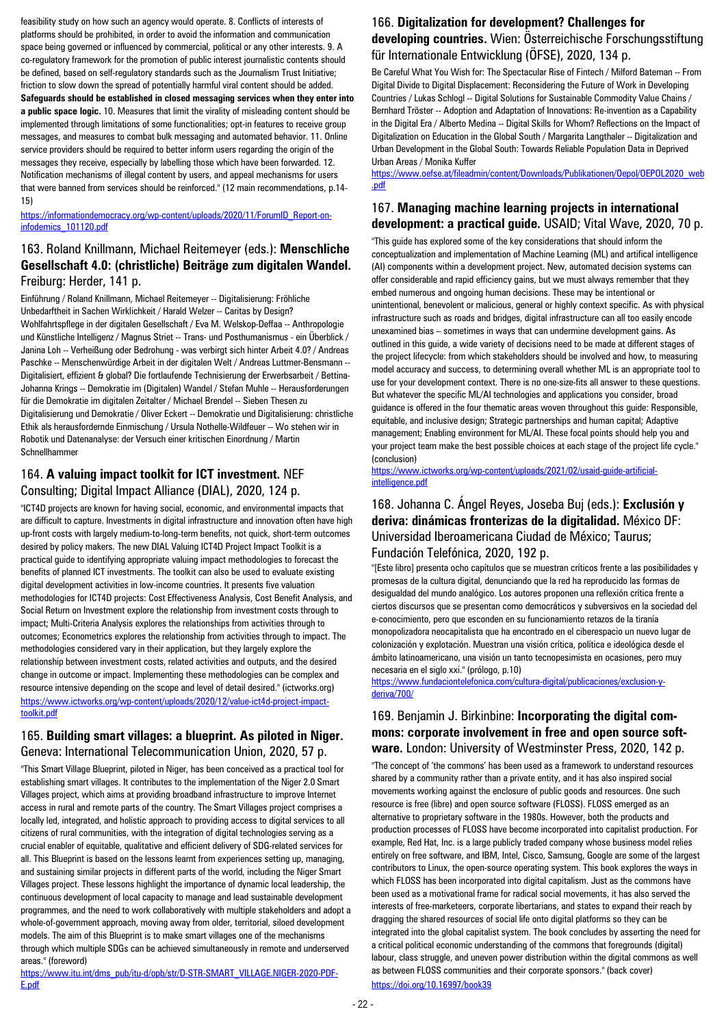feasibility study on how such an agency would operate. 8. Conflicts of interests of platforms should be prohibited, in order to avoid the information and communication space being governed or influenced by commercial, political or any other interests. 9. A co-regulatory framework for the promotion of public interest journalistic contents should be defined, based on self-regulatory standards such as the Journalism Trust Initiative; friction to slow down the spread of potentially harmful viral content should be added. **Safeguards should be established in closed messaging services when they enter into a public space logic.** 10. Measures that limit the virality of misleading content should be implemented through limitations of some functionalities; opt-in features to receive group messages, and measures to combat bulk messaging and automated behavior. 11. Online service providers should be required to better inform users regarding the origin of the messages they receive, especially by labelling those which have been forwarded. 12. Notification mechanisms of illegal content by users, and appeal mechanisms for users that were banned from services should be reinforced." (12 main recommendations, p.14-15)

https://informationdemocracy.org/wp-content/uploads/2020/11/ForumID_Report-on-infodemics_101120.pdf

## 163. Roland Knillmann, Michael Reitemeyer (eds.): **Menschliche Gesellschaft 4.0: (christliche) Beiträge zum digitalen Wandel.** Freiburg: Herder, 141 p.

Einführung / Roland Knillmann, Michael Reitemeyer -- Digitalisierung: Fröhliche Unbedarftheit in Sachen Wirklichkeit / Harald Welzer -- Caritas by Design? Wohlfahrtspflege in der digitalen Gesellschaft / Eva M. Welskop-Deffaa -- Anthropologie und Künstliche Intelligenz / Magnus Striet -- Trans- und Posthumanismus - ein Überblick / Janina Loh -- Verheißung oder Bedrohung - was verbirgt sich hinter Arbeit 4.0? / Andreas Paschke -- Menschenwürdige Arbeit in der digitalen Welt / Andreas Luttmer-Bensmann -- Digitalisiert, effizient & global? Die fortlaufende Technisierung der Erwerbsarbeit / Bettina-Johanna Krings -- Demokratie im (Digitalen) Wandel / Stefan Muhle -- Herausforderungen für die Demokratie im digitalen Zeitalter / Michael Brendel -- Sieben Thesen zu Digitalisierung und Demokratie / Oliver Eckert -- Demokratie und Digitalisierung: christliche Ethik als herausfordernde Einmischung / Ursula Nothelle-Wildfeuer -- Wo stehen wir in Robotik und Datenanalyse: der Versuch einer kritischen Einordnung / Martin Schnellhammer

## 164. **A valuing impact toolkit for ICT investment.** NEF Consulting; Digital Impact Alliance (DIAL), 2020, 124 p.

"ICT4D projects are known for having social, economic, and environmental impacts that are difficult to capture. Investments in digital infrastructure and innovation often have high up-front costs with largely medium-to-long-term benefits, not quick, short-term outcomes desired by policy makers. The new DIAL Valuing ICT4D Project Impact Toolkit is a practical guide to identifying appropriate valuing impact methodologies to forecast the benefits of planned ICT investments. The toolkit can also be used to evaluate existing digital development activities in low-income countries. It presents five valuation methodologies for ICT4D projects: Cost Effectiveness Analysis, Cost Benefit Analysis, and Social Return on Investment explore the relationship from investment costs through to impact; Multi-Criteria Analysis explores the relationships from activities through to outcomes; Econometrics explores the relationship from activities through to impact. The methodologies considered vary in their application, but they largely explore the relationship between investment costs, related activities and outputs, and the desired change in outcome or impact. Implementing these methodologies can be complex and resource intensive depending on the scope and level of detail desired." (ictworks.org)

https://www.ictworks.org/wp-content/uploads/2020/12/value-ict4d-project-impact-toolkit.pdf

## 165. **Building smart villages: a blueprint. As piloted in Niger.** Geneva: International Telecommunication Union, 2020, 57 p.

"This Smart Village Blueprint, piloted in Niger, has been conceived as a practical tool for establishing smart villages. It contributes to the implementation of the Niger 2.0 Smart Villages project, which aims at providing broadband infrastructure to improve Internet access in rural and remote parts of the country. The Smart Villages project comprises a locally led, integrated, and holistic approach to providing access to digital services to all citizens of rural communities, with the integration of digital technologies serving as a crucial enabler of equitable, qualitative and efficient delivery of SDG-related services for all. This Blueprint is based on the lessons learnt from experiences setting up, managing, and sustaining similar projects in different parts of the world, including the Niger Smart Villages project. These lessons highlight the importance of dynamic local leadership, the continuous development of local capacity to manage and lead sustainable development programmes, and the need to work collaboratively with multiple stakeholders and adopt a whole-of-government approach, moving away from older, territorial, siloed development models. The aim of this Blueprint is to make smart villages one of the mechanisms through which multiple SDGs can be achieved simultaneously in remote and underserved areas." (foreword)

https://www.itu.int/dms_pub/itu-d/opb/str/D-STR-SMART_VILLAGE.NIGER-2020-PDF-E.pdf

## 166. **Digitalization for development? Challenges for developing countries.** Wien: Österreichische Forschungsstiftung für Internationale Entwicklung (ÖFSE), 2020, 134 p.

Be Careful What You Wish for: The Spectacular Rise of Fintech / Milford Bateman -- From Digital Divide to Digital Displacement: Reconsidering the Future of Work in Developing Countries / Lukas Schlogl -- Digital Solutions for Sustainable Commodity Value Chains / Bernhard Tröster -- Adoption and Adaptation of Innovations: Re-invention as a Capability in the Digital Era / Alberto Medina -- Digital Skills for Whom? Reflections on the Impact of Digitalization on Education in the Global South / Margarita Langthaler -- Digitalization and Urban Development in the Global South: Towards Reliable Population Data in Deprived Urban Areas / Monika Kuffer

https://www.oefse.at/fileadmin/content/Downloads/Publikationen/Oepol/OEPOL2020_web.pdf

## 167. **Managing machine learning projects in international development: a practical guide.** USAID; Vital Wave, 2020, 70 p.

"This guide has explored some of the key considerations that should inform the conceptualization and implementation of Machine Learning (ML) and artifical intelligence (AI) components within a development project. New, automated decision systems can offer considerable and rapid efficiency gains, but we must always remember that they embed numerous and ongoing human decisions. These may be intentional or unintentional, benevolent or malicious, general or highly context specific. As with physical infrastructure such as roads and bridges, digital infrastructure can all too easily encode unexamined bias – sometimes in ways that can undermine development gains. As outlined in this guide, a wide variety of decisions need to be made at different stages of the project lifecycle: from which stakeholders should be involved and how, to measuring model accuracy and success, to determining overall whether ML is an appropriate tool to use for your development context. There is no one-size-fits all answer to these questions. But whatever the specific ML/AI technologies and applications you consider, broad guidance is offered in the four thematic areas woven throughout this guide: Responsible, equitable, and inclusive design; Strategic partnerships and human capital; Adaptive management; Enabling environment for ML/AI. These focal points should help you and your project team make the best possible choices at each stage of the project life cycle." (conclusion)

https://www.ictworks.org/wp-content/uploads/2021/02/usaid-guide-artificial-intelligence.pdf

## 168. Johanna C. Ángel Reyes, Joseba Buj (eds.): **Exclusión y deriva: dinámicas fronterizas de la digitalidad.** México DF: Universidad Iberoamericana Ciudad de México; Taurus; Fundación Telefónica, 2020, 192 p.

"[Este libro] presenta ocho capítulos que se muestran críticos frente a las posibilidades y promesas de la cultura digital, denunciando que la red ha reproducido las formas de desigualdad del mundo analógico. Los autores proponen una reflexión crítica frente a ciertos discursos que se presentan como democráticos y subversivos en la sociedad del e-conocimiento, pero que esconden en su funcionamiento retazos de la tiranía monopolizadora neocapitalista que ha encontrado en el ciberespacio un nuevo lugar de colonización y explotación. Muestran una visión crítica, política e ideológica desde el ámbito latinoamericano, una visión un tanto tecnopesimista en ocasiones, pero muy necesaria en el siglo xxi." (prólogo, p.10)

https://www.fundaciontelefonica.com/cultura-digital/publicaciones/exclusion-y-deriva/700/

## 169. Benjamin J. Birkinbine: **Incorporating the digital commons: corporate involvement in free and open source software.** London: University of Westminster Press, 2020, 142 p.

"The concept of 'the commons' has been used as a framework to understand resources shared by a community rather than a private entity, and it has also inspired social movements working against the enclosure of public goods and resources. One such resource is free (libre) and open source software (FLOSS). FLOSS emerged as an alternative to proprietary software in the 1980s. However, both the products and production processes of FLOSS have become incorporated into capitalist production. For example, Red Hat, Inc. is a large publicly traded company whose business model relies entirely on free software, and IBM, Intel, Cisco, Samsung, Google are some of the largest contributors to Linux, the open-source operating system. This book explores the ways in which FLOSS has been incorporated into digital capitalism. Just as the commons have been used as a motivational frame for radical social movements, it has also served the interests of free-marketeers, corporate libertarians, and states to expand their reach by dragging the shared resources of social life onto digital platforms so they can be integrated into the global capitalist system. The book concludes by asserting the need for a critical political economic understanding of the commons that foregrounds (digital) labour, class struggle, and uneven power distribution within the digital commons as well as between FLOSS communities and their corporate sponsors." (back cover)

https://doi.org/10.16997/book39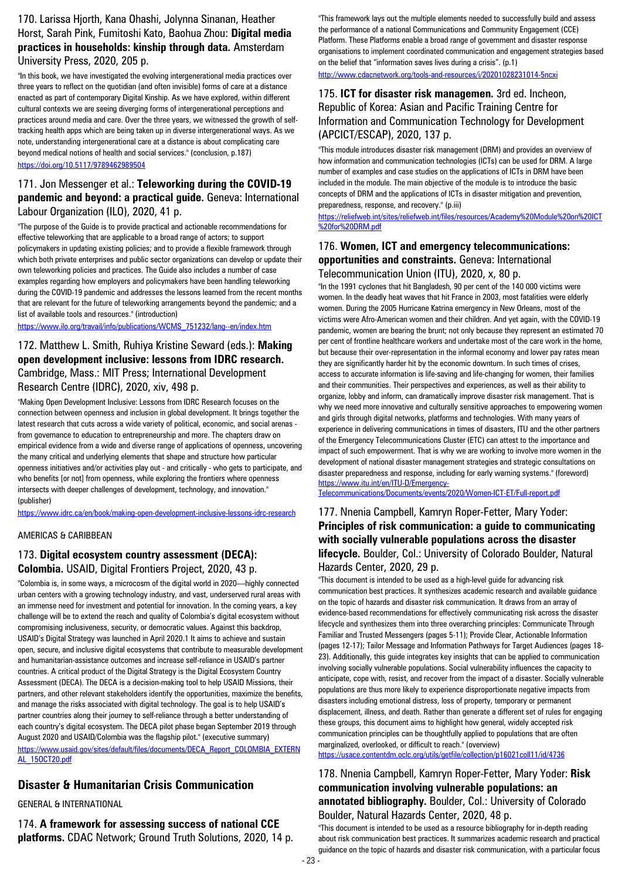170. Larissa Hjorth, Kana Ohashi, Jolynna Sinanan, Heather Horst, Sarah Pink, Fumitoshi Kato, Baohua Zhou: **Digital media practices in households: kinship through data.** Amsterdam University Press, 2020, 205 p.

"In this book, we have investigated the evolving intergenerational media practices over three years to reflect on the quotidian (and often invisible) forms of care at a distance enacted as part of contemporary Digital Kinship. As we have explored, within different cultural contexts we are seeing diverging forms of intergenerational perceptions and practices around media and care. Over the three years, we witnessed the growth of self-tracking health apps which are being taken up in diverse intergenerational ways. As we note, understanding intergenerational care at a distance is about complicating care beyond medical notions of health and social services." (conclusion, p.187)
https://doi.org/10.5117/9789462989504

171. Jon Messenger et al.: **Teleworking during the COVID-19 pandemic and beyond: a practical guide.** Geneva: International Labour Organization (ILO), 2020, 41 p.

"The purpose of the Guide is to provide practical and actionable recommendations for effective teleworking that are applicable to a broad range of actors; to support policymakers in updating existing policies; and to provide a flexible framework through which both private enterprises and public sector organizations can develop or update their own teleworking policies and practices. The Guide also includes a number of case examples regarding how employers and policymakers have been handling teleworking during the COVID-19 pandemic and addresses the lessons learned from the recent months that are relevant for the future of teleworking arrangements beyond the pandemic; and a list of available tools and resources." (introduction)
https://www.ilo.org/travail/info/publications/WCMS_751232/lang--en/index.htm

172. Matthew L. Smith, Ruhiya Kristine Seward (eds.): **Making open development inclusive: lessons from IDRC research.** Cambridge, Mass.: MIT Press; International Development Research Centre (IDRC), 2020, xiv, 498 p.

"Making Open Development Inclusive: Lessons from IDRC Research focuses on the connection between openness and inclusion in global development. It brings together the latest research that cuts across a wide variety of political, economic, and social arenas - from governance to education to entrepreneurship and more. The chapters draw on empirical evidence from a wide and diverse range of applications of openness, uncovering the many critical and underlying elements that shape and structure how particular openness initiatives and/or activities play out - and critically - who gets to participate, and who benefits [or not] from openness, while exploring the frontiers where openness intersects with deeper challenges of development, technology, and innovation." (publisher)
https://www.idrc.ca/en/book/making-open-development-inclusive-lessons-idrc-research

AMERICAS & CARIBBEAN

173. **Digital ecosystem country assessment (DECA): Colombia.** USAID, Digital Frontiers Project, 2020, 43 p.

"Colombia is, in some ways, a microcosm of the digital world in 2020—highly connected urban centers with a growing technology industry, and vast, underserved rural areas with an immense need for investment and potential for innovation. In the coming years, a key challenge will be to extend the reach and quality of Colombia's digital ecosystem without compromising inclusiveness, security, or democratic values. Against this backdrop, USAID's Digital Strategy was launched in April 2020.1 It aims to achieve and sustain open, secure, and inclusive digital ecosystems that contribute to measurable development and humanitarian-assistance outcomes and increase self-reliance in USAID's partner countries. A critical product of the Digital Strategy is the Digital Ecosystem Country Assessment (DECA). The DECA is a decision-making tool to help USAID Missions, their partners, and other relevant stakeholders identify the opportunities, maximize the benefits, and manage the risks associated with digital technology. The goal is to help USAID's partner countries along their journey to self-reliance through a better understanding of each country's digital ecosystem. The DECA pilot phase began September 2019 through August 2020 and USAID/Colombia was the flagship pilot." (executive summary)
https://www.usaid.gov/sites/default/files/documents/DECA_Report_COLOMBIA_EXTERNAL_15OCT20.pdf

## Disaster & Humanitarian Crisis Communication

GENERAL & INTERNATIONAL

174. **A framework for assessing success of national CCE platforms.** CDAC Network; Ground Truth Solutions, 2020, 14 p.

"This framework lays out the multiple elements needed to successfully build and assess the performance of a national Communications and Community Engagement (CCE) Platform. These Platforms enable a broad range of government and disaster response organisations to implement coordinated communication and engagement strategies based on the belief that "information saves lives during a crisis". (p.1)
http://www.cdacnetwork.org/tools-and-resources/i/20201028231014-5ncxi

175. **ICT for disaster risk managemen.** 3rd ed. Incheon, Republic of Korea: Asian and Pacific Training Centre for Information and Communication Technology for Development (APCICT/ESCAP), 2020, 137 p.

"This module introduces disaster risk management (DRM) and provides an overview of how information and communication technologies (ICTs) can be used for DRM. A large number of examples and case studies on the applications of ICTs in DRM have been included in the module. The main objective of the module is to introduce the basic concepts of DRM and the applications of ICTs in disaster mitigation and prevention, preparedness, response, and recovery." (p.iii)
https://reliefweb.int/sites/reliefweb.int/files/resources/Academy%20Module%20on%20ICT%20for%20DRM.pdf

176. **Women, ICT and emergency telecommunications: opportunities and constraints.** Geneva: International Telecommunication Union (ITU), 2020, x, 80 p.

"In the 1991 cyclones that hit Bangladesh, 90 per cent of the 140 000 victims were women. In the deadly heat waves that hit France in 2003, most fatalities were elderly women. During the 2005 Hurricane Katrina emergency in New Orleans, most of the victims were Afro-American women and their children. And yet again, with the COVID-19 pandemic, women are bearing the brunt; not only because they represent an estimated 70 per cent of frontline healthcare workers and undertake most of the care work in the home, but because their over-representation in the informal economy and lower pay rates mean they are significantly harder hit by the economic downturn. In such times of crises, access to accurate information is life-saving and life-changing for women, their families and their communities. Their perspectives and experiences, as well as their ability to organize, lobby and inform, can dramatically improve disaster risk management. That is why we need more innovative and culturally sensitive approaches to empowering women and girls through digital networks, platforms and technologies. With many years of experience in delivering communications in times of disasters, ITU and the other partners of the Emergency Telecommunications Cluster (ETC) can attest to the importance and impact of such empowerment. That is why we are working to involve more women in the development of national disaster management strategies and strategic consultations on disaster preparedness and response, including for early warning systems." (foreword)
https://www.itu.int/en/ITU-D/Emergency-Telecommunications/Documents/events/2020/Women-ICT-ET/Full-report.pdf

177. Nnenia Campbell, Kamryn Roper-Fetter, Mary Yoder: **Principles of risk communication: a guide to communicating with socially vulnerable populations across the disaster lifecycle.** Boulder, Col.: University of Colorado Boulder, Natural Hazards Center, 2020, 29 p.

"This document is intended to be used as a high-level guide for advancing risk communication best practices. It synthesizes academic research and available guidance on the topic of hazards and disaster risk communication. It draws from an array of evidence-based recommendations for effectively communicating risk across the disaster lifecycle and synthesizes them into three overarching principles: Communicate Through Familiar and Trusted Messengers (pages 5-11); Provide Clear, Actionable Information (pages 12-17); Tailor Message and Information Pathways for Target Audiences (pages 18-23). Additionally, this guide integrates key insights that can be applied to communication involving socially vulnerable populations. Social vulnerability influences the capacity to anticipate, cope with, resist, and recover from the impact of a disaster. Socially vulnerable populations are thus more likely to experience disproportionate negative impacts from disasters including emotional distress, loss of property, temporary or permanent displacement, illness, and death. Rather than generate a different set of rules for engaging these groups, this document aims to highlight how general, widely accepted risk communication principles can be thoughtfully applied to populations that are often marginalized, overlooked, or difficult to reach." (overview)
https://usace.contentdm.oclc.org/utils/getfile/collection/p16021coll11/id/4736

178. Nnenia Campbell, Kamryn Roper-Fetter, Mary Yoder: **Risk communication involving vulnerable populations: an annotated bibliography.** Boulder, Col.: University of Colorado Boulder, Natural Hazards Center, 2020, 48 p.

"This document is intended to be used as a resource bibliography for in-depth reading about risk communication best practices. It summarizes academic research and practical guidance on the topic of hazards and disaster risk communication, with a particular focus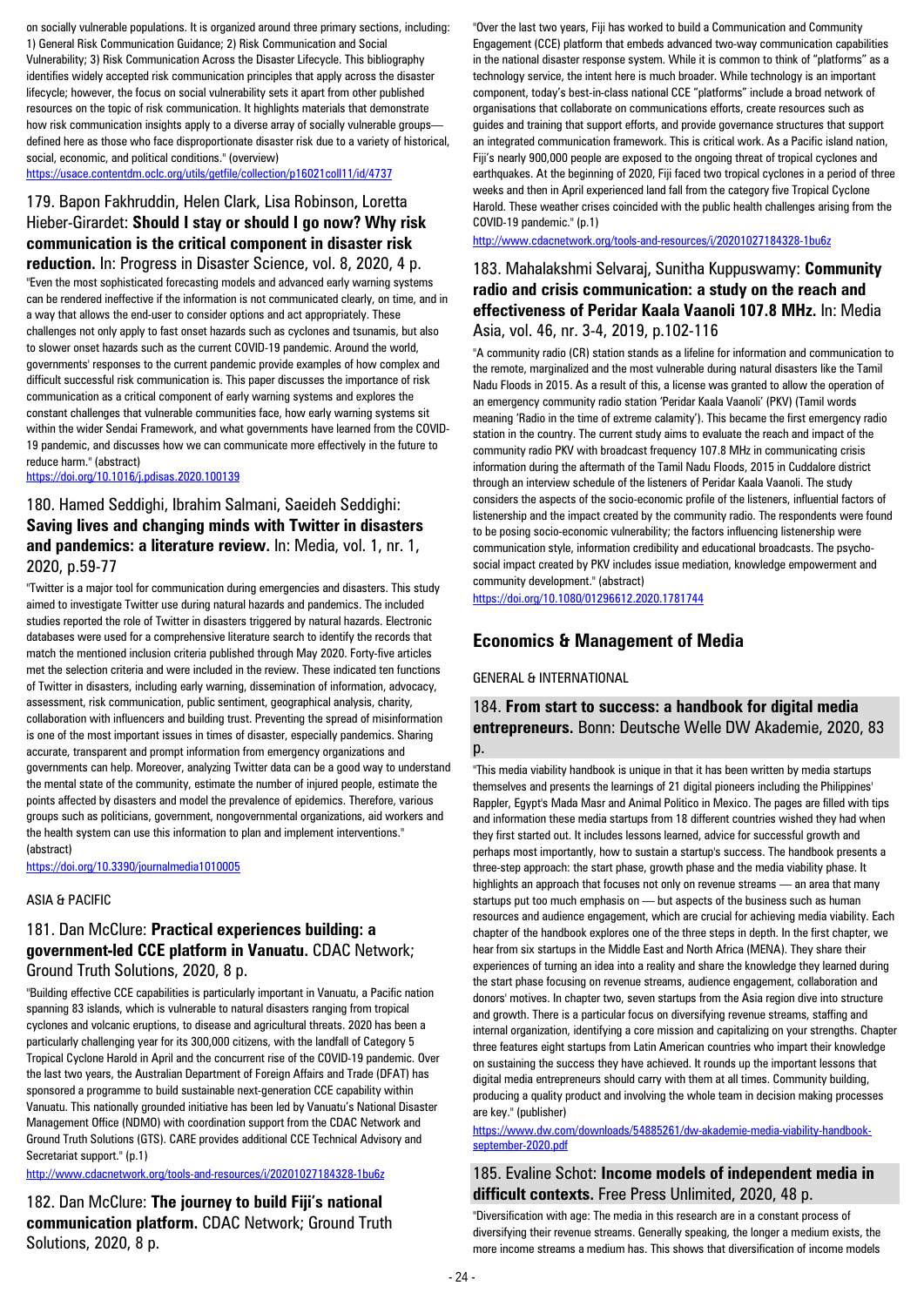on socially vulnerable populations. It is organized around three primary sections, including: 1) General Risk Communication Guidance; 2) Risk Communication and Social Vulnerability; 3) Risk Communication Across the Disaster Lifecycle. This bibliography identifies widely accepted risk communication principles that apply across the disaster lifecycle; however, the focus on social vulnerability sets it apart from other published resources on the topic of risk communication. It highlights materials that demonstrate how risk communication insights apply to a diverse array of socially vulnerable groups—defined here as those who face disproportionate disaster risk due to a variety of historical, social, economic, and political conditions." (overview)
https://usace.contentdm.oclc.org/utils/getfile/collection/p16021coll11/id/4737

### 179. Bapon Fakhruddin, Helen Clark, Lisa Robinson, Loretta Hieber-Girardet: **Should I stay or should I go now? Why risk communication is the critical component in disaster risk reduction.** In: Progress in Disaster Science, vol. 8, 2020, 4 p.

"Even the most sophisticated forecasting models and advanced early warning systems can be rendered ineffective if the information is not communicated clearly, on time, and in a way that allows the end-user to consider options and act appropriately. These challenges not only apply to fast onset hazards such as cyclones and tsunamis, but also to slower onset hazards such as the current COVID-19 pandemic. Around the world, governments' responses to the current pandemic provide examples of how complex and difficult successful risk communication is. This paper discusses the importance of risk communication as a critical component of early warning systems and explores the constant challenges that vulnerable communities face, how early warning systems sit within the wider Sendai Framework, and what governments have learned from the COVID-19 pandemic, and discusses how we can communicate more effectively in the future to reduce harm." (abstract)
https://doi.org/10.1016/j.pdisas.2020.100139

### 180. Hamed Seddighi, Ibrahim Salmani, Saeideh Seddighi: **Saving lives and changing minds with Twitter in disasters and pandemics: a literature review.** In: Media, vol. 1, nr. 1, 2020, p.59-77

"Twitter is a major tool for communication during emergencies and disasters. This study aimed to investigate Twitter use during natural hazards and pandemics. The included studies reported the role of Twitter in disasters triggered by natural hazards. Electronic databases were used for a comprehensive literature search to identify the records that match the mentioned inclusion criteria published through May 2020. Forty-five articles met the selection criteria and were included in the review. These indicated ten functions of Twitter in disasters, including early warning, dissemination of information, advocacy, assessment, risk communication, public sentiment, geographical analysis, charity, collaboration with influencers and building trust. Preventing the spread of misinformation is one of the most important issues in times of disaster, especially pandemics. Sharing accurate, transparent and prompt information from emergency organizations and governments can help. Moreover, analyzing Twitter data can be a good way to understand the mental state of the community, estimate the number of injured people, estimate the points affected by disasters and model the prevalence of epidemics. Therefore, various groups such as politicians, government, nongovernmental organizations, aid workers and the health system can use this information to plan and implement interventions." (abstract)
https://doi.org/10.3390/journalmedia1010005

ASIA & PACIFIC

### 181. Dan McClure: **Practical experiences building: a government-led CCE platform in Vanuatu.** CDAC Network; Ground Truth Solutions, 2020, 8 p.

"Building effective CCE capabilities is particularly important in Vanuatu, a Pacific nation spanning 83 islands, which is vulnerable to natural disasters ranging from tropical cyclones and volcanic eruptions, to disease and agricultural threats. 2020 has been a particularly challenging year for its 300,000 citizens, with the landfall of Category 5 Tropical Cyclone Harold in April and the concurrent rise of the COVID-19 pandemic. Over the last two years, the Australian Department of Foreign Affairs and Trade (DFAT) has sponsored a programme to build sustainable next-generation CCE capability within Vanuatu. This nationally grounded initiative has been led by Vanuatu's National Disaster Management Office (NDMO) with coordination support from the CDAC Network and Ground Truth Solutions (GTS). CARE provides additional CCE Technical Advisory and Secretariat support." (p.1)
http://www.cdacnetwork.org/tools-and-resources/i/20201027184328-1bu6z

### 182. Dan McClure: **The journey to build Fiji's national communication platform.** CDAC Network; Ground Truth Solutions, 2020, 8 p.

"Over the last two years, Fiji has worked to build a Communication and Community Engagement (CCE) platform that embeds advanced two-way communication capabilities in the national disaster response system. While it is common to think of "platforms" as a technology service, the intent here is much broader. While technology is an important component, today's best-in-class national CCE "platforms" include a broad network of organisations that collaborate on communications efforts, create resources such as guides and training that support efforts, and provide governance structures that support an integrated communication framework. This is critical work. As a Pacific island nation, Fiji's nearly 900,000 people are exposed to the ongoing threat of tropical cyclones and earthquakes. At the beginning of 2020, Fiji faced two tropical cyclones in a period of three weeks and then in April experienced land fall from the category five Tropical Cyclone Harold. These weather crises coincided with the public health challenges arising from the COVID-19 pandemic." (p.1)
http://www.cdacnetwork.org/tools-and-resources/i/20201027184328-1bu6z

### 183. Mahalakshmi Selvaraj, Sunitha Kuppuswamy: **Community radio and crisis communication: a study on the reach and effectiveness of Peridar Kaala Vaanoli 107.8 MHz.** In: Media Asia, vol. 46, nr. 3-4, 2019, p.102-116

"A community radio (CR) station stands as a lifeline for information and communication to the remote, marginalized and the most vulnerable during natural disasters like the Tamil Nadu Floods in 2015. As a result of this, a license was granted to allow the operation of an emergency community radio station 'Peridar Kaala Vaanoli' (PKV) (Tamil words meaning 'Radio in the time of extreme calamity'). This became the first emergency radio station in the country. The current study aims to evaluate the reach and impact of the community radio PKV with broadcast frequency 107.8 MHz in communicating crisis information during the aftermath of the Tamil Nadu Floods, 2015 in Cuddalore district through an interview schedule of the listeners of Peridar Kaala Vaanoli. The study considers the aspects of the socio-economic profile of the listeners, influential factors of listenership and the impact created by the community radio. The respondents were found to be posing socio-economic vulnerability; the factors influencing listenership were communication style, information credibility and educational broadcasts. The psycho-social impact created by PKV includes issue mediation, knowledge empowerment and community development." (abstract)
https://doi.org/10.1080/01296612.2020.1781744

## Economics & Management of Media

GENERAL & INTERNATIONAL

### 184. **From start to success: a handbook for digital media entrepreneurs.** Bonn: Deutsche Welle DW Akademie, 2020, 83 p.

"This media viability handbook is unique in that it has been written by media startups themselves and presents the learnings of 21 digital pioneers including the Philippines' Rappler, Egypt's Mada Masr and Animal Politico in Mexico. The pages are filled with tips and information these media startups from 18 different countries wished they had when they first started out. It includes lessons learned, advice for successful growth and perhaps most importantly, how to sustain a startup's success. The handbook presents a three-step approach: the start phase, growth phase and the media viability phase. It highlights an approach that focuses not only on revenue streams — an area that many startups put too much emphasis on — but aspects of the business such as human resources and audience engagement, which are crucial for achieving media viability. Each chapter of the handbook explores one of the three steps in depth. In the first chapter, we hear from six startups in the Middle East and North Africa (MENA). They share their experiences of turning an idea into a reality and share the knowledge they learned during the start phase focusing on revenue streams, audience engagement, collaboration and donors' motives. In chapter two, seven startups from the Asia region dive into structure and growth. There is a particular focus on diversifying revenue streams, staffing and internal organization, identifying a core mission and capitalizing on your strengths. Chapter three features eight startups from Latin American countries who impart their knowledge on sustaining the success they have achieved. It rounds up the important lessons that digital media entrepreneurs should carry with them at all times. Community building, producing a quality product and involving the whole team in decision making processes are key." (publisher)
https://www.dw.com/downloads/54885261/dw-akademie-media-viability-handbook-september-2020.pdf

### 185. Evaline Schot: **Income models of independent media in difficult contexts.** Free Press Unlimited, 2020, 48 p.

"Diversification with age: The media in this research are in a constant process of diversifying their revenue streams. Generally speaking, the longer a medium exists, the more income streams a medium has. This shows that diversification of income models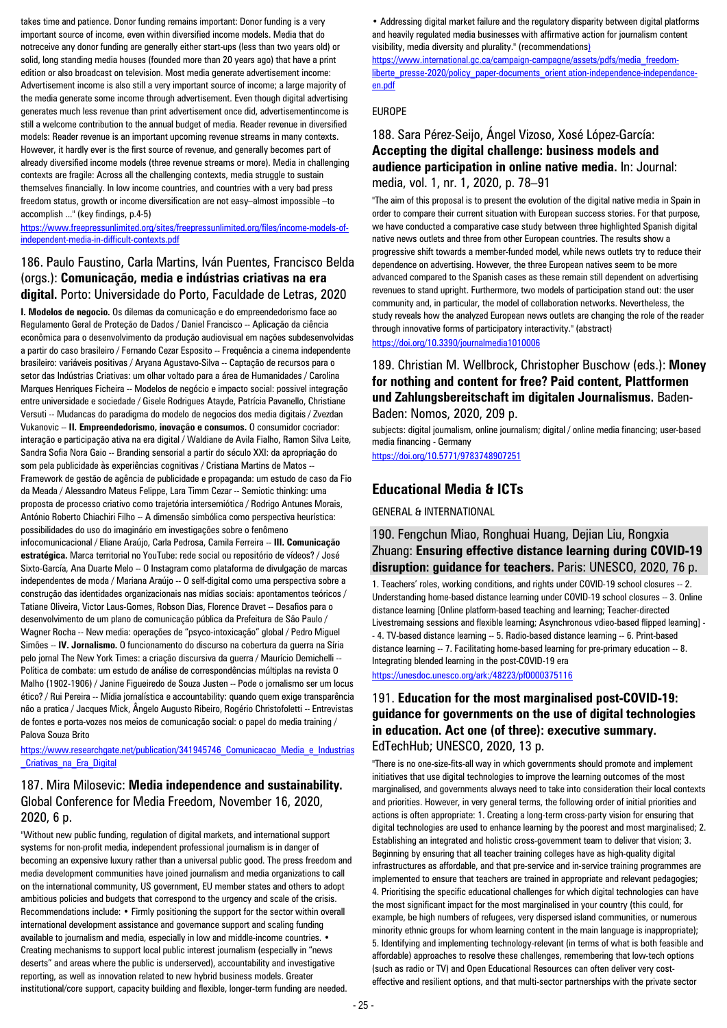takes time and patience. Donor funding remains important: Donor funding is a very important source of income, even within diversified income models. Media that do notreceive any donor funding are generally either start-ups (less than two years old) or solid, long standing media houses (founded more than 20 years ago) that have a print edition or also broadcast on television. Most media generate advertisement income: Advertisement income is also still a very important source of income; a large majority of the media generate some income through advertisement. Even though digital advertising generates much less revenue than print advertisement once did, advertisementincome is still a welcome contribution to the annual budget of media. Reader revenue in diversified models: Reader revenue is an important upcoming revenue streams in many contexts. However, it hardly ever is the first source of revenue, and generally becomes part of already diversified income models (three revenue streams or more). Media in challenging contexts are fragile: Across all the challenging contexts, media struggle to sustain themselves financially. In low income countries, and countries with a very bad press freedom status, growth or income diversification are not easy–almost impossible –to accomplish ..." (key findings, p.4-5)

https://www.freepressunlimited.org/sites/freepressunlimited.org/files/income-models-of-independent-media-in-difficult-contexts.pdf

### 186. Paulo Faustino, Carla Martins, Iván Puentes, Francisco Belda (orgs.): **Comunicação, media e indústrias criativas na era digital.** Porto: Universidade do Porto, Faculdade de Letras, 2020

**I. Modelos de negocio.** Os dilemas da comunicação e do empreendedorismo face ao Regulamento Geral de Proteção de Dados / Daniel Francisco -- Aplicação da ciência econômica para o desenvolvimento da produção audiovisual em nações subdesenvolvidas a partir do caso brasileiro / Fernando Cezar Esposito -- Frequência a cinema independente brasileiro: variáveis positivas / Aryana Agustavo-Silva -- Captação de recursos para o setor das Indústrias Criativas: um olhar voltado para a área de Humanidades / Carolina Marques Henriques Ficheira -- Modelos de negócio e impacto social: possível integração entre universidade e sociedade / Gisele Rodrigues Atayde, Patrícia Pavanello, Christiane Versuti -- Mudancas do paradigma do modelo de negocios dos media digitais / Zvezdan Vukanovic -- **II. Empreendedorismo, inovação e consumos.** O consumidor cocriador: interação e participação ativa na era digital / Waldiane de Avila Fialho, Ramon Silva Leite, Sandra Sofia Nora Gaio -- Branding sensorial a partir do século XXI: da apropriação do som pela publicidade às experiências cognitivas / Cristiana Martins de Matos -- Framework de gestão de agência de publicidade e propaganda: um estudo de caso da Fio da Meada / Alessandro Mateus Felippe, Lara Timm Cezar -- Semiotic thinking: uma proposta de processo criativo como trajetória intersemiótica / Rodrigo Antunes Morais, António Roberto Chiachiri Filho -- A dimensão simbólica como perspectiva heurística: possibilidades do uso do imaginário em investigações sobre o fenômeno infocomunicacional / Eliane Araújo, Carla Pedrosa, Camila Ferreira -- **III. Comunicação estratégica.** Marca territorial no YouTube: rede social ou repositório de vídeos? / José Sixto-García, Ana Duarte Melo -- O Instagram como plataforma de divulgação de marcas independentes de moda / Mariana Araújo -- O self-digital como uma perspectiva sobre a construção das identidades organizacionais nas mídias sociais: apontamentos teóricos / Tatiane Oliveira, Victor Laus-Gomes, Robson Dias, Florence Dravet -- Desafios para o desenvolvimento de um plano de comunicação pública da Prefeitura de São Paulo / Wagner Rocha -- New media: operações de "psyco-intoxicação" global / Pedro Miguel Simões -- **IV. Jornalismo.** O funcionamento do discurso na cobertura da guerra na Síria pelo jornal The New York Times: a criação discursiva da guerra / Maurício Demichelli -- Política de combate: um estudo de análise de correspondências múltiplas na revista O Malho (1902-1906) / Janine Figueiredo de Souza Justen -- Pode o jornalismo ser um locus ético? / Rui Pereira -- Mídia jornalística e accountability: quando quem exige transparência não a pratica / Jacques Mick, Ângelo Augusto Ribeiro, Rogério Christofoletti -- Entrevistas de fontes e porta-vozes nos meios de comunicação social: o papel do media training / Palova Souza Brito

https://www.researchgate.net/publication/341945746_Comunicacao_Media_e_Industrias_Criativas_na_Era_Digital

### 187. Mira Milosevic: **Media independence and sustainability.** Global Conference for Media Freedom, November 16, 2020, 2020, 6 p.

"Without new public funding, regulation of digital markets, and international support systems for non-profit media, independent professional journalism is in danger of becoming an expensive luxury rather than a universal public good. The press freedom and media development communities have joined journalism and media organizations to call on the international community, US government, EU member states and others to adopt ambitious policies and budgets that correspond to the urgency and scale of the crisis. Recommendations include: • Firmly positioning the support for the sector within overall international development assistance and governance support and scaling funding available to journalism and media, especially in low and middle-income countries. • Creating mechanisms to support local public interest journalism (especially in "news deserts" and areas where the public is underserved), accountability and investigative reporting, as well as innovation related to new hybrid business models. Greater institutional/core support, capacity building and flexible, longer-term funding are needed. • Addressing digital market failure and the regulatory disparity between digital platforms and heavily regulated media businesses with affirmative action for journalism content visibility, media diversity and plurality." (recommendations)

https://www.international.gc.ca/campaign-campagne/assets/pdfs/media_freedom-liberte_presse-2020/policy_paper-documents_orient ation-independence-independance-en.pdf

EUROPE

### 188. Sara Pérez-Seijo, Ángel Vizoso, Xosé López-García: **Accepting the digital challenge: business models and audience participation in online native media.** In: Journal: media, vol. 1, nr. 1, 2020, p. 78–91

"The aim of this proposal is to present the evolution of the digital native media in Spain in order to compare their current situation with European success stories. For that purpose, we have conducted a comparative case study between three highlighted Spanish digital native news outlets and three from other European countries. The results show a progressive shift towards a member-funded model, while news outlets try to reduce their dependence on advertising. However, the three European natives seem to be more advanced compared to the Spanish cases as these remain still dependent on advertising revenues to stand upright. Furthermore, two models of participation stand out: the user community and, in particular, the model of collaboration networks. Nevertheless, the study reveals how the analyzed European news outlets are changing the role of the reader through innovative forms of participatory interactivity." (abstract)

https://doi.org/10.3390/journalmedia1010006

### 189. Christian M. Wellbrock, Christopher Buschow (eds.): **Money for nothing and content for free? Paid content, Plattformen und Zahlungsbereitschaft im digitalen Journalismus.** Baden-Baden: Nomos, 2020, 209 p.

subjects: digital journalism, online journalism; digital / online media financing; user-based media financing - Germany

https://doi.org/10.5771/9783748907251

## Educational Media & ICTs

GENERAL & INTERNATIONAL

### 190. Fengchun Miao, Ronghuai Huang, Dejian Liu, Rongxia Zhuang: **Ensuring effective distance learning during COVID-19 disruption: guidance for teachers.** Paris: UNESCO, 2020, 76 p.

1. Teachers' roles, working conditions, and rights under COVID-19 school closures -- 2. Understanding home-based distance learning under COVID-19 school closures -- 3. Online distance learning [Online platform-based teaching and learning; Teacher-directed Livestreamaing sessions and flexible learning; Asynchronous vdieo-based flipped learning] -- 4. TV-based distance learning -- 5. Radio-based distance learning -- 6. Print-based distance learning -- 7. Facilitating home-based learning for pre-primary education -- 8. Integrating blended learning in the post-COVID-19 era

https://unesdoc.unesco.org/ark:/48223/pf0000375116

### 191. **Education for the most marginalised post-COVID-19: guidance for governments on the use of digital technologies in education. Act one (of three): executive summary.** EdTechHub; UNESCO, 2020, 13 p.

"There is no one-size-fits-all way in which governments should promote and implement initiatives that use digital technologies to improve the learning outcomes of the most marginalised, and governments always need to take into consideration their local contexts and priorities. However, in very general terms, the following order of initial priorities and actions is often appropriate: 1. Creating a long-term cross-party vision for ensuring that digital technologies are used to enhance learning by the poorest and most marginalised; 2. Establishing an integrated and holistic cross-government team to deliver that vision; 3. Beginning by ensuring that all teacher training colleges have as high-quality digital infrastructures as affordable, and that pre-service and in-service training programmes are implemented to ensure that teachers are trained in appropriate and relevant pedagogies; 4. Prioritising the specific educational challenges for which digital technologies can have the most significant impact for the most marginalised in your country (this could, for example, be high numbers of refugees, very dispersed island communities, or numerous minority ethnic groups for whom learning content in the main language is inappropriate); 5. Identifying and implementing technology-relevant (in terms of what is both feasible and affordable) approaches to resolve these challenges, remembering that low-tech options (such as radio or TV) and Open Educational Resources can often deliver very cost-effective and resilient options, and that multi-sector partnerships with the private sector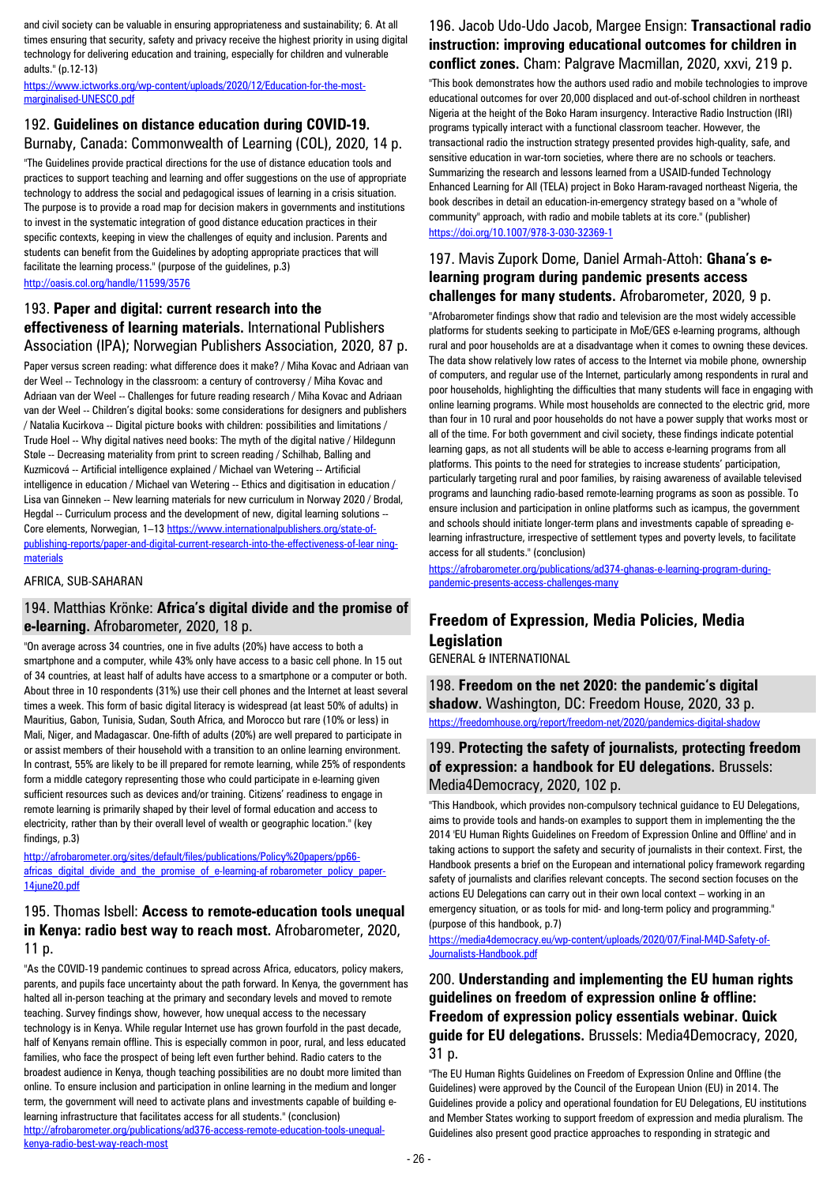and civil society can be valuable in ensuring appropriateness and sustainability; 6. At all times ensuring that security, safety and privacy receive the highest priority in using digital technology for delivering education and training, especially for children and vulnerable adults." (p.12-13)

https://www.ictworks.org/wp-content/uploads/2020/12/Education-for-the-most-marginalised-UNESCO.pdf

### 192. **Guidelines on distance education during COVID-19.** Burnaby, Canada: Commonwealth of Learning (COL), 2020, 14 p.

"The Guidelines provide practical directions for the use of distance education tools and practices to support teaching and learning and offer suggestions on the use of appropriate technology to address the social and pedagogical issues of learning in a crisis situation. The purpose is to provide a road map for decision makers in governments and institutions to invest in the systematic integration of good distance education practices in their specific contexts, keeping in view the challenges of equity and inclusion. Parents and students can benefit from the Guidelines by adopting appropriate practices that will facilitate the learning process." (purpose of the guidelines, p.3)

http://oasis.col.org/handle/11599/3576

### 193. **Paper and digital: current research into the effectiveness of learning materials.** International Publishers Association (IPA); Norwegian Publishers Association, 2020, 87 p.

Paper versus screen reading: what difference does it make? / Miha Kovac and Adriaan van der Weel -- Technology in the classroom: a century of controversy / Miha Kovac and Adriaan van der Weel -- Challenges for future reading research / Miha Kovac and Adriaan van der Weel -- Children's digital books: some considerations for designers and publishers / Natalia Kucirkova -- Digital picture books with children: possibilities and limitations / Trude Hoel -- Why digital natives need books: The myth of the digital native / Hildegunn Støle -- Decreasing materiality from print to screen reading / Schilhab, Balling and Kuzmicová -- Artificial intelligence explained / Michael van Wetering -- Artificial intelligence in education / Michael van Wetering -- Ethics and digitisation in education / Lisa van Ginneken -- New learning materials for new curriculum in Norway 2020 / Brodal, Hegdal -- Curriculum process and the development of new, digital learning solutions -- Core elements, Norwegian, 1–13 https://www.internationalpublishers.org/state-of-publishing-reports/paper-and-digital-current-research-into-the-effectiveness-of-lear ning-materials

AFRICA, SUB-SAHARAN

### 194. Matthias Krönke: **Africa's digital divide and the promise of e-learning.** Afrobarometer, 2020, 18 p.

"On average across 34 countries, one in five adults (20%) have access to both a smartphone and a computer, while 43% only have access to a basic cell phone. In 15 out of 34 countries, at least half of adults have access to a smartphone or a computer or both. About three in 10 respondents (31%) use their cell phones and the Internet at least several times a week. This form of basic digital literacy is widespread (at least 50% of adults) in Mauritius, Gabon, Tunisia, Sudan, South Africa, and Morocco but rare (10% or less) in Mali, Niger, and Madagascar. One-fifth of adults (20%) are well prepared to participate in or assist members of their household with a transition to an online learning environment. In contrast, 55% are likely to be ill prepared for remote learning, while 25% of respondents form a middle category representing those who could participate in e-learning given sufficient resources such as devices and/or training. Citizens' readiness to engage in remote learning is primarily shaped by their level of formal education and access to electricity, rather than by their overall level of wealth or geographic location." (key findings, p.3)

http://afrobarometer.org/sites/default/files/publications/Policy%20papers/pp66-africas_digital_divide_and_the_promise_of_e-learning-af robarometer_policy_paper-14june20.pdf

### 195. Thomas Isbell: **Access to remote-education tools unequal in Kenya: radio best way to reach most.** Afrobarometer, 2020, 11 p.

"As the COVID-19 pandemic continues to spread across Africa, educators, policy makers, parents, and pupils face uncertainty about the path forward. In Kenya, the government has halted all in-person teaching at the primary and secondary levels and moved to remote teaching. Survey findings show, however, how unequal access to the necessary technology is in Kenya. While regular Internet use has grown fourfold in the past decade, half of Kenyans remain offline. This is especially common in poor, rural, and less educated families, who face the prospect of being left even further behind. Radio caters to the broadest audience in Kenya, though teaching possibilities are no doubt more limited than online. To ensure inclusion and participation in online learning in the medium and longer term, the government will need to activate plans and investments capable of building e-learning infrastructure that facilitates access for all students." (conclusion)

http://afrobarometer.org/publications/ad376-access-remote-education-tools-unequal-kenya-radio-best-way-reach-most

### 196. Jacob Udo-Udo Jacob, Margee Ensign: **Transactional radio instruction: improving educational outcomes for children in conflict zones.** Cham: Palgrave Macmillan, 2020, xxvi, 219 p.

"This book demonstrates how the authors used radio and mobile technologies to improve educational outcomes for over 20,000 displaced and out-of-school children in northeast Nigeria at the height of the Boko Haram insurgency. Interactive Radio Instruction (IRI) programs typically interact with a functional classroom teacher. However, the transactional radio the instruction strategy presented provides high-quality, safe, and sensitive education in war-torn societies, where there are no schools or teachers. Summarizing the research and lessons learned from a USAID-funded Technology Enhanced Learning for All (TELA) project in Boko Haram-ravaged northeast Nigeria, the book describes in detail an education-in-emergency strategy based on a "whole of community" approach, with radio and mobile tablets at its core." (publisher)

https://doi.org/10.1007/978-3-030-32369-1

### 197. Mavis Zupork Dome, Daniel Armah-Attoh: **Ghana's e-learning program during pandemic presents access challenges for many students.** Afrobarometer, 2020, 9 p.

"Afrobarometer findings show that radio and television are the most widely accessible platforms for students seeking to participate in MoE/GES e-learning programs, although rural and poor households are at a disadvantage when it comes to owning these devices. The data show relatively low rates of access to the Internet via mobile phone, ownership of computers, and regular use of the Internet, particularly among respondents in rural and poor households, highlighting the difficulties that many students will face in engaging with online learning programs. While most households are connected to the electric grid, more than four in 10 rural and poor households do not have a power supply that works most or all of the time. For both government and civil society, these findings indicate potential learning gaps, as not all students will be able to access e-learning programs from all platforms. This points to the need for strategies to increase students' participation, particularly targeting rural and poor families, by raising awareness of available televised programs and launching radio-based remote-learning programs as soon as possible. To ensure inclusion and participation in online platforms such as icampus, the government and schools should initiate longer-term plans and investments capable of spreading e-learning infrastructure, irrespective of settlement types and poverty levels, to facilitate access for all students." (conclusion)

https://afrobarometer.org/publications/ad374-ghanas-e-learning-program-during-pandemic-presents-access-challenges-many

## Freedom of Expression, Media Policies, Media Legislation

GENERAL & INTERNATIONAL

### 198. **Freedom on the net 2020: the pandemic's digital shadow.** Washington, DC: Freedom House, 2020, 33 p.

https://freedomhouse.org/report/freedom-net/2020/pandemics-digital-shadow

### 199. **Protecting the safety of journalists, protecting freedom of expression: a handbook for EU delegations.** Brussels: Media4Democracy, 2020, 102 p.

"This Handbook, which provides non-compulsory technical guidance to EU Delegations, aims to provide tools and hands-on examples to support them in implementing the the 2014 'EU Human Rights Guidelines on Freedom of Expression Online and Offline' and in taking actions to support the safety and security of journalists in their context. First, the Handbook presents a brief on the European and international policy framework regarding safety of journalists and clarifies relevant concepts. The second section focuses on the actions EU Delegations can carry out in their own local context – working in an emergency situation, or as tools for mid- and long-term policy and programming." (purpose of this handbook, p.7)

https://media4democracy.eu/wp-content/uploads/2020/07/Final-M4D-Safety-of-Journalists-Handbook.pdf

### 200. **Understanding and implementing the EU human rights guidelines on freedom of expression online & offline: Freedom of expression policy essentials webinar. Quick guide for EU delegations.** Brussels: Media4Democracy, 2020, 31 p.

"The EU Human Rights Guidelines on Freedom of Expression Online and Offline (the Guidelines) were approved by the Council of the European Union (EU) in 2014. The Guidelines provide a policy and operational foundation for EU Delegations, EU institutions and Member States working to support freedom of expression and media pluralism. The Guidelines also present good practice approaches to responding in strategic and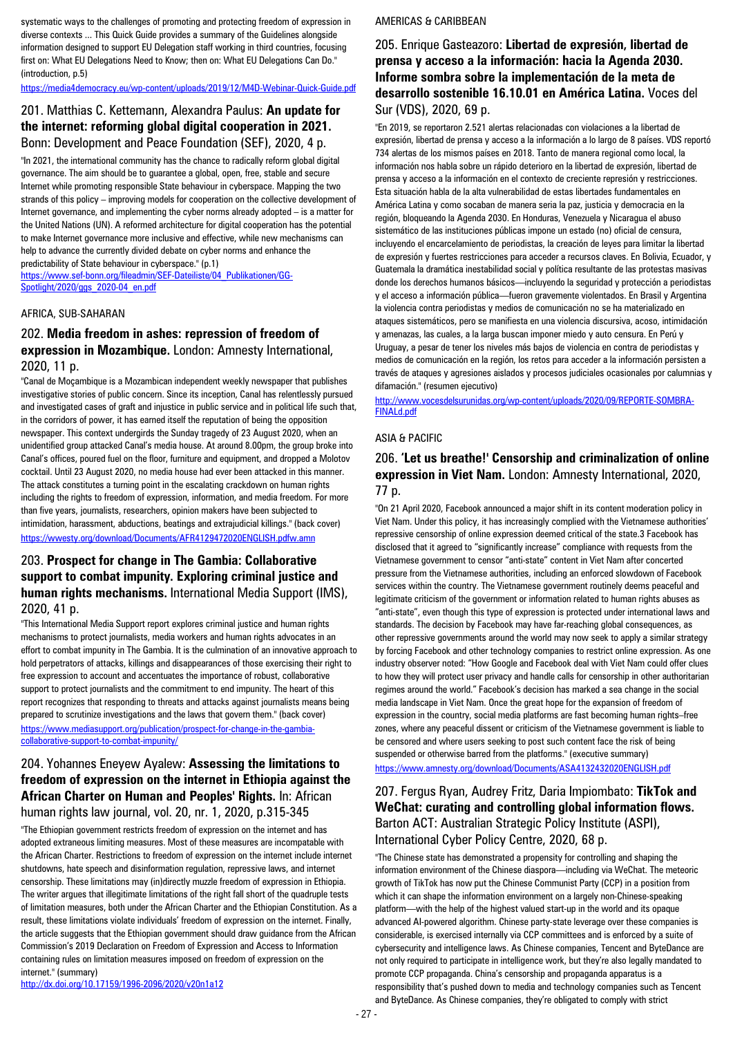systematic ways to the challenges of promoting and protecting freedom of expression in diverse contexts ... This Quick Guide provides a summary of the Guidelines alongside information designed to support EU Delegation staff working in third countries, focusing first on: What EU Delegations Need to Know; then on: What EU Delegations Can Do." (introduction, p.5)

https://media4democracy.eu/wp-content/uploads/2019/12/M4D-Webinar-Quick-Guide.pdf

### 201. Matthias C. Kettemann, Alexandra Paulus: **An update for the internet: reforming global digital cooperation in 2021.** Bonn: Development and Peace Foundation (SEF), 2020, 4 p.

"In 2021, the international community has the chance to radically reform global digital governance. The aim should be to guarantee a global, open, free, stable and secure Internet while promoting responsible State behaviour in cyberspace. Mapping the two strands of this policy – improving models for cooperation on the collective development of Internet governance, and implementing the cyber norms already adopted – is a matter for the United Nations (UN). A reformed architecture for digital cooperation has the potential to make Internet governance more inclusive and effective, while new mechanisms can help to advance the currently divided debate on cyber norms and enhance the predictability of State behaviour in cyberspace." (p.1)

https://www.sef-bonn.org/fileadmin/SEF-Dateiliste/04_Publikationen/GG-Spotlight/2020/ggs_2020-04_en.pdf

## AFRICA, SUB-SAHARAN

### 202. **Media freedom in ashes: repression of freedom of expression in Mozambique.** London: Amnesty International, 2020, 11 p.

"Canal de Moçambique is a Mozambican independent weekly newspaper that publishes investigative stories of public concern. Since its inception, Canal has relentlessly pursued and investigated cases of graft and injustice in public service and in political life such that, in the corridors of power, it has earned itself the reputation of being the opposition newspaper. This context undergirds the Sunday tragedy of 23 August 2020, when an unidentified group attacked Canal's media house. At around 8.00pm, the group broke into Canal's offices, poured fuel on the floor, furniture and equipment, and dropped a Molotov cocktail. Until 23 August 2020, no media house had ever been attacked in this manner. The attack constitutes a turning point in the escalating crackdown on human rights including the rights to freedom of expression, information, and media freedom. For more than five years, journalists, researchers, opinion makers have been subjected to intimidation, harassment, abductions, beatings and extrajudicial killings." (back cover)

https://wwesty.org/download/Documents/AFR4129472020ENGLISH.pdfw.amn

### 203. **Prospect for change in The Gambia: Collaborative support to combat impunity. Exploring criminal justice and human rights mechanisms.** International Media Support (IMS), 2020, 41 p.

"This International Media Support report explores criminal justice and human rights mechanisms to protect journalists, media workers and human rights advocates in an effort to combat impunity in The Gambia. It is the culmination of an innovative approach to hold perpetrators of attacks, killings and disappearances of those exercising their right to free expression to account and accentuates the importance of robust, collaborative support to protect journalists and the commitment to end impunity. The heart of this report recognizes that responding to threats and attacks against journalists means being prepared to scrutinize investigations and the laws that govern them." (back cover)

https://www.mediasupport.org/publication/prospect-for-change-in-the-gambia-collaborative-support-to-combat-impunity/

### 204. Yohannes Eneyew Ayalew: **Assessing the limitations to freedom of expression on the internet in Ethiopia against the African Charter on Human and Peoples' Rights.** In: African human rights law journal, vol. 20, nr. 1, 2020, p.315-345

"The Ethiopian government restricts freedom of expression on the internet and has adopted extraneous limiting measures. Most of these measures are incompatible with the African Charter. Restrictions to freedom of expression on the internet include internet shutdowns, hate speech and disinformation regulation, repressive laws, and internet censorship. These limitations may (in)directly muzzle freedom of expression in Ethiopia. The writer argues that illegitimate limitations of the right fall short of the quadruple tests of limitation measures, both under the African Charter and the Ethiopian Constitution. As a result, these limitations violate individuals' freedom of expression on the internet. Finally, the article suggests that the Ethiopian government should draw guidance from the African Commission's 2019 Declaration on Freedom of Expression and Access to Information containing rules on limitation measures imposed on freedom of expression on the internet." (summary)

http://dx.doi.org/10.17159/1996-2096/2020/v20n1a12

## AMERICAS & CARIBBEAN

### 205. Enrique Gasteazoro: **Libertad de expresión, libertad de prensa y acceso a la información: hacia la Agenda 2030. Informe sombra sobre la implementación de la meta de desarrollo sostenible 16.10.01 en América Latina.** Voces del Sur (VDS), 2020, 69 p.

"En 2019, se reportaron 2.521 alertas relacionadas con violaciones a la libertad de expresión, libertad de prensa y acceso a la información a lo largo de 8 países. VDS reportó 734 alertas de los mismos países en 2018. Tanto de manera regional como local, la información nos habla sobre un rápido deterioro en la libertad de expresión, libertad de prensa y acceso a la información en el contexto de creciente represión y restricciones. Esta situación habla de la alta vulnerabilidad de estas libertades fundamentales en América Latina y como socaban de manera seria la paz, justicia y democracia en la región, bloqueando la Agenda 2030. En Honduras, Venezuela y Nicaragua el abuso sistemático de las instituciones públicas impone un estado (no) oficial de censura, incluyendo el encarcelamiento de periodistas, la creación de leyes para limitar la libertad de expresión y fuertes restricciones para acceder a recursos claves. En Bolivia, Ecuador, y Guatemala la dramática inestabilidad social y política resultante de las protestas masivas donde los derechos humanos básicos—incluyendo la seguridad y protección a periodistas y el acceso a información pública—fueron gravemente violentados. En Brasil y Argentina la violencia contra periodistas y medios de comunicación no se ha materializado en ataques sistemáticos, pero se manifiesta en una violencia discursiva, acoso, intimidación y amenazas, las cuales, a la larga buscan imponer miedo y auto censura. En Perú y Uruguay, a pesar de tener los niveles más bajos de violencia en contra de periodistas y medios de comunicación en la región, los retos para acceder a la información persisten a través de ataques y agresiones aislados y procesos judiciales ocasionales por calumnias y difamación." (resumen ejecutivo)

http://www.vocesdelsurunidas.org/wp-content/uploads/2020/09/REPORTE-SOMBRA-FINALd.pdf

## ASIA & PACIFIC

### 206. **'Let us breathe!' Censorship and criminalization of online expression in Viet Nam.** London: Amnesty International, 2020, 77 p.

"On 21 April 2020, Facebook announced a major shift in its content moderation policy in Viet Nam. Under this policy, it has increasingly complied with the Vietnamese authorities' repressive censorship of online expression deemed critical of the state.3 Facebook has disclosed that it agreed to "significantly increase" compliance with requests from the Vietnamese government to censor "anti-state" content in Viet Nam after concerted pressure from the Vietnamese authorities, including an enforced slowdown of Facebook services within the country. The Vietnamese government routinely deems peaceful and legitimate criticism of the government or information related to human rights abuses as "anti-state", even though this type of expression is protected under international laws and standards. The decision by Facebook may have far-reaching global consequences, as other repressive governments around the world may now seek to apply a similar strategy by forcing Facebook and other technology companies to restrict online expression. As one industry observer noted: "How Google and Facebook deal with Viet Nam could offer clues to how they will protect user privacy and handle calls for censorship in other authoritarian regimes around the world." Facebook's decision has marked a sea change in the social media landscape in Viet Nam. Once the great hope for the expansion of freedom of expression in the country, social media platforms are fast becoming human rights–free zones, where any peaceful dissent or criticism of the Vietnamese government is liable to be censored and where users seeking to post such content face the risk of being suspended or otherwise barred from the platforms." (executive summary)

https://www.amnesty.org/download/Documents/ASA4132432020ENGLISH.pdf

### 207. Fergus Ryan, Audrey Fritz, Daria Impiombato: **TikTok and WeChat: curating and controlling global information flows.** Barton ACT: Australian Strategic Policy Institute (ASPI), International Cyber Policy Centre, 2020, 68 p.

"The Chinese state has demonstrated a propensity for controlling and shaping the information environment of the Chinese diaspora—including via WeChat. The meteoric growth of TikTok has now put the Chinese Communist Party (CCP) in a position from which it can shape the information environment on a largely non-Chinese-speaking platform—with the help of the highest valued start-up in the world and its opaque advanced AI-powered algorithm. Chinese party-state leverage over these companies is considerable, is exercised internally via CCP committees and is enforced by a suite of cybersecurity and intelligence laws. As Chinese companies, Tencent and ByteDance are not only required to participate in intelligence work, but they're also legally mandated to promote CCP propaganda. China's censorship and propaganda apparatus is a responsibility that's pushed down to media and technology companies such as Tencent and ByteDance. As Chinese companies, they're obligated to comply with strict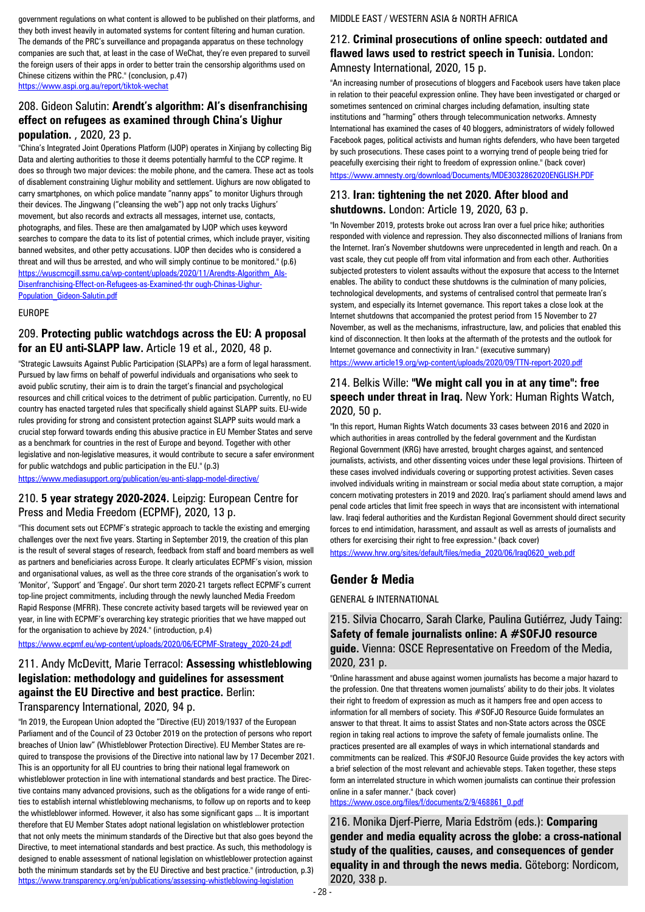government regulations on what content is allowed to be published on their platforms, and they both invest heavily in automated systems for content filtering and human curation. The demands of the PRC's surveillance and propaganda apparatus on these technology companies are such that, at least in the case of WeChat, they're even prepared to surveil the foreign users of their apps in order to better train the censorship algorithms used on Chinese citizens within the PRC." (conclusion, p.47)
https://www.aspi.org.au/report/tiktok-wechat

### 208. Gideon Salutin: **Arendt's algorithm: AI's disenfranchising effect on refugees as examined through China's Uighur population.** , 2020, 23 p.

"China's Integrated Joint Operations Platform (IJOP) operates in Xinjiang by collecting Big Data and alerting authorities to those it deems potentially harmful to the CCP regime. It does so through two major devices: the mobile phone, and the camera. These act as tools of disablement constraining Uighur mobility and settlement. Uighurs are now obligated to carry smartphones, on which police mandate "nanny apps" to monitor Uighurs through their devices. The Jingwang ("cleansing the web") app not only tracks Uighurs' movement, but also records and extracts all messages, internet use, contacts, photographs, and files. These are then amalgamated by IJOP which uses keyword searches to compare the data to its list of potential crimes, which include prayer, visiting banned websites, and other petty accusations. IJOP then decides who is considered a threat and will thus be arrested, and who will simply continue to be monitored." (p.6)
https://wuscmcgill.ssmu.ca/wp-content/uploads/2020/11/Arendts-Algorithm_Als-Disenfranchising-Effect-on-Refugees-as-Examined-thr ough-Chinas-Uighur-Population_Gideon-Salutin.pdf

EUROPE

### 209. **Protecting public watchdogs across the EU: A proposal for an EU anti-SLAPP law.** Article 19 et al., 2020, 48 p.

"Strategic Lawsuits Against Public Participation (SLAPPs) are a form of legal harassment. Pursued by law firms on behalf of powerful individuals and organisations who seek to avoid public scrutiny, their aim is to drain the target's financial and psychological resources and chill critical voices to the detriment of public participation. Currently, no EU country has enacted targeted rules that specifically shield against SLAPP suits. EU-wide rules providing for strong and consistent protection against SLAPP suits would mark a crucial step forward towards ending this abusive practice in EU Member States and serve as a benchmark for countries in the rest of Europe and beyond. Together with other legislative and non-legislative measures, it would contribute to secure a safer environment for public watchdogs and public participation in the EU." (p.3)
https://www.mediasupport.org/publication/eu-anti-slapp-model-directive/

### 210. **5 year strategy 2020-2024.** Leipzig: European Centre for Press and Media Freedom (ECPMF), 2020, 13 p.

"This document sets out ECPMF's strategic approach to tackle the existing and emerging challenges over the next five years. Starting in September 2019, the creation of this plan is the result of several stages of research, feedback from staff and board members as well as partners and beneficiaries across Europe. It clearly articulates ECPMF's vision, mission and organisational values, as well as the three core strands of the organisation's work to 'Monitor', 'Support' and 'Engage'. Our short term 2020-21 targets reflect ECPMF's current top-line project commitments, including through the newly launched Media Freedom Rapid Response (MFRR). These concrete activity based targets will be reviewed year on year, in line with ECPMF's overarching key strategic priorities that we have mapped out for the organisation to achieve by 2024." (introduction, p.4)
https://www.ecpmf.eu/wp-content/uploads/2020/06/ECPMF-Strategy_2020-24.pdf

### 211. Andy McDevitt, Marie Terracol: **Assessing whistleblowing legislation: methodology and guidelines for assessment against the EU Directive and best practice.** Berlin: Transparency International, 2020, 94 p.

"In 2019, the European Union adopted the "Directive (EU) 2019/1937 of the European Parliament and of the Council of 23 October 2019 on the protection of persons who report breaches of Union law" (Whistleblower Protection Directive). EU Member States are required to transpose the provisions of the Directive into national law by 17 December 2021. This is an opportunity for all EU countries to bring their national legal framework on whistleblower protection in line with international standards and best practice. The Directive contains many advanced provisions, such as the obligations for a wide range of entities to establish internal whistleblowing mechanisms, to follow up on reports and to keep the whistleblower informed. However, it also has some significant gaps ... It is important therefore that EU Member States adopt national legislation on whistleblower protection that not only meets the minimum standards of the Directive but that also goes beyond the Directive, to meet international standards and best practice. As such, this methodology is designed to enable assessment of national legislation on whistleblower protection against both the minimum standards set by the EU Directive and best practice." (introduction, p.3)
https://www.transparency.org/en/publications/assessing-whistleblowing-legislation

MIDDLE EAST / WESTERN ASIA & NORTH AFRICA

### 212. **Criminal prosecutions of online speech: outdated and flawed laws used to restrict speech in Tunisia.** London: Amnesty International, 2020, 15 p.

"An increasing number of prosecutions of bloggers and Facebook users have taken place in relation to their peaceful expression online. They have been investigated or charged or sometimes sentenced on criminal charges including defamation, insulting state institutions and "harming" others through telecommunication networks. Amnesty International has examined the cases of 40 bloggers, administrators of widely followed Facebook pages, political activists and human rights defenders, who have been targeted by such prosecutions. These cases point to a worrying trend of people being tried for peacefully exercising their right to freedom of expression online." (back cover)
https://www.amnesty.org/download/Documents/MDE3032862020ENGLISH.PDF

### 213. **Iran: tightening the net 2020. After blood and shutdowns.** London: Article 19, 2020, 63 p.

"In November 2019, protests broke out across Iran over a fuel price hike; authorities responded with violence and repression. They also disconnected millions of Iranians from the Internet. Iran's November shutdowns were unprecedented in length and reach. On a vast scale, they cut people off from vital information and from each other. Authorities subjected protesters to violent assaults without the exposure that access to the Internet enables. The ability to conduct these shutdowns is the culmination of many policies, technological developments, and systems of centralised control that permeate Iran's system, and especially its Internet governance. This report takes a close look at the Internet shutdowns that accompanied the protest period from 15 November to 27 November, as well as the mechanisms, infrastructure, law, and policies that enabled this kind of disconnection. It then looks at the aftermath of the protests and the outlook for Internet governance and connectivity in Iran." (executive summary)
https://www.article19.org/wp-content/uploads/2020/09/TTN-report-2020.pdf

### 214. Belkis Wille: **"We might call you in at any time": free speech under threat in Iraq.** New York: Human Rights Watch, 2020, 50 p.

"In this report, Human Rights Watch documents 33 cases between 2016 and 2020 in which authorities in areas controlled by the federal government and the Kurdistan Regional Government (KRG) have arrested, brought charges against, and sentenced journalists, activists, and other dissenting voices under these legal provisions. Thirteen of these cases involved individuals covering or supporting protest activities. Seven cases involved individuals writing in mainstream or social media about state corruption, a major concern motivating protesters in 2019 and 2020. Iraq's parliament should amend laws and penal code articles that limit free speech in ways that are inconsistent with international law. Iraqi federal authorities and the Kurdistan Regional Government should direct security forces to end intimidation, harassment, and assault as well as arrests of journalists and others for exercising their right to free expression." (back cover)
https://www.hrw.org/sites/default/files/media_2020/06/Iraq0620_web.pdf

## Gender & Media

GENERAL & INTERNATIONAL

### 215. Silvia Chocarro, Sarah Clarke, Paulina Gutiérrez, Judy Taing: **Safety of female journalists online: A #SOFJO resource guide.** Vienna: OSCE Representative on Freedom of the Media, 2020, 231 p.

"Online harassment and abuse against women journalists has become a major hazard to the profession. One that threatens women journalists' ability to do their jobs. It violates their right to freedom of expression as much as it hampers free and open access to information for all members of society. This #SOFJO Resource Guide formulates an answer to that threat. It aims to assist States and non-State actors across the OSCE region in taking real actions to improve the safety of female journalists online. The practices presented are all examples of ways in which international standards and commitments can be realized. This #SOFJO Resource Guide provides the key actors with a brief selection of the most relevant and achievable steps. Taken together, these steps form an interrelated structure in which women journalists can continue their profession online in a safer manner." (back cover)
https://www.osce.org/files/f/documents/2/9/468861_0.pdf

### 216. Monika Djerf-Pierre, Maria Edström (eds.): **Comparing gender and media equality across the globe: a cross-national study of the qualities, causes, and consequences of gender equality in and through the news media.** Göteborg: Nordicom, 2020, 338 p.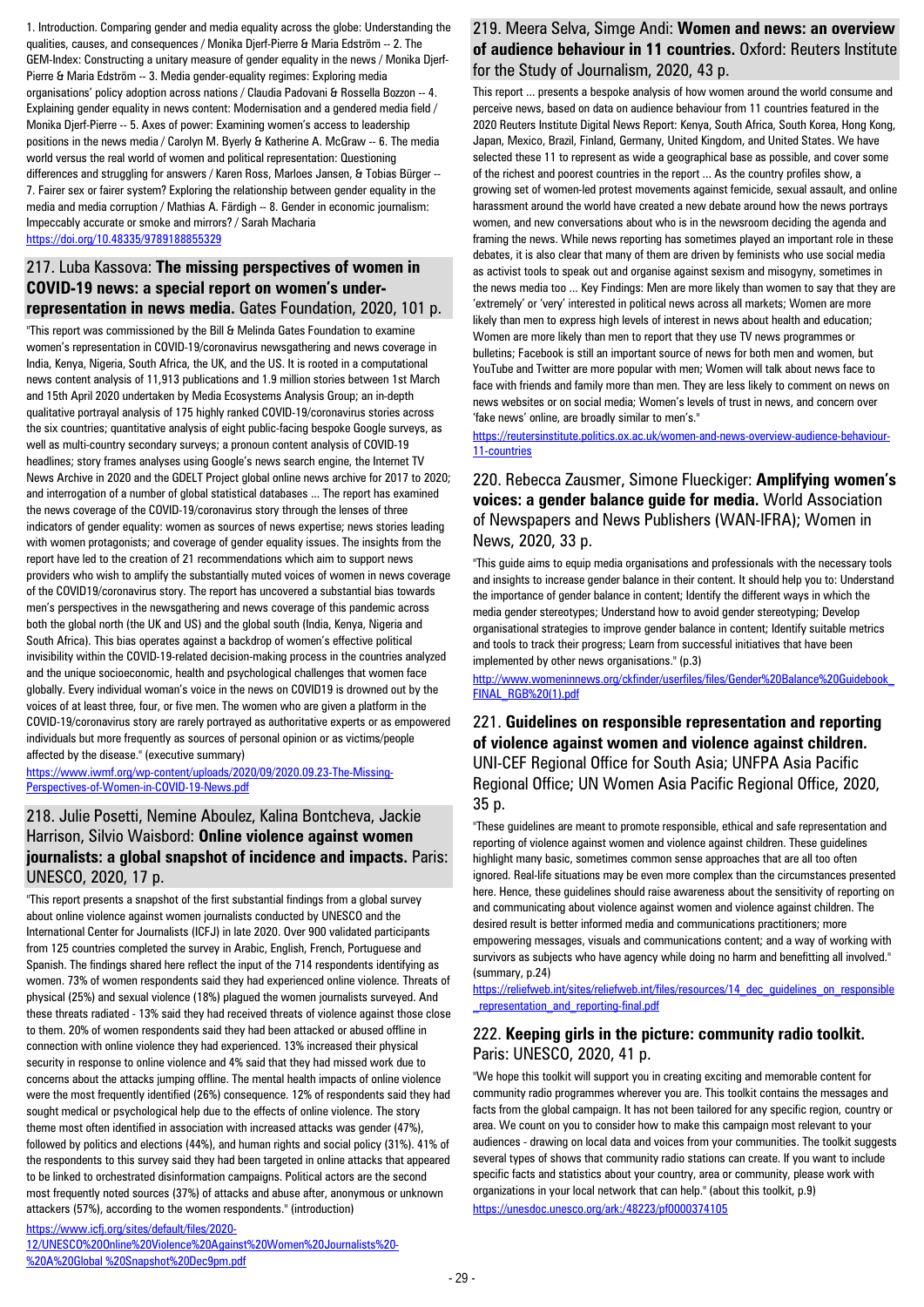1. Introduction. Comparing gender and media equality across the globe: Understanding the qualities, causes, and consequences / Monika Djerf-Pierre & Maria Edström -- 2. The GEM-Index: Constructing a unitary measure of gender equality in the news / Monika Djerf-Pierre & Maria Edström -- 3. Media gender-equality regimes: Exploring media organisations' policy adoption across nations / Claudia Padovani & Rossella Bozzon -- 4. Explaining gender equality in news content: Modernisation and a gendered media field / Monika Djerf-Pierre -- 5. Axes of power: Examining women's access to leadership positions in the news media / Carolyn M. Byerly & Katherine A. McGraw -- 6. The media world versus the real world of women and political representation: Questioning differences and struggling for answers / Karen Ross, Marloes Jansen, & Tobias Bürger -- 7. Fairer sex or fairer system? Exploring the relationship between gender equality in the media and media corruption / Mathias A. Färdigh -- 8. Gender in economic journalism: Impeccably accurate or smoke and mirrors? / Sarah Macharia

https://doi.org/10.48335/9789188855329

## 217. Luba Kassova: **The missing perspectives of women in COVID-19 news: a special report on women's under-representation in news media.** Gates Foundation, 2020, 101 p.

"This report was commissioned by the Bill & Melinda Gates Foundation to examine women's representation in COVID-19/coronavirus newsgathering and news coverage in India, Kenya, Nigeria, South Africa, the UK, and the US. It is rooted in a computational news content analysis of 11,913 publications and 1.9 million stories between 1st March and 15th April 2020 undertaken by Media Ecosystems Analysis Group; an in-depth qualitative portrayal analysis of 175 highly ranked COVID-19/coronavirus stories across the six countries; quantitative analysis of eight public-facing bespoke Google surveys, as well as multi-country secondary surveys; a pronoun content analysis of COVID-19 headlines; story frames analyses using Google's news search engine, the Internet TV News Archive in 2020 and the GDELT Project global online news archive for 2017 to 2020; and interrogation of a number of global statistical databases ... The report has examined the news coverage of the COVID-19/coronavirus story through the lenses of three indicators of gender equality: women as sources of news expertise; news stories leading with women protagonists; and coverage of gender equality issues. The insights from the report have led to the creation of 21 recommendations which aim to support news providers who wish to amplify the substantially muted voices of women in news coverage of the COVID19/coronavirus story. The report has uncovered a substantial bias towards men's perspectives in the newsgathering and news coverage of this pandemic across both the global north (the UK and US) and the global south (India, Kenya, Nigeria and South Africa). This bias operates against a backdrop of women's effective political invisibility within the COVID-19-related decision-making process in the countries analyzed and the unique socioeconomic, health and psychological challenges that women face globally. Every individual woman's voice in the news on COVID19 is drowned out by the voices of at least three, four, or five men. The women who are given a platform in the COVID-19/coronavirus story are rarely portrayed as authoritative experts or as empowered individuals but more frequently as sources of personal opinion or as victims/people affected by the disease." (executive summary)

https://www.iwmf.org/wp-content/uploads/2020/09/2020.09.23-The-Missing-Perspectives-of-Women-in-COVID-19-News.pdf

## 218. Julie Posetti, Nemine Aboulez, Kalina Bontcheva, Jackie Harrison, Silvio Waisbord: **Online violence against women journalists: a global snapshot of incidence and impacts.** Paris: UNESCO, 2020, 17 p.

"This report presents a snapshot of the first substantial findings from a global survey about online violence against women journalists conducted by UNESCO and the International Center for Journalists (ICFJ) in late 2020. Over 900 validated participants from 125 countries completed the survey in Arabic, English, French, Portuguese and Spanish. The findings shared here reflect the input of the 714 respondents identifying as women. 73% of women respondents said they had experienced online violence. Threats of physical (25%) and sexual violence (18%) plagued the women journalists surveyed. And these threats radiated - 13% said they had received threats of violence against those close to them. 20% of women respondents said they had been attacked or abused offline in connection with online violence they had experienced. 13% increased their physical security in response to online violence and 4% said that they had missed work due to concerns about the attacks jumping offline. The mental health impacts of online violence were the most frequently identified (26%) consequence. 12% of respondents said they had sought medical or psychological help due to the effects of online violence. The story theme most often identified in association with increased attacks was gender (47%), followed by politics and elections (44%), and human rights and social policy (31%). 41% of the respondents to this survey said they had been targeted in online attacks that appeared to be linked to orchestrated disinformation campaigns. Political actors are the second most frequently noted sources (37%) of attacks and abuse after, anonymous or unknown attackers (57%), according to the women respondents." (introduction)

https://www.icfj.org/sites/default/files/2020-12/UNESCO%20Online%20Violence%20Against%20Women%20Journalists%20-%20A%20Global %20Snapshot%20Dec9pm.pdf

## 219. Meera Selva, Simge Andi: **Women and news: an overview of audience behaviour in 11 countries.** Oxford: Reuters Institute for the Study of Journalism, 2020, 43 p.

This report ... presents a bespoke analysis of how women around the world consume and perceive news, based on data on audience behaviour from 11 countries featured in the 2020 Reuters Institute Digital News Report: Kenya, South Africa, South Korea, Hong Kong, Japan, Mexico, Brazil, Finland, Germany, United Kingdom, and United States. We have selected these 11 to represent as wide a geographical base as possible, and cover some of the richest and poorest countries in the report ... As the country profiles show, a growing set of women-led protest movements against femicide, sexual assault, and online harassment around the world have created a new debate around how the news portrays women, and new conversations about who is in the newsroom deciding the agenda and framing the news. While news reporting has sometimes played an important role in these debates, it is also clear that many of them are driven by feminists who use social media as activist tools to speak out and organise against sexism and misogyny, sometimes in the news media too ... Key Findings: Men are more likely than women to say that they are 'extremely' or 'very' interested in political news across all markets; Women are more likely than men to express high levels of interest in news about health and education; Women are more likely than men to report that they use TV news programmes or bulletins; Facebook is still an important source of news for both men and women, but YouTube and Twitter are more popular with men; Women will talk about news face to face with friends and family more than men. They are less likely to comment on news on news websites or on social media; Women's levels of trust in news, and concern over 'fake news' online, are broadly similar to men's."

https://reutersinstitute.politics.ox.ac.uk/women-and-news-overview-audience-behaviour-11-countries

## 220. Rebecca Zausmer, Simone Flueckiger: **Amplifying women's voices: a gender balance guide for media.** World Association of Newspapers and News Publishers (WAN-IFRA); Women in News, 2020, 33 p.

"This guide aims to equip media organisations and professionals with the necessary tools and insights to increase gender balance in their content. It should help you to: Understand the importance of gender balance in content; Identify the different ways in which the media gender stereotypes; Understand how to avoid gender stereotyping; Develop organisational strategies to improve gender balance in content; Identify suitable metrics and tools to track their progress; Learn from successful initiatives that have been implemented by other news organisations." (p.3)

http://www.womeninnews.org/ckfinder/userfiles/files/Gender%20Balance%20Guidebook_FINAL_RGB%20(1).pdf

## 221. **Guidelines on responsible representation and reporting of violence against women and violence against children.** UNI-CEF Regional Office for South Asia; UNFPA Asia Pacific Regional Office; UN Women Asia Pacific Regional Office, 2020, 35 p.

"These guidelines are meant to promote responsible, ethical and safe representation and reporting of violence against women and violence against children. These guidelines highlight many basic, sometimes common sense approaches that are all too often ignored. Real-life situations may be even more complex than the circumstances presented here. Hence, these guidelines should raise awareness about the sensitivity of reporting on and communicating about violence against women and violence against children. The desired result is better informed media and communications practitioners; more empowering messages, visuals and communications content; and a way of working with survivors as subjects who have agency while doing no harm and benefitting all involved." (summary, p.24)

https://reliefweb.int/sites/reliefweb.int/files/resources/14_dec_guidelines_on_responsible_representation_and_reporting-final.pdf

## 222. **Keeping girls in the picture: community radio toolkit.** Paris: UNESCO, 2020, 41 p.

"We hope this toolkit will support you in creating exciting and memorable content for community radio programmes wherever you are. This toolkit contains the messages and facts from the global campaign. It has not been tailored for any specific region, country or area. We count on you to consider how to make this campaign most relevant to your audiences - drawing on local data and voices from your communities. The toolkit suggests several types of shows that community radio stations can create. If you want to include specific facts and statistics about your country, area or community, please work with organizations in your local network that can help." (about this toolkit, p.9)

https://unesdoc.unesco.org/ark:/48223/pf0000374105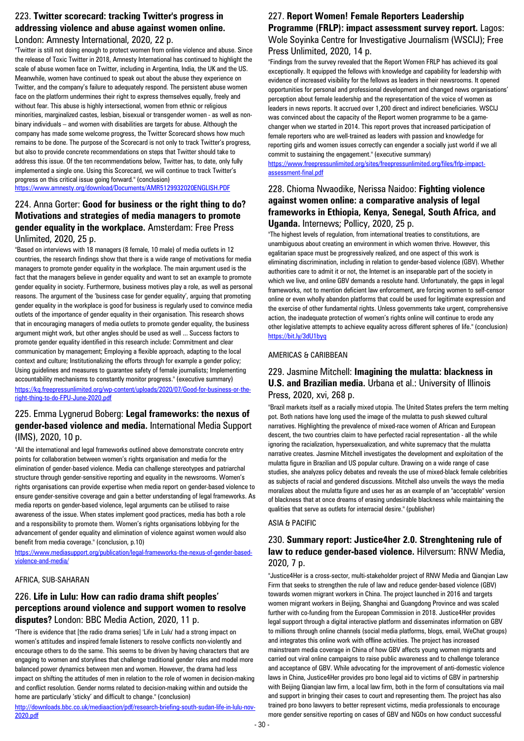## 223. **Twitter scorecard: tracking Twitter's progress in addressing violence and abuse against women online.** London: Amnesty International, 2020, 22 p.

"Twitter is still not doing enough to protect women from online violence and abuse. Since the release of Toxic Twitter in 2018, Amnesty International has continued to highlight the scale of abuse women face on Twitter, including in Argentina, India, the UK and the US. Meanwhile, women have continued to speak out about the abuse they experience on Twitter, and the company's failure to adequately respond. The persistent abuse women face on the platform undermines their right to express themselves equally, freely and without fear. This abuse is highly intersectional, women from ethnic or religious minorities, marginalized castes, lesbian, bisexual or transgender women - as well as non-binary individuals – and women with disabilities are targets for abuse. Although the company has made some welcome progress, the Twitter Scorecard shows how much remains to be done. The purpose of the Scorecard is not only to track Twitter's progress, but also to provide concrete recommendations on steps that Twitter should take to address this issue. Of the ten recommendations below, Twitter has, to date, only fully implemented a single one. Using this Scorecard, we will continue to track Twitter's progress on this critical issue going forward." (conclusion)

https://www.amnesty.org/download/Documents/AMR5129932020ENGLISH.PDF

## 224. Anna Gorter: **Good for business or the right thing to do? Motivations and strategies of media managers to promote gender equality in the workplace.** Amsterdam: Free Press Unlimited, 2020, 25 p.

"Based on interviews with 18 managers (8 female, 10 male) of media outlets in 12 countries, the research findings show that there is a wide range of motivations for media managers to promote gender equality in the workplace. The main argument used is the fact that the managers believe in gender equality and want to set an example to promote gender equality in society. Furthermore, business motives play a role, as well as personal reasons. The argument of the 'business case for gender equality', arguing that promoting gender equality in the workplace is good for business is regularly used to convince media outlets of the importance of gender equality in their organisation. This research shows that in encouraging managers of media outlets to promote gender equality, the business argument might work, but other angles should be used as well ... Success factors to promote gender equality identified in this research include: Commitment and clear communication by management; Employing a flexible approach, adapting to the local context and culture; Institutionalizing the efforts through for example a gender policy; Using guidelines and measures to guarantee safety of female journalists; Implementing accountability mechanisms to constantly monitor progress." (executive summary)

https://kq.freepressunlimited.org/wp-content/uploads/2020/07/Good-for-business-or-the-right-thing-to-do-FPU-June-2020.pdf

## 225. Emma Lygnerud Boberg: **Legal frameworks: the nexus of gender-based violence and media.** International Media Support (IMS), 2020, 10 p.

"All the international and legal frameworks outlined above demonstrate concrete entry points for collaboration between women's rights organisation and media for the elimination of gender-based violence. Media can challenge stereotypes and patriarchal structure through gender-sensitive reporting and equality in the newsrooms. Women's rights organisations can provide expertise when media report on gender-based violence to ensure gender-sensitive coverage and gain a better understanding of legal frameworks. As media reports on gender-based violence, legal arguments can be utilised to raise awareness of the issue. When states implement good practices, media has both a role and a responsibility to promote them. Women's rights organisations lobbying for the advancement of gender equality and elimination of violence against women would also benefit from media coverage." (conclusion, p.10)

https://www.mediasupport.org/publication/legal-frameworks-the-nexus-of-gender-based-violence-and-media/

AFRICA, SUB-SAHARAN

## 226. **Life in Lulu: How can radio drama shift peoples' perceptions around violence and support women to resolve disputes?** London: BBC Media Action, 2020, 11 p.

"There is evidence that [the radio drama series] 'Life in Lulu' had a strong impact on women's attitudes and inspired female listeners to resolve conflicts non-violently and encourage others to do the same. This seems to be driven by having characters that are engaging to women and storylines that challenge traditional gender roles and model more balanced power dynamics between men and women. However, the drama had less impact on shifting the attitudes of men in relation to the role of women in decision-making and conflict resolution. Gender norms related to decision-making within and outside the home are particularly 'sticky' and difficult to change." (conclusion)

http://downloads.bbc.co.uk/mediaaction/pdf/research-briefing-south-sudan-life-in-lulu-nov-2020.pdf

## 227. **Report Women! Female Reporters Leadership Programme (FRLP): impact assessment survey report.** Lagos: Wole Soyinka Centre for Investigative Journalism (WSCIJ); Free Press Unlimited, 2020, 14 p.

"Findings from the survey revealed that the Report Women FRLP has achieved its goal exceptionally. It equipped the fellows with knowledge and capability for leadership with evidence of increased visibility for the fellows as leaders in their newsrooms. It opened opportunities for personal and professional development and changed news organisations' perception about female leadership and the representation of the voice of women as leaders in news reports. It accrued over 1,200 direct and indirect beneficiaries. WSCIJ was convinced about the capacity of the Report women programme to be a game-changer when we started in 2014. This report proves that increased participation of female reporters who are well-trained as leaders with passion and knowledge for reporting girls and women issues correctly can engender a socially just world if we all commit to sustaining the engagement." (executive summary)

https://www.freepressunlimited.org/sites/freepressunlimited.org/files/frlp-impact-assessment-final.pdf

## 228. Chioma Nwaodike, Nerissa Naidoo: **Fighting violence against women online: a comparative analysis of legal frameworks in Ethiopia, Kenya, Senegal, South Africa, and Uganda.** Internews; Pollicy, 2020, 25 p.

"The highest levels of regulation, from international treaties to constitutions, are unambiguous about creating an environment in which women thrive. However, this egalitarian space must be progressively realized, and one aspect of this work is eliminating discrimination, including in relation to gender-based violence (GBV). Whether authorities care to admit it or not, the Internet is an inseparable part of the society in which we live, and online GBV demands a resolute hand. Unfortunately, the gaps in legal frameworks, not to mention deficient law enforcement, are forcing women to self-censor online or even wholly abandon platforms that could be used for legitimate expression and the exercise of other fundamental rights. Unless governments take urgent, comprehensive action, the inadequate protection of women's rights online will continue to erode any other legislative attempts to achieve equality across different spheres of life." (conclusion)

https://bit.ly/3dU1byq

AMERICAS & CARIBBEAN

## 229. Jasmine Mitchell: **Imagining the mulatta: blackness in U.S. and Brazilian media.** Urbana et al.: University of Illinois Press, 2020, xvi, 268 p.

"Brazil markets itself as a racially mixed utopia. The United States prefers the term melting pot. Both nations have long used the image of the mulatta to push skewed cultural narratives. Highlighting the prevalence of mixed-race women of African and European descent, the two countries claim to have perfected racial representation - all the while ignoring the racialization, hypersexualization, and white supremacy that the mulatta narrative creates. Jasmine Mitchell investigates the development and exploitation of the mulatta figure in Brazilian and US popular culture. Drawing on a wide range of case studies, she analyzes policy debates and reveals the use of mixed-black female celebrities as subjects of racial and gendered discussions. Mitchell also unveils the ways the media moralizes about the mulatta figure and uses her as an example of an "acceptable" version of blackness that at once dreams of erasing undesirable blackness while maintaining the qualities that serve as outlets for interracial desire." (publisher)

ASIA & PACIFIC

## 230. **Summary report: Justice4her 2.0. Strenghtening rule of law to reduce gender-based violence.** Hilversum: RNW Media, 2020, 7 p.

"Justice4Her is a cross-sector, multi-stakeholder project of RNW Media and Qianqian Law Firm that seeks to strengthen the rule of law and reduce gender-based violence (GBV) towards women migrant workers in China. The project launched in 2016 and targets women migrant workers in Beijing, Shanghai and Guangdong Province and was scaled further with co-funding from the European Commission in 2018. Justice4Her provides legal support through a digital interactive platform and disseminates information on GBV to millions through online channels (social media platforms, blogs, email, WeChat groups) and integrates this online work with offline activities. The project has increased mainstream media coverage in China of how GBV affects young women migrants and carried out viral online campaigns to raise public awareness and to challenge tolerance and acceptance of GBV. While advocating for the improvement of anti-domestic violence laws in China, Justice4Her provides pro bono legal aid to victims of GBV in partnership with Beijing Qianqian law firm, a local law firm, both in the form of consultations via mail and support in bringing their cases to court and representing them. The project has also trained pro bono lawyers to better represent victims, media professionals to encourage more gender sensitive reporting on cases of GBV and NGOs on how conduct successful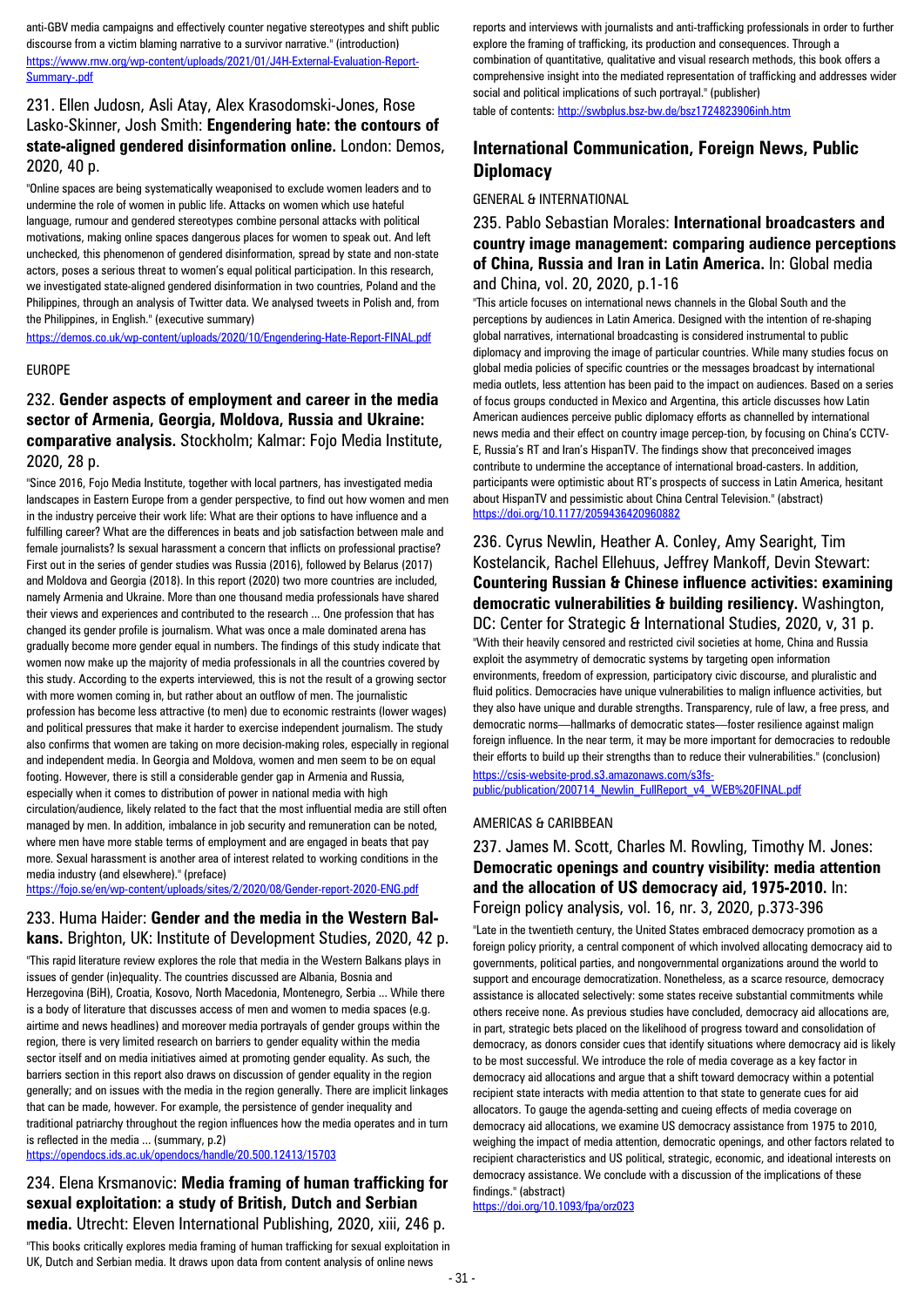anti-GBV media campaigns and effectively counter negative stereotypes and shift public discourse from a victim blaming narrative to a survivor narrative." (introduction)
https://www.rnw.org/wp-content/uploads/2021/01/J4H-External-Evaluation-Report-Summary-.pdf

### 231. Ellen Judosn, Asli Atay, Alex Krasodomski-Jones, Rose Lasko-Skinner, Josh Smith: **Engendering hate: the contours of state-aligned gendered disinformation online.** London: Demos, 2020, 40 p.

"Online spaces are being systematically weaponised to exclude women leaders and to undermine the role of women in public life. Attacks on women which use hateful language, rumour and gendered stereotypes combine personal attacks with political motivations, making online spaces dangerous places for women to speak out. And left unchecked, this phenomenon of gendered disinformation, spread by state and non-state actors, poses a serious threat to women's equal political participation. In this research, we investigated state-aligned gendered disinformation in two countries, Poland and the Philippines, through an analysis of Twitter data. We analysed tweets in Polish and, from the Philippines, in English." (executive summary)
https://demos.co.uk/wp-content/uploads/2020/10/Engendering-Hate-Report-FINAL.pdf

EUROPE

### 232. **Gender aspects of employment and career in the media sector of Armenia, Georgia, Moldova, Russia and Ukraine: comparative analysis.** Stockholm; Kalmar: Fojo Media Institute, 2020, 28 p.

"Since 2016, Fojo Media Institute, together with local partners, has investigated media landscapes in Eastern Europe from a gender perspective, to find out how women and men in the industry perceive their work life: What are their options to have influence and a fulfilling career? What are the differences in beats and job satisfaction between male and female journalists? Is sexual harassment a concern that inflicts on professional practise? First out in the series of gender studies was Russia (2016), followed by Belarus (2017) and Moldova and Georgia (2018). In this report (2020) two more countries are included, namely Armenia and Ukraine. More than one thousand media professionals have shared their views and experiences and contributed to the research ... One profession that has changed its gender profile is journalism. What was once a male dominated arena has gradually become more gender equal in numbers. The findings of this study indicate that women now make up the majority of media professionals in all the countries covered by this study. According to the experts interviewed, this is not the result of a growing sector with more women coming in, but rather about an outflow of men. The journalistic profession has become less attractive (to men) due to economic restraints (lower wages) and political pressures that make it harder to exercise independent journalism. The study also confirms that women are taking on more decision-making roles, especially in regional and independent media. In Georgia and Moldova, women and men seem to be on equal footing. However, there is still a considerable gender gap in Armenia and Russia, especially when it comes to distribution of power in national media with high circulation/audience, likely related to the fact that the most influential media are still often managed by men. In addition, imbalance in job security and remuneration can be noted, where men have more stable terms of employment and are engaged in beats that pay more. Sexual harassment is another area of interest related to working conditions in the media industry (and elsewhere)." (preface)
https://fojo.se/en/wp-content/uploads/sites/2/2020/08/Gender-report-2020-ENG.pdf

### 233. Huma Haider: **Gender and the media in the Western Balkans.** Brighton, UK: Institute of Development Studies, 2020, 42 p.

"This rapid literature review explores the role that media in the Western Balkans plays in issues of gender (in)equality. The countries discussed are Albania, Bosnia and Herzegovina (BiH), Croatia, Kosovo, North Macedonia, Montenegro, Serbia ... While there is a body of literature that discusses access of men and women to media spaces (e.g. airtime and news headlines) and moreover media portrayals of gender groups within the region, there is very limited research on barriers to gender equality within the media sector itself and on media initiatives aimed at promoting gender equality. As such, the barriers section in this report also draws on discussion of gender equality in the region generally; and on issues with the media in the region generally. There are implicit linkages that can be made, however. For example, the persistence of gender inequality and traditional patriarchy throughout the region influences how the media operates and in turn is reflected in the media ... (summary, p.2)
https://opendocs.ids.ac.uk/opendocs/handle/20.500.12413/15703

### 234. Elena Krsmanovic: **Media framing of human trafficking for sexual exploitation: a study of British, Dutch and Serbian media.** Utrecht: Eleven International Publishing, 2020, xiii, 246 p.

"This books critically explores media framing of human trafficking for sexual exploitation in UK, Dutch and Serbian media. It draws upon data from content analysis of online news reports and interviews with journalists and anti-trafficking professionals in order to further explore the framing of trafficking, its production and consequences. Through a combination of quantitative, qualitative and visual research methods, this book offers a comprehensive insight into the mediated representation of trafficking and addresses wider social and political implications of such portrayal." (publisher)
table of contents: http://swbplus.bsz-bw.de/bsz1724823906inh.htm

## International Communication, Foreign News, Public Diplomacy

GENERAL & INTERNATIONAL

### 235. Pablo Sebastian Morales: **International broadcasters and country image management: comparing audience perceptions of China, Russia and Iran in Latin America.** In: Global media and China, vol. 20, 2020, p.1-16

"This article focuses on international news channels in the Global South and the perceptions by audiences in Latin America. Designed with the intention of re-shaping global narratives, international broadcasting is considered instrumental to public diplomacy and improving the image of particular countries. While many studies focus on global media policies of specific countries or the messages broadcast by international media outlets, less attention has been paid to the impact on audiences. Based on a series of focus groups conducted in Mexico and Argentina, this article discusses how Latin American audiences perceive public diplomacy efforts as channelled by international news media and their effect on country image percep-tion, by focusing on China's CCTV-E, Russia's RT and Iran's HispanTV. The findings show that preconceived images contribute to undermine the acceptance of international broad-casters. In addition, participants were optimistic about RT's prospects of success in Latin America, hesitant about HispanTV and pessimistic about China Central Television." (abstract)
https://doi.org/10.1177/2059436420960882

### 236. Cyrus Newlin, Heather A. Conley, Amy Searight, Tim Kostelancik, Rachel Ellehuus, Jeffrey Mankoff, Devin Stewart: **Countering Russian & Chinese influence activities: examining democratic vulnerabilities & building resiliency.** Washington, DC: Center for Strategic & International Studies, 2020, v, 31 p.

"With their heavily censored and restricted civil societies at home, China and Russia exploit the asymmetry of democratic systems by targeting open information environments, freedom of expression, participatory civic discourse, and pluralistic and fluid politics. Democracies have unique vulnerabilities to malign influence activities, but they also have unique and durable strengths. Transparency, rule of law, a free press, and democratic norms—hallmarks of democratic states—foster resilience against malign foreign influence. In the near term, it may be more important for democracies to redouble their efforts to build up their strengths than to reduce their vulnerabilities." (conclusion)
https://csis-website-prod.s3.amazonaws.com/s3fs-public/publication/200714_Newlin_FullReport_v4_WEB%20FINAL.pdf

AMERICAS & CARIBBEAN

### 237. James M. Scott, Charles M. Rowling, Timothy M. Jones: **Democratic openings and country visibility: media attention and the allocation of US democracy aid, 1975-2010.** In: Foreign policy analysis, vol. 16, nr. 3, 2020, p.373-396

"Late in the twentieth century, the United States embraced democracy promotion as a foreign policy priority, a central component of which involved allocating democracy aid to governments, political parties, and nongovernmental organizations around the world to support and encourage democratization. Nonetheless, as a scarce resource, democracy assistance is allocated selectively: some states receive substantial commitments while others receive none. As previous studies have concluded, democracy aid allocations are, in part, strategic bets placed on the likelihood of progress toward and consolidation of democracy, as donors consider cues that identify situations where democracy aid is likely to be most successful. We introduce the role of media coverage as a key factor in democracy aid allocations and argue that a shift toward democracy within a potential recipient state interacts with media attention to that state to generate cues for aid allocators. To gauge the agenda-setting and cueing effects of media coverage on democracy aid allocations, we examine US democracy assistance from 1975 to 2010, weighing the impact of media attention, democratic openings, and other factors related to recipient characteristics and US political, strategic, economic, and ideational interests on democracy assistance. We conclude with a discussion of the implications of these findings." (abstract)
https://doi.org/10.1093/fpa/orz023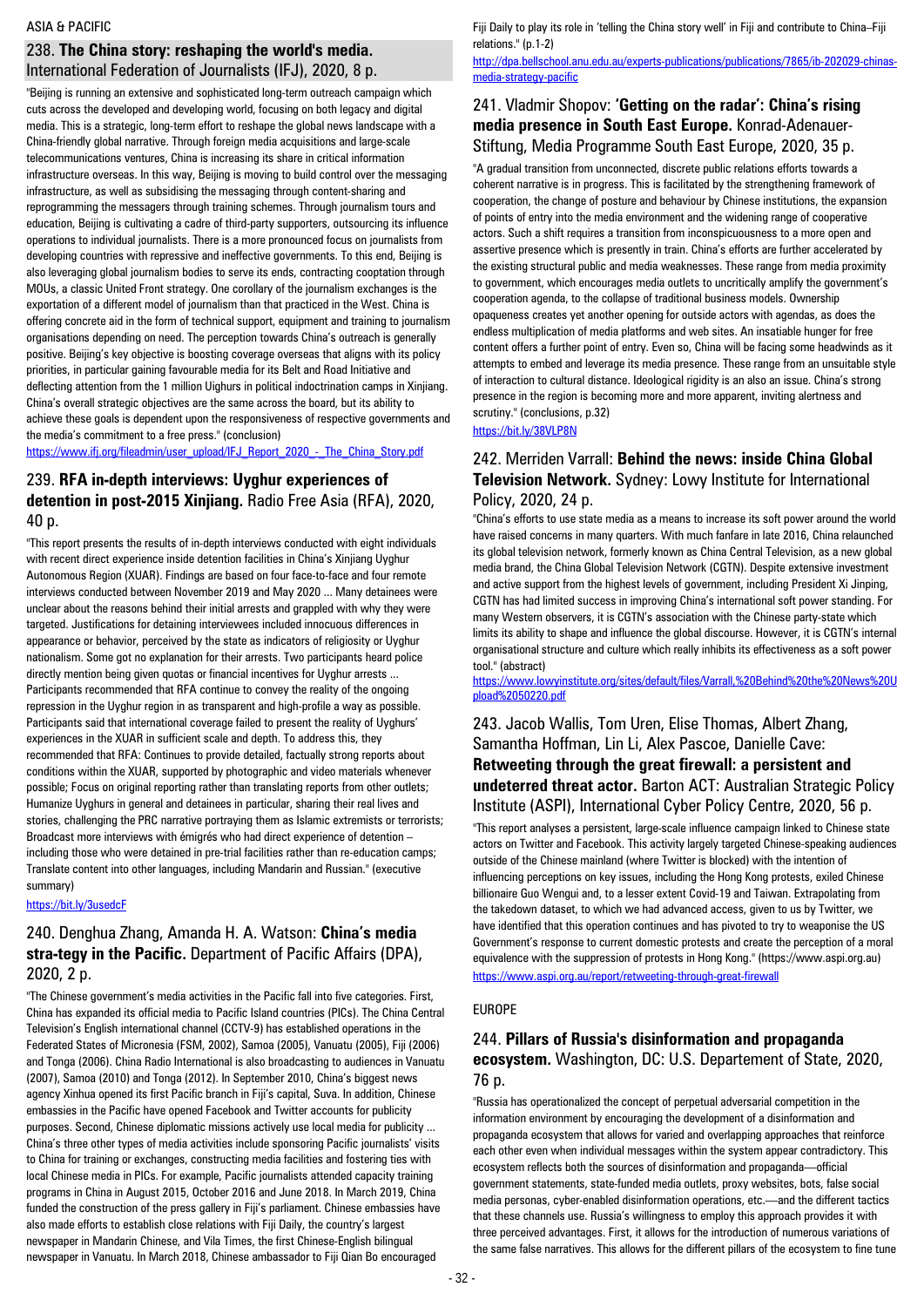ASIA & PACIFIC

## 238. **The China story: reshaping the world's media.** International Federation of Journalists (IFJ), 2020, 8 p.

"Beijing is running an extensive and sophisticated long-term outreach campaign which cuts across the developed and developing world, focusing on both legacy and digital media. This is a strategic, long-term effort to reshape the global news landscape with a China-friendly global narrative. Through foreign media acquisitions and large-scale telecommunications ventures, China is increasing its share in critical information infrastructure overseas. In this way, Beijing is moving to build control over the messaging infrastructure, as well as subsidising the messaging through content-sharing and reprogramming the messagers through training schemes. Through journalism tours and education, Beijing is cultivating a cadre of third-party supporters, outsourcing its influence operations to individual journalists. There is a more pronounced focus on journalists from developing countries with repressive and ineffective governments. To this end, Beijing is also leveraging global journalism bodies to serve its ends, contracting cooptation through MOUs, a classic United Front strategy. One corollary of the journalism exchanges is the exportation of a different model of journalism than that practiced in the West. China is offering concrete aid in the form of technical support, equipment and training to journalism organisations depending on need. The perception towards China's outreach is generally positive. Beijing's key objective is boosting coverage overseas that aligns with its policy priorities, in particular gaining favourable media for its Belt and Road Initiative and deflecting attention from the 1 million Uighurs in political indoctrination camps in Xinjiang. China's overall strategic objectives are the same across the board, but its ability to achieve these goals is dependent upon the responsiveness of respective governments and the media's commitment to a free press." (conclusion)

https://www.ifj.org/fileadmin/user_upload/IFJ_Report_2020_-_The_China_Story.pdf

## 239. **RFA in-depth interviews: Uyghur experiences of detention in post-2015 Xinjiang.** Radio Free Asia (RFA), 2020, 40 p.

"This report presents the results of in-depth interviews conducted with eight individuals with recent direct experience inside detention facilities in China's Xinjiang Uyghur Autonomous Region (XUAR). Findings are based on four face-to-face and four remote interviews conducted between November 2019 and May 2020 ... Many detainees were unclear about the reasons behind their initial arrests and grappled with why they were targeted. Justifications for detaining interviewees included innocuous differences in appearance or behavior, perceived by the state as indicators of religiosity or Uyghur nationalism. Some got no explanation for their arrests. Two participants heard police directly mention being given quotas or financial incentives for Uyghur arrests ... Participants recommended that RFA continue to convey the reality of the ongoing repression in the Uyghur region in as transparent and high-profile a way as possible. Participants said that international coverage failed to present the reality of Uyghurs' experiences in the XUAR in sufficient scale and depth. To address this, they recommended that RFA: Continues to provide detailed, factually strong reports about conditions within the XUAR, supported by photographic and video materials whenever possible; Focus on original reporting rather than translating reports from other outlets; Humanize Uyghurs in general and detainees in particular, sharing their real lives and stories, challenging the PRC narrative portraying them as Islamic extremists or terrorists; Broadcast more interviews with émigrés who had direct experience of detention – including those who were detained in pre-trial facilities rather than re-education camps; Translate content into other languages, including Mandarin and Russian." (executive summary)

https://bit.ly/3usedcF

## 240. Denghua Zhang, Amanda H. A. Watson: **China's media stra-tegy in the Pacific.** Department of Pacific Affairs (DPA), 2020, 2 p.

"The Chinese government's media activities in the Pacific fall into five categories. First, China has expanded its official media to Pacific Island countries (PICs). The China Central Television's English international channel (CCTV-9) has established operations in the Federated States of Micronesia (FSM, 2002), Samoa (2005), Vanuatu (2005), Fiji (2006) and Tonga (2006). China Radio International is also broadcasting to audiences in Vanuatu (2007), Samoa (2010) and Tonga (2012). In September 2010, China's biggest news agency Xinhua opened its first Pacific branch in Fiji's capital, Suva. In addition, Chinese embassies in the Pacific have opened Facebook and Twitter accounts for publicity purposes. Second, Chinese diplomatic missions actively use local media for publicity ... China's three other types of media activities include sponsoring Pacific journalists' visits to China for training or exchanges, constructing media facilities and fostering ties with local Chinese media in PICs. For example, Pacific journalists attended capacity training programs in China in August 2015, October 2016 and June 2018. In March 2019, China funded the construction of the press gallery in Fiji's parliament. Chinese embassies have also made efforts to establish close relations with Fiji Daily, the country's largest newspaper in Mandarin Chinese, and Vila Times, the first Chinese-English bilingual newspaper in Vanuatu. In March 2018, Chinese ambassador to Fiji Qian Bo encouraged Fiji Daily to play its role in 'telling the China story well' in Fiji and contribute to China–Fiji relations." (p.1-2)

http://dpa.bellschool.anu.edu.au/experts-publications/publications/7865/ib-202029-chinas-media-strategy-pacific

## 241. Vladimir Shopov: **'Getting on the radar': China's rising media presence in South East Europe.** Konrad-Adenauer-Stiftung, Media Programme South East Europe, 2020, 35 p.

"A gradual transition from unconnected, discrete public relations efforts towards a coherent narrative is in progress. This is facilitated by the strengthening framework of cooperation, the change of posture and behaviour by Chinese institutions, the expansion of points of entry into the media environment and the widening range of cooperative actors. Such a shift requires a transition from inconspicuousness to a more open and assertive presence which is presently in train. China's efforts are further accelerated by the existing structural public and media weaknesses. These range from media proximity to government, which encourages media outlets to uncritically amplify the government's cooperation agenda, to the collapse of traditional business models. Ownership opaqueness creates yet another opening for outside actors with agendas, as does the endless multiplication of media platforms and web sites. An insatiable hunger for free content offers a further point of entry. Even so, China will be facing some headwinds as it attempts to embed and leverage its media presence. These range from an unsuitable style of interaction to cultural distance. Ideological rigidity is an also an issue. China's strong presence in the region is becoming more and more apparent, inviting alertness and scrutiny." (conclusions, p.32)

https://bit.ly/38VLP8N

## 242. Merriden Varrall: **Behind the news: inside China Global Television Network.** Sydney: Lowy Institute for International Policy, 2020, 24 p.

"China's efforts to use state media as a means to increase its soft power around the world have raised concerns in many quarters. With much fanfare in late 2016, China relaunched its global television network, formerly known as China Central Television, as a new global media brand, the China Global Television Network (CGTN). Despite extensive investment and active support from the highest levels of government, including President Xi Jinping, CGTN has had limited success in improving China's international soft power standing. For many Western observers, it is CGTN's association with the Chinese party-state which limits its ability to shape and influence the global discourse. However, it is CGTN's internal organisational structure and culture which really inhibits its effectiveness as a soft power tool." (abstract)

https://www.lowyinstitute.org/sites/default/files/Varrall,%20Behind%20the%20News%20Upload%2050220.pdf

## 243. Jacob Wallis, Tom Uren, Elise Thomas, Albert Zhang, Samantha Hoffman, Lin Li, Alex Pascoe, Danielle Cave: **Retweeting through the great firewall: a persistent and undeterred threat actor.** Barton ACT: Australian Strategic Policy Institute (ASPI), International Cyber Policy Centre, 2020, 56 p.

"This report analyses a persistent, large-scale influence campaign linked to Chinese state actors on Twitter and Facebook. This activity largely targeted Chinese-speaking audiences outside of the Chinese mainland (where Twitter is blocked) with the intention of influencing perceptions on key issues, including the Hong Kong protests, exiled Chinese billionaire Guo Wengui and, to a lesser extent Covid-19 and Taiwan. Extrapolating from the takedown dataset, to which we had advanced access, given to us by Twitter, we have identified that this operation continues and has pivoted to try to weaponise the US Government's response to current domestic protests and create the perception of a moral equivalence with the suppression of protests in Hong Kong." (https://www.aspi.org.au)

https://www.aspi.org.au/report/retweeting-through-great-firewall

EUROPE

## 244. **Pillars of Russia's disinformation and propaganda ecosystem.** Washington, DC: U.S. Departement of State, 2020, 76 p.

"Russia has operationalized the concept of perpetual adversarial competition in the information environment by encouraging the development of a disinformation and propaganda ecosystem that allows for varied and overlapping approaches that reinforce each other even when individual messages within the system appear contradictory. This ecosystem reflects both the sources of disinformation and propaganda—official government statements, state-funded media outlets, proxy websites, bots, false social media personas, cyber-enabled disinformation operations, etc.—and the different tactics that these channels use. Russia's willingness to employ this approach provides it with three perceived advantages. First, it allows for the introduction of numerous variations of the same false narratives. This allows for the different pillars of the ecosystem to fine tune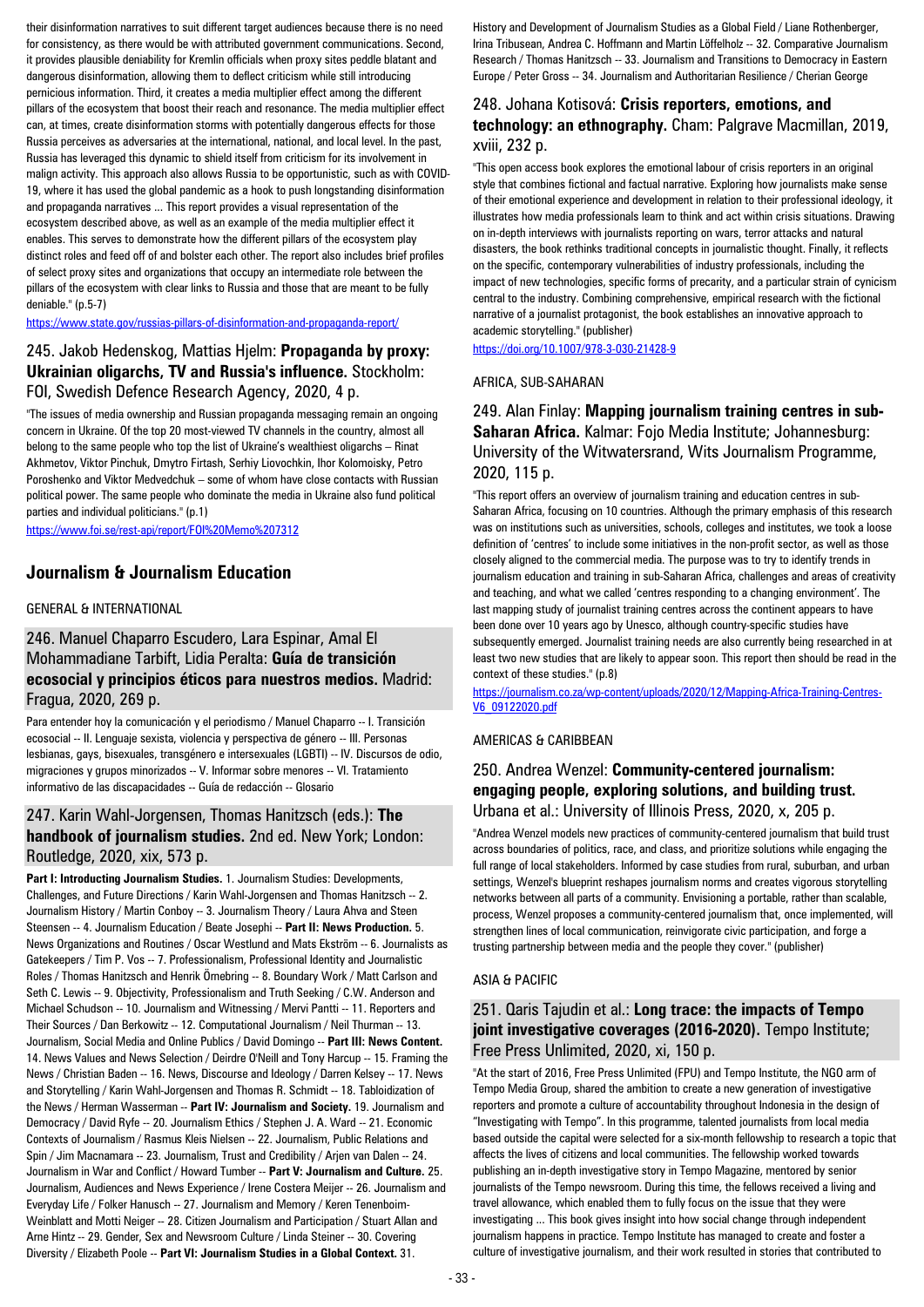their disinformation narratives to suit different target audiences because there is no need for consistency, as there would be with attributed government communications. Second, it provides plausible deniability for Kremlin officials when proxy sites peddle blatant and dangerous disinformation, allowing them to deflect criticism while still introducing pernicious information. Third, it creates a media multiplier effect among the different pillars of the ecosystem that boost their reach and resonance. The media multiplier effect can, at times, create disinformation storms with potentially dangerous effects for those Russia perceives as adversaries at the international, national, and local level. In the past, Russia has leveraged this dynamic to shield itself from criticism for its involvement in malign activity. This approach also allows Russia to be opportunistic, such as with COVID-19, where it has used the global pandemic as a hook to push longstanding disinformation and propaganda narratives ... This report provides a visual representation of the ecosystem described above, as well as an example of the media multiplier effect it enables. This serves to demonstrate how the different pillars of the ecosystem play distinct roles and feed off of and bolster each other. The report also includes brief profiles of select proxy sites and organizations that occupy an intermediate role between the pillars of the ecosystem with clear links to Russia and those that are meant to be fully deniable." (p.5-7)

https://www.state.gov/russias-pillars-of-disinformation-and-propaganda-report/

### 245. Jakob Hedenskog, Mattias Hjelm: **Propaganda by proxy: Ukrainian oligarchs, TV and Russia's influence.** Stockholm: FOI, Swedish Defence Research Agency, 2020, 4 p.

"The issues of media ownership and Russian propaganda messaging remain an ongoing concern in Ukraine. Of the top 20 most-viewed TV channels in the country, almost all belong to the same people who top the list of Ukraine's wealthiest oligarchs – Rinat Akhmetov, Viktor Pinchuk, Dmytro Firtash, Serhiy Liovochkin, Ihor Kolomoisky, Petro Poroshenko and Viktor Medvedchuk – some of whom have close contacts with Russian political power. The same people who dominate the media in Ukraine also fund political parties and individual politicians." (p.1)

https://www.foi.se/rest-api/report/FOI%20Memo%207312

## Journalism & Journalism Education

GENERAL & INTERNATIONAL

### 246. Manuel Chaparro Escudero, Lara Espinar, Amal El Mohammadiane Tarbift, Lidia Peralta: **Guía de transición ecosocial y principios éticos para nuestros medios.** Madrid: Fragua, 2020, 269 p.

Para entender hoy la comunicación y el periodismo / Manuel Chaparro -- I. Transición ecosocial -- II. Lenguaje sexista, violencia y perspectiva de género -- III. Personas lesbianas, gays, bisexuales, transgénero e intersexuales (LGBTI) -- IV. Discursos de odio, migraciones y grupos minorizados -- V. Informar sobre menores -- VI. Tratamiento informativo de las discapacidades -- Guía de redacción -- Glosario

### 247. Karin Wahl-Jorgensen, Thomas Hanitzsch (eds.): **The handbook of journalism studies.** 2nd ed. New York; London: Routledge, 2020, xix, 573 p.

**Part I: Introducting Journalism Studies.** 1. Journalism Studies: Developments, Challenges, and Future Directions / Karin Wahl-Jorgensen and Thomas Hanitzsch -- 2. Journalism History / Martin Conboy -- 3. Journalism Theory / Laura Ahva and Steen Steensen -- 4. Journalism Education / Beate Josephi -- **Part II: News Production.** 5. News Organizations and Routines / Oscar Westlund and Mats Ekström -- 6. Journalists as Gatekeepers / Tim P. Vos -- 7. Professionalism, Professional Identity and Journalistic Roles / Thomas Hanitzsch and Henrik Örnebring -- 8. Boundary Work / Matt Carlson and Seth C. Lewis -- 9. Objectivity, Professionalism and Truth Seeking / C.W. Anderson and Michael Schudson -- 10. Journalism and Witnessing / Mervi Pantti -- 11. Reporters and Their Sources / Dan Berkowitz -- 12. Computational Journalism / Neil Thurman -- 13. Journalism, Social Media and Online Publics / David Domingo -- **Part III: News Content.** 14. News Values and News Selection / Deirdre O'Neill and Tony Harcup -- 15. Framing the News / Christian Baden -- 16. News, Discourse and Ideology / Darren Kelsey -- 17. News and Storytelling / Karin Wahl-Jorgensen and Thomas R. Schmidt -- 18. Tabloidization of the News / Herman Wasserman -- **Part IV: Journalism and Society.** 19. Journalism and Democracy / David Ryfe -- 20. Journalism Ethics / Stephen J. A. Ward -- 21. Economic Contexts of Journalism / Rasmus Kleis Nielsen -- 22. Journalism, Public Relations and Spin / Jim Macnamara -- 23. Journalism, Trust and Credibility / Arjen van Dalen -- 24. Journalism in War and Conflict / Howard Tumber -- **Part V: Journalism and Culture.** 25. Journalism, Audiences and News Experience / Irene Costera Meijer -- 26. Journalism and Everyday Life / Folker Hanusch -- 27. Journalism and Memory / Keren Tenenboim-Weinblatt and Motti Neiger -- 28. Citizen Journalism and Participation / Stuart Allan and Arne Hintz -- 29. Gender, Sex and Newsroom Culture / Linda Steiner -- 30. Covering Diversity / Elizabeth Poole -- **Part VI: Journalism Studies in a Global Context.** 31. History and Development of Journalism Studies as a Global Field / Liane Rothenberger, Irina Tribusean, Andrea C. Hoffmann and Martin Löffelholz -- 32. Comparative Journalism Research / Thomas Hanitzsch -- 33. Journalism and Transitions to Democracy in Eastern Europe / Peter Gross -- 34. Journalism and Authoritarian Resilience / Cherian George

### 248. Johana Kotisová: **Crisis reporters, emotions, and technology: an ethnography.** Cham: Palgrave Macmillan, 2019, xviii, 232 p.

"This open access book explores the emotional labour of crisis reporters in an original style that combines fictional and factual narrative. Exploring how journalists make sense of their emotional experience and development in relation to their professional ideology, it illustrates how media professionals learn to think and act within crisis situations. Drawing on in-depth interviews with journalists reporting on wars, terror attacks and natural disasters, the book rethinks traditional concepts in journalistic thought. Finally, it reflects on the specific, contemporary vulnerabilities of industry professionals, including the impact of new technologies, specific forms of precarity, and a particular strain of cynicism central to the industry. Combining comprehensive, empirical research with the fictional narrative of a journalist protagonist, the book establishes an innovative approach to academic storytelling." (publisher)

https://doi.org/10.1007/978-3-030-21428-9

AFRICA, SUB-SAHARAN

### 249. Alan Finlay: **Mapping journalism training centres in sub-Saharan Africa.** Kalmar: Fojo Media Institute; Johannesburg: University of the Witwatersrand, Wits Journalism Programme, 2020, 115 p.

"This report offers an overview of journalism training and education centres in sub-Saharan Africa, focusing on 10 countries. Although the primary emphasis of this research was on institutions such as universities, schools, colleges and institutes, we took a loose definition of 'centres' to include some initiatives in the non-profit sector, as well as those closely aligned to the commercial media. The purpose was to try to identify trends in journalism education and training in sub-Saharan Africa, challenges and areas of creativity and teaching, and what we called 'centres responding to a changing environment'. The last mapping study of journalist training centres across the continent appears to have been done over 10 years ago by Unesco, although country-specific studies have subsequently emerged. Journalist training needs are also currently being researched in at least two new studies that are likely to appear soon. This report then should be read in the context of these studies." (p.8)

https://journalism.co.za/wp-content/uploads/2020/12/Mapping-Africa-Training-Centres-V6_09122020.pdf

AMERICAS & CARIBBEAN

### 250. Andrea Wenzel: **Community-centered journalism: engaging people, exploring solutions, and building trust.** Urbana et al.: University of Illinois Press, 2020, x, 205 p.

"Andrea Wenzel models new practices of community-centered journalism that build trust across boundaries of politics, race, and class, and prioritize solutions while engaging the full range of local stakeholders. Informed by case studies from rural, suburban, and urban settings, Wenzel's blueprint reshapes journalism norms and creates vigorous storytelling networks between all parts of a community. Envisioning a portable, rather than scalable, process, Wenzel proposes a community-centered journalism that, once implemented, will strengthen lines of local communication, reinvigorate civic participation, and forge a trusting partnership between media and the people they cover." (publisher)

ASIA & PACIFIC

### 251. Qaris Tajudin et al.: **Long trace: the impacts of Tempo joint investigative coverages (2016-2020).** Tempo Institute; Free Press Unlimited, 2020, xi, 150 p.

"At the start of 2016, Free Press Unlimited (FPU) and Tempo Institute, the NGO arm of Tempo Media Group, shared the ambition to create a new generation of investigative reporters and promote a culture of accountability throughout Indonesia in the design of "Investigating with Tempo". In this programme, talented journalists from local media based outside the capital were selected for a six-month fellowship to research a topic that affects the lives of citizens and local communities. The fellowship worked towards publishing an in-depth investigative story in Tempo Magazine, mentored by senior journalists of the Tempo newsroom. During this time, the fellows received a living and travel allowance, which enabled them to fully focus on the issue that they were investigating ... This book gives insight into how social change through independent journalism happens in practice. Tempo Institute has managed to create and foster a culture of investigative journalism, and their work resulted in stories that contributed to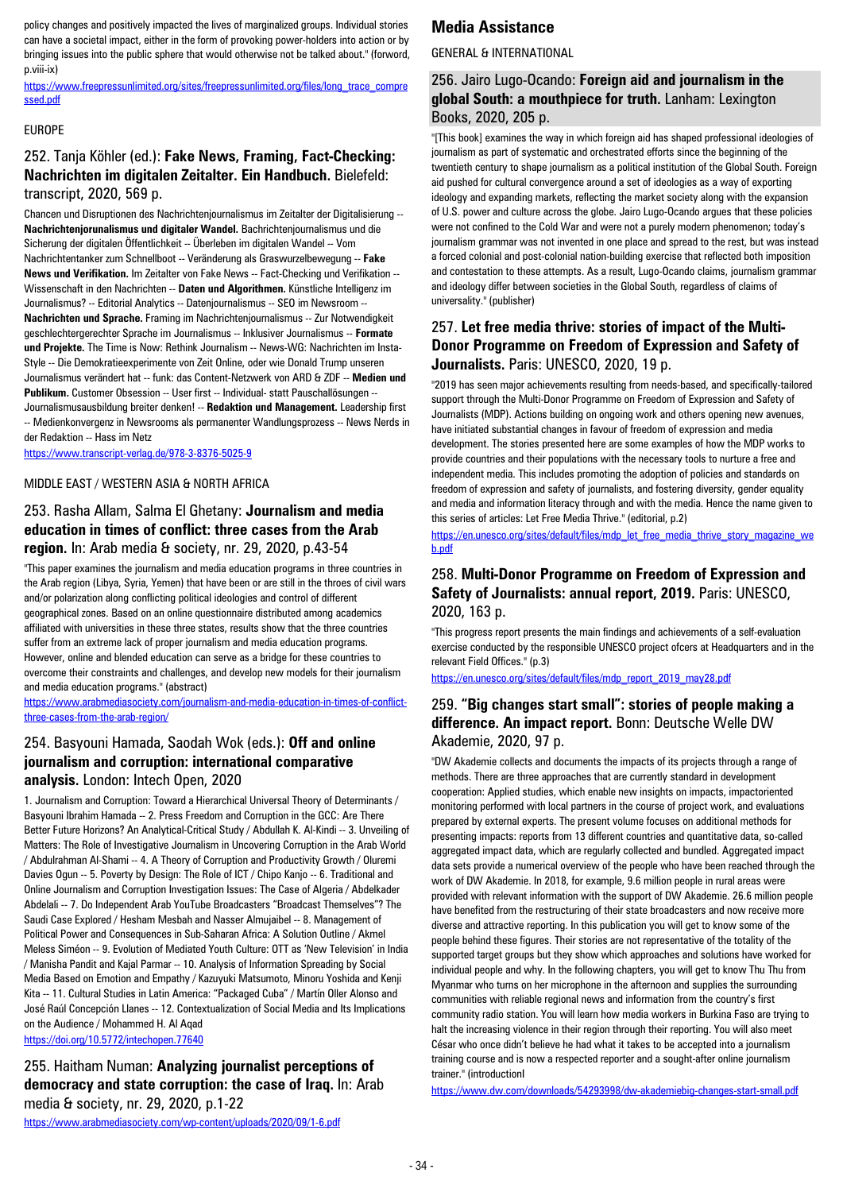policy changes and positively impacted the lives of marginalized groups. Individual stories can have a societal impact, either in the form of provoking power-holders into action or by bringing issues into the public sphere that would otherwise not be talked about." (forword, p.viii-ix)

https://www.freepressunlimited.org/sites/freepressunlimited.org/files/long_trace_compressed.pdf

EUROPE

### 252. Tanja Köhler (ed.): **Fake News, Framing, Fact-Checking: Nachrichten im digitalen Zeitalter. Ein Handbuch.** Bielefeld: transcript, 2020, 569 p.

Chancen und Disruptionen des Nachrichtenjournalismus im Zeitalter der Digitalisierung -- **Nachrichtenjorunalismus und digitaler Wandel.** Bachrichtenjournalismus und die Sicherung der digitalen Öffentlichkeit -- Überleben im digitalen Wandel -- Vom Nachrichtentanker zum Schnellboot -- Veränderung als Graswurzelbewegung -- **Fake News und Verifikation.** Im Zeitalter von Fake News -- Fact-Checking und Verifikation -- Wissenschaft in den Nachrichten -- **Daten und Algorithmen.** Künstliche Intelligenz im Journalismus? -- Editorial Analytics -- Datenjournalismus -- SEO im Newsroom -- **Nachrichten und Sprache.** Framing im Nachrichtenjournalismus -- Zur Notwendigkeit geschlechtergerechter Sprache im Journalismus -- Inklusiver Journalismus -- **Formate und Projekte.** The Time is Now: Rethink Journalism -- News-WG: Nachrichten im Insta-Style -- Die Demokratieexperimente von Zeit Online, oder wie Donald Trump unseren Journalismus verändert hat -- funk: das Content-Netzwerk von ARD & ZDF -- **Medien und Publikum.** Customer Obsession -- User first -- Individual- statt Pauschallösungen -- Journalismusausbildung breiter denken! -- **Redaktion und Management.** Leadership first -- Medienkonvergenz in Newsrooms als permanenter Wandlungsprozess -- News Nerds in der Redaktion -- Hass im Netz

https://www.transcript-verlag.de/978-3-8376-5025-9

MIDDLE EAST / WESTERN ASIA & NORTH AFRICA

### 253. Rasha Allam, Salma El Ghetany: **Journalism and media education in times of conflict: three cases from the Arab region.** In: Arab media & society, nr. 29, 2020, p.43-54

"This paper examines the journalism and media education programs in three countries in the Arab region (Libya, Syria, Yemen) that have been or are still in the throes of civil wars and/or polarization along conflicting political ideologies and control of different geographical zones. Based on an online questionnaire distributed among academics affiliated with universities in these three states, results show that the three countries suffer from an extreme lack of proper journalism and media education programs. However, online and blended education can serve as a bridge for these countries to overcome their constraints and challenges, and develop new models for their journalism and media education programs." (abstract)

https://www.arabmediasociety.com/journalism-and-media-education-in-times-of-conflict-three-cases-from-the-arab-region/

### 254. Basyouni Hamada, Saodah Wok (eds.): **Off and online journalism and corruption: international comparative analysis.** London: Intech Open, 2020

1. Journalism and Corruption: Toward a Hierarchical Universal Theory of Determinants / Basyouni Ibrahim Hamada -- 2. Press Freedom and Corruption in the GCC: Are There Better Future Horizons? An Analytical-Critical Study / Abdullah K. Al-Kindi -- 3. Unveiling of Matters: The Role of Investigative Journalism in Uncovering Corruption in the Arab World / Abdulrahman Al-Shami -- 4. A Theory of Corruption and Productivity Growth / Oluremi Davies Ogun -- 5. Poverty by Design: The Role of ICT / Chipo Kanjo -- 6. Traditional and Online Journalism and Corruption Investigation Issues: The Case of Algeria / Abdelkader Abdelali -- 7. Do Independent Arab YouTube Broadcasters "Broadcast Themselves"? The Saudi Case Explored / Hesham Mesbah and Nasser Almujaibel -- 8. Management of Political Power and Consequences in Sub-Saharan Africa: A Solution Outline / Akmel Meless Siméon -- 9. Evolution of Mediated Youth Culture: OTT as 'New Television' in India / Manisha Pandit and Kajal Parmar -- 10. Analysis of Information Spreading by Social Media Based on Emotion and Empathy / Kazuyuki Matsumoto, Minoru Yoshida and Kenji Kita -- 11. Cultural Studies in Latin America: "Packaged Cuba" / Martín Oller Alonso and José Raúl Concepción Llanes -- 12. Contextualization of Social Media and Its Implications on the Audience / Mohammed H. Al Aqad

https://doi.org/10.5772/intechopen.77640

### 255. Haitham Numan: **Analyzing journalist perceptions of democracy and state corruption: the case of Iraq.** In: Arab media & society, nr. 29, 2020, p.1-22

https://www.arabmediasociety.com/wp-content/uploads/2020/09/1-6.pdf

## Media Assistance

GENERAL & INTERNATIONAL

### 256. Jairo Lugo-Ocando: **Foreign aid and journalism in the global South: a mouthpiece for truth.** Lanham: Lexington Books, 2020, 205 p.

"[This book] examines the way in which foreign aid has shaped professional ideologies of journalism as part of systematic and orchestrated efforts since the beginning of the twentieth century to shape journalism as a political institution of the Global South. Foreign aid pushed for cultural convergence around a set of ideologies as a way of exporting ideology and expanding markets, reflecting the market society along with the expansion of U.S. power and culture across the globe. Jairo Lugo-Ocando argues that these policies were not confined to the Cold War and were not a purely modern phenomenon; today's journalism grammar was not invented in one place and spread to the rest, but was instead a forced colonial and post-colonial nation-building exercise that reflected both imposition and contestation to these attempts. As a result, Lugo-Ocando claims, journalism grammar and ideology differ between societies in the Global South, regardless of claims of universality." (publisher)

### 257. **Let free media thrive: stories of impact of the Multi-Donor Programme on Freedom of Expression and Safety of Journalists.** Paris: UNESCO, 2020, 19 p.

"2019 has seen major achievements resulting from needs-based, and specifically-tailored support through the Multi-Donor Programme on Freedom of Expression and Safety of Journalists (MDP). Actions building on ongoing work and others opening new avenues, have initiated substantial changes in favour of freedom of expression and media development. The stories presented here are some examples of how the MDP works to provide countries and their populations with the necessary tools to nurture a free and independent media. This includes promoting the adoption of policies and standards on freedom of expression and safety of journalists, and fostering diversity, gender equality and media and information literacy through and with the media. Hence the name given to this series of articles: Let Free Media Thrive." (editorial, p.2)

https://en.unesco.org/sites/default/files/mdp_let_free_media_thrive_story_magazine_web.pdf

### 258. **Multi-Donor Programme on Freedom of Expression and Safety of Journalists: annual report, 2019.** Paris: UNESCO, 2020, 163 p.

"This progress report presents the main findings and achievements of a self-evaluation exercise conducted by the responsible UNESCO project ofcers at Headquarters and in the relevant Field Offices." (p.3)

https://en.unesco.org/sites/default/files/mdp_report_2019_may28.pdf

### 259. **"Big changes start small": stories of people making a difference. An impact report.** Bonn: Deutsche Welle DW Akademie, 2020, 97 p.

"DW Akademie collects and documents the impacts of its projects through a range of methods. There are three approaches that are currently standard in development cooperation: Applied studies, which enable new insights on impacts, impactoriented monitoring performed with local partners in the course of project work, and evaluations prepared by external experts. The present volume focuses on additional methods for presenting impacts: reports from 13 different countries and quantitative data, so-called aggregated impact data, which are regularly collected and bundled. Aggregated impact data sets provide a numerical overview of the people who have been reached through the work of DW Akademie. In 2018, for example, 9.6 million people in rural areas were provided with relevant information with the support of DW Akademie. 26.6 million people have benefited from the restructuring of their state broadcasters and now receive more diverse and attractive reporting. In this publication you will get to know some of the people behind these figures. Their stories are not representative of the totality of the supported target groups but they show which approaches and solutions have worked for individual people and why. In the following chapters, you will get to know Thu Thu from Myanmar who turns on her microphone in the afternoon and supplies the surrounding communities with reliable regional news and information from the country's first community radio station. You will learn how media workers in Burkina Faso are trying to halt the increasing violence in their region through their reporting. You will also meet César who once didn't believe he had what it takes to be accepted into a journalism training course and is now a respected reporter and a sought-after online journalism trainer." (introductionl

https://www.dw.com/downloads/54293998/dw-akademiebig-changes-start-small.pdf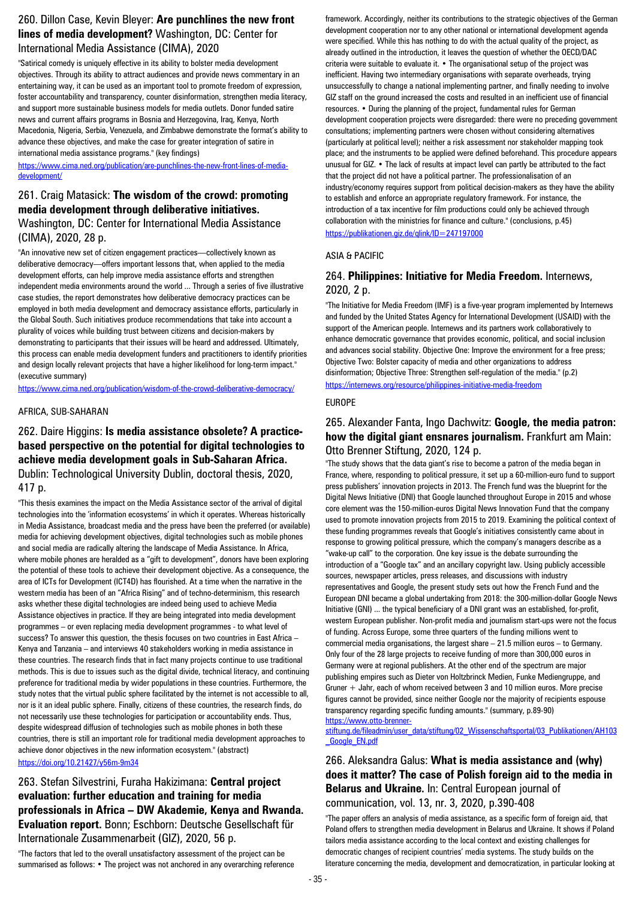## 260. Dillon Case, Kevin Bleyer: **Are punchlines the new front lines of media development?** Washington, DC: Center for International Media Assistance (CIMA), 2020

"Satirical comedy is uniquely effective in its ability to bolster media development objectives. Through its ability to attract audiences and provide news commentary in an entertaining way, it can be used as an important tool to promote freedom of expression, foster accountability and transparency, counter disinformation, strengthen media literacy, and support more sustainable business models for media outlets. Donor funded satire news and current affairs programs in Bosnia and Herzegovina, Iraq, Kenya, North Macedonia, Nigeria, Serbia, Venezuela, and Zimbabwe demonstrate the format's ability to advance these objectives, and make the case for greater integration of satire in international media assistance programs." (key findings)

https://www.cima.ned.org/publication/are-punchlines-the-new-front-lines-of-media-development/

## 261. Craig Matasick: **The wisdom of the crowd: promoting media development through deliberative initiatives.** Washington, DC: Center for International Media Assistance (CIMA), 2020, 28 p.

"An innovative new set of citizen engagement practices—collectively known as deliberative democracy—offers important lessons that, when applied to the media development efforts, can help improve media assistance efforts and strengthen independent media environments around the world ... Through a series of five illustrative case studies, the report demonstrates how deliberative democracy practices can be employed in both media development and democracy assistance efforts, particularly in the Global South. Such initiatives produce recommendations that take into account a plurality of voices while building trust between citizens and decision-makers by demonstrating to participants that their issues will be heard and addressed. Ultimately, this process can enable media development funders and practitioners to identify priorities and design locally relevant projects that have a higher likelihood for long-term impact." (executive summary)

https://www.cima.ned.org/publication/wisdom-of-the-crowd-deliberative-democracy/

AFRICA, SUB-SAHARAN

## 262. Daire Higgins: **Is media assistance obsolete? A practice-based perspective on the potential for digital technologies to achieve media development goals in Sub-Saharan Africa.** Dublin: Technological University Dublin, doctoral thesis, 2020, 417 p.

"This thesis examines the impact on the Media Assistance sector of the arrival of digital technologies into the 'information ecosystems' in which it operates. Whereas historically in Media Assistance, broadcast media and the press have been the preferred (or available) media for achieving development objectives, digital technologies such as mobile phones and social media are radically altering the landscape of Media Assistance. In Africa, where mobile phones are heralded as a "gift to development", donors have been exploring the potential of these tools to achieve their development objective. As a consequence, the area of ICTs for Development (ICT4D) has flourished. At a time when the narrative in the western media has been of an "Africa Rising" and of techno-determinism, this research asks whether these digital technologies are indeed being used to achieve Media Assistance objectives in practice. If they are being integrated into media development programmes – or even replacing media development programmes - to what level of success? To answer this question, the thesis focuses on two countries in East Africa – Kenya and Tanzania – and interviews 40 stakeholders working in media assistance in these countries. The research finds that in fact many projects continue to use traditional methods. This is due to issues such as the digital divide, technical literacy, and continuing preference for traditional media by wider populations in these countries. Furthermore, the study notes that the virtual public sphere facilitated by the internet is not accessible to all, nor is it an ideal public sphere. Finally, citizens of these countries, the research finds, do not necessarily use these technologies for participation or accountability ends. Thus, despite widespread diffusion of technologies such as mobile phones in both these countries, there is still an important role for traditional media development approaches to achieve donor objectives in the new information ecosystem." (abstract)

https://doi.org/10.21427/y56m-9m34

## 263. Stefan Silvestrini, Furaha Hakizimana: **Central project evaluation: further education and training for media professionals in Africa – DW Akademie, Kenya and Rwanda. Evaluation report.** Bonn; Eschborn: Deutsche Gesellschaft für Internationale Zusammenarbeit (GIZ), 2020, 56 p.

"The factors that led to the overall unsatisfactory assessment of the project can be summarised as follows: • The project was not anchored in any overarching reference framework. Accordingly, neither its contributions to the strategic objectives of the German development cooperation nor to any other national or international development agenda were specified. While this has nothing to do with the actual quality of the project, as already outlined in the introduction, it leaves the question of whether the OECD/DAC criteria were suitable to evaluate it. • The organisational setup of the project was inefficient. Having two intermediary organisations with separate overheads, trying unsuccessfully to change a national implementing partner, and finally needing to involve GIZ staff on the ground increased the costs and resulted in an inefficient use of financial resources. • During the planning of the project, fundamental rules for German development cooperation projects were disregarded: there were no preceding government consultations; implementing partners were chosen without considering alternatives (particularly at political level); neither a risk assessment nor stakeholder mapping took place; and the instruments to be applied were defined beforehand. This procedure appears unusual for GIZ. • The lack of results at impact level can partly be attributed to the fact that the project did not have a political partner. The professionalisation of an industry/economy requires support from political decision-makers as they have the ability to establish and enforce an appropriate regulatory framework. For instance, the introduction of a tax incentive for film productions could only be achieved through collaboration with the ministries for finance and culture." (conclusions, p.45)

https://publikationen.giz.de/qlink/ID=247197000

ASIA & PACIFIC

## 264. **Philippines: Initiative for Media Freedom.** Internews, 2020, 2 p.

"The Initiative for Media Freedom (IMF) is a five-year program implemented by Internews and funded by the United States Agency for International Development (USAID) with the support of the American people. Internews and its partners work collaboratively to enhance democratic governance that provides economic, political, and social inclusion and advances social stability. Objective One: Improve the environment for a free press; Objective Two: Bolster capacity of media and other organizations to address disinformation; Objective Three: Strengthen self-regulation of the media." (p.2)

https://internews.org/resource/philippines-initiative-media-freedom

EUROPE

## 265. Alexander Fanta, Ingo Dachwitz: **Google, the media patron: how the digital giant ensnares journalism.** Frankfurt am Main: Otto Brenner Stiftung, 2020, 124 p.

"The study shows that the data giant's rise to become a patron of the media began in France, where, responding to political pressure, it set up a 60-million-euro fund to support press publishers' innovation projects in 2013. The French fund was the blueprint for the Digital News Initiative (DNI) that Google launched throughout Europe in 2015 and whose core element was the 150-million-euros Digital News Innovation Fund that the company used to promote innovation projects from 2015 to 2019. Examining the political context of these funding programmes reveals that Google's initiatives consistently came about in response to growing political pressure, which the company's managers describe as a "wake-up call" to the corporation. One key issue is the debate surrounding the introduction of a "Google tax" and an ancillary copyright law. Using publicly accessible sources, newspaper articles, press releases, and discussions with industry representatives and Google, the present study sets out how the French Fund and the European DNI became a global undertaking from 2018: the 300-million-dollar Google News Initiative (GNI) ... the typical beneficiary of a DNI grant was an established, for-profit, western European publisher. Non-profit media and journalism start-ups were not the focus of funding. Across Europe, some three quarters of the funding millions went to commercial media organisations, the largest share – 21.5 million euros – to Germany. Only four of the 28 large projects to receive funding of more than 300,000 euros in Germany were at regional publishers. At the other end of the spectrum are major publishing empires such as Dieter von Holtzbrinck Medien, Funke Mediengruppe, and Gruner + Jahr, each of whom received between 3 and 10 million euros. More precise figures cannot be provided, since neither Google nor the majority of recipients espouse transparency regarding specific funding amounts." (summary, p.89-90)

https://www.otto-brenner-stiftung.de/fileadmin/user_data/stiftung/02_Wissenschaftsportal/03_Publikationen/AH103_Google_EN.pdf

## 266. Aleksandra Galus: **What is media assistance and (why) does it matter? The case of Polish foreign aid to the media in Belarus and Ukraine.** In: Central European journal of communication, vol. 13, nr. 3, 2020, p.390-408

"The paper offers an analysis of media assistance, as a specific form of foreign aid, that Poland offers to strengthen media development in Belarus and Ukraine. It shows if Poland tailors media assistance according to the local context and existing challenges for democratic changes of recipient countries' media systems. The study builds on the literature concerning the media, development and democratization, in particular looking at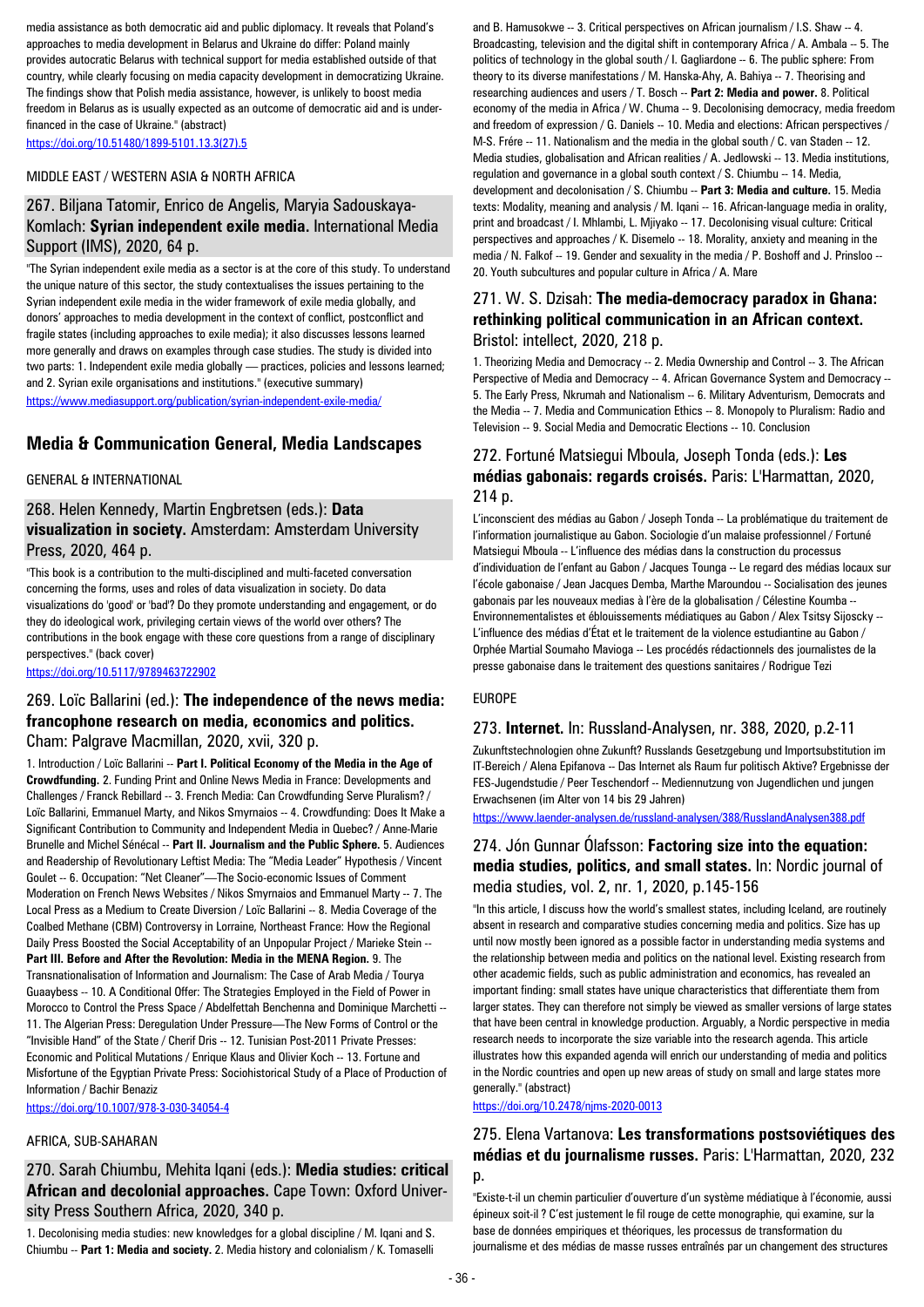media assistance as both democratic aid and public diplomacy. It reveals that Poland's approaches to media development in Belarus and Ukraine do differ: Poland mainly provides autocratic Belarus with technical support for media established outside of that country, while clearly focusing on media capacity development in democratizing Ukraine. The findings show that Polish media assistance, however, is unlikely to boost media freedom in Belarus as is usually expected as an outcome of democratic aid and is under-financed in the case of Ukraine." (abstract)

https://doi.org/10.51480/1899-5101.13.3(27).5

MIDDLE EAST / WESTERN ASIA & NORTH AFRICA

### 267. Biljana Tatomir, Enrico de Angelis, Maryia Sadouskaya-Komlach: **Syrian independent exile media.** International Media Support (IMS), 2020, 64 p.

"The Syrian independent exile media as a sector is at the core of this study. To understand the unique nature of this sector, the study contextualises the issues pertaining to the Syrian independent exile media in the wider framework of exile media globally, and donors' approaches to media development in the context of conflict, postconflict and fragile states (including approaches to exile media); it also discusses lessons learned more generally and draws on examples through case studies. The study is divided into two parts: 1. Independent exile media globally — practices, policies and lessons learned; and 2. Syrian exile organisations and institutions." (executive summary)

https://www.mediasupport.org/publication/syrian-independent-exile-media/

## Media & Communication General, Media Landscapes

GENERAL & INTERNATIONAL

### 268. Helen Kennedy, Martin Engbretsen (eds.): **Data visualization in society.** Amsterdam: Amsterdam University Press, 2020, 464 p.

"This book is a contribution to the multi-disciplined and multi-faceted conversation concerning the forms, uses and roles of data visualization in society. Do data visualizations do 'good' or 'bad'? Do they promote understanding and engagement, or do they do ideological work, privileging certain views of the world over others? The contributions in the book engage with these core questions from a range of disciplinary perspectives." (back cover)

https://doi.org/10.5117/9789463722902

### 269. Loïc Ballarini (ed.): **The independence of the news media: francophone research on media, economics and politics.** Cham: Palgrave Macmillan, 2020, xvii, 320 p.

1. Introduction / Loïc Ballarini -- **Part I. Political Economy of the Media in the Age of Crowdfunding.** 2. Funding Print and Online News Media in France: Developments and Challenges / Franck Rebillard -- 3. French Media: Can Crowdfunding Serve Pluralism? / Loïc Ballarini, Emmanuel Marty, and Nikos Smyrnaios -- 4. Crowdfunding: Does It Make a Significant Contribution to Community and Independent Media in Quebec? / Anne-Marie Brunelle and Michel Sénécal -- **Part II. Journalism and the Public Sphere.** 5. Audiences and Readership of Revolutionary Leftist Media: The "Media Leader" Hypothesis / Vincent Goulet -- 6. Occupation: "Net Cleaner"—The Socio-economic Issues of Comment Moderation on French News Websites / Nikos Smyrnaios and Emmanuel Marty -- 7. The Local Press as a Medium to Create Diversion / Loïc Ballarini -- 8. Media Coverage of the Coalbed Methane (CBM) Controversy in Lorraine, Northeast France: How the Regional Daily Press Boosted the Social Acceptability of an Unpopular Project / Marieke Stein -- **Part III. Before and After the Revolution: Media in the MENA Region.** 9. The Transnationalisation of Information and Journalism: The Case of Arab Media / Tourya Guaaybess -- 10. A Conditional Offer: The Strategies Employed in the Field of Power in Morocco to Control the Press Space / Abdelfettah Benchenna and Dominique Marchetti -- 11. The Algerian Press: Deregulation Under Pressure—The New Forms of Control or the "Invisible Hand" of the State / Cherif Dris -- 12. Tunisian Post-2011 Private Presses: Economic and Political Mutations / Enrique Klaus and Olivier Koch -- 13. Fortune and Misfortune of the Egyptian Private Press: Sociohistorical Study of a Place of Production of Information / Bachir Benaziz

https://doi.org/10.1007/978-3-030-34054-4

AFRICA, SUB-SAHARAN

### 270. Sarah Chiumbu, Mehita Iqani (eds.): **Media studies: critical African and decolonial approaches.** Cape Town: Oxford University Press Southern Africa, 2020, 340 p.

1. Decolonising media studies: new knowledges for a global discipline / M. Iqani and S. Chiumbu -- **Part 1: Media and society.** 2. Media history and colonialism / K. Tomaselli and B. Hamusokwe -- 3. Critical perspectives on African journalism / I.S. Shaw -- 4. Broadcasting, television and the digital shift in contemporary Africa / A. Ambala -- 5. The politics of technology in the global south / I. Gagliardone -- 6. The public sphere: From theory to its diverse manifestations / M. Hanska-Ahy, A. Bahiya -- 7. Theorising and researching audiences and users / T. Bosch -- **Part 2: Media and power.** 8. Political economy of the media in Africa / W. Chuma -- 9. Decolonising democracy, media freedom and freedom of expression / G. Daniels -- 10. Media and elections: African perspectives / M-S. Frére -- 11. Nationalism and the media in the global south / C. van Staden -- 12. Media studies, globalisation and African realities / A. Jedlowski -- 13. Media institutions, regulation and governance in a global south context / S. Chiumbu -- 14. Media, development and decolonisation / S. Chiumbu -- **Part 3: Media and culture.** 15. Media texts: Modality, meaning and analysis / M. Iqani -- 16. African-language media in orality, print and broadcast / I. Mhlambi, L. Mjiyako -- 17. Decolonising visual culture: Critical perspectives and approaches / K. Disemelo -- 18. Morality, anxiety and meaning in the media / N. Falkof -- 19. Gender and sexuality in the media / P. Boshoff and J. Prinsloo -- 20. Youth subcultures and popular culture in Africa / A. Mare

### 271. W. S. Dzisah: **The media-democracy paradox in Ghana: rethinking political communication in an African context.** Bristol: intellect, 2020, 218 p.

1. Theorizing Media and Democracy -- 2. Media Ownership and Control -- 3. The African Perspective of Media and Democracy -- 4. African Governance System and Democracy -- 5. The Early Press, Nkrumah and Nationalism -- 6. Military Adventurism, Democrats and the Media -- 7. Media and Communication Ethics -- 8. Monopoly to Pluralism: Radio and Television -- 9. Social Media and Democratic Elections -- 10. Conclusion

### 272. Fortuné Matsiegui Mboula, Joseph Tonda (eds.): **Les médias gabonais: regards croisés.** Paris: L'Harmattan, 2020, 214 p.

L'inconscient des médias au Gabon / Joseph Tonda -- La problématique du traitement de l'information journalistique au Gabon. Sociologie d'un malaise professionnel / Fortuné Matsiegui Mboula -- L'influence des médias dans la construction du processus d'individuation de l'enfant au Gabon / Jacques Tounga -- Le regard des médias locaux sur l'école gabonaise / Jean Jacques Demba, Marthe Maroundou -- Socialisation des jeunes gabonais par les nouveaux medias à l'ère de la globalisation / Célestine Koumba -- Environnementalistes et éblouissements médiatiques au Gabon / Alex Tsitsy Sijoscky -- L'influence des médias d'État et le traitement de la violence estudiantine au Gabon / Orphée Martial Soumaho Mavioga -- Les procédés rédactionnels des journalistes de la presse gabonaise dans le traitement des questions sanitaires / Rodrigue Tezi

EUROPE

### 273. **Internet.** In: Russland-Analysen, nr. 388, 2020, p.2-11

Zukunftstechnologien ohne Zukunft? Russlands Gesetzgebung und Importsubstitution im IT-Bereich / Alena Epifanova -- Das Internet als Raum fur politisch Aktive? Ergebnisse der FES-Jugendstudie / Peer Teschendorf -- Mediennutzung von Jugendlichen und jungen Erwachsenen (im Alter von 14 bis 29 Jahren)

https://www.laender-analysen.de/russland-analysen/388/RusslandAnalysen388.pdf

### 274. Jón Gunnar Ólafsson: **Factoring size into the equation: media studies, politics, and small states.** In: Nordic journal of media studies, vol. 2, nr. 1, 2020, p.145-156

"In this article, I discuss how the world's smallest states, including Iceland, are routinely absent in research and comparative studies concerning media and politics. Size has up until now mostly been ignored as a possible factor in understanding media systems and the relationship between media and politics on the national level. Existing research from other academic fields, such as public administration and economics, has revealed an important finding: small states have unique characteristics that differentiate them from larger states. They can therefore not simply be viewed as smaller versions of large states that have been central in knowledge production. Arguably, a Nordic perspective in media research needs to incorporate the size variable into the research agenda. This article illustrates how this expanded agenda will enrich our understanding of media and politics in the Nordic countries and open up new areas of study on small and large states more generally." (abstract)

https://doi.org/10.2478/njms-2020-0013

### 275. Elena Vartanova: **Les transformations postsoviétiques des médias et du journalisme russes.** Paris: L'Harmattan, 2020, 232 p.

"Existe-t-il un chemin particulier d'ouverture d'un système médiatique à l'économie, aussi épineux soit-il ? C'est justement le fil rouge de cette monographie, qui examine, sur la base de données empiriques et théoriques, les processus de transformation du journalisme et des médias de masse russes entraînés par un changement des structures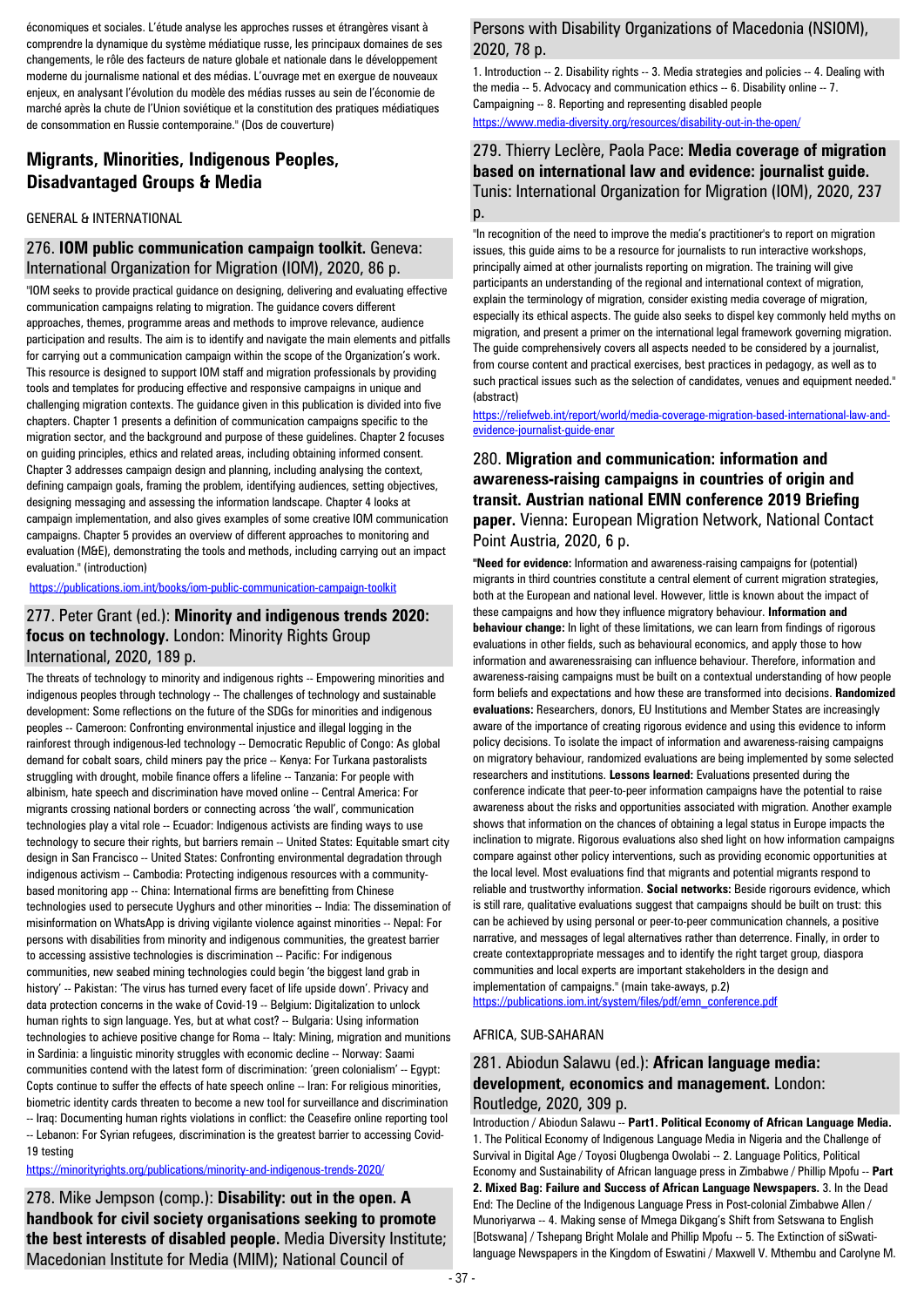économiques et sociales. L'étude analyse les approches russes et étrangères visant à comprendre la dynamique du système médiatique russe, les principaux domaines de ses changements, le rôle des facteurs de nature globale et nationale dans le développement moderne du journalisme national et des médias. L'ouvrage met en exergue de nouveaux enjeux, en analysant l'évolution du modèle des médias russes au sein de l'économie de marché après la chute de l'Union soviétique et la constitution des pratiques médiatiques de consommation en Russie contemporaine." (Dos de couverture)

## Migrants, Minorities, Indigenous Peoples, Disadvantaged Groups & Media

GENERAL & INTERNATIONAL

### 276. **IOM public communication campaign toolkit.** Geneva: International Organization for Migration (IOM), 2020, 86 p.

"IOM seeks to provide practical guidance on designing, delivering and evaluating effective communication campaigns relating to migration. The guidance covers different approaches, themes, programme areas and methods to improve relevance, audience participation and results. The aim is to identify and navigate the main elements and pitfalls for carrying out a communication campaign within the scope of the Organization's work. This resource is designed to support IOM staff and migration professionals by providing tools and templates for producing effective and responsive campaigns in unique and challenging migration contexts. The guidance given in this publication is divided into five chapters. Chapter 1 presents a definition of communication campaigns specific to the migration sector, and the background and purpose of these guidelines. Chapter 2 focuses on guiding principles, ethics and related areas, including obtaining informed consent. Chapter 3 addresses campaign design and planning, including analysing the context, defining campaign goals, framing the problem, identifying audiences, setting objectives, designing messaging and assessing the information landscape. Chapter 4 looks at campaign implementation, and also gives examples of some creative IOM communication campaigns. Chapter 5 provides an overview of different approaches to monitoring and evaluation (M&E), demonstrating the tools and methods, including carrying out an impact evaluation." (introduction)

https://publications.iom.int/books/iom-public-communication-campaign-toolkit

### 277. Peter Grant (ed.): **Minority and indigenous trends 2020: focus on technology.** London: Minority Rights Group International, 2020, 189 p.

The threats of technology to minority and indigenous rights -- Empowering minorities and indigenous peoples through technology -- The challenges of technology and sustainable development: Some reflections on the future of the SDGs for minorities and indigenous peoples -- Cameroon: Confronting environmental injustice and illegal logging in the rainforest through indigenous-led technology -- Democratic Republic of Congo: As global demand for cobalt soars, child miners pay the price -- Kenya: For Turkana pastoralists struggling with drought, mobile finance offers a lifeline -- Tanzania: For people with albinism, hate speech and discrimination have moved online -- Central America: For migrants crossing national borders or connecting across 'the wall', communication technologies play a vital role -- Ecuador: Indigenous activists are finding ways to use technology to secure their rights, but barriers remain -- United States: Equitable smart city design in San Francisco -- United States: Confronting environmental degradation through indigenous activism -- Cambodia: Protecting indigenous resources with a community-based monitoring app -- China: International firms are benefitting from Chinese technologies used to persecute Uyghurs and other minorities -- India: The dissemination of misinformation on WhatsApp is driving vigilante violence against minorities -- Nepal: For persons with disabilities from minority and indigenous communities, the greatest barrier to accessing assistive technologies is discrimination -- Pacific: For indigenous communities, new seabed mining technologies could begin 'the biggest land grab in history' -- Pakistan: 'The virus has turned every facet of life upside down'. Privacy and data protection concerns in the wake of Covid-19 -- Belgium: Digitalization to unlock human rights to sign language. Yes, but at what cost? -- Bulgaria: Using information technologies to achieve positive change for Roma -- Italy: Mining, migration and munitions in Sardinia: a linguistic minority struggles with economic decline -- Norway: Saami communities contend with the latest form of discrimination: 'green colonialism' -- Egypt: Copts continue to suffer the effects of hate speech online -- Iran: For religious minorities, biometric identity cards threaten to become a new tool for surveillance and discrimination -- Iraq: Documenting human rights violations in conflict: the Ceasefire online reporting tool -- Lebanon: For Syrian refugees, discrimination is the greatest barrier to accessing Covid-19 testing

https://minorityrights.org/publications/minority-and-indigenous-trends-2020/

### 278. Mike Jempson (comp.): **Disability: out in the open. A handbook for civil society organisations seeking to promote the best interests of disabled people.** Media Diversity Institute; Macedonian Institute for Media (MIM); National Council of Persons with Disability Organizations of Macedonia (NSIOM), 2020, 78 p.

1. Introduction -- 2. Disability rights -- 3. Media strategies and policies -- 4. Dealing with the media -- 5. Advocacy and communication ethics -- 6. Disability online -- 7. Campaigning -- 8. Reporting and representing disabled people

https://www.media-diversity.org/resources/disability-out-in-the-open/

### 279. Thierry Leclère, Paola Pace: **Media coverage of migration based on international law and evidence: journalist guide.** Tunis: International Organization for Migration (IOM), 2020, 237 p.

"In recognition of the need to improve the media's practitioner's to report on migration issues, this guide aims to be a resource for journalists to run interactive workshops, principally aimed at other journalists reporting on migration. The training will give participants an understanding of the regional and international context of migration, explain the terminology of migration, consider existing media coverage of migration, especially its ethical aspects. The guide also seeks to dispel key commonly held myths on migration, and present a primer on the international legal framework governing migration. The guide comprehensively covers all aspects needed to be considered by a journalist, from course content and practical exercises, best practices in pedagogy, as well as to such practical issues such as the selection of candidates, venues and equipment needed." (abstract)

https://reliefweb.int/report/world/media-coverage-migration-based-international-law-and-evidence-journalist-guide-enar

### 280. **Migration and communication: information and awareness-raising campaigns in countries of origin and transit. Austrian national EMN conference 2019 Briefing paper.** Vienna: European Migration Network, National Contact Point Austria, 2020, 6 p.

"**Need for evidence:** Information and awareness-raising campaigns for (potential) migrants in third countries constitute a central element of current migration strategies, both at the European and national level. However, little is known about the impact of these campaigns and how they influence migratory behaviour. **Information and behaviour change:** In light of these limitations, we can learn from findings of rigorous evaluations in other fields, such as behavioural economics, and apply those to how information and awarenessraising can influence behaviour. Therefore, information and awareness-raising campaigns must be built on a contextual understanding of how people form beliefs and expectations and how these are transformed into decisions. **Randomized evaluations:** Researchers, donors, EU Institutions and Member States are increasingly aware of the importance of creating rigorous evidence and using this evidence to inform policy decisions. To isolate the impact of information and awareness-raising campaigns on migratory behaviour, randomized evaluations are being implemented by some selected researchers and institutions. **Lessons learned:** Evaluations presented during the conference indicate that peer-to-peer information campaigns have the potential to raise awareness about the risks and opportunities associated with migration. Another example shows that information on the chances of obtaining a legal status in Europe impacts the inclination to migrate. Rigorous evaluations also shed light on how information campaigns compare against other policy interventions, such as providing economic opportunities at the local level. Most evaluations find that migrants and potential migrants respond to reliable and trustworthy information. **Social networks:** Beside rigorous evidence, which is still rare, qualitative evaluations suggest that campaigns should be built on trust: this can be achieved by using personal or peer-to-peer communication channels, a positive narrative, and messages of legal alternatives rather than deterrence. Finally, in order to create contextappropriate messages and to identify the right target group, diaspora communities and local experts are important stakeholders in the design and implementation of campaigns." (main take-aways, p.2)

https://publications.iom.int/system/files/pdf/emn_conference.pdf

AFRICA, SUB-SAHARAN

### 281. Abiodun Salawu (ed.): **African language media: development, economics and management.** London: Routledge, 2020, 309 p.

Introduction / Abiodun Salawu -- **Part1. Political Economy of African Language Media.** 1. The Political Economy of Indigenous Language Media in Nigeria and the Challenge of Survival in Digital Age / Toyosi Olugbenga Owolabi -- 2. Language Politics, Political Economy and Sustainability of African language press in Zimbabwe / Phillip Mpofu -- **Part 2. Mixed Bag: Failure and Success of African Language Newspapers.** 3. In the Dead End: The Decline of the Indigenous Language Press in Post-colonial Zimbabwe Allen / Munoriyarwa -- 4. Making sense of Mmega Dikgang's Shift from Setswana to English [Botswana] / Tshepang Bright Molale and Phillip Mpofu -- 5. The Extinction of siSwati-language Newspapers in the Kingdom of Eswatini / Maxwell V. Mthembu and Carolyne M.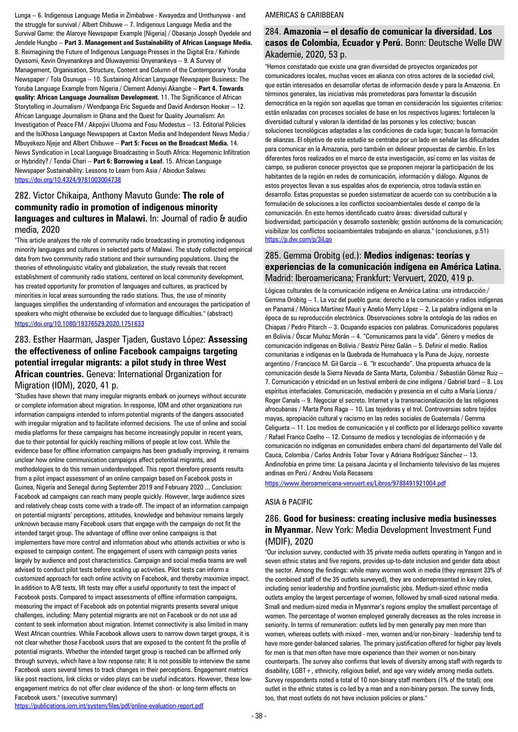Lunga -- 6. Indigenous Language Media in Zimbabwe - Kwayedza and Umthunywa - and the struggle for survival / Albert Chibuwe -- 7. Indigenous Language Media and the Survival Game: the Alaroye Newspaper Example [Nigeria] / Obasanjo Joseph Oyedele and Jendele Hungbo -- **Part 3. Management and Sustainability of African Language Media.** 8. Reimagining the Future of Indigenous Language Presses in the Digital Era / Kehinde Oyesomi, Kevin Onyenankeya and Oluwayemisi Onyenankeya -- 9. A Survey of Management, Organisation, Structure, Content and Column of the Contemporary Yoruba Newspaper / Tola Osunuga -- 10. Sustaining African Language Newspaper Business: The Yoruba Language Example from Nigeria / Clement Adeniyi Akangbe -- **Part 4. Towards quality: African Language Journalism Development.** 11. The Significance of African Storytelling in Journalism / Wendpanga Eric Segueda and David Anderson Hooker -- 12. African Language Journalism in Ghana and the Quest for Quality Journalism: An Investigation of Peace FM / Akpojivi Ufuoma and Fosu Modestus -- 13. Editorial Policies and the IsiXhosa Language Newspapers at Caxton Media and Independent News Media / Mbuyekezo Njeje and Albert Chibuwe -- **Part 5: Focus on the Broadcast Media.** 14. News Syndication in Local Language Broadcasting in South Africa: Hegemonic Infiltration or Hybridity? / Tendai Chari -- **Part 6: Borrowing a Leaf.** 15. African Language Newspaper Sustainability: Lessons to Learn from Asia / Abiodun Salawu
https://doi.org/10.4324/9781003004738

## 282. Victor Chikaipa, Anthony Mavuto Gunde: **The role of community radio in promotion of indigenous minority languages and cultures in Malawi.** In: Journal of radio & audio media, 2020

"This article analyzes the role of community radio broadcasting in promoting indigenous minority languages and cultures in selected parts of Malawi. The study collected empirical data from two community radio stations and their surrounding populations. Using the theories of ethnolinguistic vitality and globalization, the study reveals that recent establishment of community radio stations, centered on local community development, has created opportunity for promotion of languages and cultures, as practiced by minorities in local areas surrounding the radio stations. Thus, the use of minority languages simplifies the understanding of information and encourages the participation of speakers who might otherwise be excluded due to language difficulties." (abstract)
https://doi.org/10.1080/19376529.2020.1751633

## 283. Esther Haarman, Jasper Tjaden, Gustavo López: **Assessing the effectiveness of online Facebook campaigns targeting potential irregular migrants: a pilot study in three West African countries.** Geneva: International Organization for Migration (IOM), 2020, 41 p.

"Studies have shown that many irregular migrants embark on journeys without accurate or complete information about migration. In response, IOM and other organizations run information campaigns intended to inform potential migrants of the dangers associated with irregular migration and to facilitate informed decisions. The use of online and social media platforms for these campaigns has become increasingly popular in recent years, due to their potential for quickly reaching millions of people at low cost. While the evidence base for offline information campaigns has been gradually improving, it remains unclear how online communication campaigns affect potential migrants, and methodologies to do this remain underdeveloped. This report therefore presents results from a pilot impact assessment of an online campaign based on Facebook posts in Guinea, Nigeria and Senegal during September 2019 and February 2020 ... Conclusion: Facebook ad campaigns can reach many people quickly. However, large audience sizes and relatively cheap costs come with a trade-off. The impact of an information campaign on potential migrants' perceptions, attitudes, knowledge and behaviour remains largely unknown because many Facebook users that engage with the campaign do not fit the intended target group. The advantage of offline over online campaigns is that implementers have more control and information about who attends activities or who is exposed to campaign content. The engagement of users with campaign posts varies largely by audience and post characteristics. Campaign and social media teams are well advised to conduct pilot tests before scaling up activities. Pilot tests can inform a customized approach for each online activity on Facebook, and thereby maximize impact. In addition to A/B tests, lift tests may offer a useful opportunity to test the impact of Facebook posts. Compared to impact assessments of offline information campaigns, measuring the impact of Facebook ads on potential migrants presents several unique challenges, including: Many potential migrants are not on Facebook or do not use ad content to seek information about migration. Internet connectivity is also limited in many West African countries. While Facebook allows users to narrow down target groups, it is not clear whether those Facebook users that are exposed to the content fit the profile of potential migrants. Whether the intended target group is reached can be affirmed only through surveys, which have a low response rate; It is not possible to interview the same Facebook users several times to track changes in their perceptions. Engagement metrics like post reactions, link clicks or video plays can be useful indicators. However, these low-engagement metrics do not offer clear evidence of the short- or long-term effects on Facebook users." (executive summary)
https://publications.iom.int/system/files/pdf/online-evaluation-report.pdf

# AMERICAS & CARIBBEAN

## 284. **Amazonia – el desafío de comunicar la diversidad. Los casos de Colombia, Ecuador y Perú.** Bonn: Deutsche Welle DW Akademie, 2020, 53 p.

"Hemos constatado que existe una gran diversidad de proyectos organizados por comunicadores locales, muchas veces en alianza con otros actores de la sociedad civil, que están interesados en desarrollar ofertas de información desde y para la Amazonia. En términos generales, las iniciativas más prometedoras para fomentar la discusión democrática en la región son aquellas que toman en consideración los siguientes criterios: están enlazadas con procesos sociales de base en los respectivos lugares; fortalecen la diversidad cultural y valoran la identidad de las personas y los colectivo; buscan soluciones tecnológicas adaptadas a las condiciones de cada lugar; buscan la formación de alianzas. El objetivo de este estudio se centraba por un lado en señalar las dificultades para comunicar en la Amazonia, pero también en delinear propuestas de cambio. En los diferentes foros realizados en el marco de esta investigación, así como en las visitas de campo, se pudieron conocer proyectos que se proponen mejorar la participación de los habitantes de la región en redes de comunicación, información y diálogo. Algunos de estos proyectos llevan a sus espaldas años de experiencia, otros todavía están en desarrollo. Estas propuestas se pueden sistematizar de acuerdo con su contribución a la formulación de soluciones a los conflictos socioambientales desde el campo de la comunicación. En esto hemos identificado cuatro áreas: diversidad cultural y biodiversidad; participación y desarrollo sostenible; gestión autónoma de la comunicación; visibilizar los conflictos socioambientales trabajando en alianza." (conclusiones, p.51)
https://p.dw.com/p/3iLqo

## 285. Gemma Orobitg (ed.): **Medios indígenas: teorías y experiencias de la comunicación indígena en América Latina.** Madrid: Iberoamericana; Frankfurt: Vervuert, 2020, 419 p.

Lógicas culturales de la comunicación indígena en América Latina: una introducción / Gemma Orobitg -- 1. La voz del pueblo guna: derecho a la comunicación y radios indígenas en Panamá / Mònica Martínez Mauri y Anelio Merry López -- 2. La palabra indígena en la época de su reproducción electrónica. Observaciones sobre la ontología de las radios en Chiapas / Pedro Pitarch -- 3. Ocupando espacios con palabras. Comunicadores populares en Bolivia / Óscar Muñoz Morán -- 4. "Comunicamos para la vida". Género y medios de comunicación indígenas en Bolivia / Beatriz Pérez Galán -- 5. Definir el medio. Radios comunitarias e indígenas en la Quebrada de Humahuaca y la Puna de Jujuy, noroeste argentino / Francisco M. Gil García -- 6. "Ir escuchando". Una propuesta arhuaca de la comunicación desde la Sierra Nevada de Santa Marta, Colombia / Sebastián Gómez Ruiz -- 7. Comunicación y etnicidad en un festival emberá de cine indígena / Gabriel Izard -- 8. Los espíritus interfaciales. Comunicación, mediación y presencia en el culto a María Lionza / Roger Canals -- 9. Negociar el secreto. Internet y la transnacionalización de las religiones afrocubanas / Marta Pons Raga -- 10. Las tejedoras y el trol. Controversias sobre tejidos mayas, apropiación cultural y racismo en las redes sociales de Guatemala / Gemma Celigueta -- 11. Los medios de comunicación y el conflicto por el liderazgo político xavante / Rafael Franco Coelho -- 12. Consumo de medios y tecnologías de información y de comunicación no indígenas en comunidades embera chamí del departamento del Valle del Cauca, Colombia / Carlos Andrés Tobar Tovar y Adriana Rodríguez Sánchez -- 13. Andinofobia en prime time: La paisana Jacinta y el linchamiento televisivo de las mujeres andinas en Perú / Andreu Viola Recasens
https://www.iberoamericana-vervuert.es/Libros/9788491921004.pdf

# ASIA & PACIFIC

## 286. **Good for business: creating inclusive media businesses in Myanmar.** New York: Media Development Investment Fund (MDIF), 2020

"Our inclusion survey, conducted with 35 private media outlets operating in Yangon and in seven ethnic states and five regions, provides up-to-date inclusion and gender data about the sector. Among the findings: while many women work in media (they represent 33% of the combined staff of the 35 outlets surveyed), they are underrepresented in key roles, including senior leadership and frontline journalistic jobs. Medium-sized ethnic media outlets employ the largest percentage of women, followed by small-sized national media. Small and medium-sized media in Myanmar's regions employ the smallest percentage of women. The percentage of women employed generally decreases as the role increases in seniority. In terms of remuneration: outlets led by men generally pay men more than women, whereas outlets with mixed - men, women and/or non-binary - leadership tend to have more gender-balanced salaries. The primary justification offered for higher pay levels for men is that men often have more experience than their women or non-binary counterparts. The survey also confirms that levels of diversity among staff with regards to disability, LGBT+, ethnicity, religious belief, and age vary widely among media outlets. Survey respondents noted a total of 10 non-binary staff members (1% of the total); one outlet in the ethnic states is co-led by a man and a non-binary person. The survey finds, too, that most outlets do not have inclusion policies or plans."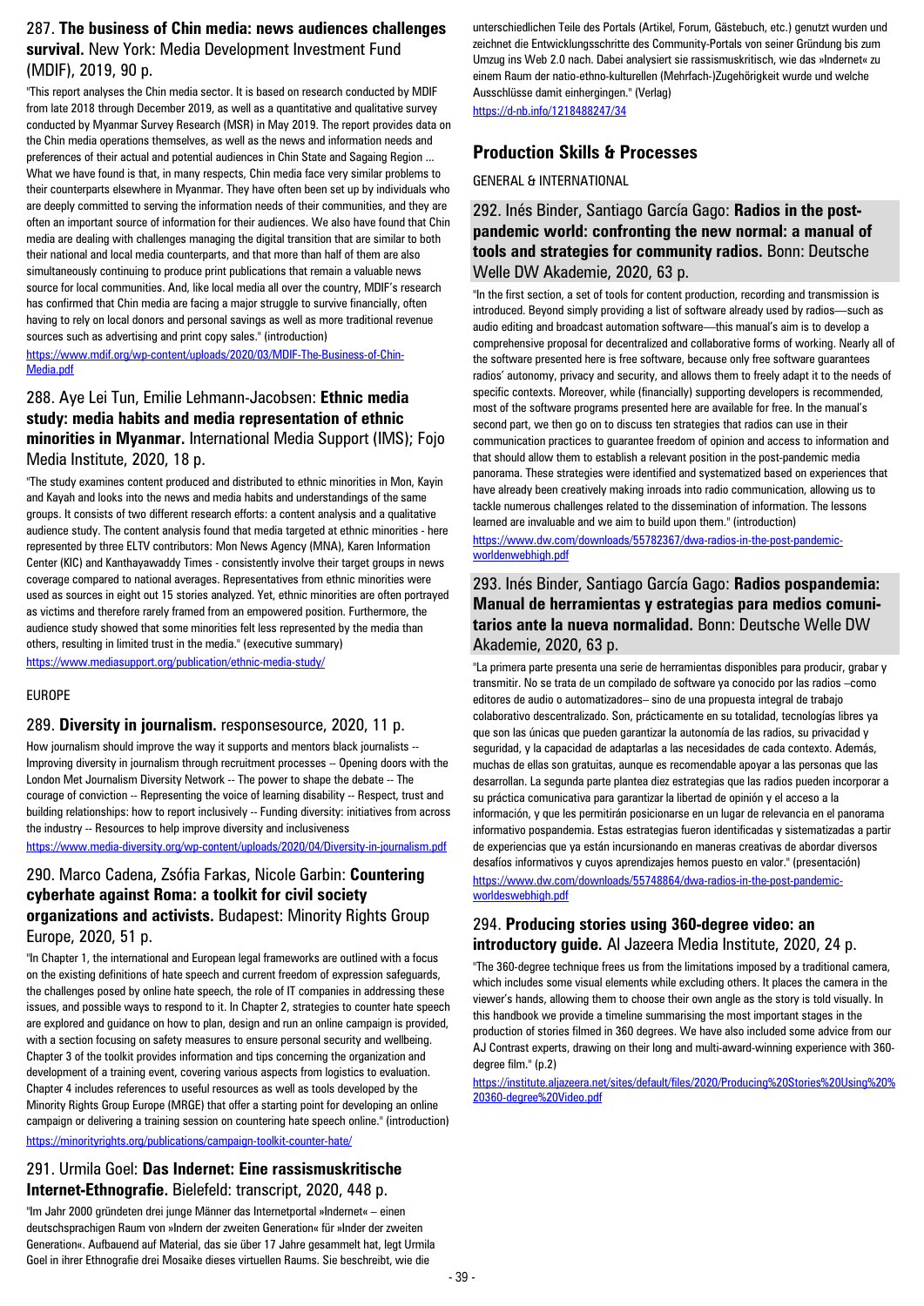### 287. **The business of Chin media: news audiences challenges survival.** New York: Media Development Investment Fund (MDIF), 2019, 90 p.

"This report analyses the Chin media sector. It is based on research conducted by MDIF from late 2018 through December 2019, as well as a quantitative and qualitative survey conducted by Myanmar Survey Research (MSR) in May 2019. The report provides data on the Chin media operations themselves, as well as the news and information needs and preferences of their actual and potential audiences in Chin State and Sagaing Region ... What we have found is that, in many respects, Chin media face very similar problems to their counterparts elsewhere in Myanmar. They have often been set up by individuals who are deeply committed to serving the information needs of their communities, and they are often an important source of information for their audiences. We also have found that Chin media are dealing with challenges managing the digital transition that are similar to both their national and local media counterparts, and that more than half of them are also simultaneously continuing to produce print publications that remain a valuable news source for local communities. And, like local media all over the country, MDIF's research has confirmed that Chin media are facing a major struggle to survive financially, often having to rely on local donors and personal savings as well as more traditional revenue sources such as advertising and print copy sales." (introduction)

https://www.mdif.org/wp-content/uploads/2020/03/MDIF-The-Business-of-Chin-Media.pdf

### 288. Aye Lei Tun, Emilie Lehmann-Jacobsen: **Ethnic media study: media habits and media representation of ethnic minorities in Myanmar.** International Media Support (IMS); Fojo Media Institute, 2020, 18 p.

"The study examines content produced and distributed to ethnic minorities in Mon, Kayin and Kayah and looks into the news and media habits and understandings of the same groups. It consists of two different research efforts: a content analysis and a qualitative audience study. The content analysis found that media targeted at ethnic minorities - here represented by three ELTV contributors: Mon News Agency (MNA), Karen Information Center (KIC) and Kanthayawaddy Times - consistently involve their target groups in news coverage compared to national averages. Representatives from ethnic minorities were used as sources in eight out 15 stories analyzed. Yet, ethnic minorities are often portrayed as victims and therefore rarely framed from an empowered position. Furthermore, the audience study showed that some minorities felt less represented by the media than others, resulting in limited trust in the media." (executive summary)

https://www.mediasupport.org/publication/ethnic-media-study/

EUROPE

### 289. **Diversity in journalism.** responsesource, 2020, 11 p.

How journalism should improve the way it supports and mentors black journalists -- Improving diversity in journalism through recruitment processes -- Opening doors with the London Met Journalism Diversity Network -- The power to shape the debate -- The courage of conviction -- Representing the voice of learning disability -- Respect, trust and building relationships: how to report inclusively -- Funding diversity: initiatives from across the industry -- Resources to help improve diversity and inclusiveness

https://www.media-diversity.org/wp-content/uploads/2020/04/Diversity-in-journalism.pdf

### 290. Marco Cadena, Zsófia Farkas, Nicole Garbin: **Countering cyberhate against Roma: a toolkit for civil society organizations and activists.** Budapest: Minority Rights Group Europe, 2020, 51 p.

"In Chapter 1, the international and European legal frameworks are outlined with a focus on the existing definitions of hate speech and current freedom of expression safeguards, the challenges posed by online hate speech, the role of IT companies in addressing these issues, and possible ways to respond to it. In Chapter 2, strategies to counter hate speech are explored and guidance on how to plan, design and run an online campaign is provided, with a section focusing on safety measures to ensure personal security and wellbeing. Chapter 3 of the toolkit provides information and tips concerning the organization and development of a training event, covering various aspects from logistics to evaluation. Chapter 4 includes references to useful resources as well as tools developed by the Minority Rights Group Europe (MRGE) that offer a starting point for developing an online campaign or delivering a training session on countering hate speech online." (introduction)

https://minorityrights.org/publications/campaign-toolkit-counter-hate/

### 291. Urmila Goel: **Das Indernet: Eine rassismuskritische Internet-Ethnografie.** Bielefeld: transcript, 2020, 448 p.

"Im Jahr 2000 gründeten drei junge Männer das Internetportal »Indernet« – einen deutschsprachigen Raum von »Indern der zweiten Generation« für »Inder der zweiten Generation«. Aufbauend auf Material, das sie über 17 Jahre gesammelt hat, legt Urmila Goel in ihrer Ethnografie drei Mosaike dieses virtuellen Raums. Sie beschreibt, wie die unterschiedlichen Teile des Portals (Artikel, Forum, Gästebuch, etc.) genutzt wurden und zeichnet die Entwicklungsschritte des Community-Portals von seiner Gründung bis zum Umzug ins Web 2.0 nach. Dabei analysiert sie rassismuskritisch, wie das »Indernet« zu einem Raum der natio-ethno-kulturellen (Mehrfach-)Zugehörigkeit wurde und welche Ausschlüsse damit einhergingen." (Verlag)

https://d-nb.info/1218488247/34

## Production Skills & Processes

GENERAL & INTERNATIONAL

### 292. Inés Binder, Santiago García Gago: **Radios in the post-pandemic world: confronting the new normal: a manual of tools and strategies for community radios.** Bonn: Deutsche Welle DW Akademie, 2020, 63 p.

"In the first section, a set of tools for content production, recording and transmission is introduced. Beyond simply providing a list of software already used by radios—such as audio editing and broadcast automation software—this manual's aim is to develop a comprehensive proposal for decentralized and collaborative forms of working. Nearly all of the software presented here is free software, because only free software guarantees radios' autonomy, privacy and security, and allows them to freely adapt it to the needs of specific contexts. Moreover, while (financially) supporting developers is recommended, most of the software programs presented here are available for free. In the manual's second part, we then go on to discuss ten strategies that radios can use in their communication practices to guarantee freedom of opinion and access to information and that should allow them to establish a relevant position in the post-pandemic media panorama. These strategies were identified and systematized based on experiences that have already been creatively making inroads into radio communication, allowing us to tackle numerous challenges related to the dissemination of information. The lessons learned are invaluable and we aim to build upon them." (introduction)

https://www.dw.com/downloads/55782367/dwa-radios-in-the-post-pandemic-worldenwebhigh.pdf

### 293. Inés Binder, Santiago García Gago: **Radios pospandemia: Manual de herramientas y estrategias para medios comunitarios ante la nueva normalidad.** Bonn: Deutsche Welle DW Akademie, 2020, 63 p.

"La primera parte presenta una serie de herramientas disponibles para producir, grabar y transmitir. No se trata de un compilado de software ya conocido por las radios –como editores de audio o automatizadores– sino de una propuesta integral de trabajo colaborativo descentralizado. Son, prácticamente en su totalidad, tecnologías libres ya que son las únicas que pueden garantizar la autonomía de las radios, su privacidad y seguridad, y la capacidad de adaptarlas a las necesidades de cada contexto. Además, muchas de ellas son gratuitas, aunque es recomendable apoyar a las personas que las desarrollan. La segunda parte plantea diez estrategias que las radios pueden incorporar a su práctica comunicativa para garantizar la libertad de opinión y el acceso a la información, y que les permitirán posicionarse en un lugar de relevancia en el panorama informativo pospandemia. Estas estrategias fueron identificadas y sistematizadas a partir de experiencias que ya están incursionando en maneras creativas de abordar diversos desafíos informativos y cuyos aprendizajes hemos puesto en valor." (presentación)

https://www.dw.com/downloads/55748864/dwa-radios-in-the-post-pandemic-worldeswebhigh.pdf

### 294. **Producing stories using 360-degree video: an introductory guide.** Al Jazeera Media Institute, 2020, 24 p.

"The 360-degree technique frees us from the limitations imposed by a traditional camera, which includes some visual elements while excluding others. It places the camera in the viewer's hands, allowing them to choose their own angle as the story is told visually. In this handbook we provide a timeline summarising the most important stages in the production of stories filmed in 360 degrees. We have also included some advice from our AJ Contrast experts, drawing on their long and multi-award-winning experience with 360-degree film." (p.2)

https://institute.aljazeera.net/sites/default/files/2020/Producing%20Stories%20Using%20%20360-degree%20Video.pdf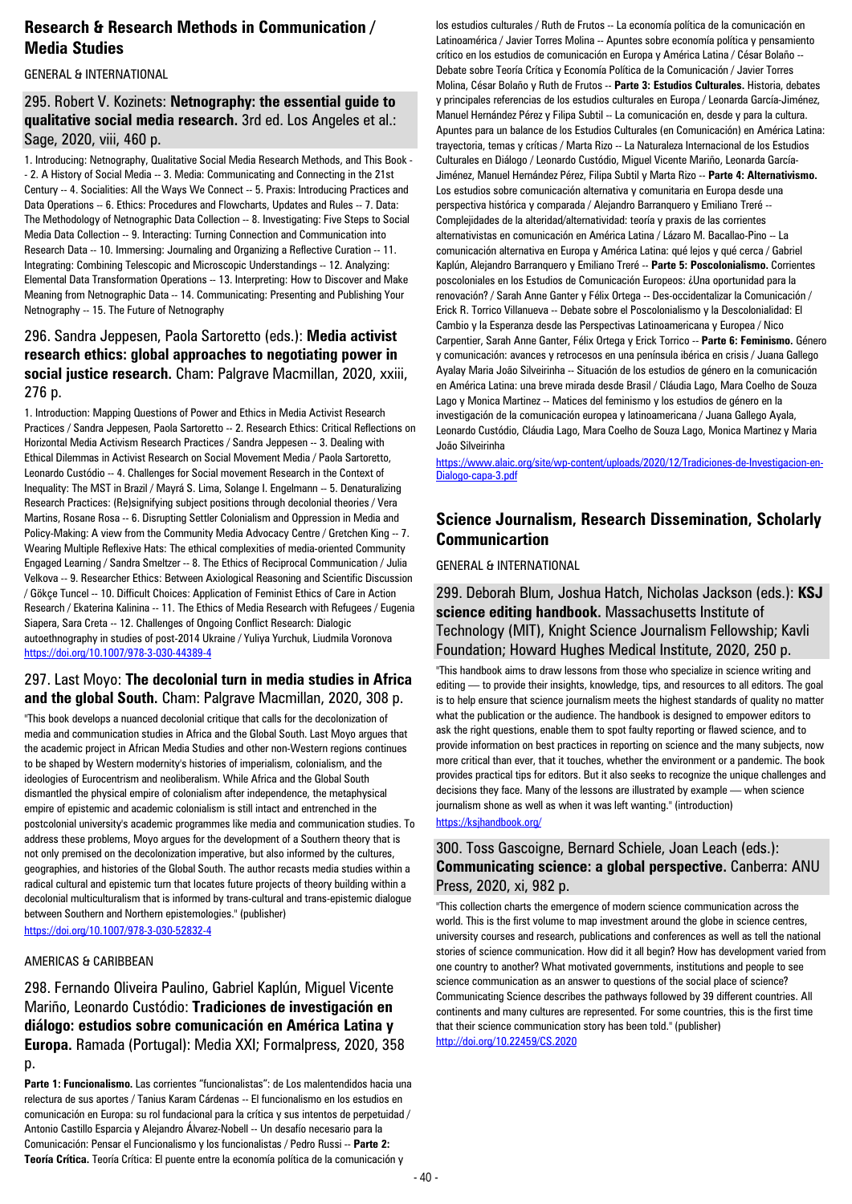## Research & Research Methods in Communication / Media Studies

GENERAL & INTERNATIONAL

### 295. Robert V. Kozinets: **Netnography: the essential guide to qualitative social media research.** 3rd ed. Los Angeles et al.: Sage, 2020, viii, 460 p.

1. Introducing: Netnography, Qualitative Social Media Research Methods, and This Book -- 2. A History of Social Media -- 3. Media: Communicating and Connecting in the 21st Century -- 4. Socialities: All the Ways We Connect -- 5. Praxis: Introducing Practices and Data Operations -- 6. Ethics: Procedures and Flowcharts, Updates and Rules -- 7. Data: The Methodology of Netnographic Data Collection -- 8. Investigating: Five Steps to Social Media Data Collection -- 9. Interacting: Turning Connection and Communication into Research Data -- 10. Immersing: Journaling and Organizing a Reflective Curation -- 11. Integrating: Combining Telescopic and Microscopic Understandings -- 12. Analyzing: Elemental Data Transformation Operations -- 13. Interpreting: How to Discover and Make Meaning from Netnographic Data -- 14. Communicating: Presenting and Publishing Your Netnography -- 15. The Future of Netnography

### 296. Sandra Jeppesen, Paola Sartoretto (eds.): **Media activist research ethics: global approaches to negotiating power in social justice research.** Cham: Palgrave Macmillan, 2020, xxiii, 276 p.

1. Introduction: Mapping Questions of Power and Ethics in Media Activist Research Practices / Sandra Jeppesen, Paola Sartoretto -- 2. Research Ethics: Critical Reflections on Horizontal Media Activism Research Practices / Sandra Jeppesen -- 3. Dealing with Ethical Dilemmas in Activist Research on Social Movement Media / Paola Sartoretto, Leonardo Custódio -- 4. Challenges for Social movement Research in the Context of Inequality: The MST in Brazil / Mayrá S. Lima, Solange I. Engelmann -- 5. Denaturalizing Research Practices: (Re)signifying subject positions through decolonial theories / Vera Martins, Rosane Rosa -- 6. Disrupting Settler Colonialism and Oppression in Media and Policy-Making: A view from the Community Media Advocacy Centre / Gretchen King -- 7. Wearing Multiple Reflexive Hats: The ethical complexities of media-oriented Community Engaged Learning / Sandra Smeltzer -- 8. The Ethics of Reciprocal Communication / Julia Velkova -- 9. Researcher Ethics: Between Axiological Reasoning and Scientific Discussion / Gökçe Tuncel -- 10. Difficult Choices: Application of Feminist Ethics of Care in Action Research / Ekaterina Kalinina -- 11. The Ethics of Media Research with Refugees / Eugenia Siapera, Sara Creta -- 12. Challenges of Ongoing Conflict Research: Dialogic autoethnography in studies of post-2014 Ukraine / Yuliya Yurchuk, Liudmila Voronova
https://doi.org/10.1007/978-3-030-44389-4

### 297. Last Moyo: **The decolonial turn in media studies in Africa and the global South.** Cham: Palgrave Macmillan, 2020, 308 p.

"This book develops a nuanced decolonial critique that calls for the decolonization of media and communication studies in Africa and the Global South. Last Moyo argues that the academic project in African Media Studies and other non-Western regions continues to be shaped by Western modernity's histories of imperialism, colonialism, and the ideologies of Eurocentrism and neoliberalism. While Africa and the Global South dismantled the physical empire of colonialism after independence, the metaphysical empire of epistemic and academic colonialism is still intact and entrenched in the postcolonial university's academic programmes like media and communication studies. To address these problems, Moyo argues for the development of a Southern theory that is not only premised on the decolonization imperative, but also informed by the cultures, geographies, and histories of the Global South. The author recasts media studies within a radical cultural and epistemic turn that locates future projects of theory building within a decolonial multiculturalism that is informed by trans-cultural and trans-epistemic dialogue between Southern and Northern epistemologies." (publisher)
https://doi.org/10.1007/978-3-030-52832-4

AMERICAS & CARIBBEAN

### 298. Fernando Oliveira Paulino, Gabriel Kaplún, Miguel Vicente Mariño, Leonardo Custódio: **Tradiciones de investigación en diálogo: estudios sobre comunicación en América Latina y Europa.** Ramada (Portugal): Media XXI; Formalpress, 2020, 358 p.

**Parte 1: Funcionalismo.** Las corrientes "funcionalistas": de Los malentendidos hacia una relectura de sus aportes / Tanius Karam Cárdenas -- El funcionalismo en los estudios en comunicación en Europa: su rol fundacional para la crítica y sus intentos de perpetuidad / Antonio Castillo Esparcia y Alejandro Álvarez-Nobell -- Un desafío necesario para la Comunicación: Pensar el Funcionalismo y los funcionalistas / Pedro Russi -- **Parte 2: Teoría Crítica.** Teoría Crítica: El puente entre la economía política de la comunicación y los estudios culturales / Ruth de Frutos -- La economía política de la comunicación en Latinoamérica / Javier Torres Molina -- Apuntes sobre economía política y pensamiento crítico en los estudios de comunicación en Europa y América Latina / César Bolaño -- Debate sobre Teoría Crítica y Economía Política de la Comunicación / Javier Torres Molina, César Bolaño y Ruth de Frutos -- **Parte 3: Estudios Culturales.** Historia, debates y principales referencias de los estudios culturales en Europa / Leonarda García-Jiménez, Manuel Hernández Pérez y Filipa Subtil -- La comunicación en, desde y para la cultura. Apuntes para un balance de los Estudios Culturales (en Comunicación) en América Latina: trayectoria, temas y críticas / Marta Rizo -- La Naturaleza Internacional de los Estudios Culturales en Diálogo / Leonardo Custódio, Miguel Vicente Mariño, Leonarda García-Jiménez, Manuel Hernández Pérez, Filipa Subtil y Marta Rizo -- **Parte 4: Alternativismo.** Los estudios sobre comunicación alternativa y comunitaria en Europa desde una perspectiva histórica y comparada / Alejandro Barranquero y Emiliano Treré -- Complejidades de la alteridad/alternatividad: teoría y praxis de las corrientes alternativistas en comunicación en América Latina / Lázaro M. Bacallao-Pino -- La comunicación alternativa en Europa y América Latina: qué lejos y qué cerca / Gabriel Kaplún, Alejandro Barranquero y Emiliano Treré -- **Parte 5: Poscolonialismo.** Corrientes poscoloniales en los Estudios de Comunicación Europeos: ¿Una oportunidad para la renovación? / Sarah Anne Ganter y Félix Ortega -- Des-occidentalizar la Comunicación / Erick R. Torrico Villanueva -- Debate sobre el Poscolonialismo y la Descolonialidad: El Cambio y la Esperanza desde las Perspectivas Latinoamericana y Europea / Nico Carpentier, Sarah Anne Ganter, Félix Ortega y Erick Torrico -- **Parte 6: Feminismo.** Género y comunicación: avances y retrocesos en una península ibérica en crisis / Juana Gallego Ayalay Maria João Silveirinha -- Situación de los estudios de género en la comunicación en América Latina: una breve mirada desde Brasil / Cláudia Lago, Mara Coelho de Souza Lago y Monica Martinez -- Matices del feminismo y los estudios de género en la investigación de la comunicación europea y latinoamericana / Juana Gallego Ayala, Leonardo Custódio, Cláudia Lago, Mara Coelho de Souza Lago, Monica Martinez y Maria João Silveirinha
https://www.alaic.org/site/wp-content/uploads/2020/12/Tradiciones-de-Investigacion-en-Dialogo-capa-3.pdf

## Science Journalism, Research Dissemination, Scholarly Communicartion

GENERAL & INTERNATIONAL

### 299. Deborah Blum, Joshua Hatch, Nicholas Jackson (eds.): **KSJ science editing handbook.** Massachusetts Institute of Technology (MIT), Knight Science Journalism Fellowship; Kavli Foundation; Howard Hughes Medical Institute, 2020, 250 p.

"This handbook aims to draw lessons from those who specialize in science writing and editing — to provide their insights, knowledge, tips, and resources to all editors. The goal is to help ensure that science journalism meets the highest standards of quality no matter what the publication or the audience. The handbook is designed to empower editors to ask the right questions, enable them to spot faulty reporting or flawed science, and to provide information on best practices in reporting on science and the many subjects, now more critical than ever, that it touches, whether the environment or a pandemic. The book provides practical tips for editors. But it also seeks to recognize the unique challenges and decisions they face. Many of the lessons are illustrated by example — when science journalism shone as well as when it was left wanting." (introduction)
https://ksjhandbook.org/

### 300. Toss Gascoigne, Bernard Schiele, Joan Leach (eds.): **Communicating science: a global perspective.** Canberra: ANU Press, 2020, xi, 982 p.

"This collection charts the emergence of modern science communication across the world. This is the first volume to map investment around the globe in science centres, university courses and research, publications and conferences as well as tell the national stories of science communication. How did it all begin? How has development varied from one country to another? What motivated governments, institutions and people to see science communication as an answer to questions of the social place of science? Communicating Science describes the pathways followed by 39 different countries. All continents and many cultures are represented. For some countries, this is the first time that their science communication story has been told." (publisher)
http://doi.org/10.22459/CS.2020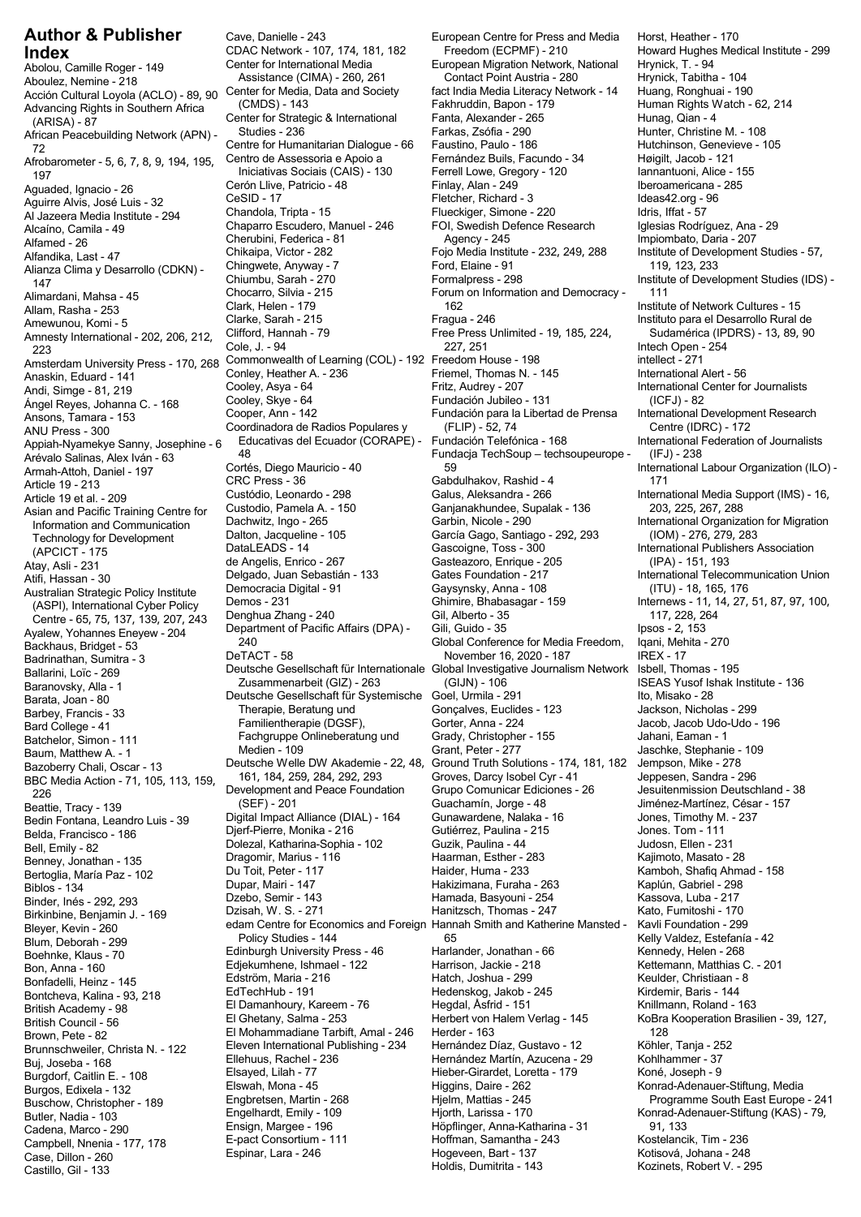# Author & Publisher Index

Abolou, Camille Roger - 149
Aboulez, Nemine - 218
Acción Cultural Loyola (ACLO) - 89, 90
Advancing Rights in Southern Africa (ARISA) - 87
African Peacebuilding Network (APN) - 72
Afrobarometer - 5, 6, 7, 8, 9, 194, 195, 197
Aguaded, Ignacio - 26
Aguirre Alvis, José Luis - 32
Al Jazeera Media Institute - 294
Alcaíno, Camila - 49
Alfamed - 26
Alfandika, Last - 47
Alianza Clima y Desarrollo (CDKN) - 147
Alimardani, Mahsa - 45
Allam, Rasha - 253
Amewunou, Komi - 5
Amnesty International - 202, 206, 212, 223
Amsterdam University Press - 170, 268
Anaskin, Eduard - 141
Andi, Simge - 81, 219
Ángel Reyes, Johanna C. - 168
Ansons, Tamara - 153
ANU Press - 300
Appiah-Nyamekye Sanny, Josephine - 6
Arévalo Salinas, Alex Iván - 63
Armah-Attoh, Daniel - 197
Article 19 - 213
Article 19 et al. - 209
Asian and Pacific Training Centre for Information and Communication Technology for Development (APCICT - 175
Atay, Asli - 231
Atifi, Hassan - 30
Australian Strategic Policy Institute (ASPI), International Cyber Policy Centre - 65, 75, 137, 139, 207, 243
Ayalew, Yohannes Eneyew - 204
Backhaus, Bridget - 53
Badrinathan, Sumitra - 3
Ballarini, Loïc - 269
Baranovsky, Alla - 1
Barata, Joan - 80
Barbey, Francis - 33
Bard College - 41
Batchelor, Simon - 111
Baum, Matthew A. - 1
Bazoberry Chali, Oscar - 13
BBC Media Action - 71, 105, 113, 159, 226
Beattie, Tracy - 139
Bedin Fontana, Leandro Luis - 39
Belda, Francisco - 186
Bell, Emily - 82
Benney, Jonathan - 135
Bertoglia, María Paz - 102
Biblos - 134
Binder, Inés - 292, 293
Birkinbine, Benjamin J. - 169
Bleyer, Kevin - 260
Blum, Deborah - 299
Boehnke, Klaus - 70
Bon, Anna - 160
Bonfadelli, Heinz - 145
Bontcheva, Kalina - 93, 218
British Academy - 98
British Council - 56
Brown, Pete - 82
Brunnschweiler, Christa N. - 122
Buj, Joseba - 168
Burgdorf, Caitlin E. - 108
Burgos, Edixela - 132
Buschow, Christopher - 189
Butler, Nadia - 103
Cadena, Marco - 290
Campbell, Nnenia - 177, 178
Case, Dillon - 260
Castillo, Gil - 133
Cave, Danielle - 243
CDAC Network - 107, 174, 181, 182
Center for International Media Assistance (CIMA) - 260, 261
Center for Media, Data and Society (CMDS) - 143
Center for Strategic & International Studies - 236
Centre for Humanitarian Dialogue - 66
Centro de Assessoria e Apoio a Iniciativas Sociais (CAIS) - 130
Cerón Llive, Patricio - 48
CeSID - 17
Chandola, Tripta - 15
Chaparro Escudero, Manuel - 246
Cherubini, Federica - 81
Chikaipa, Victor - 282
Chingwete, Anyway - 7
Chiumbu, Sarah - 270
Chocarro, Silvia - 215
Clark, Helen - 179
Clarke, Sarah - 215
Clifford, Hannah - 79
Cole, J. - 94
Commonwealth of Learning (COL) - 192
Conley, Heather A. - 236
Cooley, Asya - 64
Cooley, Skye - 64
Cooper, Ann - 142
Coordinadora de Radios Populares y Educativas del Ecuador (CORAPE) - 48
Cortés, Diego Mauricio - 40
CRC Press - 36
Custódio, Leonardo - 298
Custodio, Pamela A. - 150
Dachwitz, Ingo - 265
Dalton, Jacqueline - 105
DataLEADS - 14
de Angelis, Enrico - 267
Delgado, Juan Sebastián - 133
Democracia Digital - 91
Demos - 231
Denghua Zhang - 240
Department of Pacific Affairs (DPA) - 240
DeTACT - 58
Deutsche Gesellschaft für Internationale Zusammenarbeit (GIZ) - 263
Deutsche Gesellschaft für Systemische Therapie, Beratung und Familientherapie (DGSF), Fachgruppe Onlineberatung und Medien - 109
Deutsche Welle DW Akademie - 22, 48, 161, 184, 259, 284, 292, 293
Development and Peace Foundation (SEF) - 201
Digital Impact Alliance (DIAL) - 164
Djerf-Pierre, Monika - 216
Dolezal, Katharina-Sophia - 102
Dragomir, Marius - 116
Du Toit, Peter - 117
Dupar, Mairi - 147
Dzebo, Semir - 143
Dzisah, W. S. - 271
edam Centre for Economics and Foreign Policy Studies - 144
Edinburgh University Press - 46
Edjekumhene, Ishmael - 122
Edström, Maria - 216
EdTechHub - 191
El Damanhoury, Kareem - 76
El Ghetany, Salma - 253
El Mohammadiane Tarbift, Amal - 246
Eleven International Publishing - 234
Ellehuus, Rachel - 236
Elsayed, Lilah - 77
Elswah, Mona - 45
Engbretsen, Martin - 268
Engelhardt, Emily - 109
Ensign, Margee - 196
E-pact Consortium - 111
Espinar, Lara - 246
European Centre for Press and Media Freedom (ECPMF) - 210
European Migration Network, National Contact Point Austria - 280
fact India Media Literacy Network - 14
Fakhruddin, Bapon - 179
Fanta, Alexander - 265
Farkas, Zsófia - 290
Faustino, Paulo - 186
Fernández Buils, Facundo - 34
Ferrell Lowe, Gregory - 120
Finlay, Alan - 249
Fletcher, Richard - 3
Flueckiger, Simone - 220
FOI, Swedish Defence Research Agency - 245
Fojo Media Institute - 232, 249, 288
Ford, Elaine - 91
Formalpress - 298
Forum on Information and Democracy - 162
Fragua - 246
Free Press Unlimited - 19, 185, 224, 227, 251
Freedom House - 198
Friemel, Thomas N. - 145
Fritz, Audrey - 207
Fundación Jubileo - 131
Fundación para la Libertad de Prensa (FLIP) - 52, 74
Fundación Telefónica - 168
Fundacja TechSoup – techsoupeurope - 59
Gabdulhakov, Rashid - 4
Galus, Aleksandra - 266
Ganjanakhundee, Supalak - 136
Garbin, Nicole - 290
García Gago, Santiago - 292, 293
Gascoigne, Toss - 300
Gasteazoro, Enrique - 205
Gates Foundation - 217
Gaysynsky, Anna - 108
Ghimire, Bhabasagar - 159
Gil, Alberto - 35
Gili, Guido - 35
Global Conference for Media Freedom, November 16, 2020 - 187
Global Investigative Journalism Network (GIJN) - 102
Goel, Urmila - 291
Gonçalves, Euclides - 123
Gorter, Anna - 224
Grady, Christopher - 155
Grant, Peter - 277
Ground Truth Solutions - 174, 181, 182
Groves, Darcy Isobel Cyr - 41
Grupo Comunicar Ediciones - 26
Guachamín, Jorge - 48
Gunawardene, Nalaka - 16
Gutiérrez, Paulina - 215
Guzik, Paulina - 44
Haarman, Esther - 283
Haider, Huma - 233
Hakizimana, Furaha - 263
Hamada, Basyouni - 254
Hanitzsch, Thomas - 247
Hannah Smith and Katherine Mansted - 65
Harlander, Jonathan - 66
Harrison, Jackie - 218
Hatch, Joshua - 299
Hedenskog, Jakob - 245
Hegdal, Åsfrid - 151
Herbert von Halem Verlag - 145
Herder - 163
Hernández Díaz, Gustavo - 12
Hernández Martín, Azucena - 29
Hieber-Girardet, Loretta - 179
Higgins, Daire - 262
Hjelm, Mattias - 245
Hjorth, Larissa - 170
Höpflinger, Anna-Katharina - 31
Hoffman, Samantha - 243
Hogeveen, Bart - 137
Holdis, Dumitrita - 143
Horst, Heather - 170
Howard Hughes Medical Institute - 299
Hrynick, T. - 94
Hrynick, Tabitha - 104
Huang, Ronghuai - 190
Human Rights Watch - 62, 214
Hunag, Qian - 4
Hunter, Christine M. - 108
Hutchinson, Genevieve - 105
Høigilt, Jacob - 121
Iannantuoni, Alice - 155
Iberoamericana - 285
Ideas42.org - 96
Idris, Iffat - 57
Iglesias Rodríguez, Ana - 29
Impiombato, Daria - 207
Institute of Development Studies - 57, 119, 123, 233
Institute of Development Studies (IDS) - 111
Institute of Network Cultures - 15
Instituto para el Desarrollo Rural de Sudamérica (IPDRS) - 13, 89, 90
Intech Open - 254
intellect - 271
International Alert - 56
International Center for Journalists (ICFJ) - 82
International Development Research Centre (IDRC) - 172
International Federation of Journalists (IFJ) - 238
International Labour Organization (ILO) - 171
International Media Support (IMS) - 16, 203, 225, 267, 288
International Organization for Migration (IOM) - 276, 279, 283
International Publishers Association (IPA) - 151, 193
International Telecommunication Union (ITU) - 18, 165, 176
Internews - 11, 14, 27, 51, 87, 97, 100, 117, 228, 264
Ipsos - 2, 153
Iqani, Mehita - 270
IREX - 17
Isbell, Thomas - 195
ISEAS Yusof Ishak Institute - 136
Ito, Misako - 28
Jackson, Nicholas - 299
Jacob, Jacob Udo-Udo - 196
Jahani, Eaman - 1
Jaschke, Stephanie - 109
Jempson, Mike - 278
Jeppesen, Sandra - 296
Jesuitenmission Deutschland - 38
Jiménez-Martínez, César - 157
Jones, Timothy M. - 237
Jones. Tom - 111
Judosn, Ellen - 231
Kajimoto, Masato - 28
Kamboh, Shafiq Ahmad - 158
Kaplún, Gabriel - 298
Kassova, Luba - 217
Kato, Fumitoshi - 170
Kavli Foundation - 299
Kelly Valdez, Estefanía - 42
Kennedy, Helen - 268
Kettemann, Matthias C. - 201
Keulder, Christiaan - 8
Kirdemir, Baris - 144
Knillmann, Roland - 163
KoBra Kooperation Brasilien - 39, 127, 128
Köhler, Tanja - 252
Kohlhammer - 37
Koné, Joseph - 9
Konrad-Adenauer-Stiftung, Media Programme South East Europe - 241
Konrad-Adenauer-Stiftung (KAS) - 79, 91, 133
Kostelancik, Tim - 236
Kotisová, Johana - 248
Kozinets, Robert V. - 295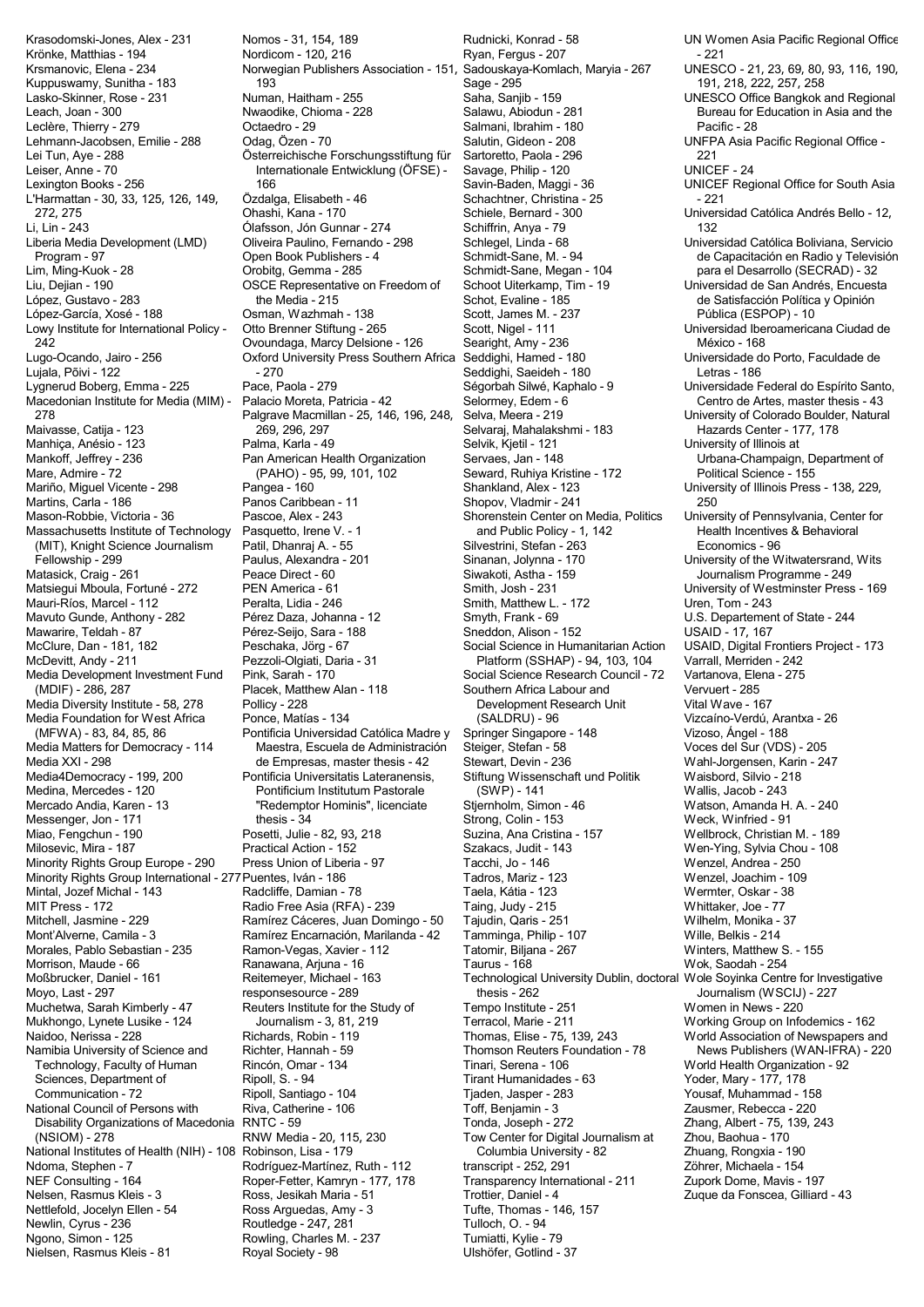Krasodomski-Jones, Alex - 231
Krönke, Matthias - 194
Krsmanovic, Elena - 234
Kuppuswamy, Sunitha - 183
Lasko-Skinner, Rose - 231
Leach, Joan - 300
Leclère, Thierry - 279
Lehmann-Jacobsen, Emilie - 288
Lei Tun, Aye - 288
Leiser, Anne - 70
Lexington Books - 256
L'Harmattan - 30, 33, 125, 126, 149, 272, 275
Li, Lin - 243
Liberia Media Development (LMD) Program - 97
Lim, Ming-Kuok - 28
Liu, Dejian - 190
López, Gustavo - 283
López-García, Xosé - 188
Lowy Institute for International Policy - 242
Lugo-Ocando, Jairo - 256
Lujala, Põivi - 122
Lygnerud Boberg, Emma - 225
Macedonian Institute for Media (MIM) - 278
Maivasse, Catija - 123
Manhiça, Anésio - 123
Mankoff, Jeffrey - 236
Mare, Admire - 72
Mariño, Miguel Vicente - 298
Martins, Carla - 186
Mason-Robbie, Victoria - 36
Massachusetts Institute of Technology (MIT), Knight Science Journalism Fellowship - 299
Matasick, Craig - 261
Matsiegui Mboula, Fortuné - 272
Mauri-Ríos, Marcel - 112
Mavuto Gunde, Anthony - 282
Mawarire, Teldah - 87
McClure, Dan - 181, 182
McDevitt, Andy - 211
Media Development Investment Fund (MDIF) - 286, 287
Media Diversity Institute - 58, 278
Media Foundation for West Africa (MFWA) - 83, 84, 85, 86
Media Matters for Democracy - 114
Media XXI - 298
Media4Democracy - 199, 200
Medina, Mercedes - 120
Mercado Andia, Karen - 13
Messenger, Jon - 171
Miao, Fengchun - 190
Milosevic, Mira - 187
Minority Rights Group Europe - 290
Minority Rights Group International - 277
Mintal, Jozef Michal - 143
MIT Press - 172
Mitchell, Jasmine - 229
Mont'Alverne, Camila - 3
Morales, Pablo Sebastian - 235
Morrison, Maude - 66
Moßbrucker, Daniel - 161
Moyo, Last - 297
Muchetwa, Sarah Kimberly - 47
Mukhongo, Lynete Lusike - 124
Naidoo, Nerissa - 228
Namibia University of Science and Technology, Faculty of Human Sciences, Department of Communication - 72
National Council of Persons with Disability Organizations of Macedonia (NSIOM) - 278
National Institutes of Health (NIH) - 108
Ndoma, Stephen - 7
NEF Consulting - 164
Nelsen, Rasmus Kleis - 3
Nettlefold, Jocelyn Ellen - 54
Newlin, Cyrus - 236
Ngono, Simon - 125
Nielsen, Rasmus Kleis - 81
Nomos - 31, 154, 189
Nordicom - 120, 216
Norwegian Publishers Association - 151, 193
Numan, Haitham - 255
Nwaodike, Chioma - 228
Octaedro - 29
Odag, Özen - 70
Österreichische Forschungsstiftung für Internationale Entwicklung (ÖFSE) - 166
Özdalga, Elisabeth - 46
Ohashi, Kana - 170
Ólafsson, Jón Gunnar - 274
Oliveira Paulino, Fernando - 298
Open Book Publishers - 4
Orobitg, Gemma - 285
OSCE Representative on Freedom of the Media - 215
Osman, Wazhmah - 138
Otto Brenner Stiftung - 265
Ovoundaga, Marcy Delsione - 126
Oxford University Press Southern Africa - 270
Pace, Paola - 279
Palacio Moreta, Patricia - 42
Palgrave Macmillan - 25, 146, 196, 248, 269, 296, 297
Palma, Karla - 49
Pan American Health Organization (PAHO) - 95, 99, 101, 102
Pangea - 160
Panos Caribbean - 11
Pascoe, Alex - 243
Pasquetto, Irene V. - 1
Patil, Dhanraj A. - 55
Paulus, Alexandra - 201
Peace Direct - 60
PEN America - 61
Peralta, Lidia - 246
Pérez Daza, Johanna - 12
Pérez-Seijo, Sara - 188
Peschaka, Jörg - 67
Pezzoli-Olgiati, Daria - 31
Pink, Sarah - 170
Placek, Matthew Alan - 118
Pollicy - 228
Ponce, Matías - 134
Pontificia Universidad Católica Madre y Maestra, Escuela de Administración de Empresas, master thesis - 42
Pontificia Universitatis Lateranensis, Pontificium Institutum Pastorale "Redemptor Hominis", licenciate thesis - 34
Posetti, Julie - 82, 93, 218
Practical Action - 152
Press Union of Liberia - 97
Puentes, Iván - 186
Radcliffe, Damian - 78
Radio Free Asia (RFA) - 239
Ramírez Cáceres, Juan Domingo - 50
Ramírez Encarnación, Marilanda - 42
Ramon-Vegas, Xavier - 112
Ranawana, Arjuna - 16
Reitemeyer, Michael - 163
responsesource - 289
Reuters Institute for the Study of Journalism - 3, 81, 219
Richards, Robin - 119
Richter, Hannah - 59
Rincón, Omar - 134
Ripoll, S. - 94
Ripoll, Santiago - 104
Riva, Catherine - 106
RNTC - 59
RNW Media - 20, 115, 230
Robinson, Lisa - 179
Rodríguez-Martínez, Ruth - 112
Roper-Fetter, Kamryn - 177, 178
Ross, Jesikah Maria - 51
Ross Arguedas, Amy - 3
Routledge - 247, 281
Rowling, Charles M. - 237
Royal Society - 98
Rudnicki, Konrad - 58
Ryan, Fergus - 207
Sadouskaya-Komlach, Maryia - 267
Sage - 295
Saha, Sanjib - 159
Salawu, Abiodun - 281
Salmani, Ibrahim - 180
Salutin, Gideon - 208
Sartoretto, Paola - 296
Savage, Philip - 120
Savin-Baden, Maggi - 36
Schachtner, Christina - 25
Schiele, Bernard - 300
Schiffrin, Anya - 79
Schlegel, Linda - 68
Schmidt-Sane, M. - 94
Schmidt-Sane, Megan - 104
Schoot Uiterkamp, Tim - 19
Schot, Evaline - 185
Scott, James M. - 237
Scott, Nigel - 111
Searight, Amy - 236
Seddighi, Hamed - 180
Seddighi, Saeideh - 180
Ségorbah Silwé, Kaphalo - 9
Selormey, Edem - 6
Selva, Meera - 219
Selvaraj, Mahalakshmi - 183
Selvik, Kjetil - 121
Servaes, Jan - 148
Seward, Ruhiya Kristine - 172
Shankland, Alex - 123
Shopov, Vladimir - 241
Shorenstein Center on Media, Politics and Public Policy - 1, 142
Silvestrini, Stefan - 263
Sinanan, Jolynna - 170
Siwakoti, Astha - 159
Smith, Josh - 231
Smith, Matthew L. - 172
Smyth, Frank - 69
Sneddon, Alison - 152
Social Science in Humanitarian Action Platform (SSHAP) - 94, 103, 104
Social Science Research Council - 72
Southern Africa Labour and Development Research Unit (SALDRU) - 96
Springer Singapore - 148
Steiger, Stefan - 58
Stewart, Devin - 236
Stiftung Wissenschaft und Politik (SWP) - 141
Stjernholm, Simon - 46
Strong, Colin - 153
Suzina, Ana Cristina - 157
Szakacs, Judit - 143
Tacchi, Jo - 146
Tadros, Mariz - 123
Taela, Kátia - 123
Taing, Judy - 215
Tajudin, Qaris - 251
Tamminga, Philip - 107
Tatomir, Biljana - 267
Taurus - 168
Technological University Dublin, doctoral thesis - 262
Tempo Institute - 251
Terracol, Marie - 211
Thomas, Elise - 75, 139, 243
Thomson Reuters Foundation - 78
Tinari, Serena - 106
Tirant Humanidades - 63
Tjaden, Jasper - 283
Toff, Benjamin - 3
Tonda, Joseph - 272
Tow Center for Digital Journalism at Columbia University - 82
transcript - 252, 291
Transparency International - 211
Trottier, Daniel - 4
Tufte, Thomas - 146, 157
Tulloch, O. - 94
Tumiatti, Kylie - 79
Ulshöfer, Gotlind - 37
UN Women Asia Pacific Regional Office - 221
UNESCO - 21, 23, 69, 80, 93, 116, 190, 191, 218, 222, 257, 258
UNESCO Office Bangkok and Regional Bureau for Education in Asia and the Pacific - 28
UNFPA Asia Pacific Regional Office - 221
UNICEF - 24
UNICEF Regional Office for South Asia - 221
Universidad Católica Andrés Bello - 12, 132
Universidad Católica Boliviana, Servicio de Capacitación en Radio y Televisión para el Desarrollo (SECRAD) - 32
Universidad de San Andrés, Encuesta de Satisfacción Política y Opinión Pública (ESPOP) - 10
Universidad Iberoamericana Ciudad de México - 168
Universidade do Porto, Faculdade de Letras - 186
Universidade Federal do Espírito Santo, Centro de Artes, master thesis - 43
University of Colorado Boulder, Natural Hazards Center - 177, 178
University of Illinois at Urbana-Champaign, Department of Political Science - 155
University of Illinois Press - 138, 229, 250
University of Pennsylvania, Center for Health Incentives & Behavioral Economics - 96
University of the Witwatersrand, Wits Journalism Programme - 249
University of Westminster Press - 169
Uren, Tom - 243
U.S. Departement of State - 244
USAID - 17, 167
USAID, Digital Frontiers Project - 173
Varrall, Merriden - 242
Vartanova, Elena - 275
Vervuert - 285
Vital Wave - 167
Vizcaíno-Verdú, Arantxa - 26
Vizoso, Ángel - 188
Voces del Sur (VDS) - 205
Wahl-Jorgensen, Karin - 247
Waisbord, Silvio - 218
Wallis, Jacob - 243
Watson, Amanda H. A. - 240
Weck, Winfried - 91
Wellbrock, Christian M. - 189
Wen-Ying, Sylvia Chou - 108
Wenzel, Andrea - 250
Wenzel, Joachim - 109
Wermter, Oskar - 38
Whittaker, Joe - 77
Wilhelm, Monika - 37
Wille, Belkis - 214
Winters, Matthew S. - 155
Wok, Saodah - 254
Wole Soyinka Centre for Investigative Journalism (WSCIJ) - 227
Women in News - 220
Working Group on Infodemics - 162
World Association of Newspapers and News Publishers (WAN-IFRA) - 220
World Health Organization - 92
Yoder, Mary - 177, 178
Yousaf, Muhammad - 158
Zausmer, Rebecca - 220
Zhang, Albert - 75, 139, 243
Zhou, Baohua - 170
Zhuang, Rongxia - 190
Zöhrer, Michaela - 154
Zupork Dome, Mavis - 197
Zuque da Fonscea, Gilliard - 43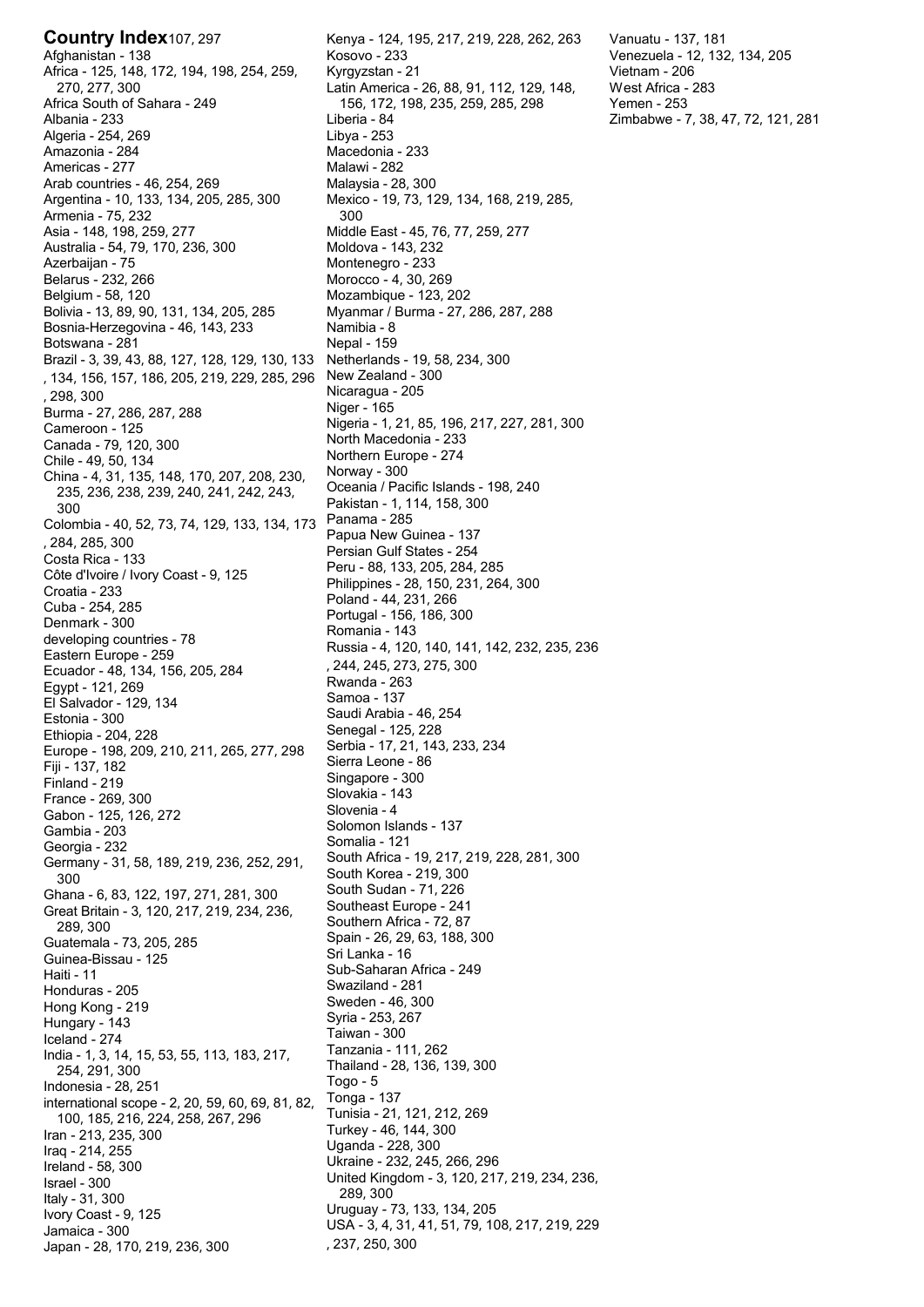# Country Index

107, 297

Afghanistan - 138
Africa - 125, 148, 172, 194, 198, 254, 259, 270, 277, 300
Africa South of Sahara - 249
Albania - 233
Algeria - 254, 269
Amazonia - 284
Americas - 277
Arab countries - 46, 254, 269
Argentina - 10, 133, 134, 205, 285, 300
Armenia - 75, 232
Asia - 148, 198, 259, 277
Australia - 54, 79, 170, 236, 300
Azerbaijan - 75
Belarus - 232, 266
Belgium - 58, 120
Bolivia - 13, 89, 90, 131, 134, 205, 285
Bosnia-Herzegovina - 46, 143, 233
Botswana - 281
Brazil - 3, 39, 43, 88, 127, 128, 129, 130, 133, 134, 156, 157, 186, 205, 219, 229, 285, 296, 298, 300
Burma - 27, 286, 287, 288
Cameroon - 125
Canada - 79, 120, 300
Chile - 49, 50, 134
China - 4, 31, 135, 148, 170, 207, 208, 230, 235, 236, 238, 239, 240, 241, 242, 243, 300
Colombia - 40, 52, 73, 74, 129, 133, 134, 173, 284, 285, 300
Costa Rica - 133
Côte d'Ivoire / Ivory Coast - 9, 125
Croatia - 233
Cuba - 254, 285
Denmark - 300
developing countries - 78
Eastern Europe - 259
Ecuador - 48, 134, 156, 205, 284
Egypt - 121, 269
El Salvador - 129, 134
Estonia - 300
Ethiopia - 204, 228
Europe - 198, 209, 210, 211, 265, 277, 298
Fiji - 137, 182
Finland - 219
France - 269, 300
Gabon - 125, 126, 272
Gambia - 203
Georgia - 232
Germany - 31, 58, 189, 219, 236, 252, 291, 300
Ghana - 6, 83, 122, 197, 271, 281, 300
Great Britain - 3, 120, 217, 219, 234, 236, 289, 300
Guatemala - 73, 205, 285
Guinea-Bissau - 125
Haiti - 11
Honduras - 205
Hong Kong - 219
Hungary - 143
Iceland - 274
India - 1, 3, 14, 15, 53, 55, 113, 183, 217, 254, 291, 300
Indonesia - 28, 251
international scope - 2, 20, 59, 60, 69, 81, 82, 100, 185, 216, 224, 258, 267, 296
Iran - 213, 235, 300
Iraq - 214, 255
Ireland - 58, 300
Israel - 300
Italy - 31, 300
Ivory Coast - 9, 125
Jamaica - 300
Japan - 28, 170, 219, 236, 300
Kenya - 124, 195, 217, 219, 228, 262, 263
Kosovo - 233
Kyrgyzstan - 21
Latin America - 26, 88, 91, 112, 129, 148, 156, 172, 198, 235, 259, 285, 298
Liberia - 84
Libya - 253
Macedonia - 233
Malawi - 282
Malaysia - 28, 300
Mexico - 19, 73, 129, 134, 168, 219, 285, 300
Middle East - 45, 76, 77, 259, 277
Moldova - 143, 232
Montenegro - 233
Morocco - 4, 30, 269
Mozambique - 123, 202
Myanmar / Burma - 27, 286, 287, 288
Namibia - 8
Nepal - 159
Netherlands - 19, 58, 234, 300
New Zealand - 300
Nicaragua - 205
Niger - 165
Nigeria - 1, 21, 85, 196, 217, 227, 281, 300
North Macedonia - 233
Northern Europe - 274
Norway - 300
Oceania / Pacific Islands - 198, 240
Pakistan - 1, 114, 158, 300
Panama - 285
Papua New Guinea - 137
Persian Gulf States - 254
Peru - 88, 133, 205, 284, 285
Philippines - 28, 150, 231, 264, 300
Poland - 44, 231, 266
Portugal - 156, 186, 300
Romania - 143
Russia - 4, 120, 140, 141, 142, 232, 235, 236, 244, 245, 273, 275, 300
Rwanda - 263
Samoa - 137
Saudi Arabia - 46, 254
Senegal - 125, 228
Serbia - 17, 21, 143, 233, 234
Sierra Leone - 86
Singapore - 300
Slovakia - 143
Slovenia - 4
Solomon Islands - 137
Somalia - 121
South Africa - 19, 217, 219, 228, 281, 300
South Korea - 219, 300
South Sudan - 71, 226
Southeast Europe - 241
Southern Africa - 72, 87
Spain - 26, 29, 63, 188, 300
Sri Lanka - 16
Sub-Saharan Africa - 249
Swaziland - 281
Sweden - 46, 300
Syria - 253, 267
Taiwan - 300
Tanzania - 111, 262
Thailand - 28, 136, 139, 300
Togo - 5
Tonga - 137
Tunisia - 21, 121, 212, 269
Turkey - 46, 144, 300
Uganda - 228, 300
Ukraine - 232, 245, 266, 296
United Kingdom - 3, 120, 217, 219, 234, 236, 289, 300
Uruguay - 73, 133, 134, 205
USA - 3, 4, 31, 41, 51, 79, 108, 217, 219, 229, 237, 250, 300
Vanuatu - 137, 181
Venezuela - 12, 132, 134, 205
Vietnam - 206
West Africa - 283
Yemen - 253
Zimbabwe - 7, 38, 47, 72, 121, 281